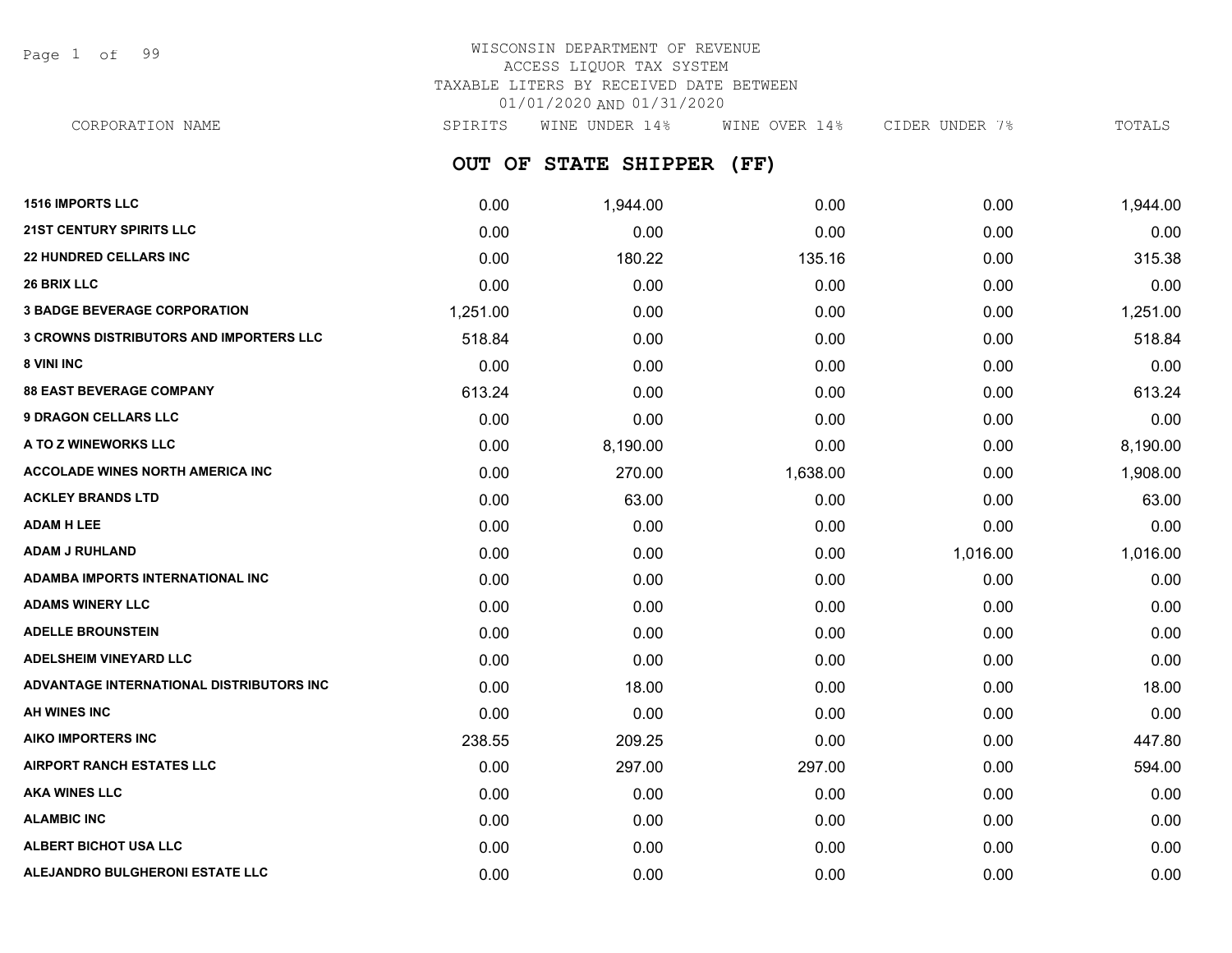# WISCONSIN DEPARTMENT OF REVENUE
## ACCESS LIQUOR TAX SYSTEM
## TAXABLE LITERS BY RECEIVED DATE BETWEEN 01/01/2020 AND 01/31/2020

### OUT OF STATE SHIPPER (FF)

| CORPORATION NAME | SPIRITS | WINE UNDER 14% | WINE OVER 14% | CIDER UNDER 7% | TOTALS |
|---|---|---|---|---|---|
| 1516 IMPORTS LLC | 0.00 | 1,944.00 | 0.00 | 0.00 | 1,944.00 |
| 21ST CENTURY SPIRITS LLC | 0.00 | 0.00 | 0.00 | 0.00 | 0.00 |
| 22 HUNDRED CELLARS INC | 0.00 | 180.22 | 135.16 | 0.00 | 315.38 |
| 26 BRIX LLC | 0.00 | 0.00 | 0.00 | 0.00 | 0.00 |
| 3 BADGE BEVERAGE CORPORATION | 1,251.00 | 0.00 | 0.00 | 0.00 | 1,251.00 |
| 3 CROWNS DISTRIBUTORS AND IMPORTERS LLC | 518.84 | 0.00 | 0.00 | 0.00 | 518.84 |
| 8 VINI INC | 0.00 | 0.00 | 0.00 | 0.00 | 0.00 |
| 88 EAST BEVERAGE COMPANY | 613.24 | 0.00 | 0.00 | 0.00 | 613.24 |
| 9 DRAGON CELLARS LLC | 0.00 | 0.00 | 0.00 | 0.00 | 0.00 |
| A TO Z WINEWORKS LLC | 0.00 | 8,190.00 | 0.00 | 0.00 | 8,190.00 |
| ACCOLADE WINES NORTH AMERICA INC | 0.00 | 270.00 | 1,638.00 | 0.00 | 1,908.00 |
| ACKLEY BRANDS LTD | 0.00 | 63.00 | 0.00 | 0.00 | 63.00 |
| ADAM H LEE | 0.00 | 0.00 | 0.00 | 0.00 | 0.00 |
| ADAM J RUHLAND | 0.00 | 0.00 | 0.00 | 1,016.00 | 1,016.00 |
| ADAMBA IMPORTS INTERNATIONAL INC | 0.00 | 0.00 | 0.00 | 0.00 | 0.00 |
| ADAMS WINERY LLC | 0.00 | 0.00 | 0.00 | 0.00 | 0.00 |
| ADELLE BROUNSTEIN | 0.00 | 0.00 | 0.00 | 0.00 | 0.00 |
| ADELSHEIM VINEYARD LLC | 0.00 | 0.00 | 0.00 | 0.00 | 0.00 |
| ADVANTAGE INTERNATIONAL DISTRIBUTORS INC | 0.00 | 18.00 | 0.00 | 0.00 | 18.00 |
| AH WINES INC | 0.00 | 0.00 | 0.00 | 0.00 | 0.00 |
| AIKO IMPORTERS INC | 238.55 | 209.25 | 0.00 | 0.00 | 447.80 |
| AIRPORT RANCH ESTATES LLC | 0.00 | 297.00 | 297.00 | 0.00 | 594.00 |
| AKA WINES LLC | 0.00 | 0.00 | 0.00 | 0.00 | 0.00 |
| ALAMBIC INC | 0.00 | 0.00 | 0.00 | 0.00 | 0.00 |
| ALBERT BICHOT USA LLC | 0.00 | 0.00 | 0.00 | 0.00 | 0.00 |
| ALEJANDRO BULGHERONI ESTATE LLC | 0.00 | 0.00 | 0.00 | 0.00 | 0.00 |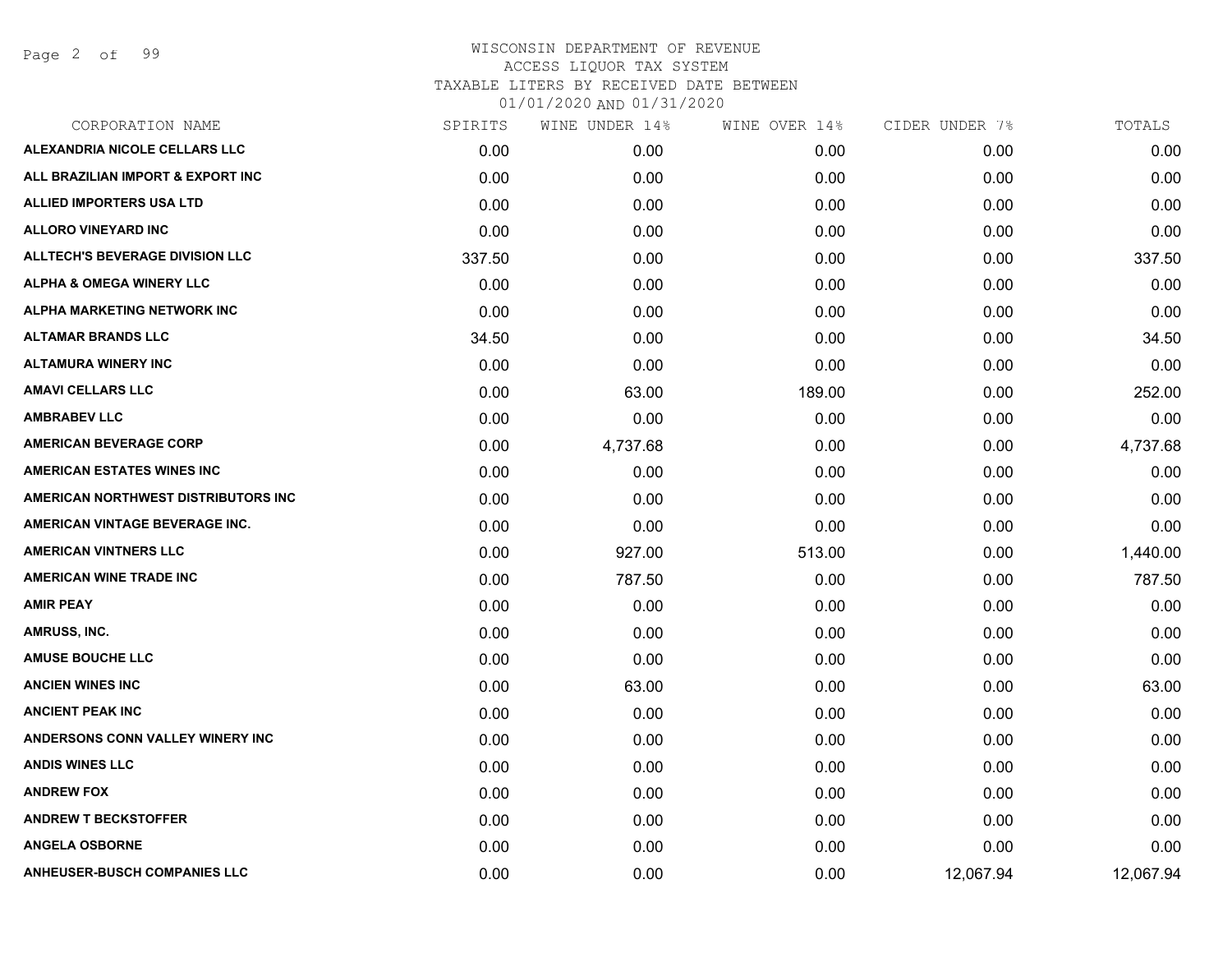# WISCONSIN DEPARTMENT OF REVENUE
## ACCESS LIQUOR TAX SYSTEM
### TAXABLE LITERS BY RECEIVED DATE BETWEEN 01/01/2020 AND 01/31/2020

| CORPORATION NAME | SPIRITS | WINE UNDER 14% | WINE OVER 14% | CIDER UNDER 7% | TOTALS |
|---|---|---|---|---|---|
| ALEXANDRIA NICOLE CELLARS LLC | 0.00 | 0.00 | 0.00 | 0.00 | 0.00 |
| ALL BRAZILIAN IMPORT & EXPORT INC | 0.00 | 0.00 | 0.00 | 0.00 | 0.00 |
| ALLIED IMPORTERS USA LTD | 0.00 | 0.00 | 0.00 | 0.00 | 0.00 |
| ALLORO VINEYARD INC | 0.00 | 0.00 | 0.00 | 0.00 | 0.00 |
| ALLTECH'S BEVERAGE DIVISION LLC | 337.50 | 0.00 | 0.00 | 0.00 | 337.50 |
| ALPHA & OMEGA WINERY LLC | 0.00 | 0.00 | 0.00 | 0.00 | 0.00 |
| ALPHA MARKETING NETWORK INC | 0.00 | 0.00 | 0.00 | 0.00 | 0.00 |
| ALTAMAR BRANDS LLC | 34.50 | 0.00 | 0.00 | 0.00 | 34.50 |
| ALTAMURA WINERY INC | 0.00 | 0.00 | 0.00 | 0.00 | 0.00 |
| AMAVI CELLARS LLC | 0.00 | 63.00 | 189.00 | 0.00 | 252.00 |
| AMBRABEV LLC | 0.00 | 0.00 | 0.00 | 0.00 | 0.00 |
| AMERICAN BEVERAGE CORP | 0.00 | 4,737.68 | 0.00 | 0.00 | 4,737.68 |
| AMERICAN ESTATES WINES INC | 0.00 | 0.00 | 0.00 | 0.00 | 0.00 |
| AMERICAN NORTHWEST DISTRIBUTORS INC | 0.00 | 0.00 | 0.00 | 0.00 | 0.00 |
| AMERICAN VINTAGE BEVERAGE INC. | 0.00 | 0.00 | 0.00 | 0.00 | 0.00 |
| AMERICAN VINTNERS LLC | 0.00 | 927.00 | 513.00 | 0.00 | 1,440.00 |
| AMERICAN WINE TRADE INC | 0.00 | 787.50 | 0.00 | 0.00 | 787.50 |
| AMIR PEAY | 0.00 | 0.00 | 0.00 | 0.00 | 0.00 |
| AMRUSS, INC. | 0.00 | 0.00 | 0.00 | 0.00 | 0.00 |
| AMUSE BOUCHE LLC | 0.00 | 0.00 | 0.00 | 0.00 | 0.00 |
| ANCIEN WINES INC | 0.00 | 63.00 | 0.00 | 0.00 | 63.00 |
| ANCIENT PEAK INC | 0.00 | 0.00 | 0.00 | 0.00 | 0.00 |
| ANDERSONS CONN VALLEY WINERY INC | 0.00 | 0.00 | 0.00 | 0.00 | 0.00 |
| ANDIS WINES LLC | 0.00 | 0.00 | 0.00 | 0.00 | 0.00 |
| ANDREW FOX | 0.00 | 0.00 | 0.00 | 0.00 | 0.00 |
| ANDREW T BECKSTOFFER | 0.00 | 0.00 | 0.00 | 0.00 | 0.00 |
| ANGELA OSBORNE | 0.00 | 0.00 | 0.00 | 0.00 | 0.00 |
| ANHEUSER-BUSCH COMPANIES LLC | 0.00 | 0.00 | 0.00 | 12,067.94 | 12,067.94 |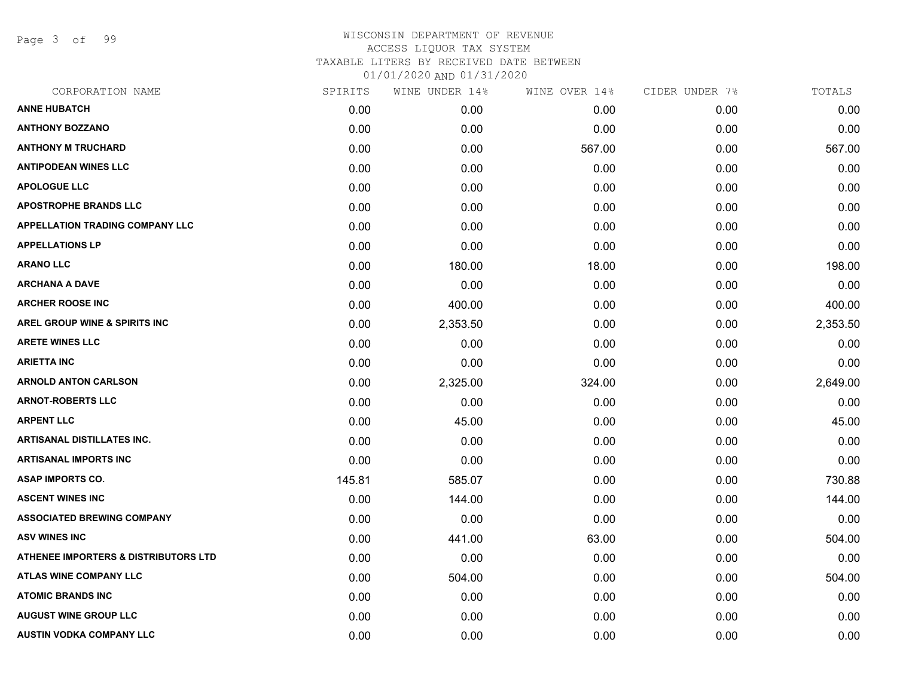WISCONSIN DEPARTMENT OF REVENUE
ACCESS LIQUOR TAX SYSTEM
TAXABLE LITERS BY RECEIVED DATE BETWEEN
01/01/2020 AND 01/31/2020

| CORPORATION NAME | SPIRITS | WINE UNDER 14% | WINE OVER 14% | CIDER UNDER 7% | TOTALS |
|---|---|---|---|---|---|
| **ANNE HUBATCH** | 0.00 | 0.00 | 0.00 | 0.00 | 0.00 |
| **ANTHONY BOZZANO** | 0.00 | 0.00 | 0.00 | 0.00 | 0.00 |
| **ANTHONY M TRUCHARD** | 0.00 | 0.00 | 567.00 | 0.00 | 567.00 |
| **ANTIPODEAN WINES LLC** | 0.00 | 0.00 | 0.00 | 0.00 | 0.00 |
| **APOLOGUE LLC** | 0.00 | 0.00 | 0.00 | 0.00 | 0.00 |
| **APOSTROPHE BRANDS LLC** | 0.00 | 0.00 | 0.00 | 0.00 | 0.00 |
| **APPELLATION TRADING COMPANY LLC** | 0.00 | 0.00 | 0.00 | 0.00 | 0.00 |
| **APPELLATIONS LP** | 0.00 | 0.00 | 0.00 | 0.00 | 0.00 |
| **ARANO LLC** | 0.00 | 180.00 | 18.00 | 0.00 | 198.00 |
| **ARCHANA A DAVE** | 0.00 | 0.00 | 0.00 | 0.00 | 0.00 |
| **ARCHER ROOSE INC** | 0.00 | 400.00 | 0.00 | 0.00 | 400.00 |
| **AREL GROUP WINE & SPIRITS INC** | 0.00 | 2,353.50 | 0.00 | 0.00 | 2,353.50 |
| **ARETE WINES LLC** | 0.00 | 0.00 | 0.00 | 0.00 | 0.00 |
| **ARIETTA INC** | 0.00 | 0.00 | 0.00 | 0.00 | 0.00 |
| **ARNOLD ANTON CARLSON** | 0.00 | 2,325.00 | 324.00 | 0.00 | 2,649.00 |
| **ARNOT-ROBERTS LLC** | 0.00 | 0.00 | 0.00 | 0.00 | 0.00 |
| **ARPENT LLC** | 0.00 | 45.00 | 0.00 | 0.00 | 45.00 |
| **ARTISANAL DISTILLATES INC.** | 0.00 | 0.00 | 0.00 | 0.00 | 0.00 |
| **ARTISANAL IMPORTS INC** | 0.00 | 0.00 | 0.00 | 0.00 | 0.00 |
| **ASAP IMPORTS CO.** | 145.81 | 585.07 | 0.00 | 0.00 | 730.88 |
| **ASCENT WINES INC** | 0.00 | 144.00 | 0.00 | 0.00 | 144.00 |
| **ASSOCIATED BREWING COMPANY** | 0.00 | 0.00 | 0.00 | 0.00 | 0.00 |
| **ASV WINES INC** | 0.00 | 441.00 | 63.00 | 0.00 | 504.00 |
| **ATHENEE IMPORTERS & DISTRIBUTORS LTD** | 0.00 | 0.00 | 0.00 | 0.00 | 0.00 |
| **ATLAS WINE COMPANY LLC** | 0.00 | 504.00 | 0.00 | 0.00 | 504.00 |
| **ATOMIC BRANDS INC** | 0.00 | 0.00 | 0.00 | 0.00 | 0.00 |
| **AUGUST WINE GROUP LLC** | 0.00 | 0.00 | 0.00 | 0.00 | 0.00 |
| **AUSTIN VODKA COMPANY LLC** | 0.00 | 0.00 | 0.00 | 0.00 | 0.00 |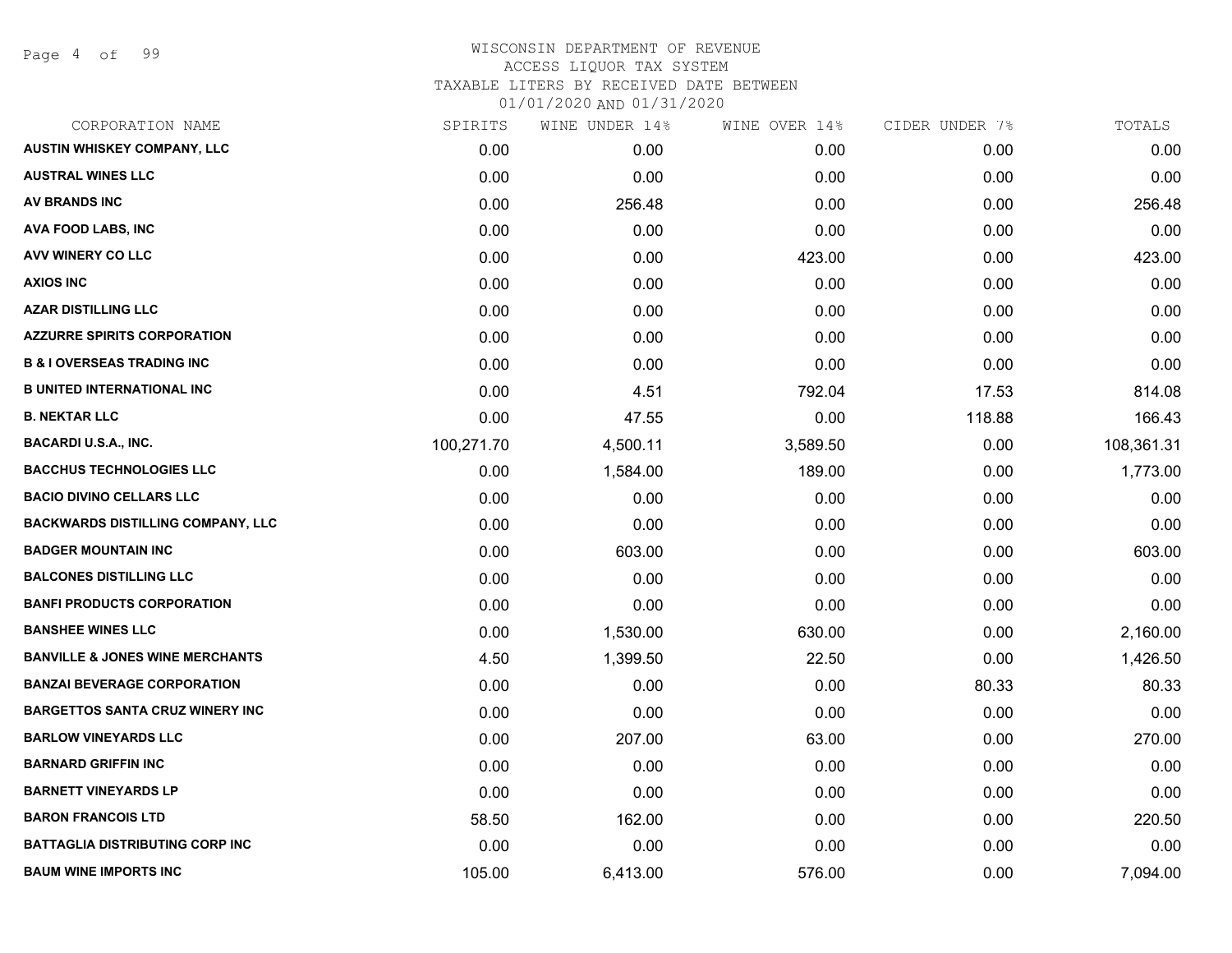WISCONSIN DEPARTMENT OF REVENUE
ACCESS LIQUOR TAX SYSTEM
TAXABLE LITERS BY RECEIVED DATE BETWEEN
01/01/2020 AND 01/31/2020

| CORPORATION NAME | SPIRITS | WINE UNDER 14% | WINE OVER 14% | CIDER UNDER 7% | TOTALS |
|---|---|---|---|---|---|
| AUSTIN WHISKEY COMPANY, LLC | 0.00 | 0.00 | 0.00 | 0.00 | 0.00 |
| AUSTRAL WINES LLC | 0.00 | 0.00 | 0.00 | 0.00 | 0.00 |
| AV BRANDS INC | 0.00 | 256.48 | 0.00 | 0.00 | 256.48 |
| AVA FOOD LABS, INC | 0.00 | 0.00 | 0.00 | 0.00 | 0.00 |
| AVV WINERY CO LLC | 0.00 | 0.00 | 423.00 | 0.00 | 423.00 |
| AXIOS INC | 0.00 | 0.00 | 0.00 | 0.00 | 0.00 |
| AZAR DISTILLING LLC | 0.00 | 0.00 | 0.00 | 0.00 | 0.00 |
| AZZURRE SPIRITS CORPORATION | 0.00 | 0.00 | 0.00 | 0.00 | 0.00 |
| B & I OVERSEAS TRADING INC | 0.00 | 0.00 | 0.00 | 0.00 | 0.00 |
| B UNITED INTERNATIONAL INC | 0.00 | 4.51 | 792.04 | 17.53 | 814.08 |
| B. NEKTAR LLC | 0.00 | 47.55 | 0.00 | 118.88 | 166.43 |
| BACARDI U.S.A., INC. | 100,271.70 | 4,500.11 | 3,589.50 | 0.00 | 108,361.31 |
| BACCHUS TECHNOLOGIES LLC | 0.00 | 1,584.00 | 189.00 | 0.00 | 1,773.00 |
| BACIO DIVINO CELLARS LLC | 0.00 | 0.00 | 0.00 | 0.00 | 0.00 |
| BACKWARDS DISTILLING COMPANY, LLC | 0.00 | 0.00 | 0.00 | 0.00 | 0.00 |
| BADGER MOUNTAIN INC | 0.00 | 603.00 | 0.00 | 0.00 | 603.00 |
| BALCONES DISTILLING LLC | 0.00 | 0.00 | 0.00 | 0.00 | 0.00 |
| BANFI PRODUCTS CORPORATION | 0.00 | 0.00 | 0.00 | 0.00 | 0.00 |
| BANSHEE WINES LLC | 0.00 | 1,530.00 | 630.00 | 0.00 | 2,160.00 |
| BANVILLE & JONES WINE MERCHANTS | 4.50 | 1,399.50 | 22.50 | 0.00 | 1,426.50 |
| BANZAI BEVERAGE CORPORATION | 0.00 | 0.00 | 0.00 | 80.33 | 80.33 |
| BARGETTOS SANTA CRUZ WINERY INC | 0.00 | 0.00 | 0.00 | 0.00 | 0.00 |
| BARLOW VINEYARDS LLC | 0.00 | 207.00 | 63.00 | 0.00 | 270.00 |
| BARNARD GRIFFIN INC | 0.00 | 0.00 | 0.00 | 0.00 | 0.00 |
| BARNETT VINEYARDS LP | 0.00 | 0.00 | 0.00 | 0.00 | 0.00 |
| BARON FRANCOIS LTD | 58.50 | 162.00 | 0.00 | 0.00 | 220.50 |
| BATTAGLIA DISTRIBUTING CORP INC | 0.00 | 0.00 | 0.00 | 0.00 | 0.00 |
| BAUM WINE IMPORTS INC | 105.00 | 6,413.00 | 576.00 | 0.00 | 7,094.00 |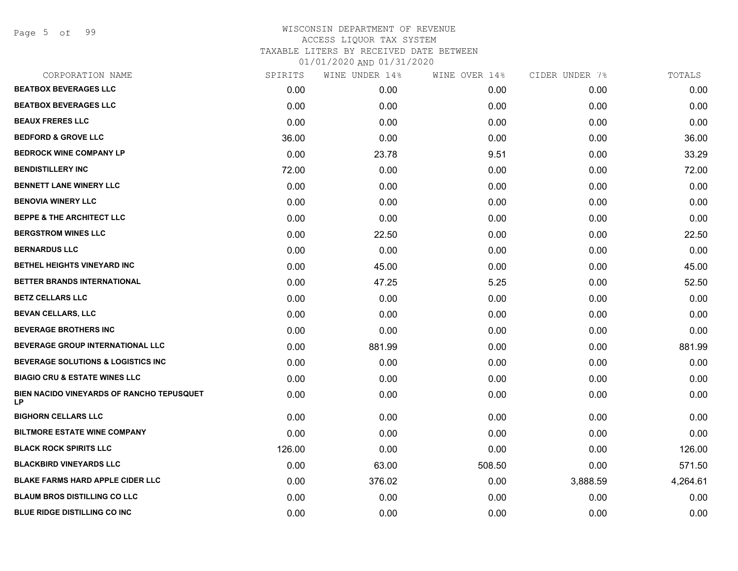# WISCONSIN DEPARTMENT OF REVENUE
## ACCESS LIQUOR TAX SYSTEM
## TAXABLE LITERS BY RECEIVED DATE BETWEEN 01/01/2020 AND 01/31/2020

| CORPORATION NAME | SPIRITS | WINE UNDER 14% | WINE OVER 14% | CIDER UNDER 7% | TOTALS |
|---|---|---|---|---|---|
| BEATBOX BEVERAGES LLC | 0.00 | 0.00 | 0.00 | 0.00 | 0.00 |
| BEATBOX BEVERAGES LLC | 0.00 | 0.00 | 0.00 | 0.00 | 0.00 |
| BEAUX FRERES LLC | 0.00 | 0.00 | 0.00 | 0.00 | 0.00 |
| BEDFORD & GROVE LLC | 36.00 | 0.00 | 0.00 | 0.00 | 36.00 |
| BEDROCK WINE COMPANY LP | 0.00 | 23.78 | 9.51 | 0.00 | 33.29 |
| BENDISTILLERY INC | 72.00 | 0.00 | 0.00 | 0.00 | 72.00 |
| BENNETT LANE WINERY LLC | 0.00 | 0.00 | 0.00 | 0.00 | 0.00 |
| BENOVIA WINERY LLC | 0.00 | 0.00 | 0.00 | 0.00 | 0.00 |
| BEPPE & THE ARCHITECT LLC | 0.00 | 0.00 | 0.00 | 0.00 | 0.00 |
| BERGSTROM WINES LLC | 0.00 | 22.50 | 0.00 | 0.00 | 22.50 |
| BERNARDUS LLC | 0.00 | 0.00 | 0.00 | 0.00 | 0.00 |
| BETHEL HEIGHTS VINEYARD INC | 0.00 | 45.00 | 0.00 | 0.00 | 45.00 |
| BETTER BRANDS INTERNATIONAL | 0.00 | 47.25 | 5.25 | 0.00 | 52.50 |
| BETZ CELLARS LLC | 0.00 | 0.00 | 0.00 | 0.00 | 0.00 |
| BEVAN CELLARS, LLC | 0.00 | 0.00 | 0.00 | 0.00 | 0.00 |
| BEVERAGE BROTHERS INC | 0.00 | 0.00 | 0.00 | 0.00 | 0.00 |
| BEVERAGE GROUP INTERNATIONAL LLC | 0.00 | 881.99 | 0.00 | 0.00 | 881.99 |
| BEVERAGE SOLUTIONS & LOGISTICS INC | 0.00 | 0.00 | 0.00 | 0.00 | 0.00 |
| BIAGIO CRU & ESTATE WINES LLC | 0.00 | 0.00 | 0.00 | 0.00 | 0.00 |
| BIEN NACIDO VINEYARDS OF RANCHO TEPUSQUET LP | 0.00 | 0.00 | 0.00 | 0.00 | 0.00 |
| BIGHORN CELLARS LLC | 0.00 | 0.00 | 0.00 | 0.00 | 0.00 |
| BILTMORE ESTATE WINE COMPANY | 0.00 | 0.00 | 0.00 | 0.00 | 0.00 |
| BLACK ROCK SPIRITS LLC | 126.00 | 0.00 | 0.00 | 0.00 | 126.00 |
| BLACKBIRD VINEYARDS LLC | 0.00 | 63.00 | 508.50 | 0.00 | 571.50 |
| BLAKE FARMS HARD APPLE CIDER LLC | 0.00 | 376.02 | 0.00 | 3,888.59 | 4,264.61 |
| BLAUM BROS DISTILLING CO LLC | 0.00 | 0.00 | 0.00 | 0.00 | 0.00 |
| BLUE RIDGE DISTILLING CO INC | 0.00 | 0.00 | 0.00 | 0.00 | 0.00 |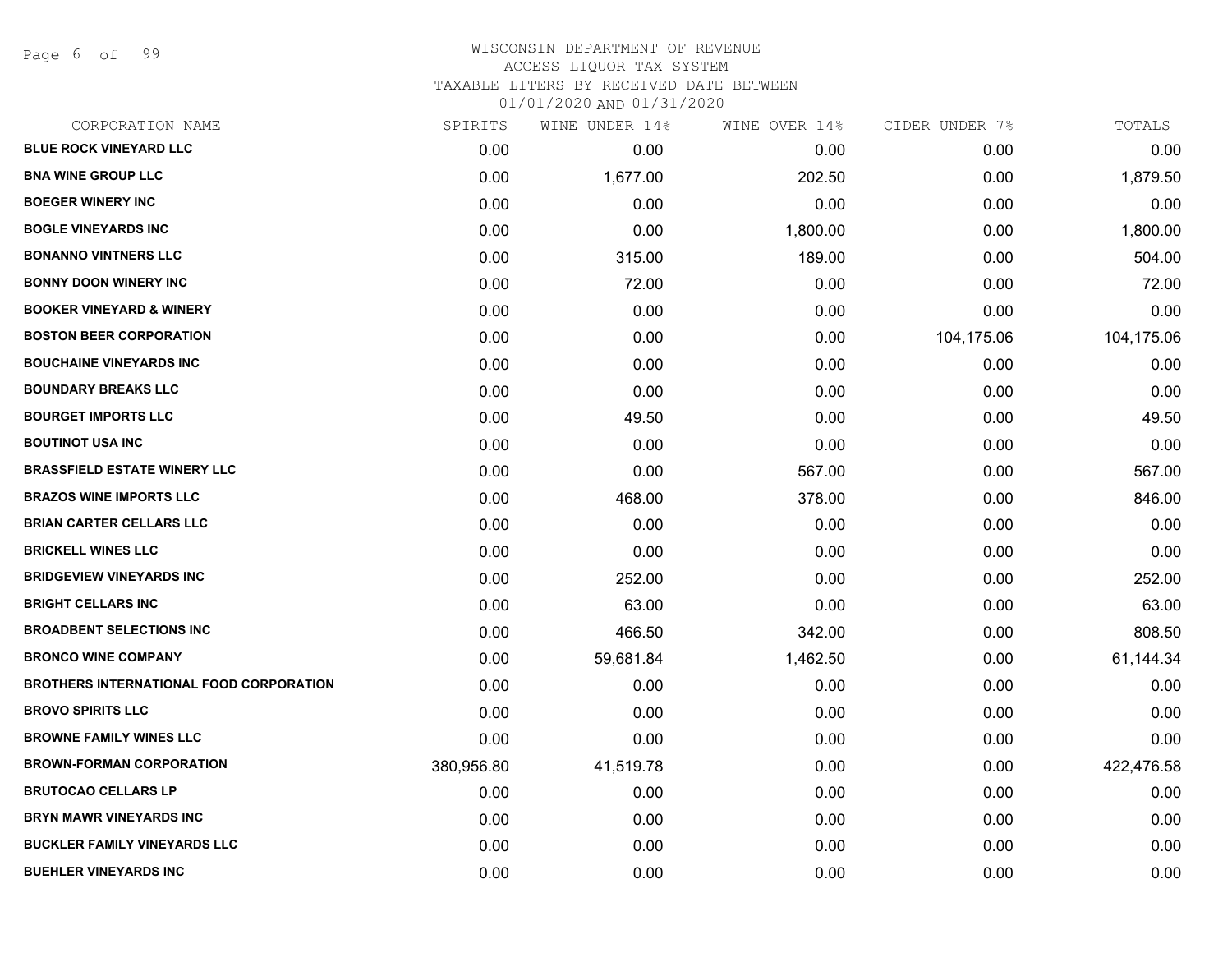WISCONSIN DEPARTMENT OF REVENUE
ACCESS LIQUOR TAX SYSTEM
TAXABLE LITERS BY RECEIVED DATE BETWEEN
01/01/2020 AND 01/31/2020

| CORPORATION NAME | SPIRITS | WINE UNDER 14% | WINE OVER 14% | CIDER UNDER 7% | TOTALS |
|---|---|---|---|---|---|
| BLUE ROCK VINEYARD LLC | 0.00 | 0.00 | 0.00 | 0.00 | 0.00 |
| BNA WINE GROUP LLC | 0.00 | 1,677.00 | 202.50 | 0.00 | 1,879.50 |
| BOEGER WINERY INC | 0.00 | 0.00 | 0.00 | 0.00 | 0.00 |
| BOGLE VINEYARDS INC | 0.00 | 0.00 | 1,800.00 | 0.00 | 1,800.00 |
| BONANNO VINTNERS LLC | 0.00 | 315.00 | 189.00 | 0.00 | 504.00 |
| BONNY DOON WINERY INC | 0.00 | 72.00 | 0.00 | 0.00 | 72.00 |
| BOOKER VINEYARD & WINERY | 0.00 | 0.00 | 0.00 | 0.00 | 0.00 |
| BOSTON BEER CORPORATION | 0.00 | 0.00 | 0.00 | 104,175.06 | 104,175.06 |
| BOUCHAINE VINEYARDS INC | 0.00 | 0.00 | 0.00 | 0.00 | 0.00 |
| BOUNDARY BREAKS LLC | 0.00 | 0.00 | 0.00 | 0.00 | 0.00 |
| BOURGET IMPORTS LLC | 0.00 | 49.50 | 0.00 | 0.00 | 49.50 |
| BOUTINOT USA INC | 0.00 | 0.00 | 0.00 | 0.00 | 0.00 |
| BRASSFIELD ESTATE WINERY LLC | 0.00 | 0.00 | 567.00 | 0.00 | 567.00 |
| BRAZOS WINE IMPORTS LLC | 0.00 | 468.00 | 378.00 | 0.00 | 846.00 |
| BRIAN CARTER CELLARS LLC | 0.00 | 0.00 | 0.00 | 0.00 | 0.00 |
| BRICKELL WINES LLC | 0.00 | 0.00 | 0.00 | 0.00 | 0.00 |
| BRIDGEVIEW VINEYARDS INC | 0.00 | 252.00 | 0.00 | 0.00 | 252.00 |
| BRIGHT CELLARS INC | 0.00 | 63.00 | 0.00 | 0.00 | 63.00 |
| BROADBENT SELECTIONS INC | 0.00 | 466.50 | 342.00 | 0.00 | 808.50 |
| BRONCO WINE COMPANY | 0.00 | 59,681.84 | 1,462.50 | 0.00 | 61,144.34 |
| BROTHERS INTERNATIONAL FOOD CORPORATION | 0.00 | 0.00 | 0.00 | 0.00 | 0.00 |
| BROVO SPIRITS LLC | 0.00 | 0.00 | 0.00 | 0.00 | 0.00 |
| BROWNE FAMILY WINES LLC | 0.00 | 0.00 | 0.00 | 0.00 | 0.00 |
| BROWN-FORMAN CORPORATION | 380,956.80 | 41,519.78 | 0.00 | 0.00 | 422,476.58 |
| BRUTOCAO CELLARS LP | 0.00 | 0.00 | 0.00 | 0.00 | 0.00 |
| BRYN MAWR VINEYARDS INC | 0.00 | 0.00 | 0.00 | 0.00 | 0.00 |
| BUCKLER FAMILY VINEYARDS LLC | 0.00 | 0.00 | 0.00 | 0.00 | 0.00 |
| BUEHLER VINEYARDS INC | 0.00 | 0.00 | 0.00 | 0.00 | 0.00 |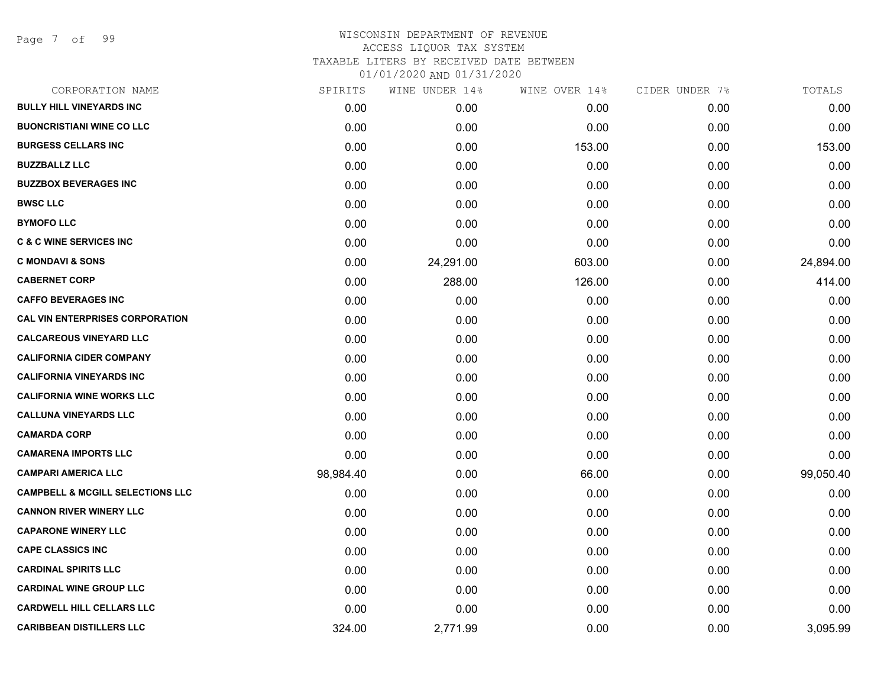# WISCONSIN DEPARTMENT OF REVENUE
## ACCESS LIQUOR TAX SYSTEM
### TAXABLE LITERS BY RECEIVED DATE BETWEEN 01/01/2020 AND 01/31/2020

| CORPORATION NAME | SPIRITS | WINE UNDER 14% | WINE OVER 14% | CIDER UNDER 7% | TOTALS |
|---|---|---|---|---|---|
| BULLY HILL VINEYARDS INC | 0.00 | 0.00 | 0.00 | 0.00 | 0.00 |
| BUONCRISTIANI WINE CO LLC | 0.00 | 0.00 | 0.00 | 0.00 | 0.00 |
| BURGESS CELLARS INC | 0.00 | 0.00 | 153.00 | 0.00 | 153.00 |
| BUZZBALLZ LLC | 0.00 | 0.00 | 0.00 | 0.00 | 0.00 |
| BUZZBOX BEVERAGES INC | 0.00 | 0.00 | 0.00 | 0.00 | 0.00 |
| BWSC LLC | 0.00 | 0.00 | 0.00 | 0.00 | 0.00 |
| BYMOFO LLC | 0.00 | 0.00 | 0.00 | 0.00 | 0.00 |
| C & C WINE SERVICES INC | 0.00 | 0.00 | 0.00 | 0.00 | 0.00 |
| C MONDAVI & SONS | 0.00 | 24,291.00 | 603.00 | 0.00 | 24,894.00 |
| CABERNET CORP | 0.00 | 288.00 | 126.00 | 0.00 | 414.00 |
| CAFFO BEVERAGES INC | 0.00 | 0.00 | 0.00 | 0.00 | 0.00 |
| CAL VIN ENTERPRISES CORPORATION | 0.00 | 0.00 | 0.00 | 0.00 | 0.00 |
| CALCAREOUS VINEYARD LLC | 0.00 | 0.00 | 0.00 | 0.00 | 0.00 |
| CALIFORNIA CIDER COMPANY | 0.00 | 0.00 | 0.00 | 0.00 | 0.00 |
| CALIFORNIA VINEYARDS INC | 0.00 | 0.00 | 0.00 | 0.00 | 0.00 |
| CALIFORNIA WINE WORKS LLC | 0.00 | 0.00 | 0.00 | 0.00 | 0.00 |
| CALLUNA VINEYARDS LLC | 0.00 | 0.00 | 0.00 | 0.00 | 0.00 |
| CAMARDA CORP | 0.00 | 0.00 | 0.00 | 0.00 | 0.00 |
| CAMARENA IMPORTS LLC | 0.00 | 0.00 | 0.00 | 0.00 | 0.00 |
| CAMPARI AMERICA LLC | 98,984.40 | 0.00 | 66.00 | 0.00 | 99,050.40 |
| CAMPBELL & MCGILL SELECTIONS LLC | 0.00 | 0.00 | 0.00 | 0.00 | 0.00 |
| CANNON RIVER WINERY LLC | 0.00 | 0.00 | 0.00 | 0.00 | 0.00 |
| CAPARONE WINERY LLC | 0.00 | 0.00 | 0.00 | 0.00 | 0.00 |
| CAPE CLASSICS INC | 0.00 | 0.00 | 0.00 | 0.00 | 0.00 |
| CARDINAL SPIRITS LLC | 0.00 | 0.00 | 0.00 | 0.00 | 0.00 |
| CARDINAL WINE GROUP LLC | 0.00 | 0.00 | 0.00 | 0.00 | 0.00 |
| CARDWELL HILL CELLARS LLC | 0.00 | 0.00 | 0.00 | 0.00 | 0.00 |
| CARIBBEAN DISTILLERS LLC | 324.00 | 2,771.99 | 0.00 | 0.00 | 3,095.99 |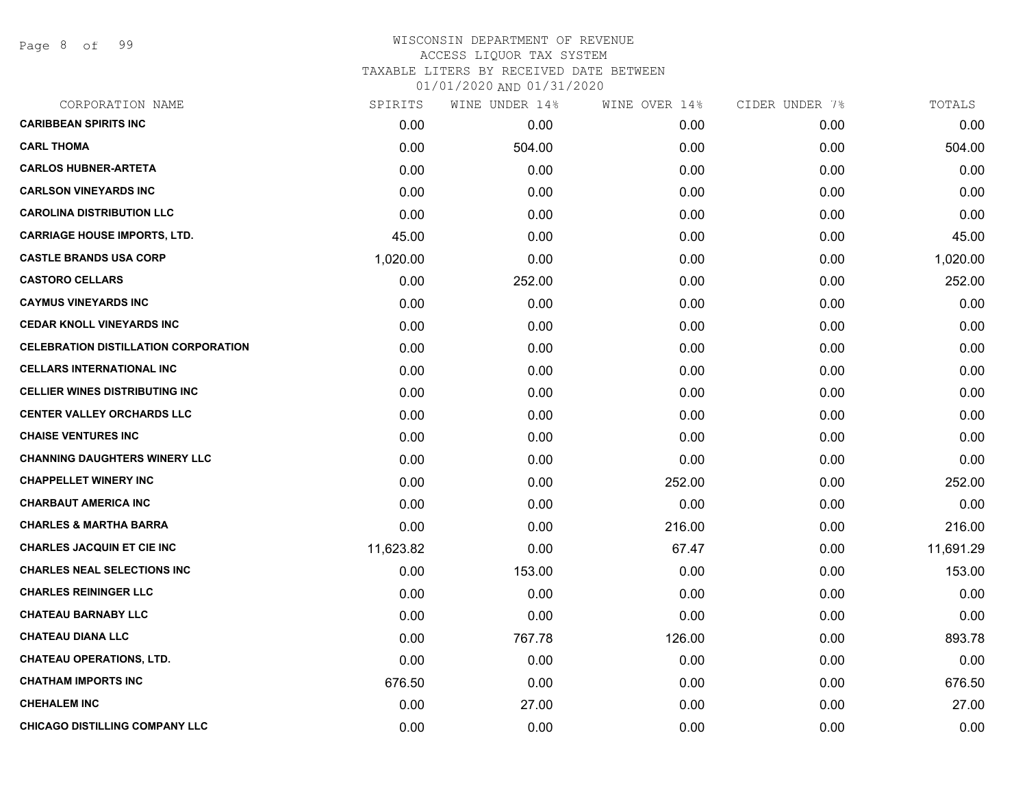# WISCONSIN DEPARTMENT OF REVENUE

ACCESS LIQUOR TAX SYSTEM

TAXABLE LITERS BY RECEIVED DATE BETWEEN

01/01/2020 AND 01/31/2020

| CORPORATION NAME | SPIRITS | WINE UNDER 14% | WINE OVER 14% | CIDER UNDER 7% | TOTALS |
|---|---|---|---|---|---|
| CARIBBEAN SPIRITS INC | 0.00 | 0.00 | 0.00 | 0.00 | 0.00 |
| CARL THOMA | 0.00 | 504.00 | 0.00 | 0.00 | 504.00 |
| CARLOS HUBNER-ARTETA | 0.00 | 0.00 | 0.00 | 0.00 | 0.00 |
| CARLSON VINEYARDS INC | 0.00 | 0.00 | 0.00 | 0.00 | 0.00 |
| CAROLINA DISTRIBUTION LLC | 0.00 | 0.00 | 0.00 | 0.00 | 0.00 |
| CARRIAGE HOUSE IMPORTS, LTD. | 45.00 | 0.00 | 0.00 | 0.00 | 45.00 |
| CASTLE BRANDS USA CORP | 1,020.00 | 0.00 | 0.00 | 0.00 | 1,020.00 |
| CASTORO CELLARS | 0.00 | 252.00 | 0.00 | 0.00 | 252.00 |
| CAYMUS VINEYARDS INC | 0.00 | 0.00 | 0.00 | 0.00 | 0.00 |
| CEDAR KNOLL VINEYARDS INC | 0.00 | 0.00 | 0.00 | 0.00 | 0.00 |
| CELEBRATION DISTILLATION CORPORATION | 0.00 | 0.00 | 0.00 | 0.00 | 0.00 |
| CELLARS INTERNATIONAL INC | 0.00 | 0.00 | 0.00 | 0.00 | 0.00 |
| CELLIER WINES DISTRIBUTING INC | 0.00 | 0.00 | 0.00 | 0.00 | 0.00 |
| CENTER VALLEY ORCHARDS LLC | 0.00 | 0.00 | 0.00 | 0.00 | 0.00 |
| CHAISE VENTURES INC | 0.00 | 0.00 | 0.00 | 0.00 | 0.00 |
| CHANNING DAUGHTERS WINERY LLC | 0.00 | 0.00 | 0.00 | 0.00 | 0.00 |
| CHAPPELLET WINERY INC | 0.00 | 0.00 | 252.00 | 0.00 | 252.00 |
| CHARBAUT AMERICA INC | 0.00 | 0.00 | 0.00 | 0.00 | 0.00 |
| CHARLES & MARTHA BARRA | 0.00 | 0.00 | 216.00 | 0.00 | 216.00 |
| CHARLES JACQUIN ET CIE INC | 11,623.82 | 0.00 | 67.47 | 0.00 | 11,691.29 |
| CHARLES NEAL SELECTIONS INC | 0.00 | 153.00 | 0.00 | 0.00 | 153.00 |
| CHARLES REININGER LLC | 0.00 | 0.00 | 0.00 | 0.00 | 0.00 |
| CHATEAU BARNABY LLC | 0.00 | 0.00 | 0.00 | 0.00 | 0.00 |
| CHATEAU DIANA LLC | 0.00 | 767.78 | 126.00 | 0.00 | 893.78 |
| CHATEAU OPERATIONS, LTD. | 0.00 | 0.00 | 0.00 | 0.00 | 0.00 |
| CHATHAM IMPORTS INC | 676.50 | 0.00 | 0.00 | 0.00 | 676.50 |
| CHEHALEM INC | 0.00 | 27.00 | 0.00 | 0.00 | 27.00 |
| CHICAGO DISTILLING COMPANY LLC | 0.00 | 0.00 | 0.00 | 0.00 | 0.00 |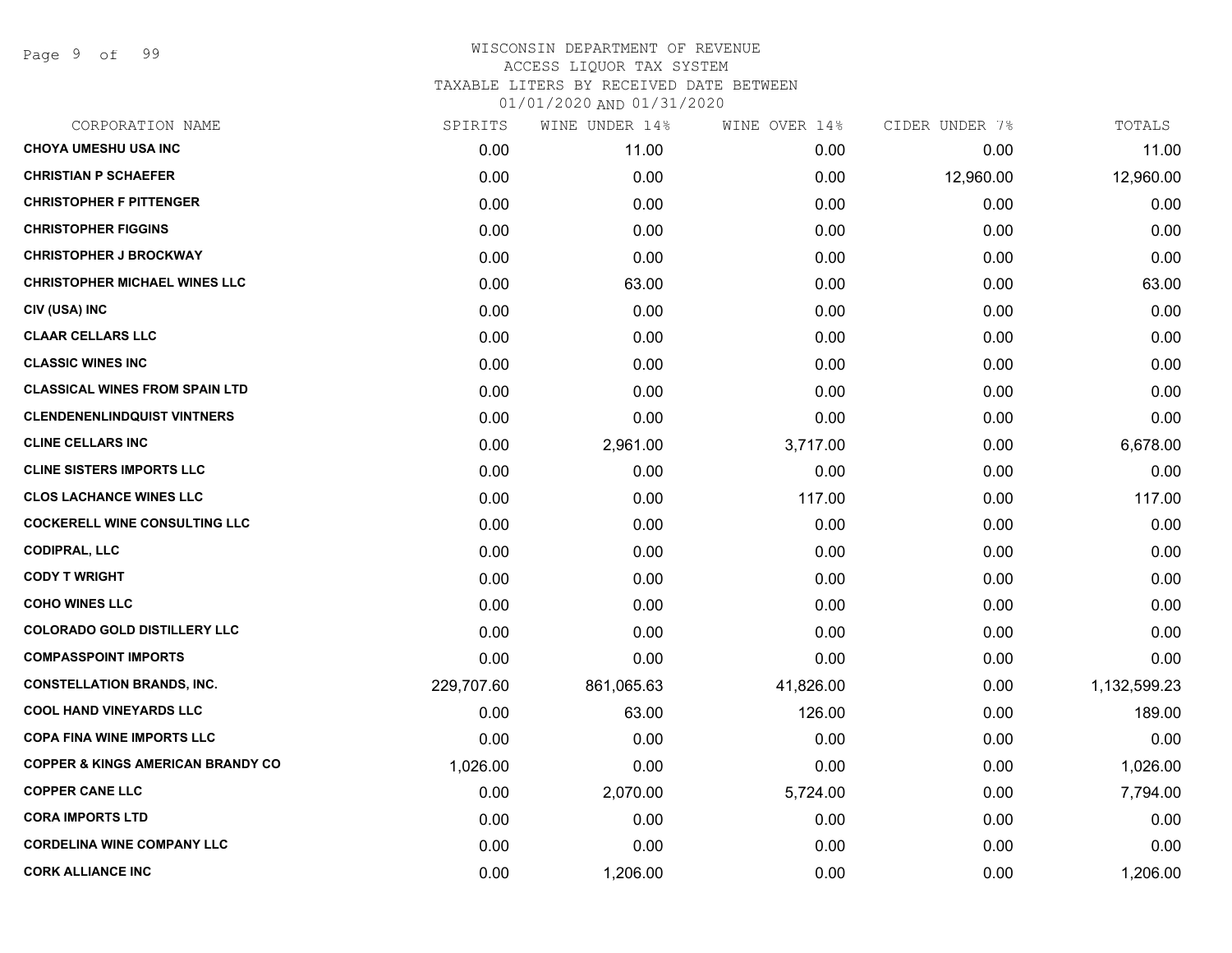WISCONSIN DEPARTMENT OF REVENUE
ACCESS LIQUOR TAX SYSTEM
TAXABLE LITERS BY RECEIVED DATE BETWEEN
01/01/2020 AND 01/31/2020

| CORPORATION NAME | SPIRITS | WINE UNDER 14% | WINE OVER 14% | CIDER UNDER 7% | TOTALS |
|---|---|---|---|---|---|
| CHOYA UMESHU USA INC | 0.00 | 11.00 | 0.00 | 0.00 | 11.00 |
| CHRISTIAN P SCHAEFER | 0.00 | 0.00 | 0.00 | 12,960.00 | 12,960.00 |
| CHRISTOPHER F PITTENGER | 0.00 | 0.00 | 0.00 | 0.00 | 0.00 |
| CHRISTOPHER FIGGINS | 0.00 | 0.00 | 0.00 | 0.00 | 0.00 |
| CHRISTOPHER J BROCKWAY | 0.00 | 0.00 | 0.00 | 0.00 | 0.00 |
| CHRISTOPHER MICHAEL WINES LLC | 0.00 | 63.00 | 0.00 | 0.00 | 63.00 |
| CIV (USA) INC | 0.00 | 0.00 | 0.00 | 0.00 | 0.00 |
| CLAAR CELLARS LLC | 0.00 | 0.00 | 0.00 | 0.00 | 0.00 |
| CLASSIC WINES INC | 0.00 | 0.00 | 0.00 | 0.00 | 0.00 |
| CLASSICAL WINES FROM SPAIN LTD | 0.00 | 0.00 | 0.00 | 0.00 | 0.00 |
| CLENDENENLINDQUIST VINTNERS | 0.00 | 0.00 | 0.00 | 0.00 | 0.00 |
| CLINE CELLARS INC | 0.00 | 2,961.00 | 3,717.00 | 0.00 | 6,678.00 |
| CLINE SISTERS IMPORTS LLC | 0.00 | 0.00 | 0.00 | 0.00 | 0.00 |
| CLOS LACHANCE WINES LLC | 0.00 | 0.00 | 117.00 | 0.00 | 117.00 |
| COCKERELL WINE CONSULTING LLC | 0.00 | 0.00 | 0.00 | 0.00 | 0.00 |
| CODIPRAL, LLC | 0.00 | 0.00 | 0.00 | 0.00 | 0.00 |
| CODY T WRIGHT | 0.00 | 0.00 | 0.00 | 0.00 | 0.00 |
| COHO WINES LLC | 0.00 | 0.00 | 0.00 | 0.00 | 0.00 |
| COLORADO GOLD DISTILLERY LLC | 0.00 | 0.00 | 0.00 | 0.00 | 0.00 |
| COMPASSPOINT IMPORTS | 0.00 | 0.00 | 0.00 | 0.00 | 0.00 |
| CONSTELLATION BRANDS, INC. | 229,707.60 | 861,065.63 | 41,826.00 | 0.00 | 1,132,599.23 |
| COOL HAND VINEYARDS LLC | 0.00 | 63.00 | 126.00 | 0.00 | 189.00 |
| COPA FINA WINE IMPORTS LLC | 0.00 | 0.00 | 0.00 | 0.00 | 0.00 |
| COPPER & KINGS AMERICAN BRANDY CO | 1,026.00 | 0.00 | 0.00 | 0.00 | 1,026.00 |
| COPPER CANE LLC | 0.00 | 2,070.00 | 5,724.00 | 0.00 | 7,794.00 |
| CORA IMPORTS LTD | 0.00 | 0.00 | 0.00 | 0.00 | 0.00 |
| CORDELINA WINE COMPANY LLC | 0.00 | 0.00 | 0.00 | 0.00 | 0.00 |
| CORK ALLIANCE INC | 0.00 | 1,206.00 | 0.00 | 0.00 | 1,206.00 |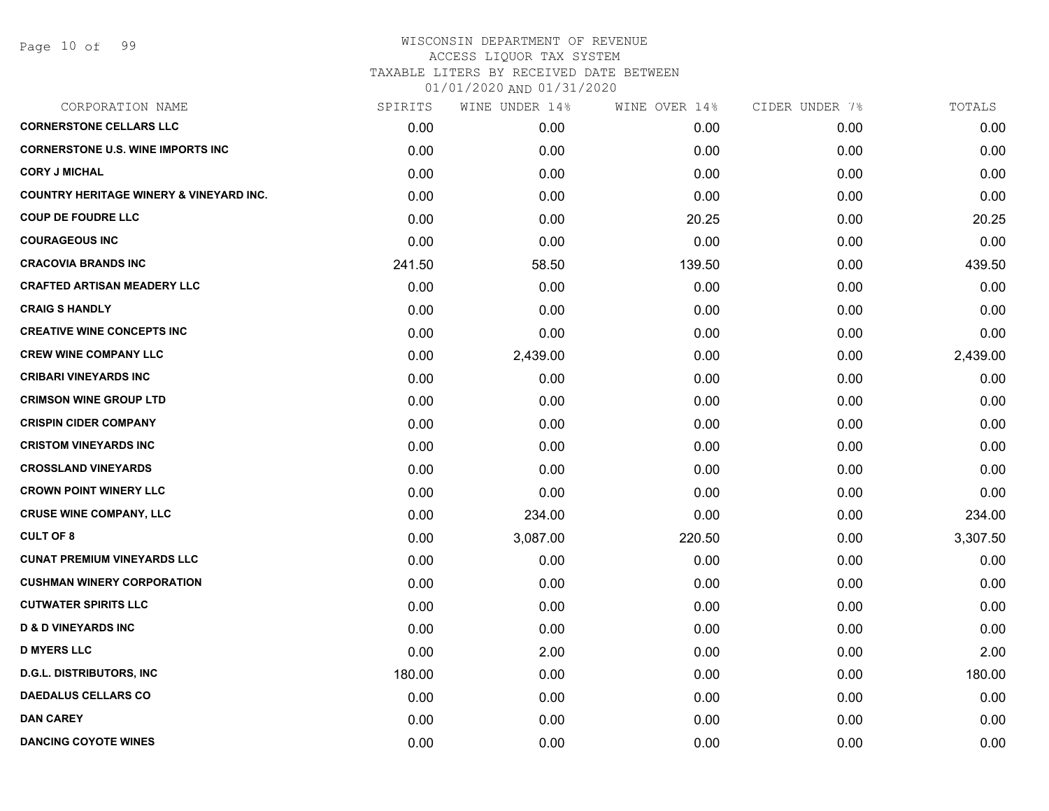# WISCONSIN DEPARTMENT OF REVENUE
## ACCESS LIQUOR TAX SYSTEM
### TAXABLE LITERS BY RECEIVED DATE BETWEEN 01/01/2020 AND 01/31/2020

| CORPORATION NAME | SPIRITS | WINE UNDER 14% | WINE OVER 14% | CIDER UNDER 7% | TOTALS |
|---|---|---|---|---|---|
| **CORNERSTONE CELLARS LLC** | 0.00 | 0.00 | 0.00 | 0.00 | 0.00 |
| **CORNERSTONE U.S. WINE IMPORTS INC** | 0.00 | 0.00 | 0.00 | 0.00 | 0.00 |
| **CORY J MICHAL** | 0.00 | 0.00 | 0.00 | 0.00 | 0.00 |
| **COUNTRY HERITAGE WINERY & VINEYARD INC.** | 0.00 | 0.00 | 0.00 | 0.00 | 0.00 |
| **COUP DE FOUDRE LLC** | 0.00 | 0.00 | 20.25 | 0.00 | 20.25 |
| **COURAGEOUS INC** | 0.00 | 0.00 | 0.00 | 0.00 | 0.00 |
| **CRACOVIA BRANDS INC** | 241.50 | 58.50 | 139.50 | 0.00 | 439.50 |
| **CRAFTED ARTISAN MEADERY LLC** | 0.00 | 0.00 | 0.00 | 0.00 | 0.00 |
| **CRAIG S HANDLY** | 0.00 | 0.00 | 0.00 | 0.00 | 0.00 |
| **CREATIVE WINE CONCEPTS INC** | 0.00 | 0.00 | 0.00 | 0.00 | 0.00 |
| **CREW WINE COMPANY LLC** | 0.00 | 2,439.00 | 0.00 | 0.00 | 2,439.00 |
| **CRIBARI VINEYARDS INC** | 0.00 | 0.00 | 0.00 | 0.00 | 0.00 |
| **CRIMSON WINE GROUP LTD** | 0.00 | 0.00 | 0.00 | 0.00 | 0.00 |
| **CRISPIN CIDER COMPANY** | 0.00 | 0.00 | 0.00 | 0.00 | 0.00 |
| **CRISTOM VINEYARDS INC** | 0.00 | 0.00 | 0.00 | 0.00 | 0.00 |
| **CROSSLAND VINEYARDS** | 0.00 | 0.00 | 0.00 | 0.00 | 0.00 |
| **CROWN POINT WINERY LLC** | 0.00 | 0.00 | 0.00 | 0.00 | 0.00 |
| **CRUSE WINE COMPANY, LLC** | 0.00 | 234.00 | 0.00 | 0.00 | 234.00 |
| **CULT OF 8** | 0.00 | 3,087.00 | 220.50 | 0.00 | 3,307.50 |
| **CUNAT PREMIUM VINEYARDS LLC** | 0.00 | 0.00 | 0.00 | 0.00 | 0.00 |
| **CUSHMAN WINERY CORPORATION** | 0.00 | 0.00 | 0.00 | 0.00 | 0.00 |
| **CUTWATER SPIRITS LLC** | 0.00 | 0.00 | 0.00 | 0.00 | 0.00 |
| **D & D VINEYARDS INC** | 0.00 | 0.00 | 0.00 | 0.00 | 0.00 |
| **D MYERS LLC** | 0.00 | 2.00 | 0.00 | 0.00 | 2.00 |
| **D.G.L. DISTRIBUTORS, INC** | 180.00 | 0.00 | 0.00 | 0.00 | 180.00 |
| **DAEDALUS CELLARS CO** | 0.00 | 0.00 | 0.00 | 0.00 | 0.00 |
| **DAN CAREY** | 0.00 | 0.00 | 0.00 | 0.00 | 0.00 |
| **DANCING COYOTE WINES** | 0.00 | 0.00 | 0.00 | 0.00 | 0.00 |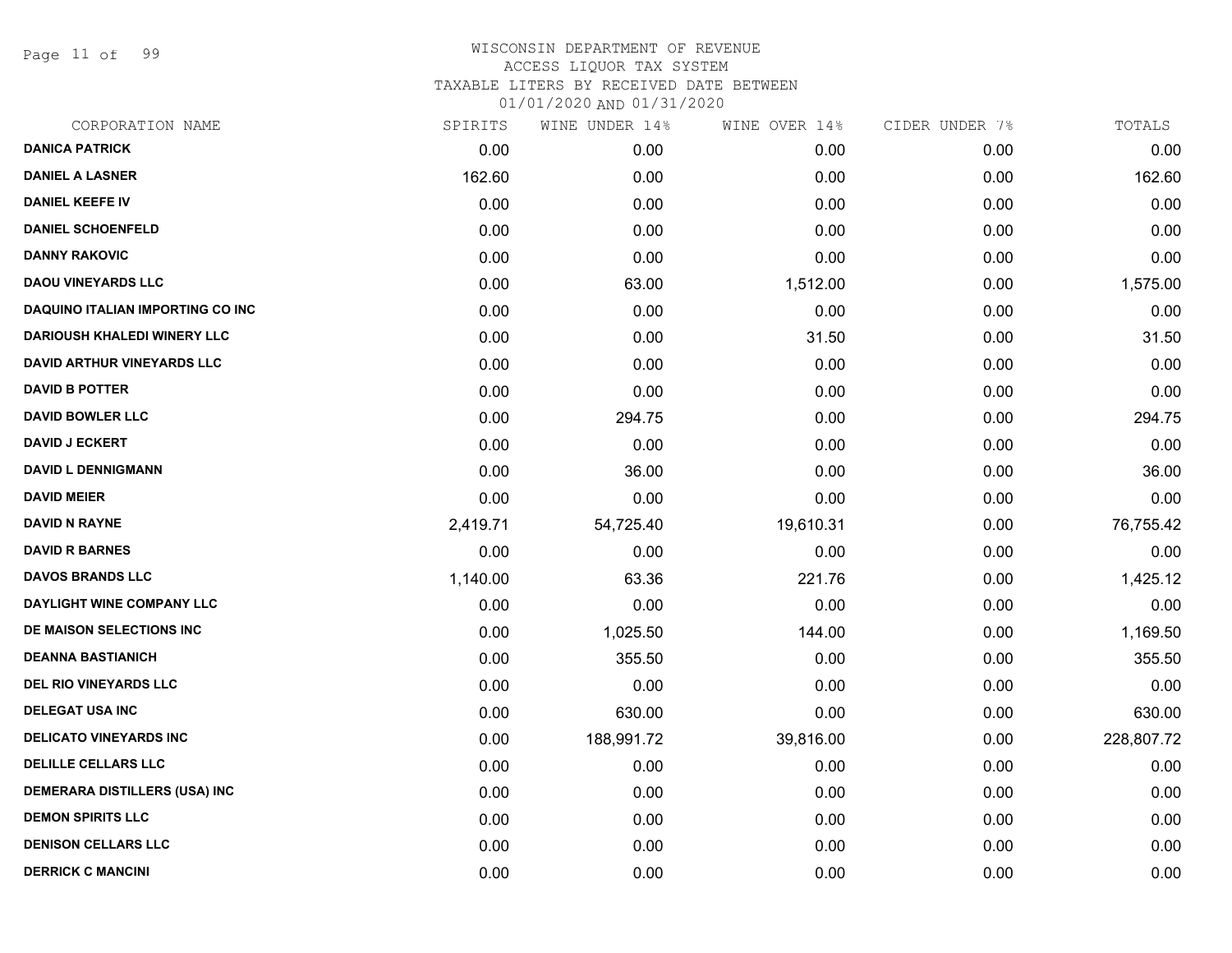# WISCONSIN DEPARTMENT OF REVENUE
## ACCESS LIQUOR TAX SYSTEM
### TAXABLE LITERS BY RECEIVED DATE BETWEEN 01/01/2020 AND 01/31/2020

| CORPORATION NAME | SPIRITS | WINE UNDER 14% | WINE OVER 14% | CIDER UNDER 7% | TOTALS |
|---|---|---|---|---|---|
| DANICA PATRICK | 0.00 | 0.00 | 0.00 | 0.00 | 0.00 |
| DANIEL A LASNER | 162.60 | 0.00 | 0.00 | 0.00 | 162.60 |
| DANIEL KEEFE IV | 0.00 | 0.00 | 0.00 | 0.00 | 0.00 |
| DANIEL SCHOENFELD | 0.00 | 0.00 | 0.00 | 0.00 | 0.00 |
| DANNY RAKOVIC | 0.00 | 0.00 | 0.00 | 0.00 | 0.00 |
| DAOU VINEYARDS LLC | 0.00 | 63.00 | 1,512.00 | 0.00 | 1,575.00 |
| DAQUINO ITALIAN IMPORTING CO INC | 0.00 | 0.00 | 0.00 | 0.00 | 0.00 |
| DARIOUSH KHALEDI WINERY LLC | 0.00 | 0.00 | 31.50 | 0.00 | 31.50 |
| DAVID ARTHUR VINEYARDS LLC | 0.00 | 0.00 | 0.00 | 0.00 | 0.00 |
| DAVID B POTTER | 0.00 | 0.00 | 0.00 | 0.00 | 0.00 |
| DAVID BOWLER LLC | 0.00 | 294.75 | 0.00 | 0.00 | 294.75 |
| DAVID J ECKERT | 0.00 | 0.00 | 0.00 | 0.00 | 0.00 |
| DAVID L DENNIGMANN | 0.00 | 36.00 | 0.00 | 0.00 | 36.00 |
| DAVID MEIER | 0.00 | 0.00 | 0.00 | 0.00 | 0.00 |
| DAVID N RAYNE | 2,419.71 | 54,725.40 | 19,610.31 | 0.00 | 76,755.42 |
| DAVID R BARNES | 0.00 | 0.00 | 0.00 | 0.00 | 0.00 |
| DAVOS BRANDS LLC | 1,140.00 | 63.36 | 221.76 | 0.00 | 1,425.12 |
| DAYLIGHT WINE COMPANY LLC | 0.00 | 0.00 | 0.00 | 0.00 | 0.00 |
| DE MAISON SELECTIONS INC | 0.00 | 1,025.50 | 144.00 | 0.00 | 1,169.50 |
| DEANNA BASTIANICH | 0.00 | 355.50 | 0.00 | 0.00 | 355.50 |
| DEL RIO VINEYARDS LLC | 0.00 | 0.00 | 0.00 | 0.00 | 0.00 |
| DELEGAT USA INC | 0.00 | 630.00 | 0.00 | 0.00 | 630.00 |
| DELICATO VINEYARDS INC | 0.00 | 188,991.72 | 39,816.00 | 0.00 | 228,807.72 |
| DELILLE CELLARS LLC | 0.00 | 0.00 | 0.00 | 0.00 | 0.00 |
| DEMERARA DISTILLERS (USA) INC | 0.00 | 0.00 | 0.00 | 0.00 | 0.00 |
| DEMON SPIRITS LLC | 0.00 | 0.00 | 0.00 | 0.00 | 0.00 |
| DENISON CELLARS LLC | 0.00 | 0.00 | 0.00 | 0.00 | 0.00 |
| DERRICK C MANCINI | 0.00 | 0.00 | 0.00 | 0.00 | 0.00 |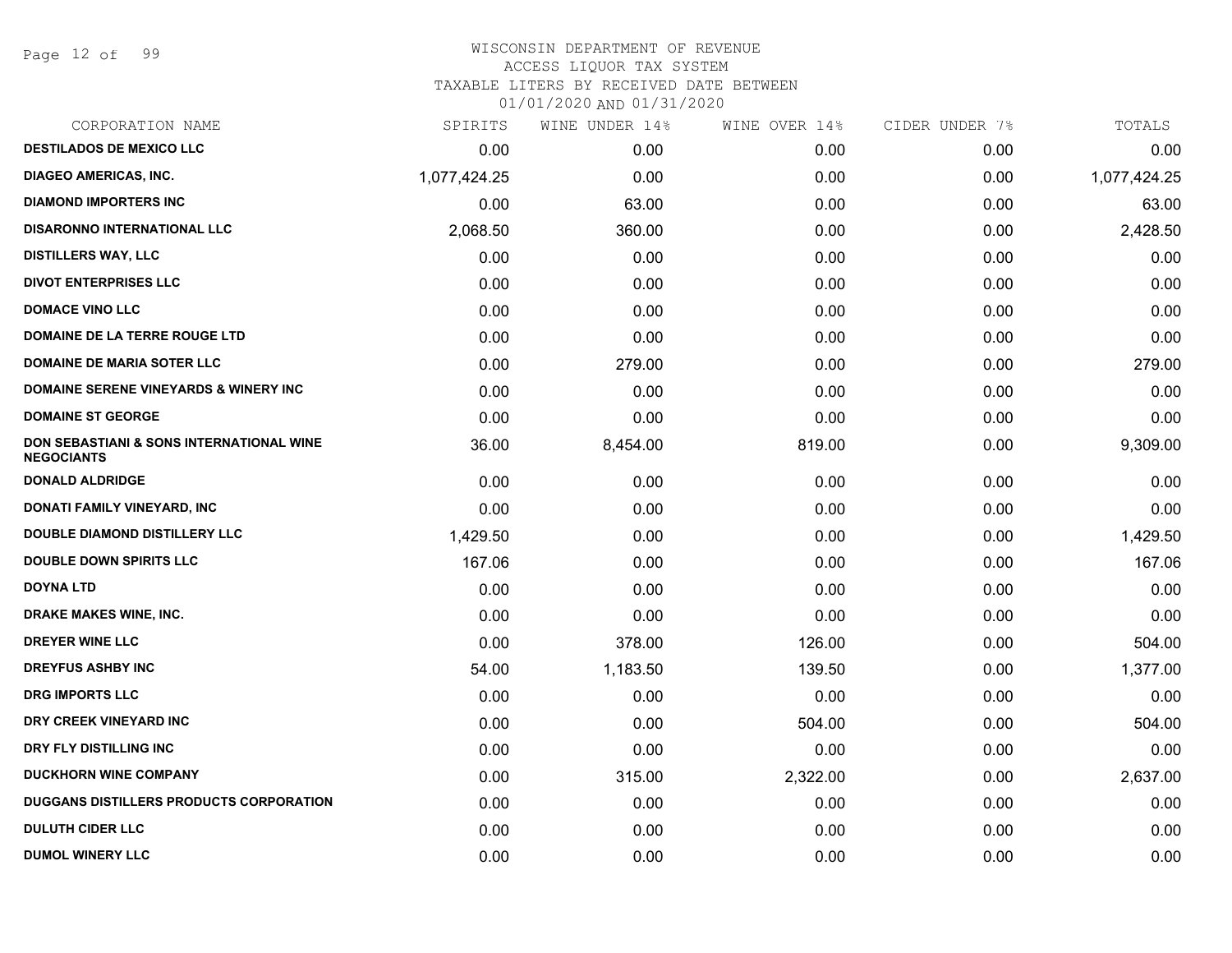# WISCONSIN DEPARTMENT OF REVENUE
## ACCESS LIQUOR TAX SYSTEM
### TAXABLE LITERS BY RECEIVED DATE BETWEEN 01/01/2020 AND 01/31/2020

| CORPORATION NAME | SPIRITS | WINE UNDER 14% | WINE OVER 14% | CIDER UNDER 7% | TOTALS |
|---|---|---|---|---|---|
| DESTILADOS DE MEXICO LLC | 0.00 | 0.00 | 0.00 | 0.00 | 0.00 |
| DIAGEO AMERICAS, INC. | 1,077,424.25 | 0.00 | 0.00 | 0.00 | 1,077,424.25 |
| DIAMOND IMPORTERS INC | 0.00 | 63.00 | 0.00 | 0.00 | 63.00 |
| DISARONNO INTERNATIONAL LLC | 2,068.50 | 360.00 | 0.00 | 0.00 | 2,428.50 |
| DISTILLERS WAY, LLC | 0.00 | 0.00 | 0.00 | 0.00 | 0.00 |
| DIVOT ENTERPRISES LLC | 0.00 | 0.00 | 0.00 | 0.00 | 0.00 |
| DOMACE VINO LLC | 0.00 | 0.00 | 0.00 | 0.00 | 0.00 |
| DOMAINE DE LA TERRE ROUGE LTD | 0.00 | 0.00 | 0.00 | 0.00 | 0.00 |
| DOMAINE DE MARIA SOTER LLC | 0.00 | 279.00 | 0.00 | 0.00 | 279.00 |
| DOMAINE SERENE VINEYARDS & WINERY INC | 0.00 | 0.00 | 0.00 | 0.00 | 0.00 |
| DOMAINE ST GEORGE | 0.00 | 0.00 | 0.00 | 0.00 | 0.00 |
| DON SEBASTIANI & SONS INTERNATIONAL WINE NEGOCIANTS | 36.00 | 8,454.00 | 819.00 | 0.00 | 9,309.00 |
| DONALD ALDRIDGE | 0.00 | 0.00 | 0.00 | 0.00 | 0.00 |
| DONATI FAMILY VINEYARD, INC | 0.00 | 0.00 | 0.00 | 0.00 | 0.00 |
| DOUBLE DIAMOND DISTILLERY LLC | 1,429.50 | 0.00 | 0.00 | 0.00 | 1,429.50 |
| DOUBLE DOWN SPIRITS LLC | 167.06 | 0.00 | 0.00 | 0.00 | 167.06 |
| DOYNA LTD | 0.00 | 0.00 | 0.00 | 0.00 | 0.00 |
| DRAKE MAKES WINE, INC. | 0.00 | 0.00 | 0.00 | 0.00 | 0.00 |
| DREYER WINE LLC | 0.00 | 378.00 | 126.00 | 0.00 | 504.00 |
| DREYFUS ASHBY INC | 54.00 | 1,183.50 | 139.50 | 0.00 | 1,377.00 |
| DRG IMPORTS LLC | 0.00 | 0.00 | 0.00 | 0.00 | 0.00 |
| DRY CREEK VINEYARD INC | 0.00 | 0.00 | 504.00 | 0.00 | 504.00 |
| DRY FLY DISTILLING INC | 0.00 | 0.00 | 0.00 | 0.00 | 0.00 |
| DUCKHORN WINE COMPANY | 0.00 | 315.00 | 2,322.00 | 0.00 | 2,637.00 |
| DUGGANS DISTILLERS PRODUCTS CORPORATION | 0.00 | 0.00 | 0.00 | 0.00 | 0.00 |
| DULUTH CIDER LLC | 0.00 | 0.00 | 0.00 | 0.00 | 0.00 |
| DUMOL WINERY LLC | 0.00 | 0.00 | 0.00 | 0.00 | 0.00 |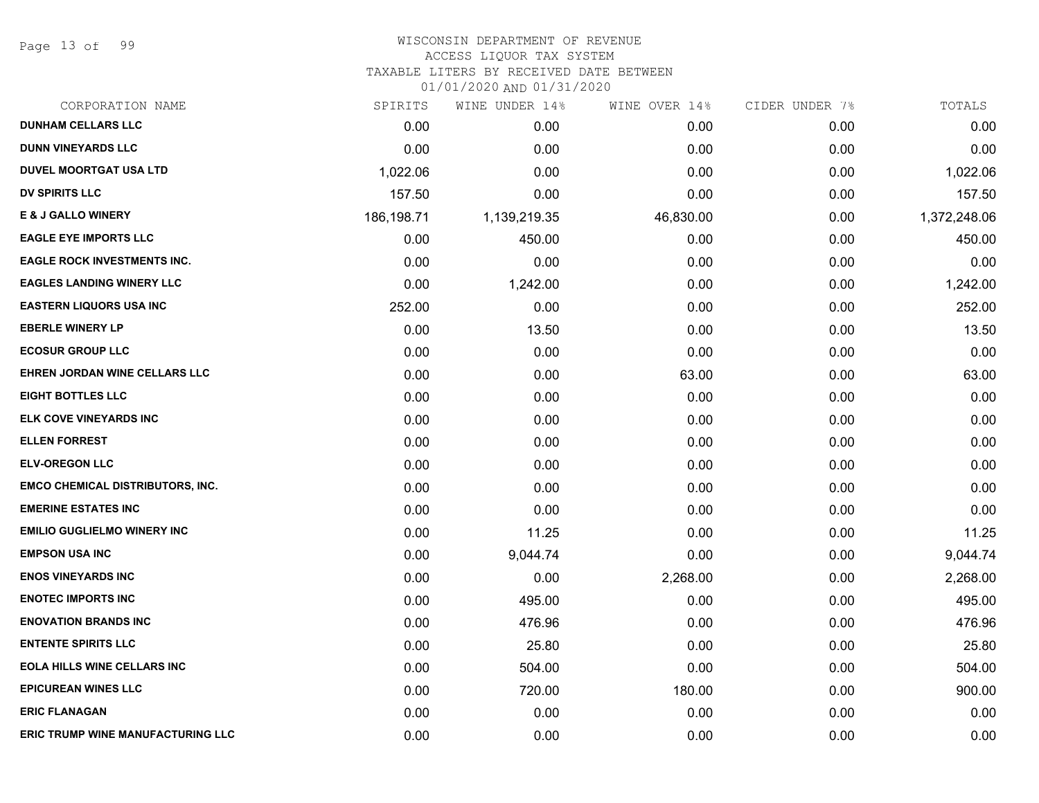# WISCONSIN DEPARTMENT OF REVENUE
## ACCESS LIQUOR TAX SYSTEM
## TAXABLE LITERS BY RECEIVED DATE BETWEEN 01/01/2020 AND 01/31/2020

| CORPORATION NAME | SPIRITS | WINE UNDER 14% | WINE OVER 14% | CIDER UNDER 7% | TOTALS |
|---|---|---|---|---|---|
| DUNHAM CELLARS LLC | 0.00 | 0.00 | 0.00 | 0.00 | 0.00 |
| DUNN VINEYARDS LLC | 0.00 | 0.00 | 0.00 | 0.00 | 0.00 |
| DUVEL MOORTGAT USA LTD | 1,022.06 | 0.00 | 0.00 | 0.00 | 1,022.06 |
| DV SPIRITS LLC | 157.50 | 0.00 | 0.00 | 0.00 | 157.50 |
| E & J GALLO WINERY | 186,198.71 | 1,139,219.35 | 46,830.00 | 0.00 | 1,372,248.06 |
| EAGLE EYE IMPORTS LLC | 0.00 | 450.00 | 0.00 | 0.00 | 450.00 |
| EAGLE ROCK INVESTMENTS INC. | 0.00 | 0.00 | 0.00 | 0.00 | 0.00 |
| EAGLES LANDING WINERY LLC | 0.00 | 1,242.00 | 0.00 | 0.00 | 1,242.00 |
| EASTERN LIQUORS USA INC | 252.00 | 0.00 | 0.00 | 0.00 | 252.00 |
| EBERLE WINERY LP | 0.00 | 13.50 | 0.00 | 0.00 | 13.50 |
| ECOSUR GROUP LLC | 0.00 | 0.00 | 0.00 | 0.00 | 0.00 |
| EHREN JORDAN WINE CELLARS LLC | 0.00 | 0.00 | 63.00 | 0.00 | 63.00 |
| EIGHT BOTTLES LLC | 0.00 | 0.00 | 0.00 | 0.00 | 0.00 |
| ELK COVE VINEYARDS INC | 0.00 | 0.00 | 0.00 | 0.00 | 0.00 |
| ELLEN FORREST | 0.00 | 0.00 | 0.00 | 0.00 | 0.00 |
| ELV-OREGON LLC | 0.00 | 0.00 | 0.00 | 0.00 | 0.00 |
| EMCO CHEMICAL DISTRIBUTORS, INC. | 0.00 | 0.00 | 0.00 | 0.00 | 0.00 |
| EMERINE ESTATES INC | 0.00 | 0.00 | 0.00 | 0.00 | 0.00 |
| EMILIO GUGLIELMO WINERY INC | 0.00 | 11.25 | 0.00 | 0.00 | 11.25 |
| EMPSON USA INC | 0.00 | 9,044.74 | 0.00 | 0.00 | 9,044.74 |
| ENOS VINEYARDS INC | 0.00 | 0.00 | 2,268.00 | 0.00 | 2,268.00 |
| ENOTEC IMPORTS INC | 0.00 | 495.00 | 0.00 | 0.00 | 495.00 |
| ENOVATION BRANDS INC | 0.00 | 476.96 | 0.00 | 0.00 | 476.96 |
| ENTENTE SPIRITS LLC | 0.00 | 25.80 | 0.00 | 0.00 | 25.80 |
| EOLA HILLS WINE CELLARS INC | 0.00 | 504.00 | 0.00 | 0.00 | 504.00 |
| EPICUREAN WINES LLC | 0.00 | 720.00 | 180.00 | 0.00 | 900.00 |
| ERIC FLANAGAN | 0.00 | 0.00 | 0.00 | 0.00 | 0.00 |
| ERIC TRUMP WINE MANUFACTURING LLC | 0.00 | 0.00 | 0.00 | 0.00 | 0.00 |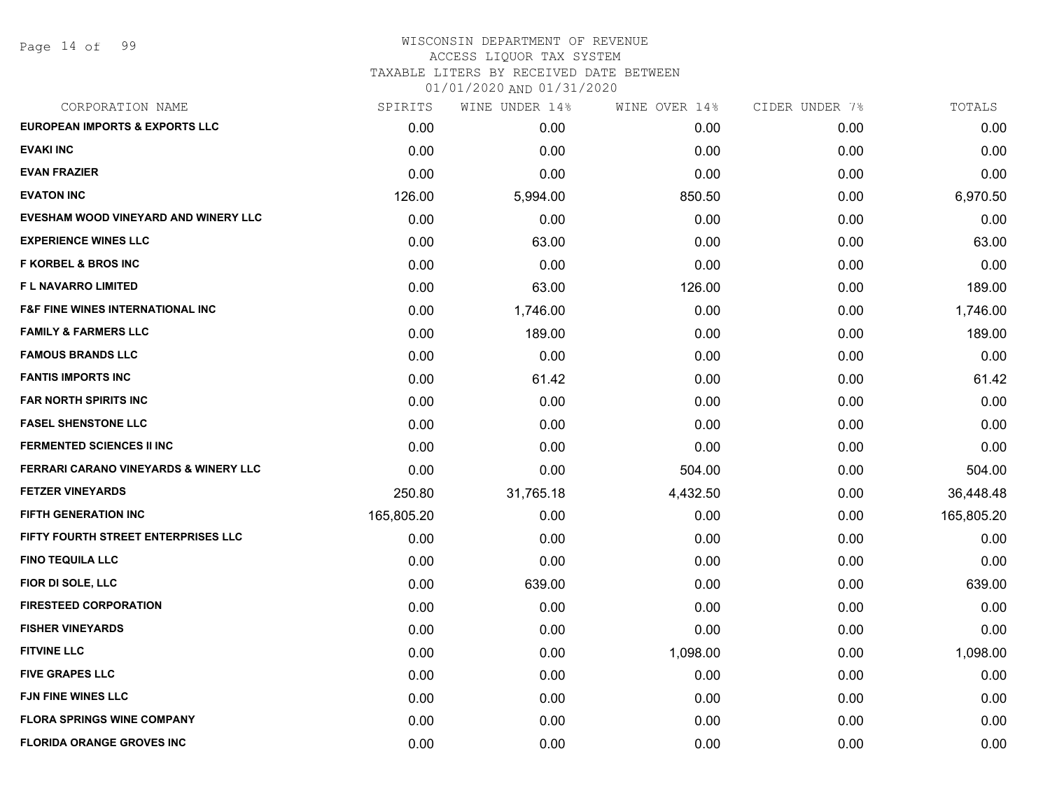WISCONSIN DEPARTMENT OF REVENUE
ACCESS LIQUOR TAX SYSTEM
TAXABLE LITERS BY RECEIVED DATE BETWEEN
01/01/2020 AND 01/31/2020

| CORPORATION NAME | SPIRITS | WINE UNDER 14% | WINE OVER 14% | CIDER UNDER 7% | TOTALS |
|---|---|---|---|---|---|
| EUROPEAN IMPORTS & EXPORTS LLC | 0.00 | 0.00 | 0.00 | 0.00 | 0.00 |
| EVAKI INC | 0.00 | 0.00 | 0.00 | 0.00 | 0.00 |
| EVAN FRAZIER | 0.00 | 0.00 | 0.00 | 0.00 | 0.00 |
| EVATON INC | 126.00 | 5,994.00 | 850.50 | 0.00 | 6,970.50 |
| EVESHAM WOOD VINEYARD AND WINERY LLC | 0.00 | 0.00 | 0.00 | 0.00 | 0.00 |
| EXPERIENCE WINES LLC | 0.00 | 63.00 | 0.00 | 0.00 | 63.00 |
| F KORBEL & BROS INC | 0.00 | 0.00 | 0.00 | 0.00 | 0.00 |
| F L NAVARRO LIMITED | 0.00 | 63.00 | 126.00 | 0.00 | 189.00 |
| F&F FINE WINES INTERNATIONAL INC | 0.00 | 1,746.00 | 0.00 | 0.00 | 1,746.00 |
| FAMILY & FARMERS LLC | 0.00 | 189.00 | 0.00 | 0.00 | 189.00 |
| FAMOUS BRANDS LLC | 0.00 | 0.00 | 0.00 | 0.00 | 0.00 |
| FANTIS IMPORTS INC | 0.00 | 61.42 | 0.00 | 0.00 | 61.42 |
| FAR NORTH SPIRITS INC | 0.00 | 0.00 | 0.00 | 0.00 | 0.00 |
| FASEL SHENSTONE LLC | 0.00 | 0.00 | 0.00 | 0.00 | 0.00 |
| FERMENTED SCIENCES II INC | 0.00 | 0.00 | 0.00 | 0.00 | 0.00 |
| FERRARI CARANO VINEYARDS & WINERY LLC | 0.00 | 0.00 | 504.00 | 0.00 | 504.00 |
| FETZER VINEYARDS | 250.80 | 31,765.18 | 4,432.50 | 0.00 | 36,448.48 |
| FIFTH GENERATION INC | 165,805.20 | 0.00 | 0.00 | 0.00 | 165,805.20 |
| FIFTY FOURTH STREET ENTERPRISES LLC | 0.00 | 0.00 | 0.00 | 0.00 | 0.00 |
| FINO TEQUILA LLC | 0.00 | 0.00 | 0.00 | 0.00 | 0.00 |
| FIOR DI SOLE, LLC | 0.00 | 639.00 | 0.00 | 0.00 | 639.00 |
| FIRESTEED CORPORATION | 0.00 | 0.00 | 0.00 | 0.00 | 0.00 |
| FISHER VINEYARDS | 0.00 | 0.00 | 0.00 | 0.00 | 0.00 |
| FITVINE LLC | 0.00 | 0.00 | 1,098.00 | 0.00 | 1,098.00 |
| FIVE GRAPES LLC | 0.00 | 0.00 | 0.00 | 0.00 | 0.00 |
| FJN FINE WINES LLC | 0.00 | 0.00 | 0.00 | 0.00 | 0.00 |
| FLORA SPRINGS WINE COMPANY | 0.00 | 0.00 | 0.00 | 0.00 | 0.00 |
| FLORIDA ORANGE GROVES INC | 0.00 | 0.00 | 0.00 | 0.00 | 0.00 |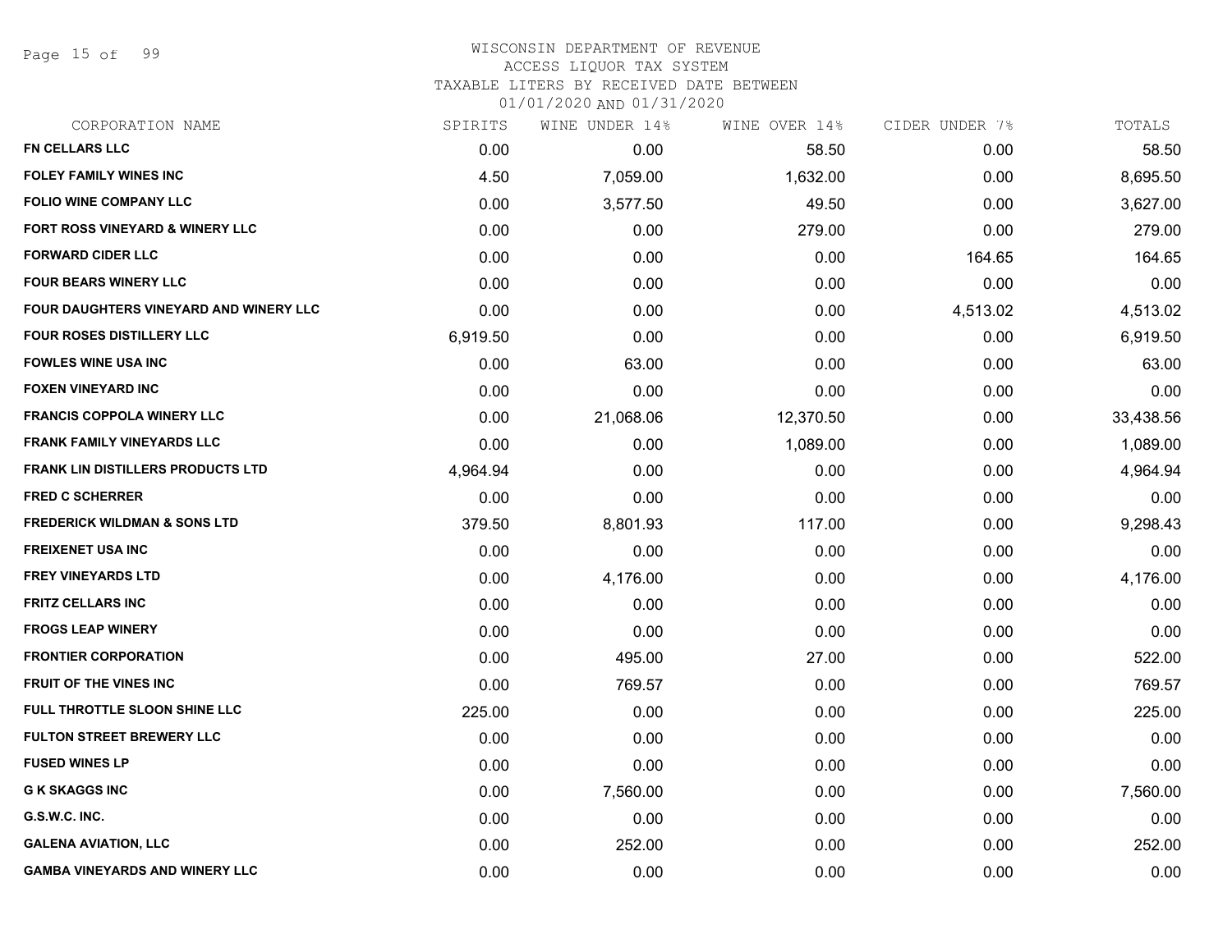WISCONSIN DEPARTMENT OF REVENUE
ACCESS LIQUOR TAX SYSTEM
TAXABLE LITERS BY RECEIVED DATE BETWEEN
01/01/2020 AND 01/31/2020

| CORPORATION NAME | SPIRITS | WINE UNDER 14% | WINE OVER 14% | CIDER UNDER 7% | TOTALS |
|---|---|---|---|---|---|
| FN CELLARS LLC | 0.00 | 0.00 | 58.50 | 0.00 | 58.50 |
| FOLEY FAMILY WINES INC | 4.50 | 7,059.00 | 1,632.00 | 0.00 | 8,695.50 |
| FOLIO WINE COMPANY LLC | 0.00 | 3,577.50 | 49.50 | 0.00 | 3,627.00 |
| FORT ROSS VINEYARD & WINERY LLC | 0.00 | 0.00 | 279.00 | 0.00 | 279.00 |
| FORWARD CIDER LLC | 0.00 | 0.00 | 0.00 | 164.65 | 164.65 |
| FOUR BEARS WINERY LLC | 0.00 | 0.00 | 0.00 | 0.00 | 0.00 |
| FOUR DAUGHTERS VINEYARD AND WINERY LLC | 0.00 | 0.00 | 0.00 | 4,513.02 | 4,513.02 |
| FOUR ROSES DISTILLERY LLC | 6,919.50 | 0.00 | 0.00 | 0.00 | 6,919.50 |
| FOWLES WINE USA INC | 0.00 | 63.00 | 0.00 | 0.00 | 63.00 |
| FOXEN VINEYARD INC | 0.00 | 0.00 | 0.00 | 0.00 | 0.00 |
| FRANCIS COPPOLA WINERY LLC | 0.00 | 21,068.06 | 12,370.50 | 0.00 | 33,438.56 |
| FRANK FAMILY VINEYARDS LLC | 0.00 | 0.00 | 1,089.00 | 0.00 | 1,089.00 |
| FRANK LIN DISTILLERS PRODUCTS LTD | 4,964.94 | 0.00 | 0.00 | 0.00 | 4,964.94 |
| FRED C SCHERRER | 0.00 | 0.00 | 0.00 | 0.00 | 0.00 |
| FREDERICK WILDMAN & SONS LTD | 379.50 | 8,801.93 | 117.00 | 0.00 | 9,298.43 |
| FREIXENET USA INC | 0.00 | 0.00 | 0.00 | 0.00 | 0.00 |
| FREY VINEYARDS LTD | 0.00 | 4,176.00 | 0.00 | 0.00 | 4,176.00 |
| FRITZ CELLARS INC | 0.00 | 0.00 | 0.00 | 0.00 | 0.00 |
| FROGS LEAP WINERY | 0.00 | 0.00 | 0.00 | 0.00 | 0.00 |
| FRONTIER CORPORATION | 0.00 | 495.00 | 27.00 | 0.00 | 522.00 |
| FRUIT OF THE VINES INC | 0.00 | 769.57 | 0.00 | 0.00 | 769.57 |
| FULL THROTTLE SLOON SHINE LLC | 225.00 | 0.00 | 0.00 | 0.00 | 225.00 |
| FULTON STREET BREWERY LLC | 0.00 | 0.00 | 0.00 | 0.00 | 0.00 |
| FUSED WINES LP | 0.00 | 0.00 | 0.00 | 0.00 | 0.00 |
| G K SKAGGS INC | 0.00 | 7,560.00 | 0.00 | 0.00 | 7,560.00 |
| G.S.W.C. INC. | 0.00 | 0.00 | 0.00 | 0.00 | 0.00 |
| GALENA AVIATION, LLC | 0.00 | 252.00 | 0.00 | 0.00 | 252.00 |
| GAMBA VINEYARDS AND WINERY LLC | 0.00 | 0.00 | 0.00 | 0.00 | 0.00 |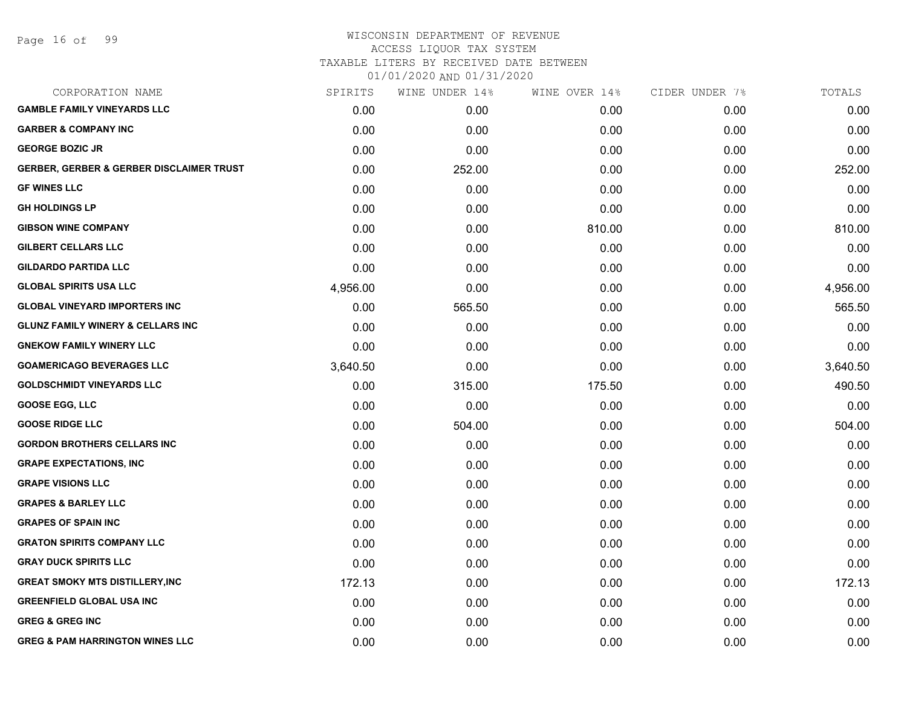# WISCONSIN DEPARTMENT OF REVENUE
ACCESS LIQUOR TAX SYSTEM
TAXABLE LITERS BY RECEIVED DATE BETWEEN
01/01/2020 AND 01/31/2020

| CORPORATION NAME | SPIRITS | WINE UNDER 14% | WINE OVER 14% | CIDER UNDER 7% | TOTALS |
|---|---|---|---|---|---|
| **GAMBLE FAMILY VINEYARDS LLC** | 0.00 | 0.00 | 0.00 | 0.00 | 0.00 |
| **GARBER & COMPANY INC** | 0.00 | 0.00 | 0.00 | 0.00 | 0.00 |
| **GEORGE BOZIC JR** | 0.00 | 0.00 | 0.00 | 0.00 | 0.00 |
| **GERBER, GERBER & GERBER DISCLAIMER TRUST** | 0.00 | 252.00 | 0.00 | 0.00 | 252.00 |
| **GF WINES LLC** | 0.00 | 0.00 | 0.00 | 0.00 | 0.00 |
| **GH HOLDINGS LP** | 0.00 | 0.00 | 0.00 | 0.00 | 0.00 |
| **GIBSON WINE COMPANY** | 0.00 | 0.00 | 810.00 | 0.00 | 810.00 |
| **GILBERT CELLARS LLC** | 0.00 | 0.00 | 0.00 | 0.00 | 0.00 |
| **GILDARDO PARTIDA LLC** | 0.00 | 0.00 | 0.00 | 0.00 | 0.00 |
| **GLOBAL SPIRITS USA LLC** | 4,956.00 | 0.00 | 0.00 | 0.00 | 4,956.00 |
| **GLOBAL VINEYARD IMPORTERS INC** | 0.00 | 565.50 | 0.00 | 0.00 | 565.50 |
| **GLUNZ FAMILY WINERY & CELLARS INC** | 0.00 | 0.00 | 0.00 | 0.00 | 0.00 |
| **GNEKOW FAMILY WINERY LLC** | 0.00 | 0.00 | 0.00 | 0.00 | 0.00 |
| **GOAMERICAGO BEVERAGES LLC** | 3,640.50 | 0.00 | 0.00 | 0.00 | 3,640.50 |
| **GOLDSCHMIDT VINEYARDS LLC** | 0.00 | 315.00 | 175.50 | 0.00 | 490.50 |
| **GOOSE EGG, LLC** | 0.00 | 0.00 | 0.00 | 0.00 | 0.00 |
| **GOOSE RIDGE LLC** | 0.00 | 504.00 | 0.00 | 0.00 | 504.00 |
| **GORDON BROTHERS CELLARS INC** | 0.00 | 0.00 | 0.00 | 0.00 | 0.00 |
| **GRAPE EXPECTATIONS, INC** | 0.00 | 0.00 | 0.00 | 0.00 | 0.00 |
| **GRAPE VISIONS LLC** | 0.00 | 0.00 | 0.00 | 0.00 | 0.00 |
| **GRAPES & BARLEY LLC** | 0.00 | 0.00 | 0.00 | 0.00 | 0.00 |
| **GRAPES OF SPAIN INC** | 0.00 | 0.00 | 0.00 | 0.00 | 0.00 |
| **GRATON SPIRITS COMPANY LLC** | 0.00 | 0.00 | 0.00 | 0.00 | 0.00 |
| **GRAY DUCK SPIRITS LLC** | 0.00 | 0.00 | 0.00 | 0.00 | 0.00 |
| **GREAT SMOKY MTS DISTILLERY,INC** | 172.13 | 0.00 | 0.00 | 0.00 | 172.13 |
| **GREENFIELD GLOBAL USA INC** | 0.00 | 0.00 | 0.00 | 0.00 | 0.00 |
| **GREG & GREG INC** | 0.00 | 0.00 | 0.00 | 0.00 | 0.00 |
| **GREG & PAM HARRINGTON WINES LLC** | 0.00 | 0.00 | 0.00 | 0.00 | 0.00 |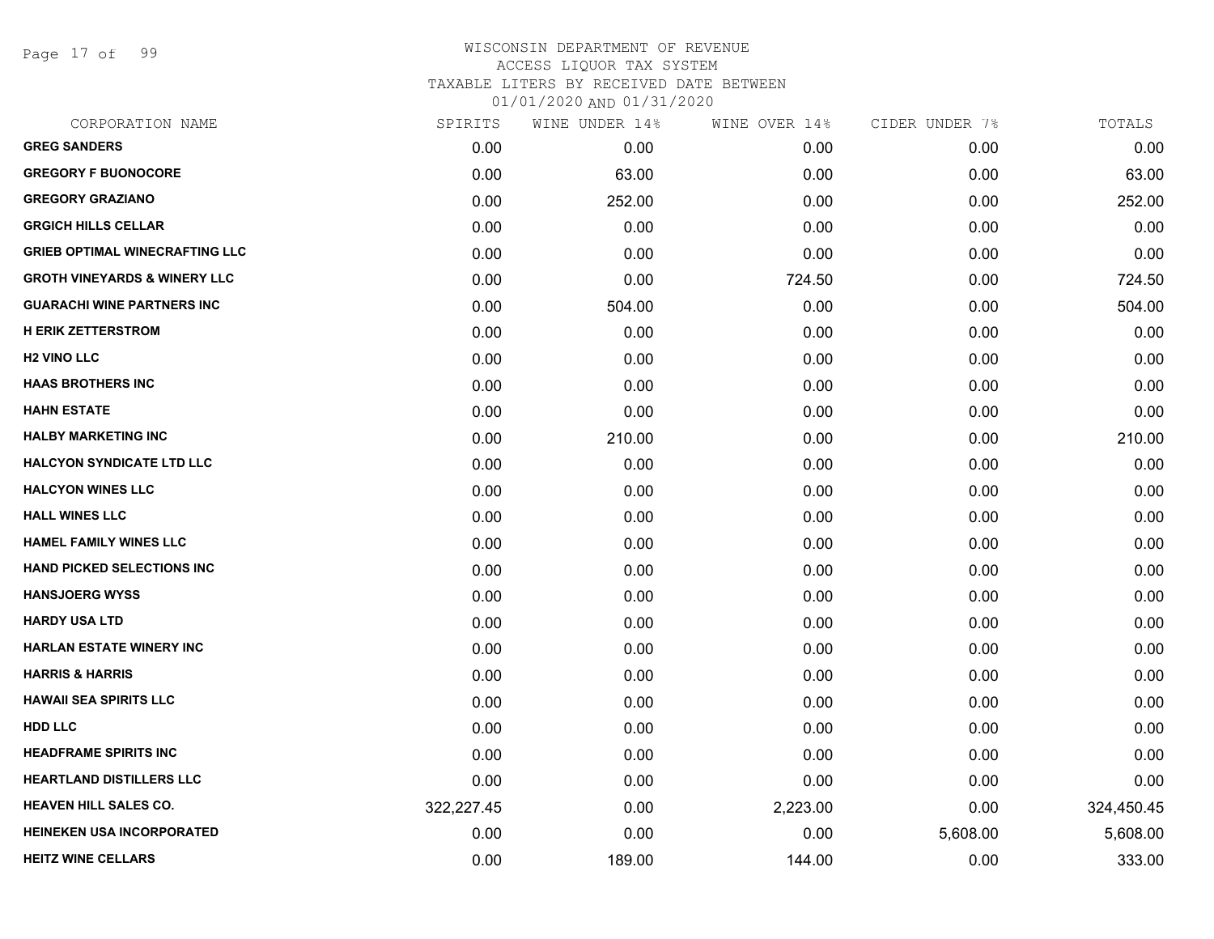# WISCONSIN DEPARTMENT OF REVENUE
## ACCESS LIQUOR TAX SYSTEM
### TAXABLE LITERS BY RECEIVED DATE BETWEEN 01/01/2020 AND 01/31/2020

| CORPORATION NAME | SPIRITS | WINE UNDER 14% | WINE OVER 14% | CIDER UNDER 7% | TOTALS |
|---|---|---|---|---|---|
| GREG SANDERS | 0.00 | 0.00 | 0.00 | 0.00 | 0.00 |
| GREGORY F BUONOCORE | 0.00 | 63.00 | 0.00 | 0.00 | 63.00 |
| GREGORY GRAZIANO | 0.00 | 252.00 | 0.00 | 0.00 | 252.00 |
| GRGICH HILLS CELLAR | 0.00 | 0.00 | 0.00 | 0.00 | 0.00 |
| GRIEB OPTIMAL WINECRAFTING LLC | 0.00 | 0.00 | 0.00 | 0.00 | 0.00 |
| GROTH VINEYARDS & WINERY LLC | 0.00 | 0.00 | 724.50 | 0.00 | 724.50 |
| GUARACHI WINE PARTNERS INC | 0.00 | 504.00 | 0.00 | 0.00 | 504.00 |
| H ERIK ZETTERSTROM | 0.00 | 0.00 | 0.00 | 0.00 | 0.00 |
| H2 VINO LLC | 0.00 | 0.00 | 0.00 | 0.00 | 0.00 |
| HAAS BROTHERS INC | 0.00 | 0.00 | 0.00 | 0.00 | 0.00 |
| HAHN ESTATE | 0.00 | 0.00 | 0.00 | 0.00 | 0.00 |
| HALBY MARKETING INC | 0.00 | 210.00 | 0.00 | 0.00 | 210.00 |
| HALCYON SYNDICATE LTD LLC | 0.00 | 0.00 | 0.00 | 0.00 | 0.00 |
| HALCYON WINES LLC | 0.00 | 0.00 | 0.00 | 0.00 | 0.00 |
| HALL WINES LLC | 0.00 | 0.00 | 0.00 | 0.00 | 0.00 |
| HAMEL FAMILY WINES LLC | 0.00 | 0.00 | 0.00 | 0.00 | 0.00 |
| HAND PICKED SELECTIONS INC | 0.00 | 0.00 | 0.00 | 0.00 | 0.00 |
| HANSJOERG WYSS | 0.00 | 0.00 | 0.00 | 0.00 | 0.00 |
| HARDY USA LTD | 0.00 | 0.00 | 0.00 | 0.00 | 0.00 |
| HARLAN ESTATE WINERY INC | 0.00 | 0.00 | 0.00 | 0.00 | 0.00 |
| HARRIS & HARRIS | 0.00 | 0.00 | 0.00 | 0.00 | 0.00 |
| HAWAII SEA SPIRITS LLC | 0.00 | 0.00 | 0.00 | 0.00 | 0.00 |
| HDD LLC | 0.00 | 0.00 | 0.00 | 0.00 | 0.00 |
| HEADFRAME SPIRITS INC | 0.00 | 0.00 | 0.00 | 0.00 | 0.00 |
| HEARTLAND DISTILLERS LLC | 0.00 | 0.00 | 0.00 | 0.00 | 0.00 |
| HEAVEN HILL SALES CO. | 322,227.45 | 0.00 | 2,223.00 | 0.00 | 324,450.45 |
| HEINEKEN USA INCORPORATED | 0.00 | 0.00 | 0.00 | 5,608.00 | 5,608.00 |
| HEITZ WINE CELLARS | 0.00 | 189.00 | 144.00 | 0.00 | 333.00 |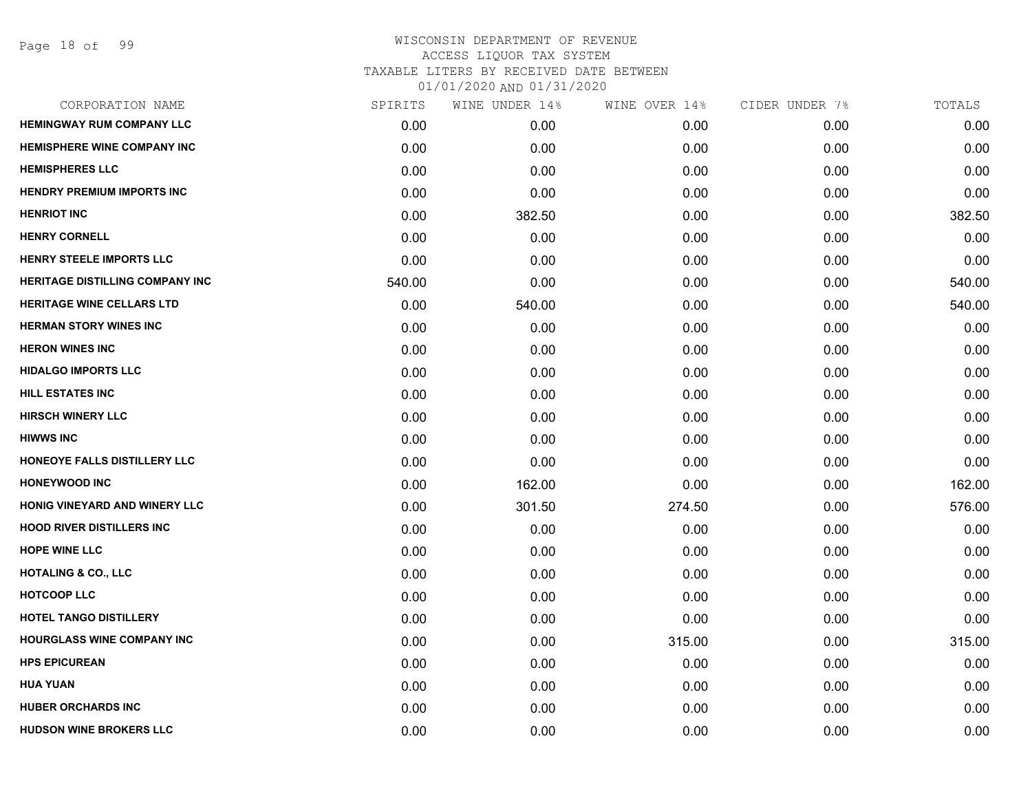WISCONSIN DEPARTMENT OF REVENUE
ACCESS LIQUOR TAX SYSTEM
TAXABLE LITERS BY RECEIVED DATE BETWEEN
01/01/2020 AND 01/31/2020

| CORPORATION NAME | SPIRITS | WINE UNDER 14% | WINE OVER 14% | CIDER UNDER 7% | TOTALS |
|---|---|---|---|---|---|
| HEMINGWAY RUM COMPANY LLC | 0.00 | 0.00 | 0.00 | 0.00 | 0.00 |
| HEMISPHERE WINE COMPANY INC | 0.00 | 0.00 | 0.00 | 0.00 | 0.00 |
| HEMISPHERES LLC | 0.00 | 0.00 | 0.00 | 0.00 | 0.00 |
| HENDRY PREMIUM IMPORTS INC | 0.00 | 0.00 | 0.00 | 0.00 | 0.00 |
| HENRIOT INC | 0.00 | 382.50 | 0.00 | 0.00 | 382.50 |
| HENRY CORNELL | 0.00 | 0.00 | 0.00 | 0.00 | 0.00 |
| HENRY STEELE IMPORTS LLC | 0.00 | 0.00 | 0.00 | 0.00 | 0.00 |
| HERITAGE DISTILLING COMPANY INC | 540.00 | 0.00 | 0.00 | 0.00 | 540.00 |
| HERITAGE WINE CELLARS LTD | 0.00 | 540.00 | 0.00 | 0.00 | 540.00 |
| HERMAN STORY WINES INC | 0.00 | 0.00 | 0.00 | 0.00 | 0.00 |
| HERON WINES INC | 0.00 | 0.00 | 0.00 | 0.00 | 0.00 |
| HIDALGO IMPORTS LLC | 0.00 | 0.00 | 0.00 | 0.00 | 0.00 |
| HILL ESTATES INC | 0.00 | 0.00 | 0.00 | 0.00 | 0.00 |
| HIRSCH WINERY LLC | 0.00 | 0.00 | 0.00 | 0.00 | 0.00 |
| HIWWS INC | 0.00 | 0.00 | 0.00 | 0.00 | 0.00 |
| HONEOYE FALLS DISTILLERY LLC | 0.00 | 0.00 | 0.00 | 0.00 | 0.00 |
| HONEYWOOD INC | 0.00 | 162.00 | 0.00 | 0.00 | 162.00 |
| HONIG VINEYARD AND WINERY LLC | 0.00 | 301.50 | 274.50 | 0.00 | 576.00 |
| HOOD RIVER DISTILLERS INC | 0.00 | 0.00 | 0.00 | 0.00 | 0.00 |
| HOPE WINE LLC | 0.00 | 0.00 | 0.00 | 0.00 | 0.00 |
| HOTALING & CO., LLC | 0.00 | 0.00 | 0.00 | 0.00 | 0.00 |
| HOTCOOP LLC | 0.00 | 0.00 | 0.00 | 0.00 | 0.00 |
| HOTEL TANGO DISTILLERY | 0.00 | 0.00 | 0.00 | 0.00 | 0.00 |
| HOURGLASS WINE COMPANY INC | 0.00 | 0.00 | 315.00 | 0.00 | 315.00 |
| HPS EPICUREAN | 0.00 | 0.00 | 0.00 | 0.00 | 0.00 |
| HUA YUAN | 0.00 | 0.00 | 0.00 | 0.00 | 0.00 |
| HUBER ORCHARDS INC | 0.00 | 0.00 | 0.00 | 0.00 | 0.00 |
| HUDSON WINE BROKERS LLC | 0.00 | 0.00 | 0.00 | 0.00 | 0.00 |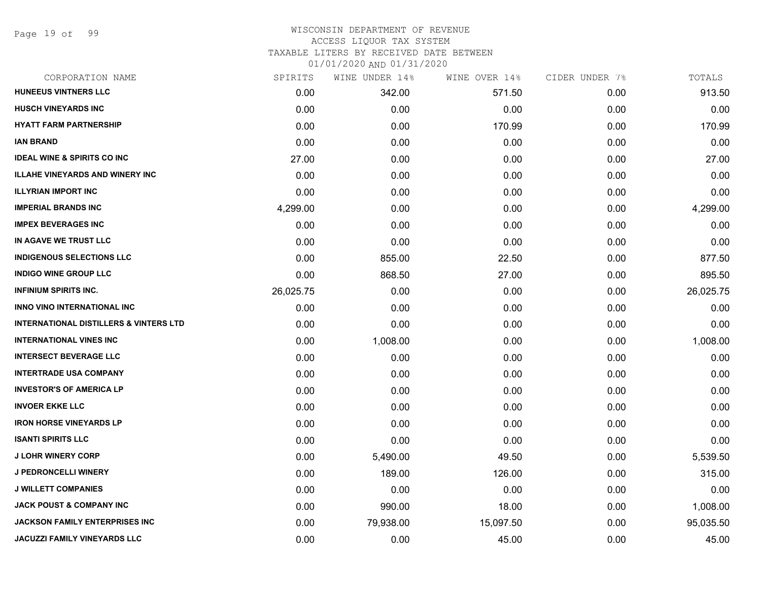WISCONSIN DEPARTMENT OF REVENUE
ACCESS LIQUOR TAX SYSTEM
TAXABLE LITERS BY RECEIVED DATE BETWEEN
01/01/2020 AND 01/31/2020

| CORPORATION NAME | SPIRITS | WINE UNDER 14% | WINE OVER 14% | CIDER UNDER 7% | TOTALS |
|---|---|---|---|---|---|
| **HUNEEUS VINTNERS LLC** | 0.00 | 342.00 | 571.50 | 0.00 | 913.50 |
| **HUSCH VINEYARDS INC** | 0.00 | 0.00 | 0.00 | 0.00 | 0.00 |
| **HYATT FARM PARTNERSHIP** | 0.00 | 0.00 | 170.99 | 0.00 | 170.99 |
| **IAN BRAND** | 0.00 | 0.00 | 0.00 | 0.00 | 0.00 |
| **IDEAL WINE & SPIRITS CO INC** | 27.00 | 0.00 | 0.00 | 0.00 | 27.00 |
| **ILLAHE VINEYARDS AND WINERY INC** | 0.00 | 0.00 | 0.00 | 0.00 | 0.00 |
| **ILLYRIAN IMPORT INC** | 0.00 | 0.00 | 0.00 | 0.00 | 0.00 |
| **IMPERIAL BRANDS INC** | 4,299.00 | 0.00 | 0.00 | 0.00 | 4,299.00 |
| **IMPEX BEVERAGES INC** | 0.00 | 0.00 | 0.00 | 0.00 | 0.00 |
| **IN AGAVE WE TRUST LLC** | 0.00 | 0.00 | 0.00 | 0.00 | 0.00 |
| **INDIGENOUS SELECTIONS LLC** | 0.00 | 855.00 | 22.50 | 0.00 | 877.50 |
| **INDIGO WINE GROUP LLC** | 0.00 | 868.50 | 27.00 | 0.00 | 895.50 |
| **INFINIUM SPIRITS INC.** | 26,025.75 | 0.00 | 0.00 | 0.00 | 26,025.75 |
| **INNO VINO INTERNATIONAL INC** | 0.00 | 0.00 | 0.00 | 0.00 | 0.00 |
| **INTERNATIONAL DISTILLERS & VINTERS LTD** | 0.00 | 0.00 | 0.00 | 0.00 | 0.00 |
| **INTERNATIONAL VINES INC** | 0.00 | 1,008.00 | 0.00 | 0.00 | 1,008.00 |
| **INTERSECT BEVERAGE LLC** | 0.00 | 0.00 | 0.00 | 0.00 | 0.00 |
| **INTERTRADE USA COMPANY** | 0.00 | 0.00 | 0.00 | 0.00 | 0.00 |
| **INVESTOR'S OF AMERICA LP** | 0.00 | 0.00 | 0.00 | 0.00 | 0.00 |
| **INVOER EKKE LLC** | 0.00 | 0.00 | 0.00 | 0.00 | 0.00 |
| **IRON HORSE VINEYARDS LP** | 0.00 | 0.00 | 0.00 | 0.00 | 0.00 |
| **ISANTI SPIRITS LLC** | 0.00 | 0.00 | 0.00 | 0.00 | 0.00 |
| **J LOHR WINERY CORP** | 0.00 | 5,490.00 | 49.50 | 0.00 | 5,539.50 |
| **J PEDRONCELLI WINERY** | 0.00 | 189.00 | 126.00 | 0.00 | 315.00 |
| **J WILLETT COMPANIES** | 0.00 | 0.00 | 0.00 | 0.00 | 0.00 |
| **JACK POUST & COMPANY INC** | 0.00 | 990.00 | 18.00 | 0.00 | 1,008.00 |
| **JACKSON FAMILY ENTERPRISES INC** | 0.00 | 79,938.00 | 15,097.50 | 0.00 | 95,035.50 |
| **JACUZZI FAMILY VINEYARDS LLC** | 0.00 | 0.00 | 45.00 | 0.00 | 45.00 |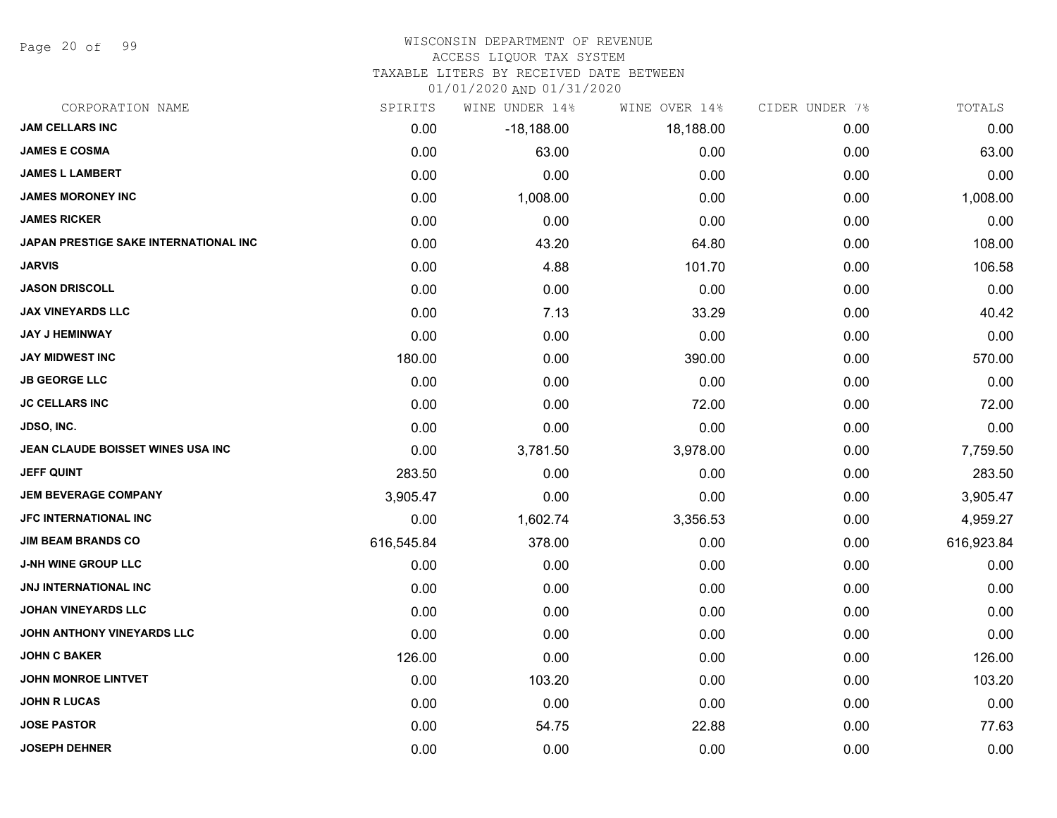WISCONSIN DEPARTMENT OF REVENUE
ACCESS LIQUOR TAX SYSTEM
TAXABLE LITERS BY RECEIVED DATE BETWEEN
01/01/2020 AND 01/31/2020

| CORPORATION NAME | SPIRITS | WINE UNDER 14% | WINE OVER 14% | CIDER UNDER 7% | TOTALS |
|---|---|---|---|---|---|
| JAM CELLARS INC | 0.00 | -18,188.00 | 18,188.00 | 0.00 | 0.00 |
| JAMES E COSMA | 0.00 | 63.00 | 0.00 | 0.00 | 63.00 |
| JAMES L LAMBERT | 0.00 | 0.00 | 0.00 | 0.00 | 0.00 |
| JAMES MORONEY INC | 0.00 | 1,008.00 | 0.00 | 0.00 | 1,008.00 |
| JAMES RICKER | 0.00 | 0.00 | 0.00 | 0.00 | 0.00 |
| JAPAN PRESTIGE SAKE INTERNATIONAL INC | 0.00 | 43.20 | 64.80 | 0.00 | 108.00 |
| JARVIS | 0.00 | 4.88 | 101.70 | 0.00 | 106.58 |
| JASON DRISCOLL | 0.00 | 0.00 | 0.00 | 0.00 | 0.00 |
| JAX VINEYARDS LLC | 0.00 | 7.13 | 33.29 | 0.00 | 40.42 |
| JAY J HEMINWAY | 0.00 | 0.00 | 0.00 | 0.00 | 0.00 |
| JAY MIDWEST INC | 180.00 | 0.00 | 390.00 | 0.00 | 570.00 |
| JB GEORGE LLC | 0.00 | 0.00 | 0.00 | 0.00 | 0.00 |
| JC CELLARS INC | 0.00 | 0.00 | 72.00 | 0.00 | 72.00 |
| JDSO, INC. | 0.00 | 0.00 | 0.00 | 0.00 | 0.00 |
| JEAN CLAUDE BOISSET WINES USA INC | 0.00 | 3,781.50 | 3,978.00 | 0.00 | 7,759.50 |
| JEFF QUINT | 283.50 | 0.00 | 0.00 | 0.00 | 283.50 |
| JEM BEVERAGE COMPANY | 3,905.47 | 0.00 | 0.00 | 0.00 | 3,905.47 |
| JFC INTERNATIONAL INC | 0.00 | 1,602.74 | 3,356.53 | 0.00 | 4,959.27 |
| JIM BEAM BRANDS CO | 616,545.84 | 378.00 | 0.00 | 0.00 | 616,923.84 |
| J-NH WINE GROUP LLC | 0.00 | 0.00 | 0.00 | 0.00 | 0.00 |
| JNJ INTERNATIONAL INC | 0.00 | 0.00 | 0.00 | 0.00 | 0.00 |
| JOHAN VINEYARDS LLC | 0.00 | 0.00 | 0.00 | 0.00 | 0.00 |
| JOHN ANTHONY VINEYARDS LLC | 0.00 | 0.00 | 0.00 | 0.00 | 0.00 |
| JOHN C BAKER | 126.00 | 0.00 | 0.00 | 0.00 | 126.00 |
| JOHN MONROE LINTVET | 0.00 | 103.20 | 0.00 | 0.00 | 103.20 |
| JOHN R LUCAS | 0.00 | 0.00 | 0.00 | 0.00 | 0.00 |
| JOSE PASTOR | 0.00 | 54.75 | 22.88 | 0.00 | 77.63 |
| JOSEPH DEHNER | 0.00 | 0.00 | 0.00 | 0.00 | 0.00 |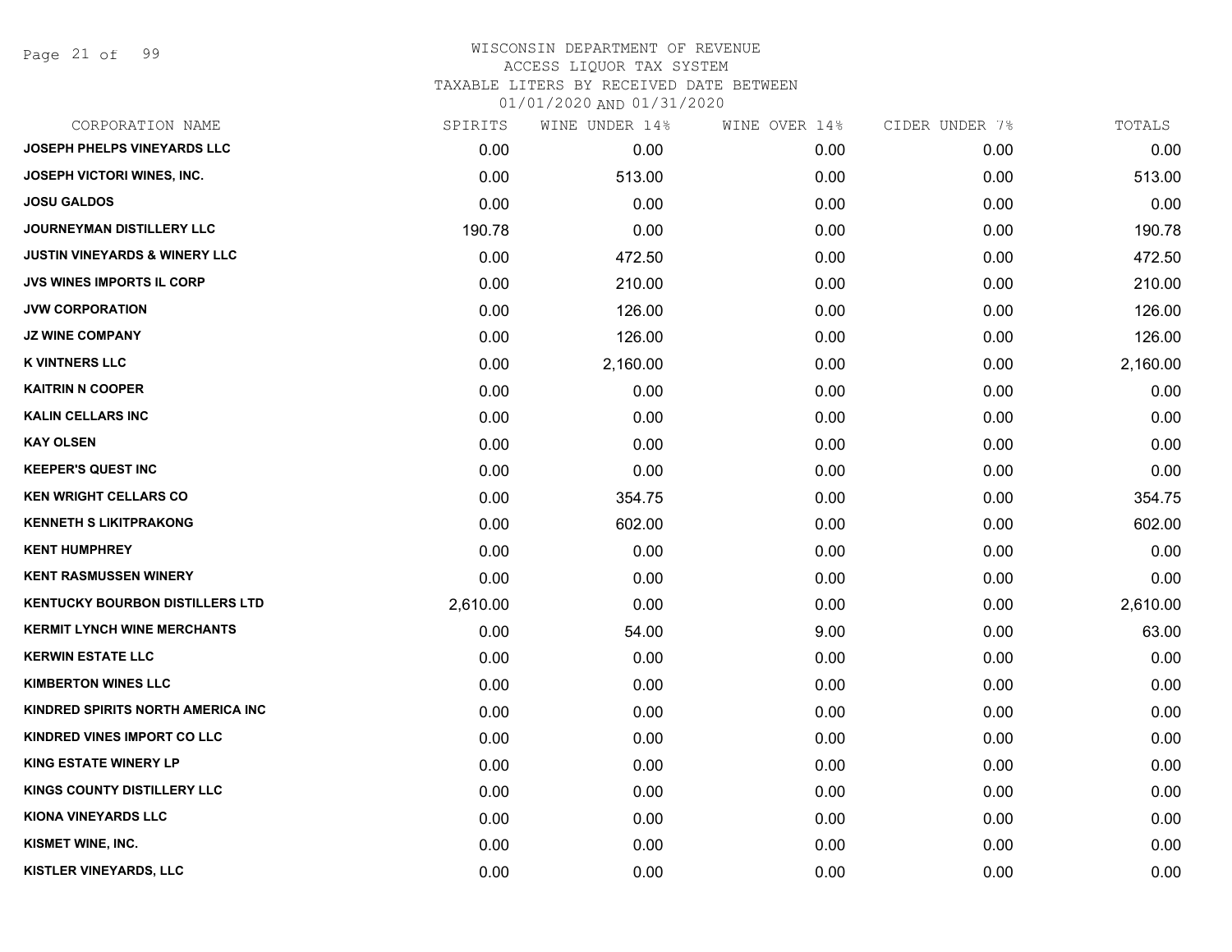WISCONSIN DEPARTMENT OF REVENUE
ACCESS LIQUOR TAX SYSTEM
TAXABLE LITERS BY RECEIVED DATE BETWEEN
01/01/2020 AND 01/31/2020

| CORPORATION NAME | SPIRITS | WINE UNDER 14% | WINE OVER 14% | CIDER UNDER 7% | TOTALS |
|---|---|---|---|---|---|
| JOSEPH PHELPS VINEYARDS LLC | 0.00 | 0.00 | 0.00 | 0.00 | 0.00 |
| JOSEPH VICTORI WINES, INC. | 0.00 | 513.00 | 0.00 | 0.00 | 513.00 |
| JOSU GALDOS | 0.00 | 0.00 | 0.00 | 0.00 | 0.00 |
| JOURNEYMAN DISTILLERY LLC | 190.78 | 0.00 | 0.00 | 0.00 | 190.78 |
| JUSTIN VINEYARDS & WINERY LLC | 0.00 | 472.50 | 0.00 | 0.00 | 472.50 |
| JVS WINES IMPORTS IL CORP | 0.00 | 210.00 | 0.00 | 0.00 | 210.00 |
| JVW CORPORATION | 0.00 | 126.00 | 0.00 | 0.00 | 126.00 |
| JZ WINE COMPANY | 0.00 | 126.00 | 0.00 | 0.00 | 126.00 |
| K VINTNERS LLC | 0.00 | 2,160.00 | 0.00 | 0.00 | 2,160.00 |
| KAITRIN N COOPER | 0.00 | 0.00 | 0.00 | 0.00 | 0.00 |
| KALIN CELLARS INC | 0.00 | 0.00 | 0.00 | 0.00 | 0.00 |
| KAY OLSEN | 0.00 | 0.00 | 0.00 | 0.00 | 0.00 |
| KEEPER'S QUEST INC | 0.00 | 0.00 | 0.00 | 0.00 | 0.00 |
| KEN WRIGHT CELLARS CO | 0.00 | 354.75 | 0.00 | 0.00 | 354.75 |
| KENNETH S LIKITPRAKONG | 0.00 | 602.00 | 0.00 | 0.00 | 602.00 |
| KENT HUMPHREY | 0.00 | 0.00 | 0.00 | 0.00 | 0.00 |
| KENT RASMUSSEN WINERY | 0.00 | 0.00 | 0.00 | 0.00 | 0.00 |
| KENTUCKY BOURBON DISTILLERS LTD | 2,610.00 | 0.00 | 0.00 | 0.00 | 2,610.00 |
| KERMIT LYNCH WINE MERCHANTS | 0.00 | 54.00 | 9.00 | 0.00 | 63.00 |
| KERWIN ESTATE LLC | 0.00 | 0.00 | 0.00 | 0.00 | 0.00 |
| KIMBERTON WINES LLC | 0.00 | 0.00 | 0.00 | 0.00 | 0.00 |
| KINDRED SPIRITS NORTH AMERICA INC | 0.00 | 0.00 | 0.00 | 0.00 | 0.00 |
| KINDRED VINES IMPORT CO LLC | 0.00 | 0.00 | 0.00 | 0.00 | 0.00 |
| KING ESTATE WINERY LP | 0.00 | 0.00 | 0.00 | 0.00 | 0.00 |
| KINGS COUNTY DISTILLERY LLC | 0.00 | 0.00 | 0.00 | 0.00 | 0.00 |
| KIONA VINEYARDS LLC | 0.00 | 0.00 | 0.00 | 0.00 | 0.00 |
| KISMET WINE, INC. | 0.00 | 0.00 | 0.00 | 0.00 | 0.00 |
| KISTLER VINEYARDS, LLC | 0.00 | 0.00 | 0.00 | 0.00 | 0.00 |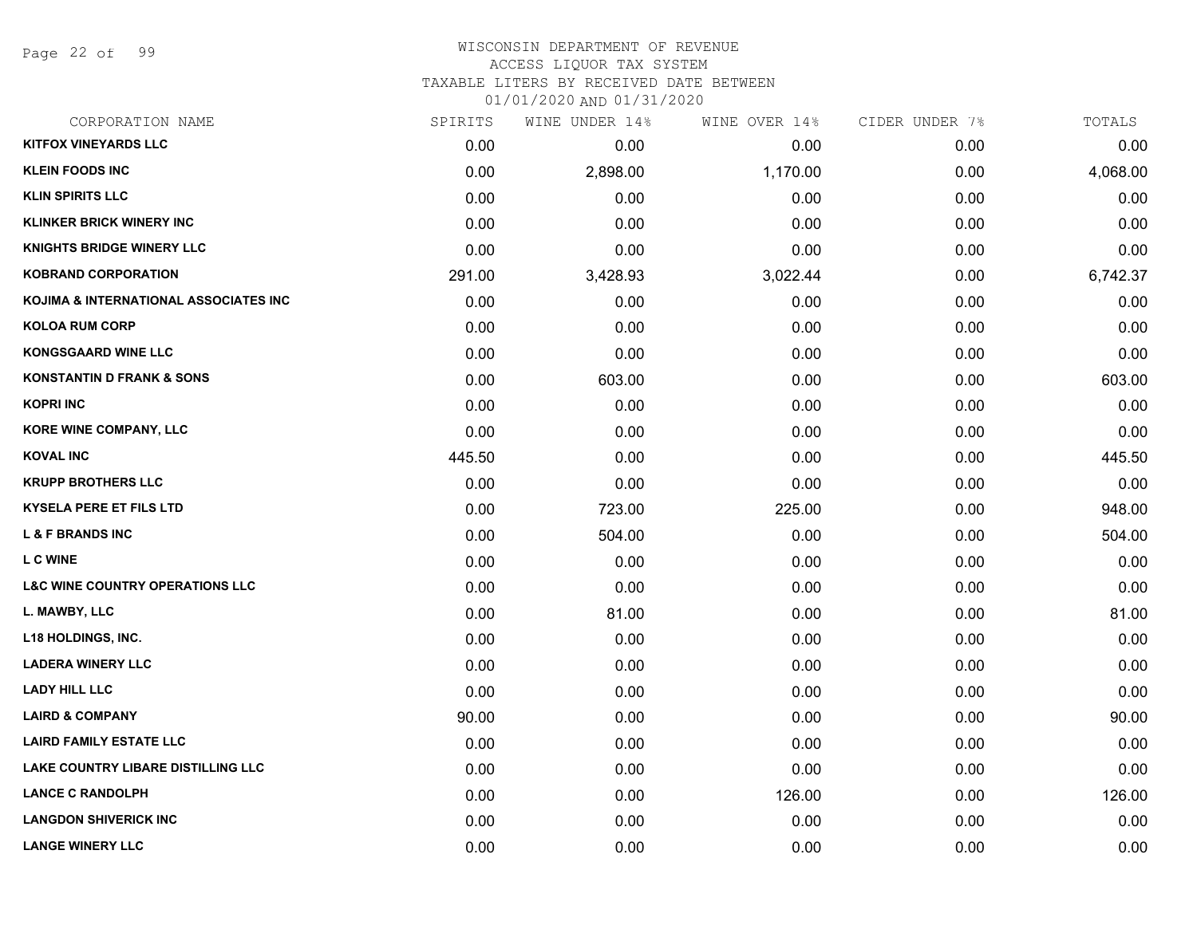WISCONSIN DEPARTMENT OF REVENUE
ACCESS LIQUOR TAX SYSTEM
TAXABLE LITERS BY RECEIVED DATE BETWEEN
01/01/2020 AND 01/31/2020

| CORPORATION NAME | SPIRITS | WINE UNDER 14% | WINE OVER 14% | CIDER UNDER 7% | TOTALS |
|---|---|---|---|---|---|
| KITFOX VINEYARDS LLC | 0.00 | 0.00 | 0.00 | 0.00 | 0.00 |
| KLEIN FOODS INC | 0.00 | 2,898.00 | 1,170.00 | 0.00 | 4,068.00 |
| KLIN SPIRITS LLC | 0.00 | 0.00 | 0.00 | 0.00 | 0.00 |
| KLINKER BRICK WINERY INC | 0.00 | 0.00 | 0.00 | 0.00 | 0.00 |
| KNIGHTS BRIDGE WINERY LLC | 0.00 | 0.00 | 0.00 | 0.00 | 0.00 |
| KOBRAND CORPORATION | 291.00 | 3,428.93 | 3,022.44 | 0.00 | 6,742.37 |
| KOJIMA & INTERNATIONAL ASSOCIATES INC | 0.00 | 0.00 | 0.00 | 0.00 | 0.00 |
| KOLOA RUM CORP | 0.00 | 0.00 | 0.00 | 0.00 | 0.00 |
| KONGSGAARD WINE LLC | 0.00 | 0.00 | 0.00 | 0.00 | 0.00 |
| KONSTANTIN D FRANK & SONS | 0.00 | 603.00 | 0.00 | 0.00 | 603.00 |
| KOPRI INC | 0.00 | 0.00 | 0.00 | 0.00 | 0.00 |
| KORE WINE COMPANY, LLC | 0.00 | 0.00 | 0.00 | 0.00 | 0.00 |
| KOVAL INC | 445.50 | 0.00 | 0.00 | 0.00 | 445.50 |
| KRUPP BROTHERS LLC | 0.00 | 0.00 | 0.00 | 0.00 | 0.00 |
| KYSELA PERE ET FILS LTD | 0.00 | 723.00 | 225.00 | 0.00 | 948.00 |
| L & F BRANDS INC | 0.00 | 504.00 | 0.00 | 0.00 | 504.00 |
| L C WINE | 0.00 | 0.00 | 0.00 | 0.00 | 0.00 |
| L&C WINE COUNTRY OPERATIONS LLC | 0.00 | 0.00 | 0.00 | 0.00 | 0.00 |
| L. MAWBY, LLC | 0.00 | 81.00 | 0.00 | 0.00 | 81.00 |
| L18 HOLDINGS, INC. | 0.00 | 0.00 | 0.00 | 0.00 | 0.00 |
| LADERA WINERY LLC | 0.00 | 0.00 | 0.00 | 0.00 | 0.00 |
| LADY HILL LLC | 0.00 | 0.00 | 0.00 | 0.00 | 0.00 |
| LAIRD & COMPANY | 90.00 | 0.00 | 0.00 | 0.00 | 90.00 |
| LAIRD FAMILY ESTATE LLC | 0.00 | 0.00 | 0.00 | 0.00 | 0.00 |
| LAKE COUNTRY LIBARE DISTILLING LLC | 0.00 | 0.00 | 0.00 | 0.00 | 0.00 |
| LANCE C RANDOLPH | 0.00 | 0.00 | 126.00 | 0.00 | 126.00 |
| LANGDON SHIVERICK INC | 0.00 | 0.00 | 0.00 | 0.00 | 0.00 |
| LANGE WINERY LLC | 0.00 | 0.00 | 0.00 | 0.00 | 0.00 |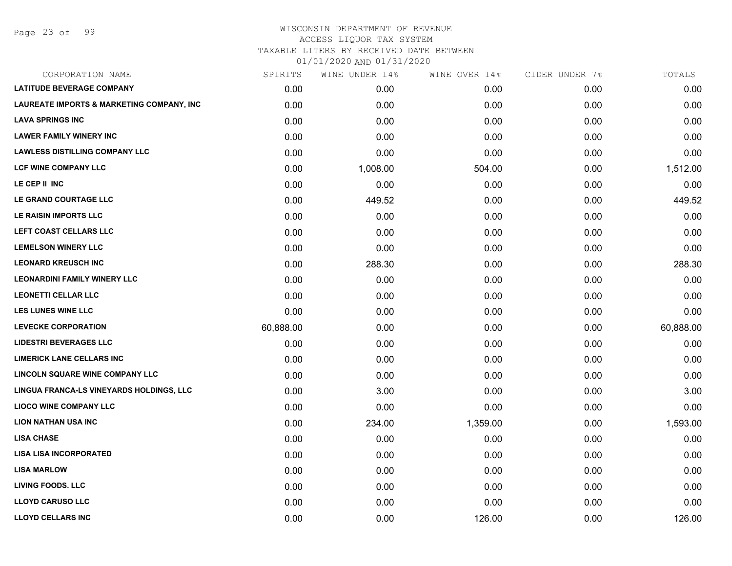# WISCONSIN DEPARTMENT OF REVENUE
ACCESS LIQUOR TAX SYSTEM
TAXABLE LITERS BY RECEIVED DATE BETWEEN
01/01/2020 AND 01/31/2020

| CORPORATION NAME | SPIRITS | WINE UNDER 14% | WINE OVER 14% | CIDER UNDER 7% | TOTALS |
|---|---|---|---|---|---|
| LATITUDE BEVERAGE COMPANY | 0.00 | 0.00 | 0.00 | 0.00 | 0.00 |
| LAUREATE IMPORTS & MARKETING COMPANY, INC | 0.00 | 0.00 | 0.00 | 0.00 | 0.00 |
| LAVA SPRINGS INC | 0.00 | 0.00 | 0.00 | 0.00 | 0.00 |
| LAWER FAMILY WINERY INC | 0.00 | 0.00 | 0.00 | 0.00 | 0.00 |
| LAWLESS DISTILLING COMPANY LLC | 0.00 | 0.00 | 0.00 | 0.00 | 0.00 |
| LCF WINE COMPANY LLC | 0.00 | 1,008.00 | 504.00 | 0.00 | 1,512.00 |
| LE CEP II INC | 0.00 | 0.00 | 0.00 | 0.00 | 0.00 |
| LE GRAND COURTAGE LLC | 0.00 | 449.52 | 0.00 | 0.00 | 449.52 |
| LE RAISIN IMPORTS LLC | 0.00 | 0.00 | 0.00 | 0.00 | 0.00 |
| LEFT COAST CELLARS LLC | 0.00 | 0.00 | 0.00 | 0.00 | 0.00 |
| LEMELSON WINERY LLC | 0.00 | 0.00 | 0.00 | 0.00 | 0.00 |
| LEONARD KREUSCH INC | 0.00 | 288.30 | 0.00 | 0.00 | 288.30 |
| LEONARDINI FAMILY WINERY LLC | 0.00 | 0.00 | 0.00 | 0.00 | 0.00 |
| LEONETTI CELLAR LLC | 0.00 | 0.00 | 0.00 | 0.00 | 0.00 |
| LES LUNES WINE LLC | 0.00 | 0.00 | 0.00 | 0.00 | 0.00 |
| LEVECKE CORPORATION | 60,888.00 | 0.00 | 0.00 | 0.00 | 60,888.00 |
| LIDESTRI BEVERAGES LLC | 0.00 | 0.00 | 0.00 | 0.00 | 0.00 |
| LIMERICK LANE CELLARS INC | 0.00 | 0.00 | 0.00 | 0.00 | 0.00 |
| LINCOLN SQUARE WINE COMPANY LLC | 0.00 | 0.00 | 0.00 | 0.00 | 0.00 |
| LINGUA FRANCA-LS VINEYARDS HOLDINGS, LLC | 0.00 | 3.00 | 0.00 | 0.00 | 3.00 |
| LIOCO WINE COMPANY LLC | 0.00 | 0.00 | 0.00 | 0.00 | 0.00 |
| LION NATHAN USA INC | 0.00 | 234.00 | 1,359.00 | 0.00 | 1,593.00 |
| LISA CHASE | 0.00 | 0.00 | 0.00 | 0.00 | 0.00 |
| LISA LISA INCORPORATED | 0.00 | 0.00 | 0.00 | 0.00 | 0.00 |
| LISA MARLOW | 0.00 | 0.00 | 0.00 | 0.00 | 0.00 |
| LIVING FOODS. LLC | 0.00 | 0.00 | 0.00 | 0.00 | 0.00 |
| LLOYD CARUSO LLC | 0.00 | 0.00 | 0.00 | 0.00 | 0.00 |
| LLOYD CELLARS INC | 0.00 | 0.00 | 126.00 | 0.00 | 126.00 |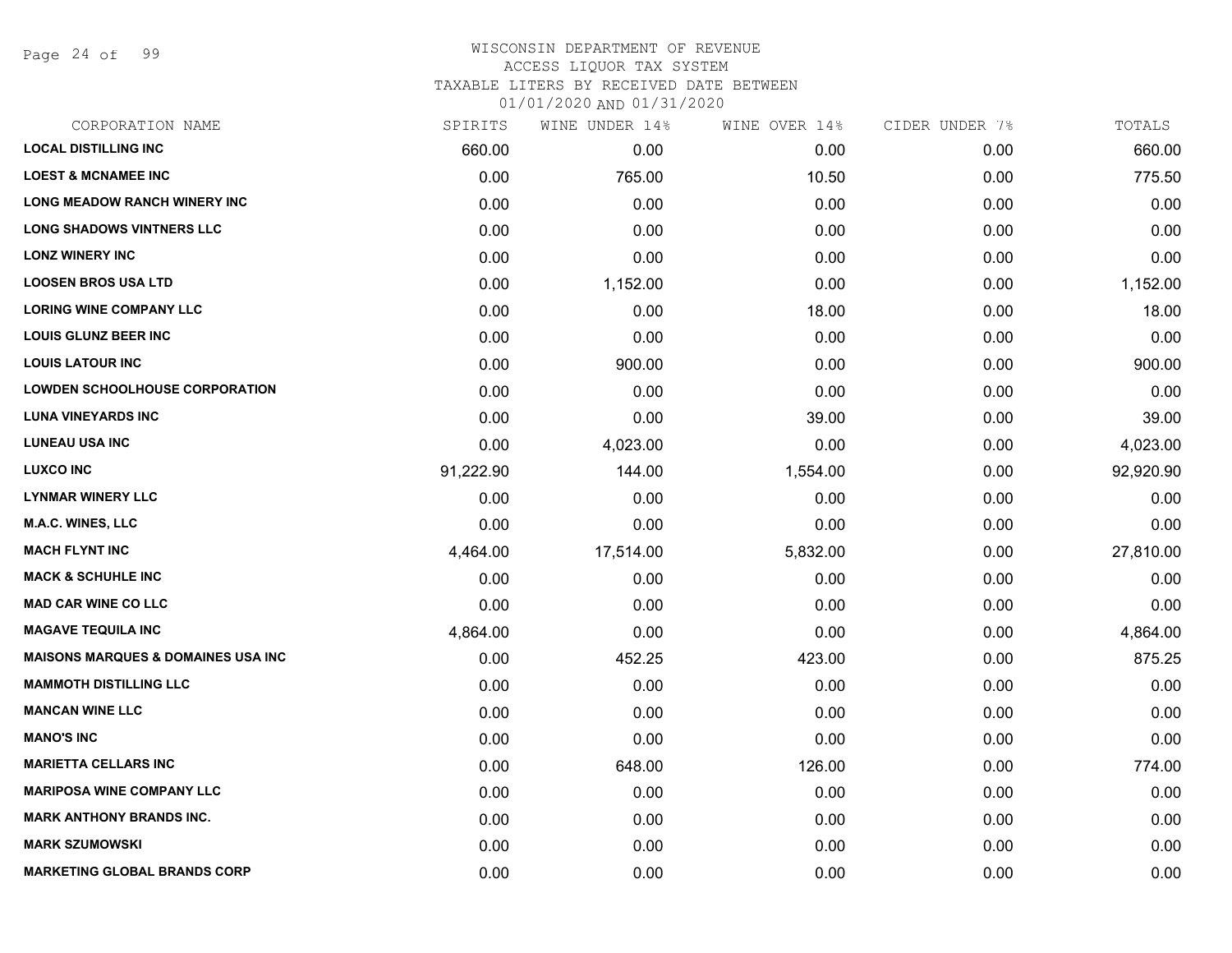WISCONSIN DEPARTMENT OF REVENUE
ACCESS LIQUOR TAX SYSTEM
TAXABLE LITERS BY RECEIVED DATE BETWEEN
01/01/2020 AND 01/31/2020

| CORPORATION NAME | SPIRITS | WINE UNDER 14% | WINE OVER 14% | CIDER UNDER 7% | TOTALS |
|---|---|---|---|---|---|
| LOCAL DISTILLING INC | 660.00 | 0.00 | 0.00 | 0.00 | 660.00 |
| LOEST & MCNAMEE INC | 0.00 | 765.00 | 10.50 | 0.00 | 775.50 |
| LONG MEADOW RANCH WINERY INC | 0.00 | 0.00 | 0.00 | 0.00 | 0.00 |
| LONG SHADOWS VINTNERS LLC | 0.00 | 0.00 | 0.00 | 0.00 | 0.00 |
| LONZ WINERY INC | 0.00 | 0.00 | 0.00 | 0.00 | 0.00 |
| LOOSEN BROS USA LTD | 0.00 | 1,152.00 | 0.00 | 0.00 | 1,152.00 |
| LORING WINE COMPANY LLC | 0.00 | 0.00 | 18.00 | 0.00 | 18.00 |
| LOUIS GLUNZ BEER INC | 0.00 | 0.00 | 0.00 | 0.00 | 0.00 |
| LOUIS LATOUR INC | 0.00 | 900.00 | 0.00 | 0.00 | 900.00 |
| LOWDEN SCHOOLHOUSE CORPORATION | 0.00 | 0.00 | 0.00 | 0.00 | 0.00 |
| LUNA VINEYARDS INC | 0.00 | 0.00 | 39.00 | 0.00 | 39.00 |
| LUNEAU USA INC | 0.00 | 4,023.00 | 0.00 | 0.00 | 4,023.00 |
| LUXCO INC | 91,222.90 | 144.00 | 1,554.00 | 0.00 | 92,920.90 |
| LYNMAR WINERY LLC | 0.00 | 0.00 | 0.00 | 0.00 | 0.00 |
| M.A.C. WINES, LLC | 0.00 | 0.00 | 0.00 | 0.00 | 0.00 |
| MACH FLYNT INC | 4,464.00 | 17,514.00 | 5,832.00 | 0.00 | 27,810.00 |
| MACK & SCHUHLE INC | 0.00 | 0.00 | 0.00 | 0.00 | 0.00 |
| MAD CAR WINE CO LLC | 0.00 | 0.00 | 0.00 | 0.00 | 0.00 |
| MAGAVE TEQUILA INC | 4,864.00 | 0.00 | 0.00 | 0.00 | 4,864.00 |
| MAISONS MARQUES & DOMAINES USA INC | 0.00 | 452.25 | 423.00 | 0.00 | 875.25 |
| MAMMOTH DISTILLING LLC | 0.00 | 0.00 | 0.00 | 0.00 | 0.00 |
| MANCAN WINE LLC | 0.00 | 0.00 | 0.00 | 0.00 | 0.00 |
| MANO'S INC | 0.00 | 0.00 | 0.00 | 0.00 | 0.00 |
| MARIETTA CELLARS INC | 0.00 | 648.00 | 126.00 | 0.00 | 774.00 |
| MARIPOSA WINE COMPANY LLC | 0.00 | 0.00 | 0.00 | 0.00 | 0.00 |
| MARK ANTHONY BRANDS INC. | 0.00 | 0.00 | 0.00 | 0.00 | 0.00 |
| MARK SZUMOWSKI | 0.00 | 0.00 | 0.00 | 0.00 | 0.00 |
| MARKETING GLOBAL BRANDS CORP | 0.00 | 0.00 | 0.00 | 0.00 | 0.00 |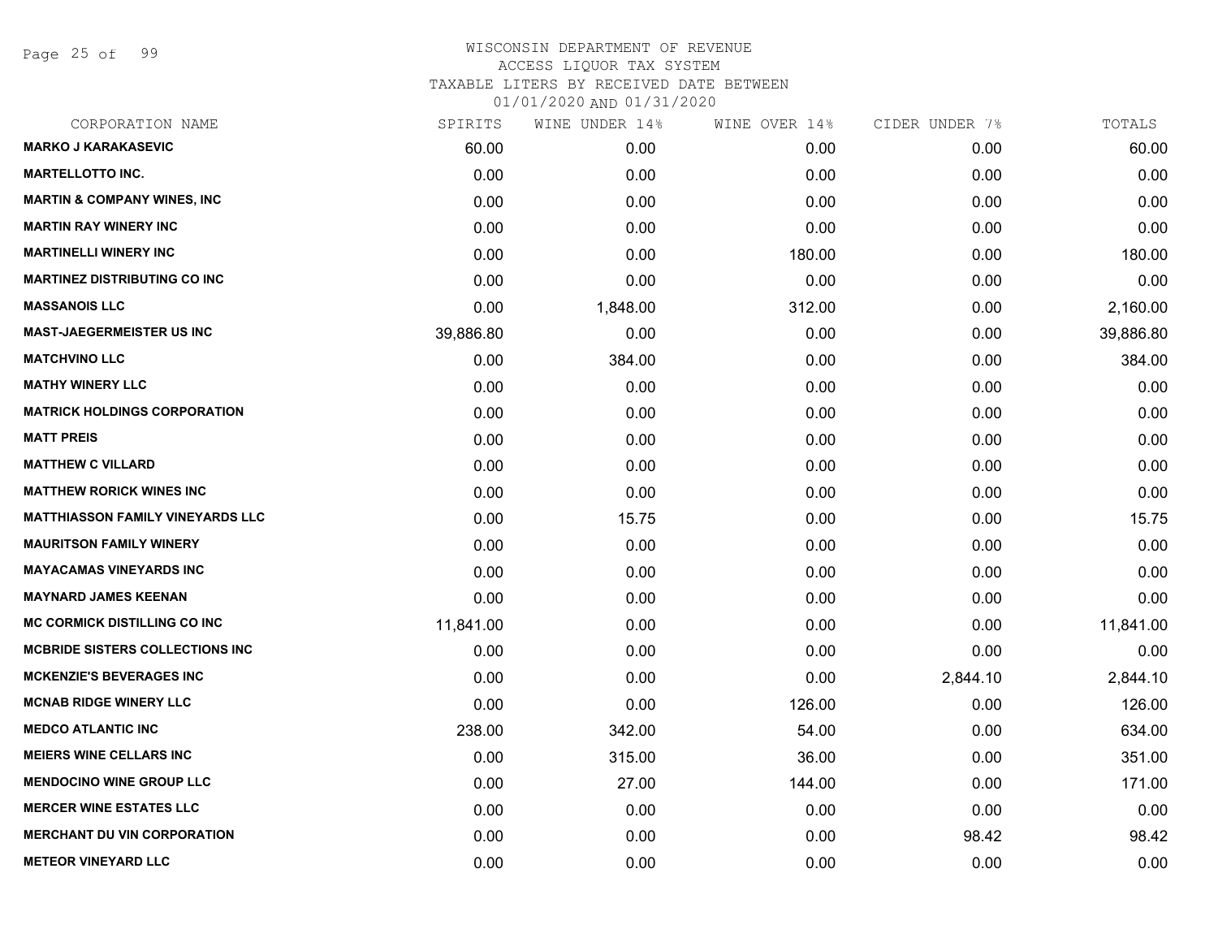# WISCONSIN DEPARTMENT OF REVENUE
## ACCESS LIQUOR TAX SYSTEM
### TAXABLE LITERS BY RECEIVED DATE BETWEEN 01/01/2020 AND 01/31/2020

| CORPORATION NAME | SPIRITS | WINE UNDER 14% | WINE OVER 14% | CIDER UNDER 7% | TOTALS |
|---|---|---|---|---|---|
| **MARKO J KARAKASEVIC** | 60.00 | 0.00 | 0.00 | 0.00 | 60.00 |
| **MARTELLOTTO INC.** | 0.00 | 0.00 | 0.00 | 0.00 | 0.00 |
| **MARTIN & COMPANY WINES, INC** | 0.00 | 0.00 | 0.00 | 0.00 | 0.00 |
| **MARTIN RAY WINERY INC** | 0.00 | 0.00 | 0.00 | 0.00 | 0.00 |
| **MARTINELLI WINERY INC** | 0.00 | 0.00 | 180.00 | 0.00 | 180.00 |
| **MARTINEZ DISTRIBUTING CO INC** | 0.00 | 0.00 | 0.00 | 0.00 | 0.00 |
| **MASSANOIS LLC** | 0.00 | 1,848.00 | 312.00 | 0.00 | 2,160.00 |
| **MAST-JAEGERMEISTER US INC** | 39,886.80 | 0.00 | 0.00 | 0.00 | 39,886.80 |
| **MATCHVINO LLC** | 0.00 | 384.00 | 0.00 | 0.00 | 384.00 |
| **MATHY WINERY LLC** | 0.00 | 0.00 | 0.00 | 0.00 | 0.00 |
| **MATRICK HOLDINGS CORPORATION** | 0.00 | 0.00 | 0.00 | 0.00 | 0.00 |
| **MATT PREIS** | 0.00 | 0.00 | 0.00 | 0.00 | 0.00 |
| **MATTHEW C VILLARD** | 0.00 | 0.00 | 0.00 | 0.00 | 0.00 |
| **MATTHEW RORICK WINES INC** | 0.00 | 0.00 | 0.00 | 0.00 | 0.00 |
| **MATTHIASSON FAMILY VINEYARDS LLC** | 0.00 | 15.75 | 0.00 | 0.00 | 15.75 |
| **MAURITSON FAMILY WINERY** | 0.00 | 0.00 | 0.00 | 0.00 | 0.00 |
| **MAYACAMAS VINEYARDS INC** | 0.00 | 0.00 | 0.00 | 0.00 | 0.00 |
| **MAYNARD JAMES KEENAN** | 0.00 | 0.00 | 0.00 | 0.00 | 0.00 |
| **MC CORMICK DISTILLING CO INC** | 11,841.00 | 0.00 | 0.00 | 0.00 | 11,841.00 |
| **MCBRIDE SISTERS COLLECTIONS INC** | 0.00 | 0.00 | 0.00 | 0.00 | 0.00 |
| **MCKENZIE'S BEVERAGES INC** | 0.00 | 0.00 | 0.00 | 2,844.10 | 2,844.10 |
| **MCNAB RIDGE WINERY LLC** | 0.00 | 0.00 | 126.00 | 0.00 | 126.00 |
| **MEDCO ATLANTIC INC** | 238.00 | 342.00 | 54.00 | 0.00 | 634.00 |
| **MEIERS WINE CELLARS INC** | 0.00 | 315.00 | 36.00 | 0.00 | 351.00 |
| **MENDOCINO WINE GROUP LLC** | 0.00 | 27.00 | 144.00 | 0.00 | 171.00 |
| **MERCER WINE ESTATES LLC** | 0.00 | 0.00 | 0.00 | 0.00 | 0.00 |
| **MERCHANT DU VIN CORPORATION** | 0.00 | 0.00 | 0.00 | 98.42 | 98.42 |
| **METEOR VINEYARD LLC** | 0.00 | 0.00 | 0.00 | 0.00 | 0.00 |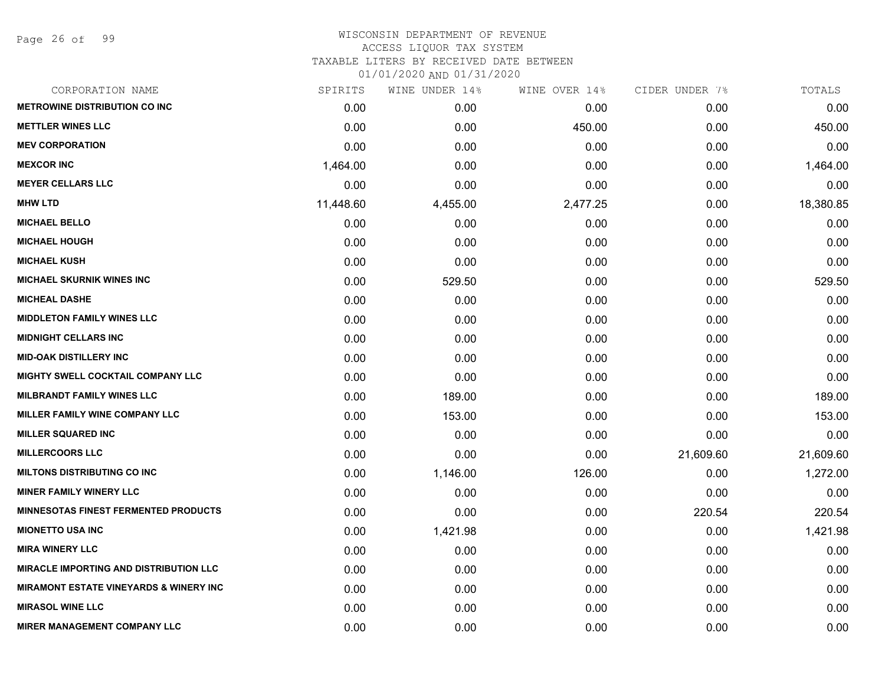# WISCONSIN DEPARTMENT OF REVENUE
## ACCESS LIQUOR TAX SYSTEM
### TAXABLE LITERS BY RECEIVED DATE BETWEEN 01/01/2020 AND 01/31/2020

| CORPORATION NAME | SPIRITS | WINE UNDER 14% | WINE OVER 14% | CIDER UNDER 7% | TOTALS |
|---|---|---|---|---|---|
| METROWINE DISTRIBUTION CO INC | 0.00 | 0.00 | 0.00 | 0.00 | 0.00 |
| METTLER WINES LLC | 0.00 | 0.00 | 450.00 | 0.00 | 450.00 |
| MEV CORPORATION | 0.00 | 0.00 | 0.00 | 0.00 | 0.00 |
| MEXCOR INC | 1,464.00 | 0.00 | 0.00 | 0.00 | 1,464.00 |
| MEYER CELLARS LLC | 0.00 | 0.00 | 0.00 | 0.00 | 0.00 |
| MHW LTD | 11,448.60 | 4,455.00 | 2,477.25 | 0.00 | 18,380.85 |
| MICHAEL BELLO | 0.00 | 0.00 | 0.00 | 0.00 | 0.00 |
| MICHAEL HOUGH | 0.00 | 0.00 | 0.00 | 0.00 | 0.00 |
| MICHAEL KUSH | 0.00 | 0.00 | 0.00 | 0.00 | 0.00 |
| MICHAEL SKURNIK WINES INC | 0.00 | 529.50 | 0.00 | 0.00 | 529.50 |
| MICHEAL DASHE | 0.00 | 0.00 | 0.00 | 0.00 | 0.00 |
| MIDDLETON FAMILY WINES LLC | 0.00 | 0.00 | 0.00 | 0.00 | 0.00 |
| MIDNIGHT CELLARS INC | 0.00 | 0.00 | 0.00 | 0.00 | 0.00 |
| MID-OAK DISTILLERY INC | 0.00 | 0.00 | 0.00 | 0.00 | 0.00 |
| MIGHTY SWELL COCKTAIL COMPANY LLC | 0.00 | 0.00 | 0.00 | 0.00 | 0.00 |
| MILBRANDT FAMILY WINES LLC | 0.00 | 189.00 | 0.00 | 0.00 | 189.00 |
| MILLER FAMILY WINE COMPANY LLC | 0.00 | 153.00 | 0.00 | 0.00 | 153.00 |
| MILLER SQUARED INC | 0.00 | 0.00 | 0.00 | 0.00 | 0.00 |
| MILLERCOORS LLC | 0.00 | 0.00 | 0.00 | 21,609.60 | 21,609.60 |
| MILTONS DISTRIBUTING CO INC | 0.00 | 1,146.00 | 126.00 | 0.00 | 1,272.00 |
| MINER FAMILY WINERY LLC | 0.00 | 0.00 | 0.00 | 0.00 | 0.00 |
| MINNESOTAS FINEST FERMENTED PRODUCTS | 0.00 | 0.00 | 0.00 | 220.54 | 220.54 |
| MIONETTO USA INC | 0.00 | 1,421.98 | 0.00 | 0.00 | 1,421.98 |
| MIRA WINERY LLC | 0.00 | 0.00 | 0.00 | 0.00 | 0.00 |
| MIRACLE IMPORTING AND DISTRIBUTION LLC | 0.00 | 0.00 | 0.00 | 0.00 | 0.00 |
| MIRAMONT ESTATE VINEYARDS & WINERY INC | 0.00 | 0.00 | 0.00 | 0.00 | 0.00 |
| MIRASOL WINE LLC | 0.00 | 0.00 | 0.00 | 0.00 | 0.00 |
| MIRER MANAGEMENT COMPANY LLC | 0.00 | 0.00 | 0.00 | 0.00 | 0.00 |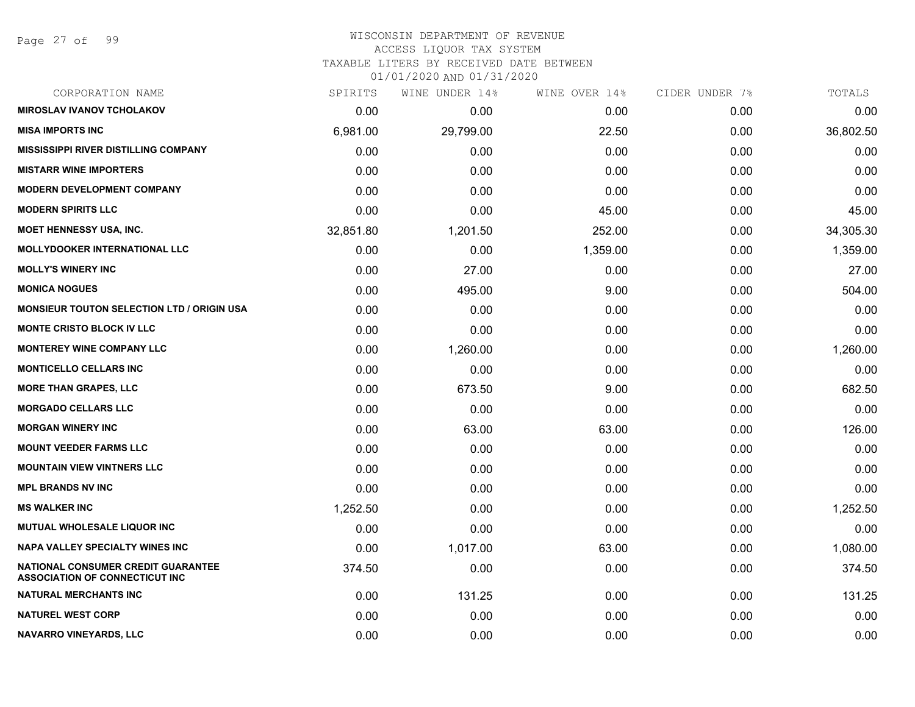WISCONSIN DEPARTMENT OF REVENUE
ACCESS LIQUOR TAX SYSTEM
TAXABLE LITERS BY RECEIVED DATE BETWEEN
01/01/2020 AND 01/31/2020

| CORPORATION NAME | SPIRITS | WINE UNDER 14% | WINE OVER 14% | CIDER UNDER 7% | TOTALS |
|---|---|---|---|---|---|
| MIROSLAV IVANOV TCHOLAKOV | 0.00 | 0.00 | 0.00 | 0.00 | 0.00 |
| MISA IMPORTS INC | 6,981.00 | 29,799.00 | 22.50 | 0.00 | 36,802.50 |
| MISSISSIPPI RIVER DISTILLING COMPANY | 0.00 | 0.00 | 0.00 | 0.00 | 0.00 |
| MISTARR WINE IMPORTERS | 0.00 | 0.00 | 0.00 | 0.00 | 0.00 |
| MODERN DEVELOPMENT COMPANY | 0.00 | 0.00 | 0.00 | 0.00 | 0.00 |
| MODERN SPIRITS LLC | 0.00 | 0.00 | 45.00 | 0.00 | 45.00 |
| MOET HENNESSY USA, INC. | 32,851.80 | 1,201.50 | 252.00 | 0.00 | 34,305.30 |
| MOLLYDOOKER INTERNATIONAL LLC | 0.00 | 0.00 | 1,359.00 | 0.00 | 1,359.00 |
| MOLLY'S WINERY INC | 0.00 | 27.00 | 0.00 | 0.00 | 27.00 |
| MONICA NOGUES | 0.00 | 495.00 | 9.00 | 0.00 | 504.00 |
| MONSIEUR TOUTON SELECTION LTD / ORIGIN USA | 0.00 | 0.00 | 0.00 | 0.00 | 0.00 |
| MONTE CRISTO BLOCK IV LLC | 0.00 | 0.00 | 0.00 | 0.00 | 0.00 |
| MONTEREY WINE COMPANY LLC | 0.00 | 1,260.00 | 0.00 | 0.00 | 1,260.00 |
| MONTICELLO CELLARS INC | 0.00 | 0.00 | 0.00 | 0.00 | 0.00 |
| MORE THAN GRAPES, LLC | 0.00 | 673.50 | 9.00 | 0.00 | 682.50 |
| MORGADO CELLARS LLC | 0.00 | 0.00 | 0.00 | 0.00 | 0.00 |
| MORGAN WINERY INC | 0.00 | 63.00 | 63.00 | 0.00 | 126.00 |
| MOUNT VEEDER FARMS LLC | 0.00 | 0.00 | 0.00 | 0.00 | 0.00 |
| MOUNTAIN VIEW VINTNERS LLC | 0.00 | 0.00 | 0.00 | 0.00 | 0.00 |
| MPL BRANDS NV INC | 0.00 | 0.00 | 0.00 | 0.00 | 0.00 |
| MS WALKER INC | 1,252.50 | 0.00 | 0.00 | 0.00 | 1,252.50 |
| MUTUAL WHOLESALE LIQUOR INC | 0.00 | 0.00 | 0.00 | 0.00 | 0.00 |
| NAPA VALLEY SPECIALTY WINES INC | 0.00 | 1,017.00 | 63.00 | 0.00 | 1,080.00 |
| NATIONAL CONSUMER CREDIT GUARANTEE ASSOCIATION OF CONNECTICUT INC | 374.50 | 0.00 | 0.00 | 0.00 | 374.50 |
| NATURAL MERCHANTS INC | 0.00 | 131.25 | 0.00 | 0.00 | 131.25 |
| NATUREL WEST CORP | 0.00 | 0.00 | 0.00 | 0.00 | 0.00 |
| NAVARRO VINEYARDS, LLC | 0.00 | 0.00 | 0.00 | 0.00 | 0.00 |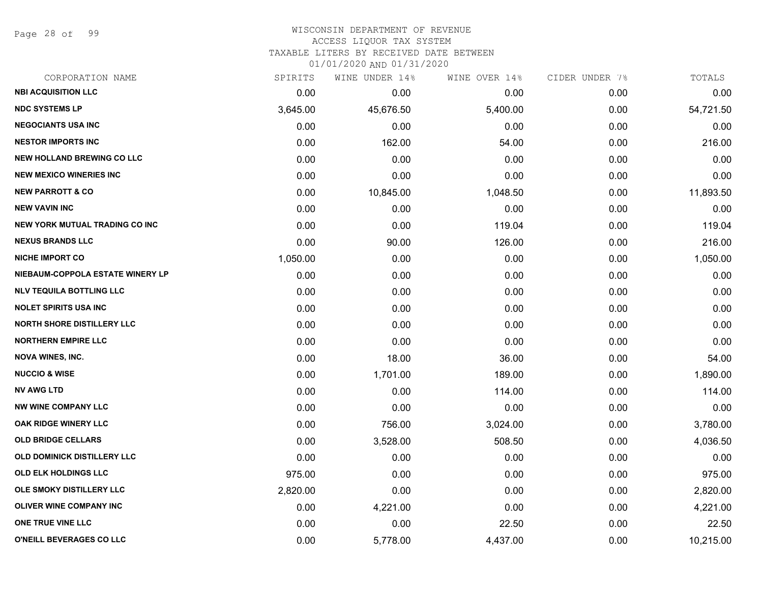# WISCONSIN DEPARTMENT OF REVENUE
## ACCESS LIQUOR TAX SYSTEM
## TAXABLE LITERS BY RECEIVED DATE BETWEEN 01/01/2020 AND 01/31/2020

| CORPORATION NAME | SPIRITS | WINE UNDER 14% | WINE OVER 14% | CIDER UNDER 7% | TOTALS |
|---|---|---|---|---|---|
| NBI ACQUISITION LLC | 0.00 | 0.00 | 0.00 | 0.00 | 0.00 |
| NDC SYSTEMS LP | 3,645.00 | 45,676.50 | 5,400.00 | 0.00 | 54,721.50 |
| NEGOCIANTS USA INC | 0.00 | 0.00 | 0.00 | 0.00 | 0.00 |
| NESTOR IMPORTS INC | 0.00 | 162.00 | 54.00 | 0.00 | 216.00 |
| NEW HOLLAND BREWING CO LLC | 0.00 | 0.00 | 0.00 | 0.00 | 0.00 |
| NEW MEXICO WINERIES INC | 0.00 | 0.00 | 0.00 | 0.00 | 0.00 |
| NEW PARROTT & CO | 0.00 | 10,845.00 | 1,048.50 | 0.00 | 11,893.50 |
| NEW VAVIN INC | 0.00 | 0.00 | 0.00 | 0.00 | 0.00 |
| NEW YORK MUTUAL TRADING CO INC | 0.00 | 0.00 | 119.04 | 0.00 | 119.04 |
| NEXUS BRANDS LLC | 0.00 | 90.00 | 126.00 | 0.00 | 216.00 |
| NICHE IMPORT CO | 1,050.00 | 0.00 | 0.00 | 0.00 | 1,050.00 |
| NIEBAUM-COPPOLA ESTATE WINERY LP | 0.00 | 0.00 | 0.00 | 0.00 | 0.00 |
| NLV TEQUILA BOTTLING LLC | 0.00 | 0.00 | 0.00 | 0.00 | 0.00 |
| NOLET SPIRITS USA INC | 0.00 | 0.00 | 0.00 | 0.00 | 0.00 |
| NORTH SHORE DISTILLERY LLC | 0.00 | 0.00 | 0.00 | 0.00 | 0.00 |
| NORTHERN EMPIRE LLC | 0.00 | 0.00 | 0.00 | 0.00 | 0.00 |
| NOVA WINES, INC. | 0.00 | 18.00 | 36.00 | 0.00 | 54.00 |
| NUCCIO & WISE | 0.00 | 1,701.00 | 189.00 | 0.00 | 1,890.00 |
| NV AWG LTD | 0.00 | 0.00 | 114.00 | 0.00 | 114.00 |
| NW WINE COMPANY LLC | 0.00 | 0.00 | 0.00 | 0.00 | 0.00 |
| OAK RIDGE WINERY LLC | 0.00 | 756.00 | 3,024.00 | 0.00 | 3,780.00 |
| OLD BRIDGE CELLARS | 0.00 | 3,528.00 | 508.50 | 0.00 | 4,036.50 |
| OLD DOMINICK DISTILLERY LLC | 0.00 | 0.00 | 0.00 | 0.00 | 0.00 |
| OLD ELK HOLDINGS LLC | 975.00 | 0.00 | 0.00 | 0.00 | 975.00 |
| OLE SMOKY DISTILLERY LLC | 2,820.00 | 0.00 | 0.00 | 0.00 | 2,820.00 |
| OLIVER WINE COMPANY INC | 0.00 | 4,221.00 | 0.00 | 0.00 | 4,221.00 |
| ONE TRUE VINE LLC | 0.00 | 0.00 | 22.50 | 0.00 | 22.50 |
| O'NEILL BEVERAGES CO LLC | 0.00 | 5,778.00 | 4,437.00 | 0.00 | 10,215.00 |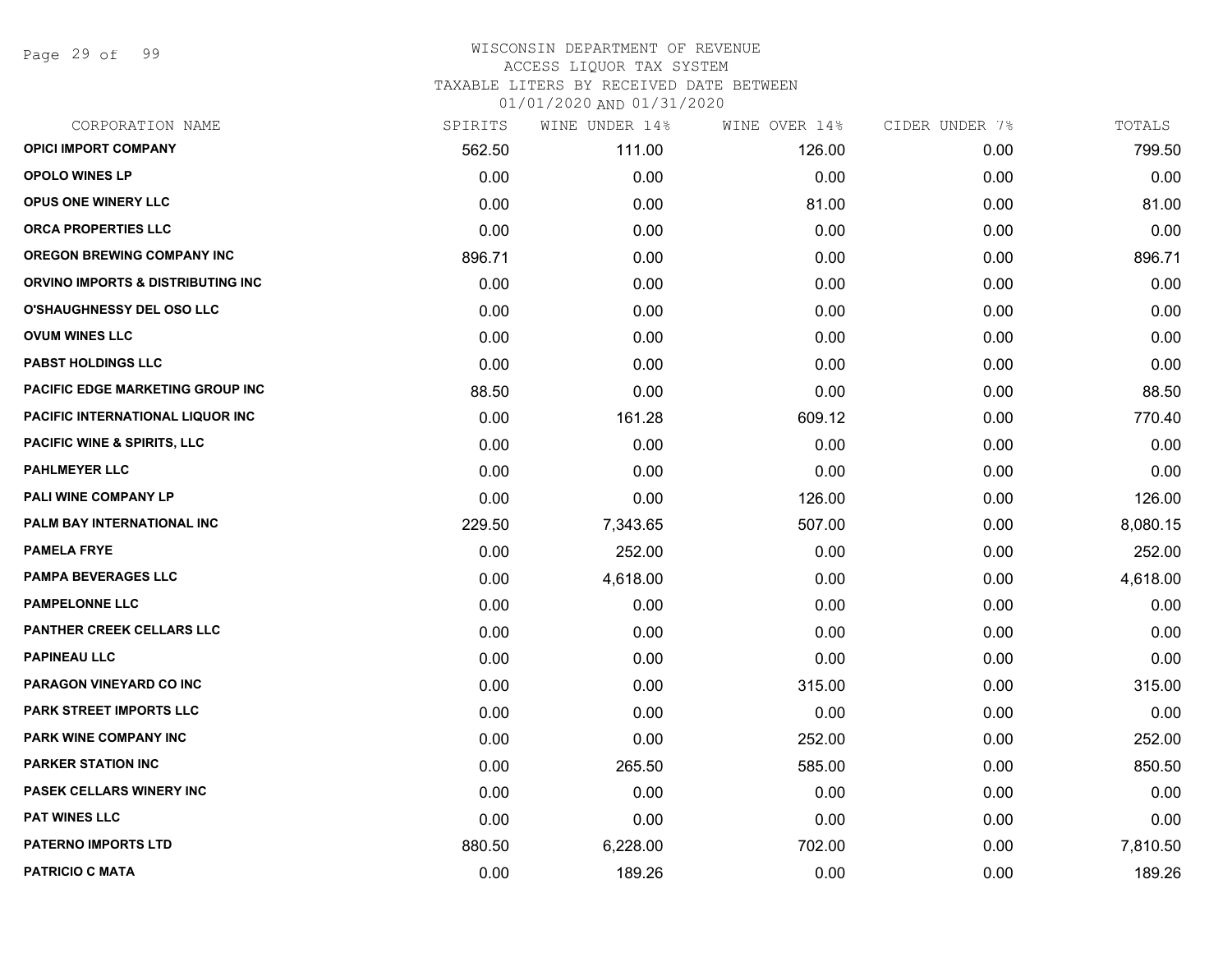# WISCONSIN DEPARTMENT OF REVENUE
## ACCESS LIQUOR TAX SYSTEM
### TAXABLE LITERS BY RECEIVED DATE BETWEEN 01/01/2020 AND 01/31/2020

| CORPORATION NAME | SPIRITS | WINE UNDER 14% | WINE OVER 14% | CIDER UNDER 7% | TOTALS |
|---|---|---|---|---|---|
| OPICI IMPORT COMPANY | 562.50 | 111.00 | 126.00 | 0.00 | 799.50 |
| OPOLO WINES LP | 0.00 | 0.00 | 0.00 | 0.00 | 0.00 |
| OPUS ONE WINERY LLC | 0.00 | 0.00 | 81.00 | 0.00 | 81.00 |
| ORCA PROPERTIES LLC | 0.00 | 0.00 | 0.00 | 0.00 | 0.00 |
| OREGON BREWING COMPANY INC | 896.71 | 0.00 | 0.00 | 0.00 | 896.71 |
| ORVINO IMPORTS & DISTRIBUTING INC | 0.00 | 0.00 | 0.00 | 0.00 | 0.00 |
| O'SHAUGHNESSY DEL OSO LLC | 0.00 | 0.00 | 0.00 | 0.00 | 0.00 |
| OVUM WINES LLC | 0.00 | 0.00 | 0.00 | 0.00 | 0.00 |
| PABST HOLDINGS LLC | 0.00 | 0.00 | 0.00 | 0.00 | 0.00 |
| PACIFIC EDGE MARKETING GROUP INC | 88.50 | 0.00 | 0.00 | 0.00 | 88.50 |
| PACIFIC INTERNATIONAL LIQUOR INC | 0.00 | 161.28 | 609.12 | 0.00 | 770.40 |
| PACIFIC WINE & SPIRITS, LLC | 0.00 | 0.00 | 0.00 | 0.00 | 0.00 |
| PAHLMEYER LLC | 0.00 | 0.00 | 0.00 | 0.00 | 0.00 |
| PALI WINE COMPANY LP | 0.00 | 0.00 | 126.00 | 0.00 | 126.00 |
| PALM BAY INTERNATIONAL INC | 229.50 | 7,343.65 | 507.00 | 0.00 | 8,080.15 |
| PAMELA FRYE | 0.00 | 252.00 | 0.00 | 0.00 | 252.00 |
| PAMPA BEVERAGES LLC | 0.00 | 4,618.00 | 0.00 | 0.00 | 4,618.00 |
| PAMPELONNE LLC | 0.00 | 0.00 | 0.00 | 0.00 | 0.00 |
| PANTHER CREEK CELLARS LLC | 0.00 | 0.00 | 0.00 | 0.00 | 0.00 |
| PAPINEAU LLC | 0.00 | 0.00 | 0.00 | 0.00 | 0.00 |
| PARAGON VINEYARD CO INC | 0.00 | 0.00 | 315.00 | 0.00 | 315.00 |
| PARK STREET IMPORTS LLC | 0.00 | 0.00 | 0.00 | 0.00 | 0.00 |
| PARK WINE COMPANY INC | 0.00 | 0.00 | 252.00 | 0.00 | 252.00 |
| PARKER STATION INC | 0.00 | 265.50 | 585.00 | 0.00 | 850.50 |
| PASEK CELLARS WINERY INC | 0.00 | 0.00 | 0.00 | 0.00 | 0.00 |
| PAT WINES LLC | 0.00 | 0.00 | 0.00 | 0.00 | 0.00 |
| PATERNO IMPORTS LTD | 880.50 | 6,228.00 | 702.00 | 0.00 | 7,810.50 |
| PATRICIO C MATA | 0.00 | 189.26 | 0.00 | 0.00 | 189.26 |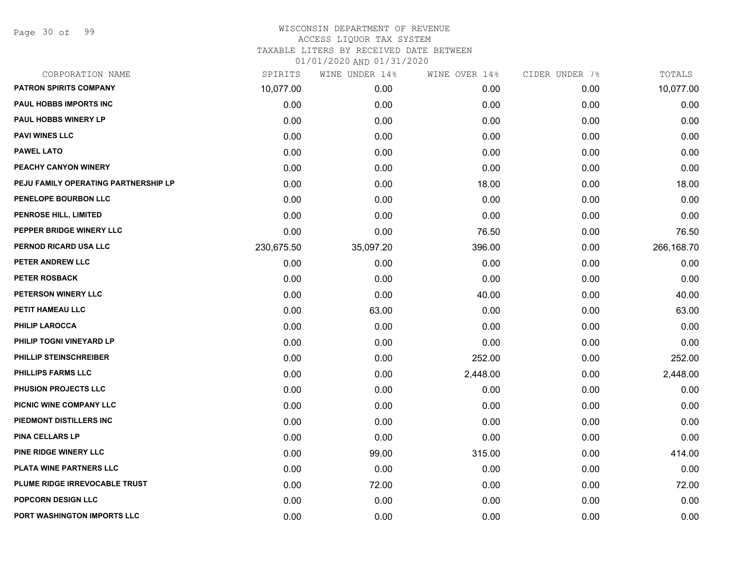# WISCONSIN DEPARTMENT OF REVENUE
## ACCESS LIQUOR TAX SYSTEM
### TAXABLE LITERS BY RECEIVED DATE BETWEEN 01/01/2020 AND 01/31/2020

| CORPORATION NAME | SPIRITS | WINE UNDER 14% | WINE OVER 14% | CIDER UNDER 7% | TOTALS |
|---|---|---|---|---|---|
| PATRON SPIRITS COMPANY | 10,077.00 | 0.00 | 0.00 | 0.00 | 10,077.00 |
| PAUL HOBBS IMPORTS INC | 0.00 | 0.00 | 0.00 | 0.00 | 0.00 |
| PAUL HOBBS WINERY LP | 0.00 | 0.00 | 0.00 | 0.00 | 0.00 |
| PAVI WINES LLC | 0.00 | 0.00 | 0.00 | 0.00 | 0.00 |
| PAWEL LATO | 0.00 | 0.00 | 0.00 | 0.00 | 0.00 |
| PEACHY CANYON WINERY | 0.00 | 0.00 | 0.00 | 0.00 | 0.00 |
| PEJU FAMILY OPERATING PARTNERSHIP LP | 0.00 | 0.00 | 18.00 | 0.00 | 18.00 |
| PENELOPE BOURBON LLC | 0.00 | 0.00 | 0.00 | 0.00 | 0.00 |
| PENROSE HILL, LIMITED | 0.00 | 0.00 | 0.00 | 0.00 | 0.00 |
| PEPPER BRIDGE WINERY LLC | 0.00 | 0.00 | 76.50 | 0.00 | 76.50 |
| PERNOD RICARD USA LLC | 230,675.50 | 35,097.20 | 396.00 | 0.00 | 266,168.70 |
| PETER ANDREW LLC | 0.00 | 0.00 | 0.00 | 0.00 | 0.00 |
| PETER ROSBACK | 0.00 | 0.00 | 0.00 | 0.00 | 0.00 |
| PETERSON WINERY LLC | 0.00 | 0.00 | 40.00 | 0.00 | 40.00 |
| PETIT HAMEAU LLC | 0.00 | 63.00 | 0.00 | 0.00 | 63.00 |
| PHILIP LAROCCA | 0.00 | 0.00 | 0.00 | 0.00 | 0.00 |
| PHILIP TOGNI VINEYARD LP | 0.00 | 0.00 | 0.00 | 0.00 | 0.00 |
| PHILLIP STEINSCHREIBER | 0.00 | 0.00 | 252.00 | 0.00 | 252.00 |
| PHILLIPS FARMS LLC | 0.00 | 0.00 | 2,448.00 | 0.00 | 2,448.00 |
| PHUSION PROJECTS LLC | 0.00 | 0.00 | 0.00 | 0.00 | 0.00 |
| PICNIC WINE COMPANY LLC | 0.00 | 0.00 | 0.00 | 0.00 | 0.00 |
| PIEDMONT DISTILLERS INC | 0.00 | 0.00 | 0.00 | 0.00 | 0.00 |
| PINA CELLARS LP | 0.00 | 0.00 | 0.00 | 0.00 | 0.00 |
| PINE RIDGE WINERY LLC | 0.00 | 99.00 | 315.00 | 0.00 | 414.00 |
| PLATA WINE PARTNERS LLC | 0.00 | 0.00 | 0.00 | 0.00 | 0.00 |
| PLUME RIDGE IRREVOCABLE TRUST | 0.00 | 72.00 | 0.00 | 0.00 | 72.00 |
| POPCORN DESIGN LLC | 0.00 | 0.00 | 0.00 | 0.00 | 0.00 |
| PORT WASHINGTON IMPORTS LLC | 0.00 | 0.00 | 0.00 | 0.00 | 0.00 |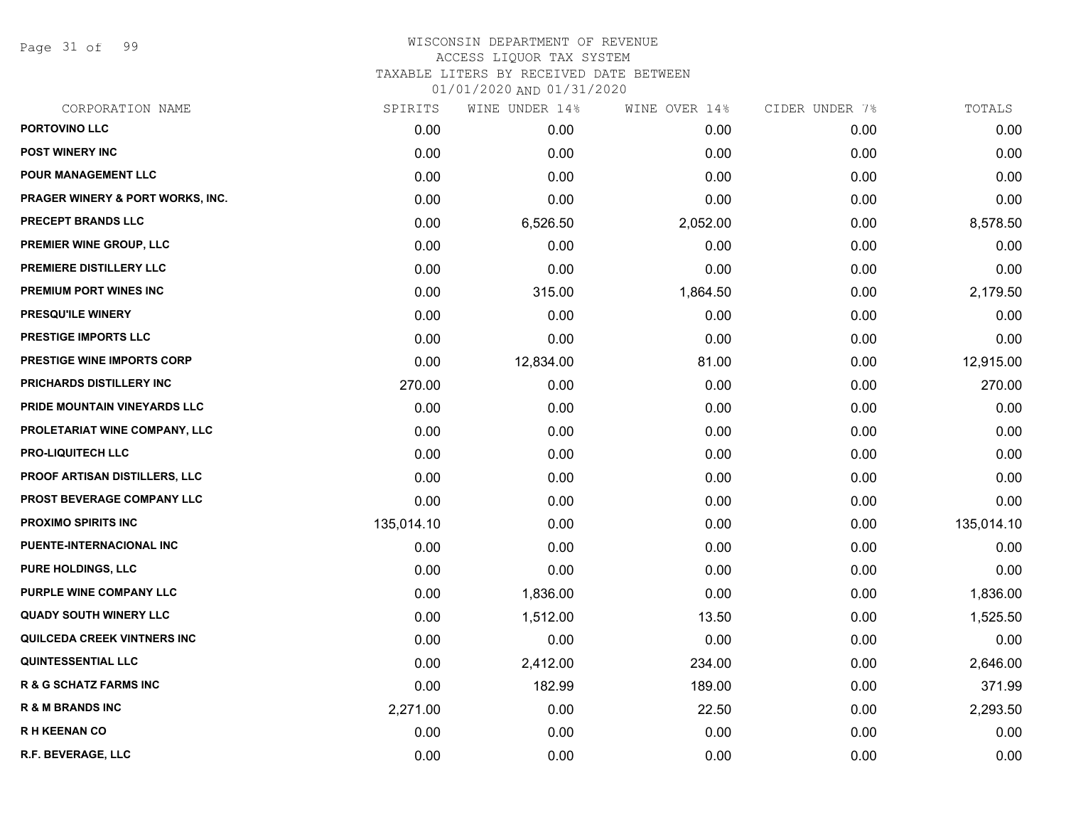# WISCONSIN DEPARTMENT OF REVENUE
## ACCESS LIQUOR TAX SYSTEM
### TAXABLE LITERS BY RECEIVED DATE BETWEEN 01/01/2020 AND 01/31/2020

| CORPORATION NAME | SPIRITS | WINE UNDER 14% | WINE OVER 14% | CIDER UNDER 7% | TOTALS |
|---|---|---|---|---|---|
| PORTOVINO LLC | 0.00 | 0.00 | 0.00 | 0.00 | 0.00 |
| POST WINERY INC | 0.00 | 0.00 | 0.00 | 0.00 | 0.00 |
| POUR MANAGEMENT LLC | 0.00 | 0.00 | 0.00 | 0.00 | 0.00 |
| PRAGER WINERY & PORT WORKS, INC. | 0.00 | 0.00 | 0.00 | 0.00 | 0.00 |
| PRECEPT BRANDS LLC | 0.00 | 6,526.50 | 2,052.00 | 0.00 | 8,578.50 |
| PREMIER WINE GROUP, LLC | 0.00 | 0.00 | 0.00 | 0.00 | 0.00 |
| PREMIERE DISTILLERY LLC | 0.00 | 0.00 | 0.00 | 0.00 | 0.00 |
| PREMIUM PORT WINES INC | 0.00 | 315.00 | 1,864.50 | 0.00 | 2,179.50 |
| PRESQU'ILE WINERY | 0.00 | 0.00 | 0.00 | 0.00 | 0.00 |
| PRESTIGE IMPORTS LLC | 0.00 | 0.00 | 0.00 | 0.00 | 0.00 |
| PRESTIGE WINE IMPORTS CORP | 0.00 | 12,834.00 | 81.00 | 0.00 | 12,915.00 |
| PRICHARDS DISTILLERY INC | 270.00 | 0.00 | 0.00 | 0.00 | 270.00 |
| PRIDE MOUNTAIN VINEYARDS LLC | 0.00 | 0.00 | 0.00 | 0.00 | 0.00 |
| PROLETARIAT WINE COMPANY, LLC | 0.00 | 0.00 | 0.00 | 0.00 | 0.00 |
| PRO-LIQUITECH LLC | 0.00 | 0.00 | 0.00 | 0.00 | 0.00 |
| PROOF ARTISAN DISTILLERS, LLC | 0.00 | 0.00 | 0.00 | 0.00 | 0.00 |
| PROST BEVERAGE COMPANY LLC | 0.00 | 0.00 | 0.00 | 0.00 | 0.00 |
| PROXIMO SPIRITS INC | 135,014.10 | 0.00 | 0.00 | 0.00 | 135,014.10 |
| PUENTE-INTERNACIONAL INC | 0.00 | 0.00 | 0.00 | 0.00 | 0.00 |
| PURE HOLDINGS, LLC | 0.00 | 0.00 | 0.00 | 0.00 | 0.00 |
| PURPLE WINE COMPANY LLC | 0.00 | 1,836.00 | 0.00 | 0.00 | 1,836.00 |
| QUADY SOUTH WINERY LLC | 0.00 | 1,512.00 | 13.50 | 0.00 | 1,525.50 |
| QUILCEDA CREEK VINTNERS INC | 0.00 | 0.00 | 0.00 | 0.00 | 0.00 |
| QUINTESSENTIAL LLC | 0.00 | 2,412.00 | 234.00 | 0.00 | 2,646.00 |
| R & G SCHATZ FARMS INC | 0.00 | 182.99 | 189.00 | 0.00 | 371.99 |
| R & M BRANDS INC | 2,271.00 | 0.00 | 22.50 | 0.00 | 2,293.50 |
| R H KEENAN CO | 0.00 | 0.00 | 0.00 | 0.00 | 0.00 |
| R.F. BEVERAGE, LLC | 0.00 | 0.00 | 0.00 | 0.00 | 0.00 |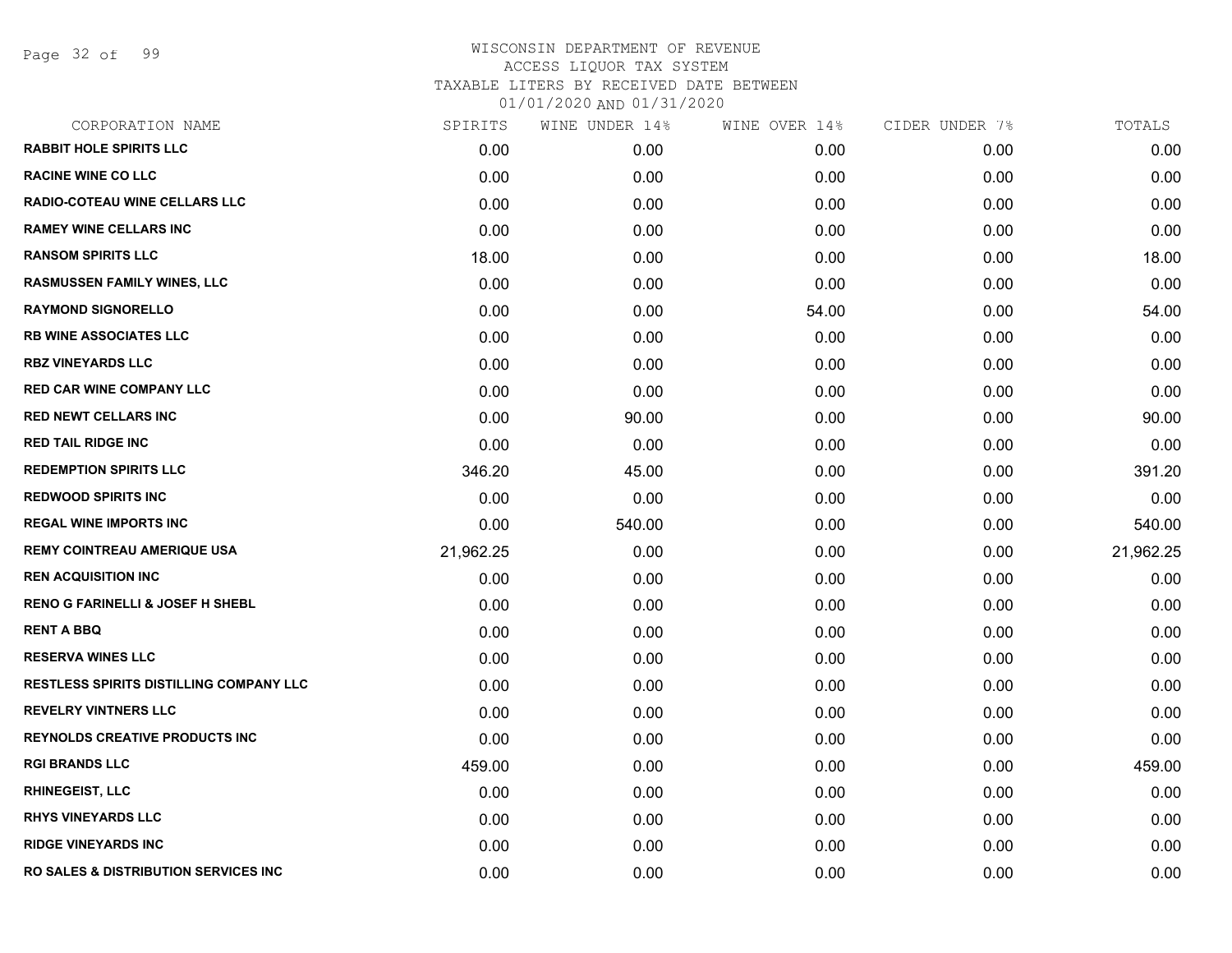WISCONSIN DEPARTMENT OF REVENUE
ACCESS LIQUOR TAX SYSTEM
TAXABLE LITERS BY RECEIVED DATE BETWEEN
01/01/2020 AND 01/31/2020

| CORPORATION NAME | SPIRITS | WINE UNDER 14% | WINE OVER 14% | CIDER UNDER 7% | TOTALS |
|---|---|---|---|---|---|
| RABBIT HOLE SPIRITS LLC | 0.00 | 0.00 | 0.00 | 0.00 | 0.00 |
| RACINE WINE CO LLC | 0.00 | 0.00 | 0.00 | 0.00 | 0.00 |
| RADIO-COTEAU WINE CELLARS LLC | 0.00 | 0.00 | 0.00 | 0.00 | 0.00 |
| RAMEY WINE CELLARS INC | 0.00 | 0.00 | 0.00 | 0.00 | 0.00 |
| RANSOM SPIRITS LLC | 18.00 | 0.00 | 0.00 | 0.00 | 18.00 |
| RASMUSSEN FAMILY WINES, LLC | 0.00 | 0.00 | 0.00 | 0.00 | 0.00 |
| RAYMOND SIGNORELLO | 0.00 | 0.00 | 54.00 | 0.00 | 54.00 |
| RB WINE ASSOCIATES LLC | 0.00 | 0.00 | 0.00 | 0.00 | 0.00 |
| RBZ VINEYARDS LLC | 0.00 | 0.00 | 0.00 | 0.00 | 0.00 |
| RED CAR WINE COMPANY LLC | 0.00 | 0.00 | 0.00 | 0.00 | 0.00 |
| RED NEWT CELLARS INC | 0.00 | 90.00 | 0.00 | 0.00 | 90.00 |
| RED TAIL RIDGE INC | 0.00 | 0.00 | 0.00 | 0.00 | 0.00 |
| REDEMPTION SPIRITS LLC | 346.20 | 45.00 | 0.00 | 0.00 | 391.20 |
| REDWOOD SPIRITS INC | 0.00 | 0.00 | 0.00 | 0.00 | 0.00 |
| REGAL WINE IMPORTS INC | 0.00 | 540.00 | 0.00 | 0.00 | 540.00 |
| REMY COINTREAU AMERIQUE USA | 21,962.25 | 0.00 | 0.00 | 0.00 | 21,962.25 |
| REN ACQUISITION INC | 0.00 | 0.00 | 0.00 | 0.00 | 0.00 |
| RENO G FARINELLI & JOSEF H SHEBL | 0.00 | 0.00 | 0.00 | 0.00 | 0.00 |
| RENT A BBQ | 0.00 | 0.00 | 0.00 | 0.00 | 0.00 |
| RESERVA WINES LLC | 0.00 | 0.00 | 0.00 | 0.00 | 0.00 |
| RESTLESS SPIRITS DISTILLING COMPANY LLC | 0.00 | 0.00 | 0.00 | 0.00 | 0.00 |
| REVELRY VINTNERS LLC | 0.00 | 0.00 | 0.00 | 0.00 | 0.00 |
| REYNOLDS CREATIVE PRODUCTS INC | 0.00 | 0.00 | 0.00 | 0.00 | 0.00 |
| RGI BRANDS LLC | 459.00 | 0.00 | 0.00 | 0.00 | 459.00 |
| RHINEGEIST, LLC | 0.00 | 0.00 | 0.00 | 0.00 | 0.00 |
| RHYS VINEYARDS LLC | 0.00 | 0.00 | 0.00 | 0.00 | 0.00 |
| RIDGE VINEYARDS INC | 0.00 | 0.00 | 0.00 | 0.00 | 0.00 |
| RO SALES & DISTRIBUTION SERVICES INC | 0.00 | 0.00 | 0.00 | 0.00 | 0.00 |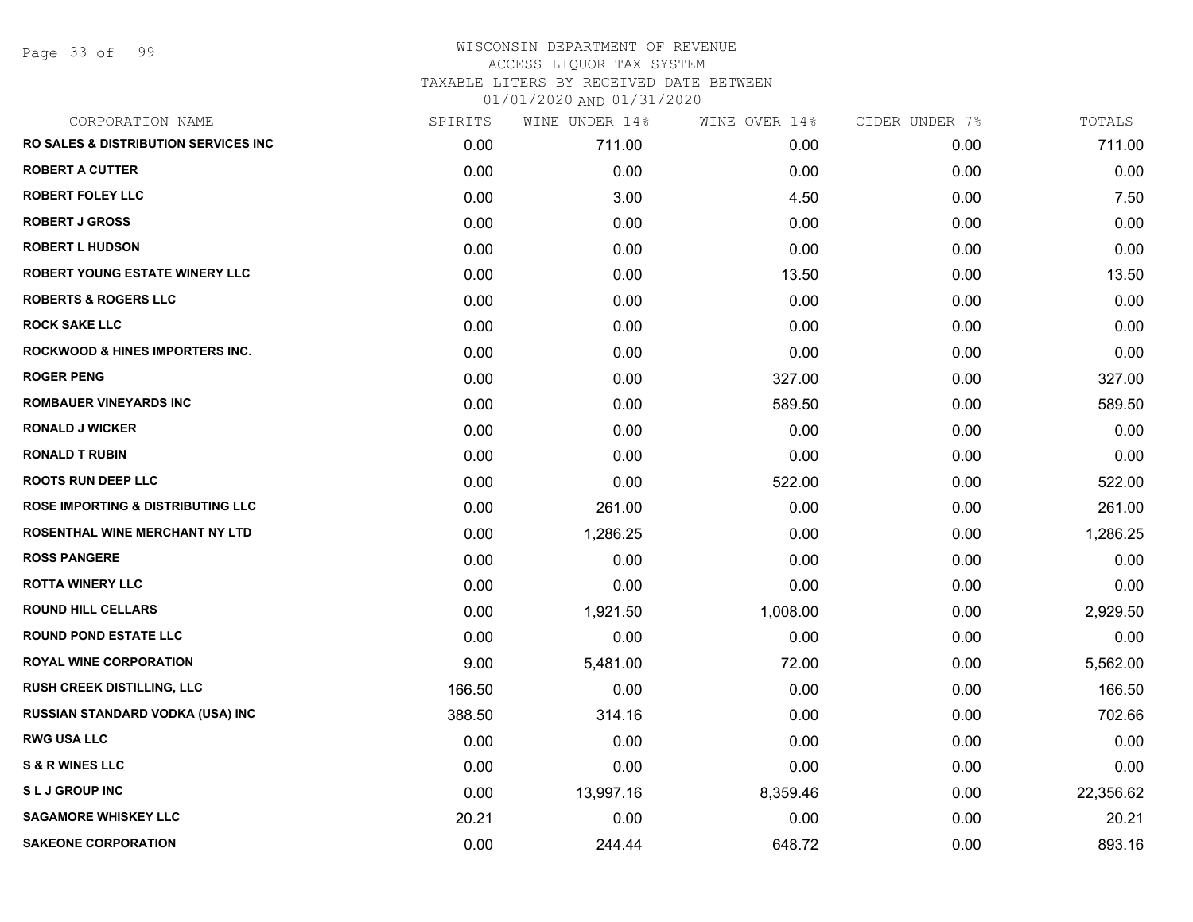# WISCONSIN DEPARTMENT OF REVENUE

ACCESS LIQUOR TAX SYSTEM

TAXABLE LITERS BY RECEIVED DATE BETWEEN

01/01/2020 AND 01/31/2020

| CORPORATION NAME | SPIRITS | WINE UNDER 14% | WINE OVER 14% | CIDER UNDER 7% | TOTALS |
|---|---|---|---|---|---|
| RO SALES & DISTRIBUTION SERVICES INC | 0.00 | 711.00 | 0.00 | 0.00 | 711.00 |
| ROBERT A CUTTER | 0.00 | 0.00 | 0.00 | 0.00 | 0.00 |
| ROBERT FOLEY LLC | 0.00 | 3.00 | 4.50 | 0.00 | 7.50 |
| ROBERT J GROSS | 0.00 | 0.00 | 0.00 | 0.00 | 0.00 |
| ROBERT L HUDSON | 0.00 | 0.00 | 0.00 | 0.00 | 0.00 |
| ROBERT YOUNG ESTATE WINERY LLC | 0.00 | 0.00 | 13.50 | 0.00 | 13.50 |
| ROBERTS & ROGERS LLC | 0.00 | 0.00 | 0.00 | 0.00 | 0.00 |
| ROCK SAKE LLC | 0.00 | 0.00 | 0.00 | 0.00 | 0.00 |
| ROCKWOOD & HINES IMPORTERS INC. | 0.00 | 0.00 | 0.00 | 0.00 | 0.00 |
| ROGER PENG | 0.00 | 0.00 | 327.00 | 0.00 | 327.00 |
| ROMBAUER VINEYARDS INC | 0.00 | 0.00 | 589.50 | 0.00 | 589.50 |
| RONALD J WICKER | 0.00 | 0.00 | 0.00 | 0.00 | 0.00 |
| RONALD T RUBIN | 0.00 | 0.00 | 0.00 | 0.00 | 0.00 |
| ROOTS RUN DEEP LLC | 0.00 | 0.00 | 522.00 | 0.00 | 522.00 |
| ROSE IMPORTING & DISTRIBUTING LLC | 0.00 | 261.00 | 0.00 | 0.00 | 261.00 |
| ROSENTHAL WINE MERCHANT NY LTD | 0.00 | 1,286.25 | 0.00 | 0.00 | 1,286.25 |
| ROSS PANGERE | 0.00 | 0.00 | 0.00 | 0.00 | 0.00 |
| ROTTA WINERY LLC | 0.00 | 0.00 | 0.00 | 0.00 | 0.00 |
| ROUND HILL CELLARS | 0.00 | 1,921.50 | 1,008.00 | 0.00 | 2,929.50 |
| ROUND POND ESTATE LLC | 0.00 | 0.00 | 0.00 | 0.00 | 0.00 |
| ROYAL WINE CORPORATION | 9.00 | 5,481.00 | 72.00 | 0.00 | 5,562.00 |
| RUSH CREEK DISTILLING, LLC | 166.50 | 0.00 | 0.00 | 0.00 | 166.50 |
| RUSSIAN STANDARD VODKA (USA) INC | 388.50 | 314.16 | 0.00 | 0.00 | 702.66 |
| RWG USA LLC | 0.00 | 0.00 | 0.00 | 0.00 | 0.00 |
| S & R WINES LLC | 0.00 | 0.00 | 0.00 | 0.00 | 0.00 |
| S L J GROUP INC | 0.00 | 13,997.16 | 8,359.46 | 0.00 | 22,356.62 |
| SAGAMORE WHISKEY LLC | 20.21 | 0.00 | 0.00 | 0.00 | 20.21 |
| SAKEONE CORPORATION | 0.00 | 244.44 | 648.72 | 0.00 | 893.16 |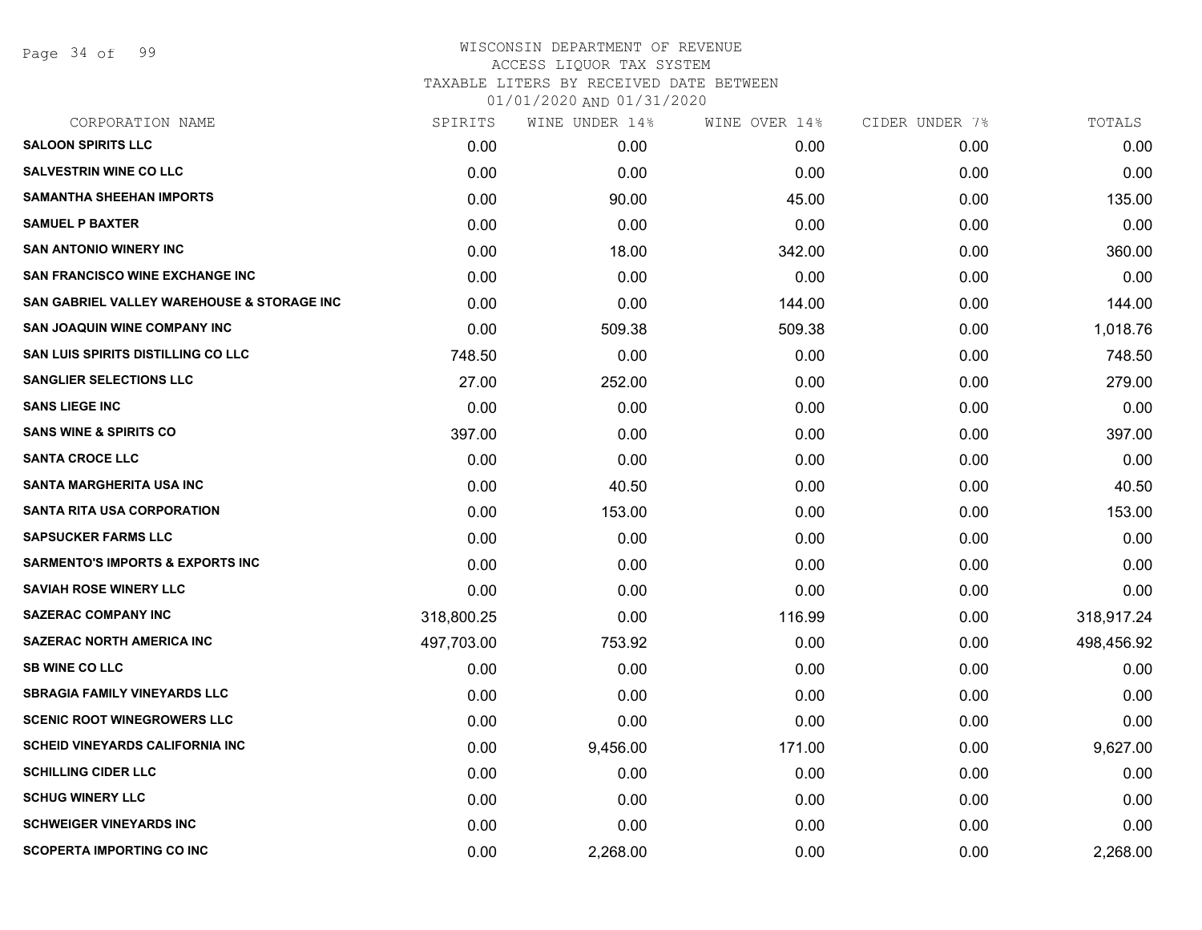WISCONSIN DEPARTMENT OF REVENUE
ACCESS LIQUOR TAX SYSTEM
TAXABLE LITERS BY RECEIVED DATE BETWEEN
01/01/2020 AND 01/31/2020

| CORPORATION NAME | SPIRITS | WINE UNDER 14% | WINE OVER 14% | CIDER UNDER 7% | TOTALS |
|---|---|---|---|---|---|
| SALOON SPIRITS LLC | 0.00 | 0.00 | 0.00 | 0.00 | 0.00 |
| SALVESTRIN WINE CO LLC | 0.00 | 0.00 | 0.00 | 0.00 | 0.00 |
| SAMANTHA SHEEHAN IMPORTS | 0.00 | 90.00 | 45.00 | 0.00 | 135.00 |
| SAMUEL P BAXTER | 0.00 | 0.00 | 0.00 | 0.00 | 0.00 |
| SAN ANTONIO WINERY INC | 0.00 | 18.00 | 342.00 | 0.00 | 360.00 |
| SAN FRANCISCO WINE EXCHANGE INC | 0.00 | 0.00 | 0.00 | 0.00 | 0.00 |
| SAN GABRIEL VALLEY WAREHOUSE & STORAGE INC | 0.00 | 0.00 | 144.00 | 0.00 | 144.00 |
| SAN JOAQUIN WINE COMPANY INC | 0.00 | 509.38 | 509.38 | 0.00 | 1,018.76 |
| SAN LUIS SPIRITS DISTILLING CO LLC | 748.50 | 0.00 | 0.00 | 0.00 | 748.50 |
| SANGLIER SELECTIONS LLC | 27.00 | 252.00 | 0.00 | 0.00 | 279.00 |
| SANS LIEGE INC | 0.00 | 0.00 | 0.00 | 0.00 | 0.00 |
| SANS WINE & SPIRITS CO | 397.00 | 0.00 | 0.00 | 0.00 | 397.00 |
| SANTA CROCE LLC | 0.00 | 0.00 | 0.00 | 0.00 | 0.00 |
| SANTA MARGHERITA USA INC | 0.00 | 40.50 | 0.00 | 0.00 | 40.50 |
| SANTA RITA USA CORPORATION | 0.00 | 153.00 | 0.00 | 0.00 | 153.00 |
| SAPSUCKER FARMS LLC | 0.00 | 0.00 | 0.00 | 0.00 | 0.00 |
| SARMENTO'S IMPORTS & EXPORTS INC | 0.00 | 0.00 | 0.00 | 0.00 | 0.00 |
| SAVIAH ROSE WINERY LLC | 0.00 | 0.00 | 0.00 | 0.00 | 0.00 |
| SAZERAC COMPANY INC | 318,800.25 | 0.00 | 116.99 | 0.00 | 318,917.24 |
| SAZERAC NORTH AMERICA INC | 497,703.00 | 753.92 | 0.00 | 0.00 | 498,456.92 |
| SB WINE CO LLC | 0.00 | 0.00 | 0.00 | 0.00 | 0.00 |
| SBRAGIA FAMILY VINEYARDS LLC | 0.00 | 0.00 | 0.00 | 0.00 | 0.00 |
| SCENIC ROOT WINEGROWERS LLC | 0.00 | 0.00 | 0.00 | 0.00 | 0.00 |
| SCHEID VINEYARDS CALIFORNIA INC | 0.00 | 9,456.00 | 171.00 | 0.00 | 9,627.00 |
| SCHILLING CIDER LLC | 0.00 | 0.00 | 0.00 | 0.00 | 0.00 |
| SCHUG WINERY LLC | 0.00 | 0.00 | 0.00 | 0.00 | 0.00 |
| SCHWEIGER VINEYARDS INC | 0.00 | 0.00 | 0.00 | 0.00 | 0.00 |
| SCOPERTA IMPORTING CO INC | 0.00 | 2,268.00 | 0.00 | 0.00 | 2,268.00 |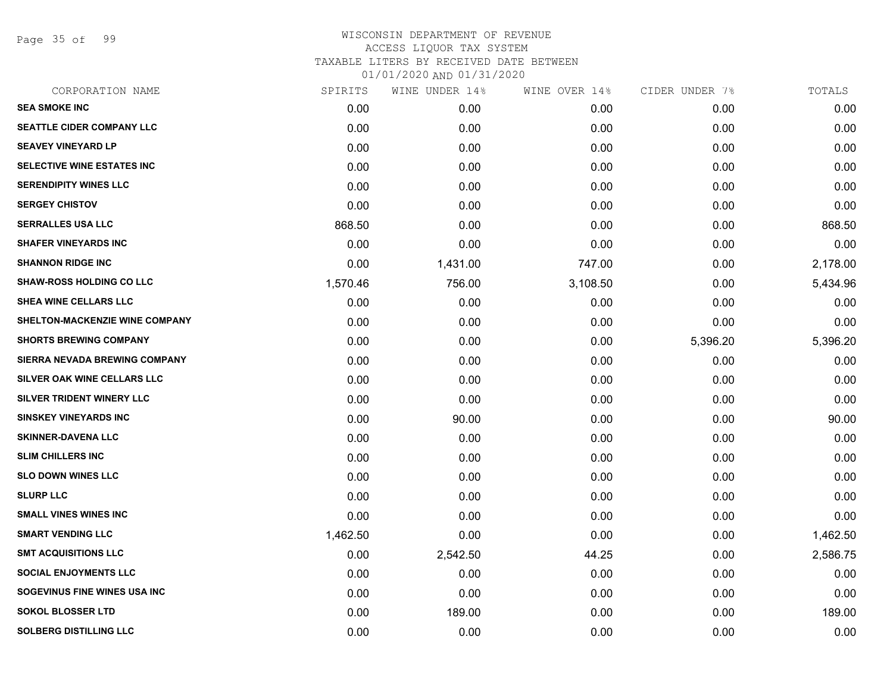WISCONSIN DEPARTMENT OF REVENUE
ACCESS LIQUOR TAX SYSTEM
TAXABLE LITERS BY RECEIVED DATE BETWEEN
01/01/2020 AND 01/31/2020

| CORPORATION NAME | SPIRITS | WINE UNDER 14% | WINE OVER 14% | CIDER UNDER 7% | TOTALS |
|---|---|---|---|---|---|
| SEA SMOKE INC | 0.00 | 0.00 | 0.00 | 0.00 | 0.00 |
| SEATTLE CIDER COMPANY LLC | 0.00 | 0.00 | 0.00 | 0.00 | 0.00 |
| SEAVEY VINEYARD LP | 0.00 | 0.00 | 0.00 | 0.00 | 0.00 |
| SELECTIVE WINE ESTATES INC | 0.00 | 0.00 | 0.00 | 0.00 | 0.00 |
| SERENDIPITY WINES LLC | 0.00 | 0.00 | 0.00 | 0.00 | 0.00 |
| SERGEY CHISTOV | 0.00 | 0.00 | 0.00 | 0.00 | 0.00 |
| SERRALLES USA LLC | 868.50 | 0.00 | 0.00 | 0.00 | 868.50 |
| SHAFER VINEYARDS INC | 0.00 | 0.00 | 0.00 | 0.00 | 0.00 |
| SHANNON RIDGE INC | 0.00 | 1,431.00 | 747.00 | 0.00 | 2,178.00 |
| SHAW-ROSS HOLDING CO LLC | 1,570.46 | 756.00 | 3,108.50 | 0.00 | 5,434.96 |
| SHEA WINE CELLARS LLC | 0.00 | 0.00 | 0.00 | 0.00 | 0.00 |
| SHELTON-MACKENZIE WINE COMPANY | 0.00 | 0.00 | 0.00 | 0.00 | 0.00 |
| SHORTS BREWING COMPANY | 0.00 | 0.00 | 0.00 | 5,396.20 | 5,396.20 |
| SIERRA NEVADA BREWING COMPANY | 0.00 | 0.00 | 0.00 | 0.00 | 0.00 |
| SILVER OAK WINE CELLARS LLC | 0.00 | 0.00 | 0.00 | 0.00 | 0.00 |
| SILVER TRIDENT WINERY LLC | 0.00 | 0.00 | 0.00 | 0.00 | 0.00 |
| SINSKEY VINEYARDS INC | 0.00 | 90.00 | 0.00 | 0.00 | 90.00 |
| SKINNER-DAVENA LLC | 0.00 | 0.00 | 0.00 | 0.00 | 0.00 |
| SLIM CHILLERS INC | 0.00 | 0.00 | 0.00 | 0.00 | 0.00 |
| SLO DOWN WINES LLC | 0.00 | 0.00 | 0.00 | 0.00 | 0.00 |
| SLURP LLC | 0.00 | 0.00 | 0.00 | 0.00 | 0.00 |
| SMALL VINES WINES INC | 0.00 | 0.00 | 0.00 | 0.00 | 0.00 |
| SMART VENDING LLC | 1,462.50 | 0.00 | 0.00 | 0.00 | 1,462.50 |
| SMT ACQUISITIONS LLC | 0.00 | 2,542.50 | 44.25 | 0.00 | 2,586.75 |
| SOCIAL ENJOYMENTS LLC | 0.00 | 0.00 | 0.00 | 0.00 | 0.00 |
| SOGEVINUS FINE WINES USA INC | 0.00 | 0.00 | 0.00 | 0.00 | 0.00 |
| SOKOL BLOSSER LTD | 0.00 | 189.00 | 0.00 | 0.00 | 189.00 |
| SOLBERG DISTILLING LLC | 0.00 | 0.00 | 0.00 | 0.00 | 0.00 |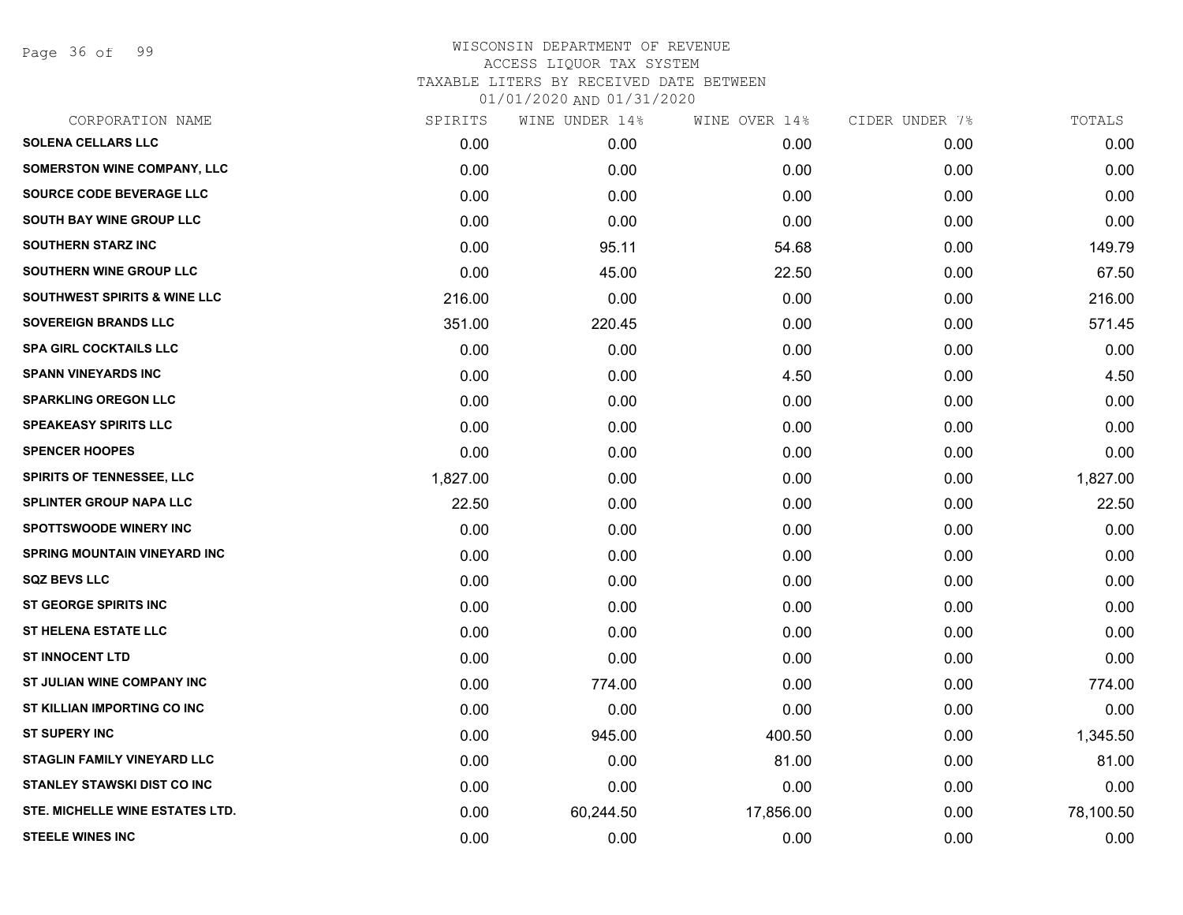# WISCONSIN DEPARTMENT OF REVENUE
## ACCESS LIQUOR TAX SYSTEM
### TAXABLE LITERS BY RECEIVED DATE BETWEEN 01/01/2020 AND 01/31/2020

| CORPORATION NAME | SPIRITS | WINE UNDER 14% | WINE OVER 14% | CIDER UNDER 7% | TOTALS |
|---|---|---|---|---|---|
| SOLENA CELLARS LLC | 0.00 | 0.00 | 0.00 | 0.00 | 0.00 |
| SOMERSTON WINE COMPANY, LLC | 0.00 | 0.00 | 0.00 | 0.00 | 0.00 |
| SOURCE CODE BEVERAGE LLC | 0.00 | 0.00 | 0.00 | 0.00 | 0.00 |
| SOUTH BAY WINE GROUP LLC | 0.00 | 0.00 | 0.00 | 0.00 | 0.00 |
| SOUTHERN STARZ INC | 0.00 | 95.11 | 54.68 | 0.00 | 149.79 |
| SOUTHERN WINE GROUP LLC | 0.00 | 45.00 | 22.50 | 0.00 | 67.50 |
| SOUTHWEST SPIRITS & WINE LLC | 216.00 | 0.00 | 0.00 | 0.00 | 216.00 |
| SOVEREIGN BRANDS LLC | 351.00 | 220.45 | 0.00 | 0.00 | 571.45 |
| SPA GIRL COCKTAILS LLC | 0.00 | 0.00 | 0.00 | 0.00 | 0.00 |
| SPANN VINEYARDS INC | 0.00 | 0.00 | 4.50 | 0.00 | 4.50 |
| SPARKLING OREGON LLC | 0.00 | 0.00 | 0.00 | 0.00 | 0.00 |
| SPEAKEASY SPIRITS LLC | 0.00 | 0.00 | 0.00 | 0.00 | 0.00 |
| SPENCER HOOPES | 0.00 | 0.00 | 0.00 | 0.00 | 0.00 |
| SPIRITS OF TENNESSEE, LLC | 1,827.00 | 0.00 | 0.00 | 0.00 | 1,827.00 |
| SPLINTER GROUP NAPA LLC | 22.50 | 0.00 | 0.00 | 0.00 | 22.50 |
| SPOTTSWOODE WINERY INC | 0.00 | 0.00 | 0.00 | 0.00 | 0.00 |
| SPRING MOUNTAIN VINEYARD INC | 0.00 | 0.00 | 0.00 | 0.00 | 0.00 |
| SQZ BEVS LLC | 0.00 | 0.00 | 0.00 | 0.00 | 0.00 |
| ST GEORGE SPIRITS INC | 0.00 | 0.00 | 0.00 | 0.00 | 0.00 |
| ST HELENA ESTATE LLC | 0.00 | 0.00 | 0.00 | 0.00 | 0.00 |
| ST INNOCENT LTD | 0.00 | 0.00 | 0.00 | 0.00 | 0.00 |
| ST JULIAN WINE COMPANY INC | 0.00 | 774.00 | 0.00 | 0.00 | 774.00 |
| ST KILLIAN IMPORTING CO INC | 0.00 | 0.00 | 0.00 | 0.00 | 0.00 |
| ST SUPERY INC | 0.00 | 945.00 | 400.50 | 0.00 | 1,345.50 |
| STAGLIN FAMILY VINEYARD LLC | 0.00 | 0.00 | 81.00 | 0.00 | 81.00 |
| STANLEY STAWSKI DIST CO INC | 0.00 | 0.00 | 0.00 | 0.00 | 0.00 |
| STE. MICHELLE WINE ESTATES LTD. | 0.00 | 60,244.50 | 17,856.00 | 0.00 | 78,100.50 |
| STEELE WINES INC | 0.00 | 0.00 | 0.00 | 0.00 | 0.00 |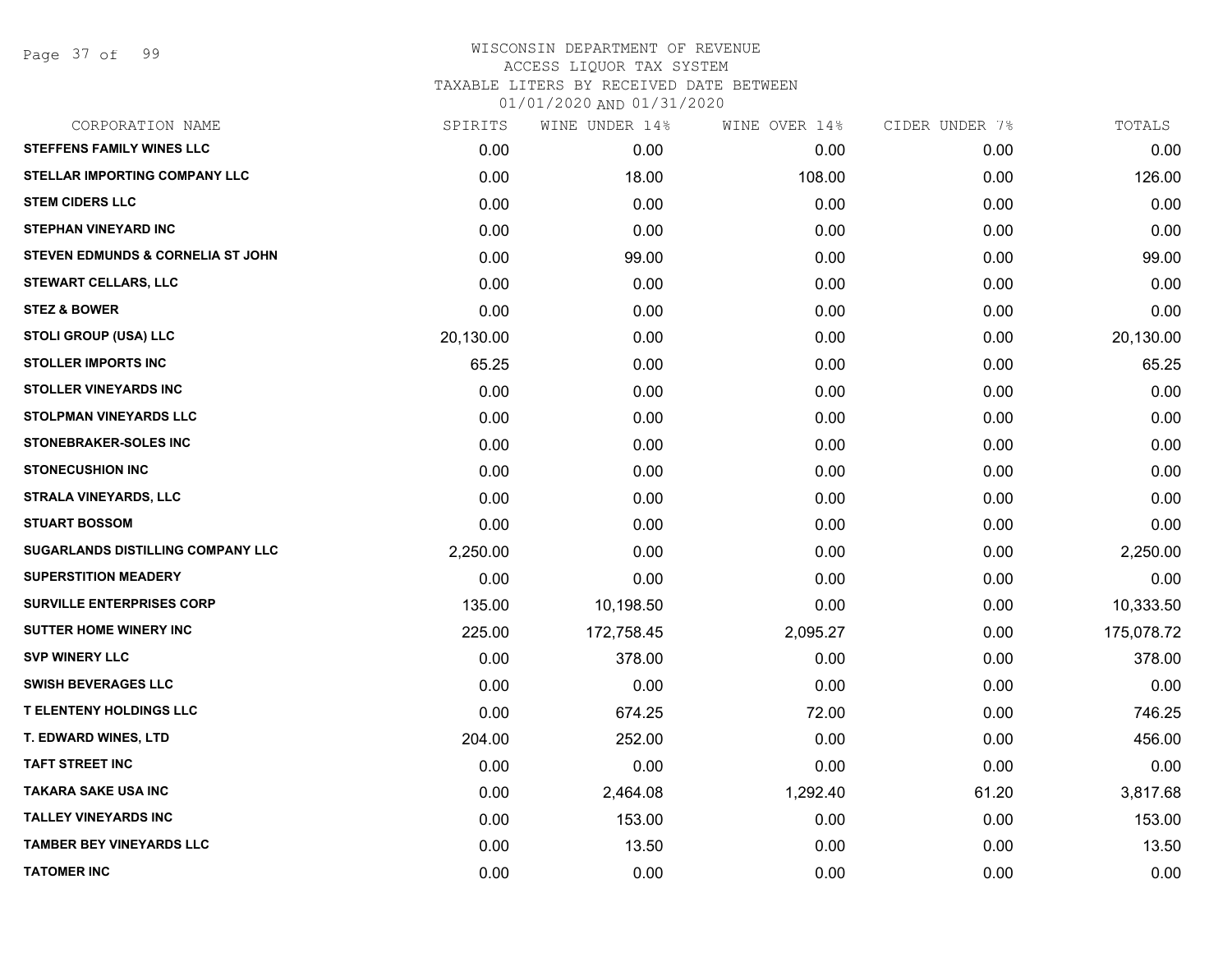WISCONSIN DEPARTMENT OF REVENUE
ACCESS LIQUOR TAX SYSTEM
TAXABLE LITERS BY RECEIVED DATE BETWEEN
01/01/2020 AND 01/31/2020

| CORPORATION NAME | SPIRITS | WINE UNDER 14% | WINE OVER 14% | CIDER UNDER 7% | TOTALS |
|---|---|---|---|---|---|
| STEFFENS FAMILY WINES LLC | 0.00 | 0.00 | 0.00 | 0.00 | 0.00 |
| STELLAR IMPORTING COMPANY LLC | 0.00 | 18.00 | 108.00 | 0.00 | 126.00 |
| STEM CIDERS LLC | 0.00 | 0.00 | 0.00 | 0.00 | 0.00 |
| STEPHAN VINEYARD INC | 0.00 | 0.00 | 0.00 | 0.00 | 0.00 |
| STEVEN EDMUNDS & CORNELIA ST JOHN | 0.00 | 99.00 | 0.00 | 0.00 | 99.00 |
| STEWART CELLARS, LLC | 0.00 | 0.00 | 0.00 | 0.00 | 0.00 |
| STEZ & BOWER | 0.00 | 0.00 | 0.00 | 0.00 | 0.00 |
| STOLI GROUP (USA) LLC | 20,130.00 | 0.00 | 0.00 | 0.00 | 20,130.00 |
| STOLLER IMPORTS INC | 65.25 | 0.00 | 0.00 | 0.00 | 65.25 |
| STOLLER VINEYARDS INC | 0.00 | 0.00 | 0.00 | 0.00 | 0.00 |
| STOLPMAN VINEYARDS LLC | 0.00 | 0.00 | 0.00 | 0.00 | 0.00 |
| STONEBRAKER-SOLES INC | 0.00 | 0.00 | 0.00 | 0.00 | 0.00 |
| STONECUSHION INC | 0.00 | 0.00 | 0.00 | 0.00 | 0.00 |
| STRALA VINEYARDS, LLC | 0.00 | 0.00 | 0.00 | 0.00 | 0.00 |
| STUART BOSSOM | 0.00 | 0.00 | 0.00 | 0.00 | 0.00 |
| SUGARLANDS DISTILLING COMPANY LLC | 2,250.00 | 0.00 | 0.00 | 0.00 | 2,250.00 |
| SUPERSTITION MEADERY | 0.00 | 0.00 | 0.00 | 0.00 | 0.00 |
| SURVILLE ENTERPRISES CORP | 135.00 | 10,198.50 | 0.00 | 0.00 | 10,333.50 |
| SUTTER HOME WINERY INC | 225.00 | 172,758.45 | 2,095.27 | 0.00 | 175,078.72 |
| SVP WINERY LLC | 0.00 | 378.00 | 0.00 | 0.00 | 378.00 |
| SWISH BEVERAGES LLC | 0.00 | 0.00 | 0.00 | 0.00 | 0.00 |
| T ELENTENY HOLDINGS LLC | 0.00 | 674.25 | 72.00 | 0.00 | 746.25 |
| T. EDWARD WINES, LTD | 204.00 | 252.00 | 0.00 | 0.00 | 456.00 |
| TAFT STREET INC | 0.00 | 0.00 | 0.00 | 0.00 | 0.00 |
| TAKARA SAKE USA INC | 0.00 | 2,464.08 | 1,292.40 | 61.20 | 3,817.68 |
| TALLEY VINEYARDS INC | 0.00 | 153.00 | 0.00 | 0.00 | 153.00 |
| TAMBER BEY VINEYARDS LLC | 0.00 | 13.50 | 0.00 | 0.00 | 13.50 |
| TATOMER INC | 0.00 | 0.00 | 0.00 | 0.00 | 0.00 |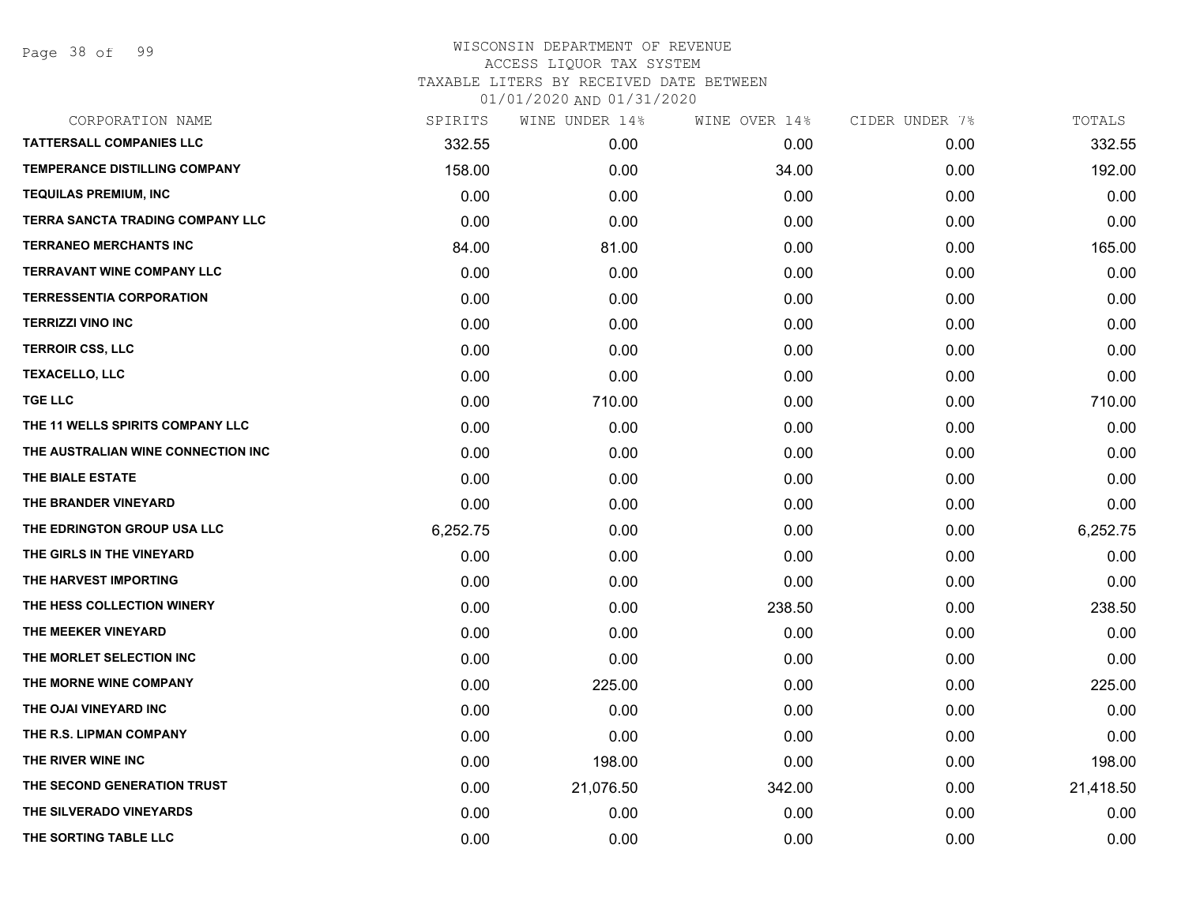WISCONSIN DEPARTMENT OF REVENUE
ACCESS LIQUOR TAX SYSTEM
TAXABLE LITERS BY RECEIVED DATE BETWEEN
01/01/2020 AND 01/31/2020

| CORPORATION NAME | SPIRITS | WINE UNDER 14% | WINE OVER 14% | CIDER UNDER 7% | TOTALS |
|---|---|---|---|---|---|
| TATTERSALL COMPANIES LLC | 332.55 | 0.00 | 0.00 | 0.00 | 332.55 |
| TEMPERANCE DISTILLING COMPANY | 158.00 | 0.00 | 34.00 | 0.00 | 192.00 |
| TEQUILAS PREMIUM, INC | 0.00 | 0.00 | 0.00 | 0.00 | 0.00 |
| TERRA SANCTA TRADING COMPANY LLC | 0.00 | 0.00 | 0.00 | 0.00 | 0.00 |
| TERRANEO MERCHANTS INC | 84.00 | 81.00 | 0.00 | 0.00 | 165.00 |
| TERRAVANT WINE COMPANY LLC | 0.00 | 0.00 | 0.00 | 0.00 | 0.00 |
| TERRESSENTIA CORPORATION | 0.00 | 0.00 | 0.00 | 0.00 | 0.00 |
| TERRIZZI VINO INC | 0.00 | 0.00 | 0.00 | 0.00 | 0.00 |
| TERROIR CSS, LLC | 0.00 | 0.00 | 0.00 | 0.00 | 0.00 |
| TEXACELLO, LLC | 0.00 | 0.00 | 0.00 | 0.00 | 0.00 |
| TGE LLC | 0.00 | 710.00 | 0.00 | 0.00 | 710.00 |
| THE 11 WELLS SPIRITS COMPANY LLC | 0.00 | 0.00 | 0.00 | 0.00 | 0.00 |
| THE AUSTRALIAN WINE CONNECTION INC | 0.00 | 0.00 | 0.00 | 0.00 | 0.00 |
| THE BIALE ESTATE | 0.00 | 0.00 | 0.00 | 0.00 | 0.00 |
| THE BRANDER VINEYARD | 0.00 | 0.00 | 0.00 | 0.00 | 0.00 |
| THE EDRINGTON GROUP USA LLC | 6,252.75 | 0.00 | 0.00 | 0.00 | 6,252.75 |
| THE GIRLS IN THE VINEYARD | 0.00 | 0.00 | 0.00 | 0.00 | 0.00 |
| THE HARVEST IMPORTING | 0.00 | 0.00 | 0.00 | 0.00 | 0.00 |
| THE HESS COLLECTION WINERY | 0.00 | 0.00 | 238.50 | 0.00 | 238.50 |
| THE MEEKER VINEYARD | 0.00 | 0.00 | 0.00 | 0.00 | 0.00 |
| THE MORLET SELECTION INC | 0.00 | 0.00 | 0.00 | 0.00 | 0.00 |
| THE MORNE WINE COMPANY | 0.00 | 225.00 | 0.00 | 0.00 | 225.00 |
| THE OJAI VINEYARD INC | 0.00 | 0.00 | 0.00 | 0.00 | 0.00 |
| THE R.S. LIPMAN COMPANY | 0.00 | 0.00 | 0.00 | 0.00 | 0.00 |
| THE RIVER WINE INC | 0.00 | 198.00 | 0.00 | 0.00 | 198.00 |
| THE SECOND GENERATION TRUST | 0.00 | 21,076.50 | 342.00 | 0.00 | 21,418.50 |
| THE SILVERADO VINEYARDS | 0.00 | 0.00 | 0.00 | 0.00 | 0.00 |
| THE SORTING TABLE LLC | 0.00 | 0.00 | 0.00 | 0.00 | 0.00 |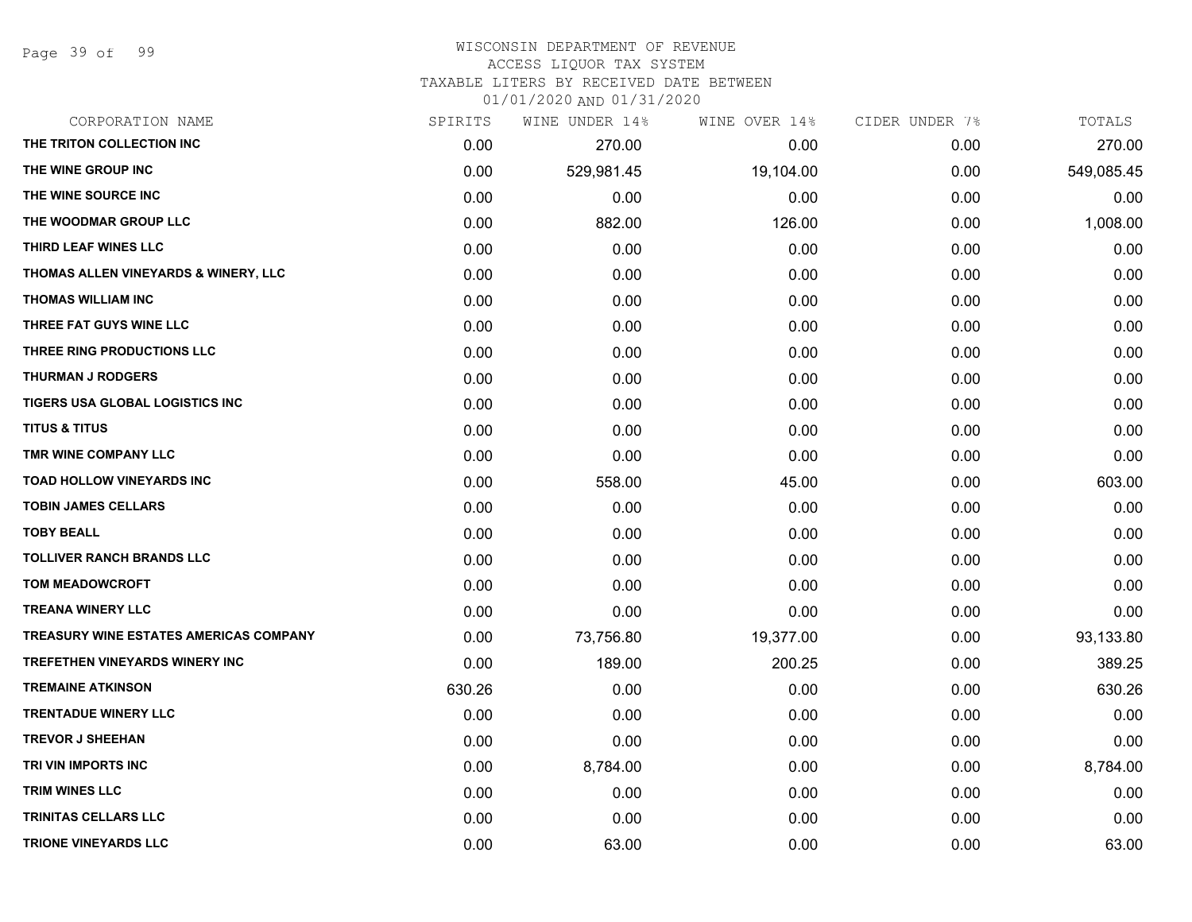WISCONSIN DEPARTMENT OF REVENUE
ACCESS LIQUOR TAX SYSTEM
TAXABLE LITERS BY RECEIVED DATE BETWEEN
01/01/2020 AND 01/31/2020

| CORPORATION NAME | SPIRITS | WINE UNDER 14% | WINE OVER 14% | CIDER UNDER 7% | TOTALS |
|---|---|---|---|---|---|
| THE TRITON COLLECTION INC | 0.00 | 270.00 | 0.00 | 0.00 | 270.00 |
| THE WINE GROUP INC | 0.00 | 529,981.45 | 19,104.00 | 0.00 | 549,085.45 |
| THE WINE SOURCE INC | 0.00 | 0.00 | 0.00 | 0.00 | 0.00 |
| THE WOODMAR GROUP LLC | 0.00 | 882.00 | 126.00 | 0.00 | 1,008.00 |
| THIRD LEAF WINES LLC | 0.00 | 0.00 | 0.00 | 0.00 | 0.00 |
| THOMAS ALLEN VINEYARDS & WINERY, LLC | 0.00 | 0.00 | 0.00 | 0.00 | 0.00 |
| THOMAS WILLIAM INC | 0.00 | 0.00 | 0.00 | 0.00 | 0.00 |
| THREE FAT GUYS WINE LLC | 0.00 | 0.00 | 0.00 | 0.00 | 0.00 |
| THREE RING PRODUCTIONS LLC | 0.00 | 0.00 | 0.00 | 0.00 | 0.00 |
| THURMAN J RODGERS | 0.00 | 0.00 | 0.00 | 0.00 | 0.00 |
| TIGERS USA GLOBAL LOGISTICS INC | 0.00 | 0.00 | 0.00 | 0.00 | 0.00 |
| TITUS & TITUS | 0.00 | 0.00 | 0.00 | 0.00 | 0.00 |
| TMR WINE COMPANY LLC | 0.00 | 0.00 | 0.00 | 0.00 | 0.00 |
| TOAD HOLLOW VINEYARDS INC | 0.00 | 558.00 | 45.00 | 0.00 | 603.00 |
| TOBIN JAMES CELLARS | 0.00 | 0.00 | 0.00 | 0.00 | 0.00 |
| TOBY BEALL | 0.00 | 0.00 | 0.00 | 0.00 | 0.00 |
| TOLLIVER RANCH BRANDS LLC | 0.00 | 0.00 | 0.00 | 0.00 | 0.00 |
| TOM MEADOWCROFT | 0.00 | 0.00 | 0.00 | 0.00 | 0.00 |
| TREANA WINERY LLC | 0.00 | 0.00 | 0.00 | 0.00 | 0.00 |
| TREASURY WINE ESTATES AMERICAS COMPANY | 0.00 | 73,756.80 | 19,377.00 | 0.00 | 93,133.80 |
| TREFETHEN VINEYARDS WINERY INC | 0.00 | 189.00 | 200.25 | 0.00 | 389.25 |
| TREMAINE ATKINSON | 630.26 | 0.00 | 0.00 | 0.00 | 630.26 |
| TRENTADUE WINERY LLC | 0.00 | 0.00 | 0.00 | 0.00 | 0.00 |
| TREVOR J SHEEHAN | 0.00 | 0.00 | 0.00 | 0.00 | 0.00 |
| TRI VIN IMPORTS INC | 0.00 | 8,784.00 | 0.00 | 0.00 | 8,784.00 |
| TRIM WINES LLC | 0.00 | 0.00 | 0.00 | 0.00 | 0.00 |
| TRINITAS CELLARS LLC | 0.00 | 0.00 | 0.00 | 0.00 | 0.00 |
| TRIONE VINEYARDS LLC | 0.00 | 63.00 | 0.00 | 0.00 | 63.00 |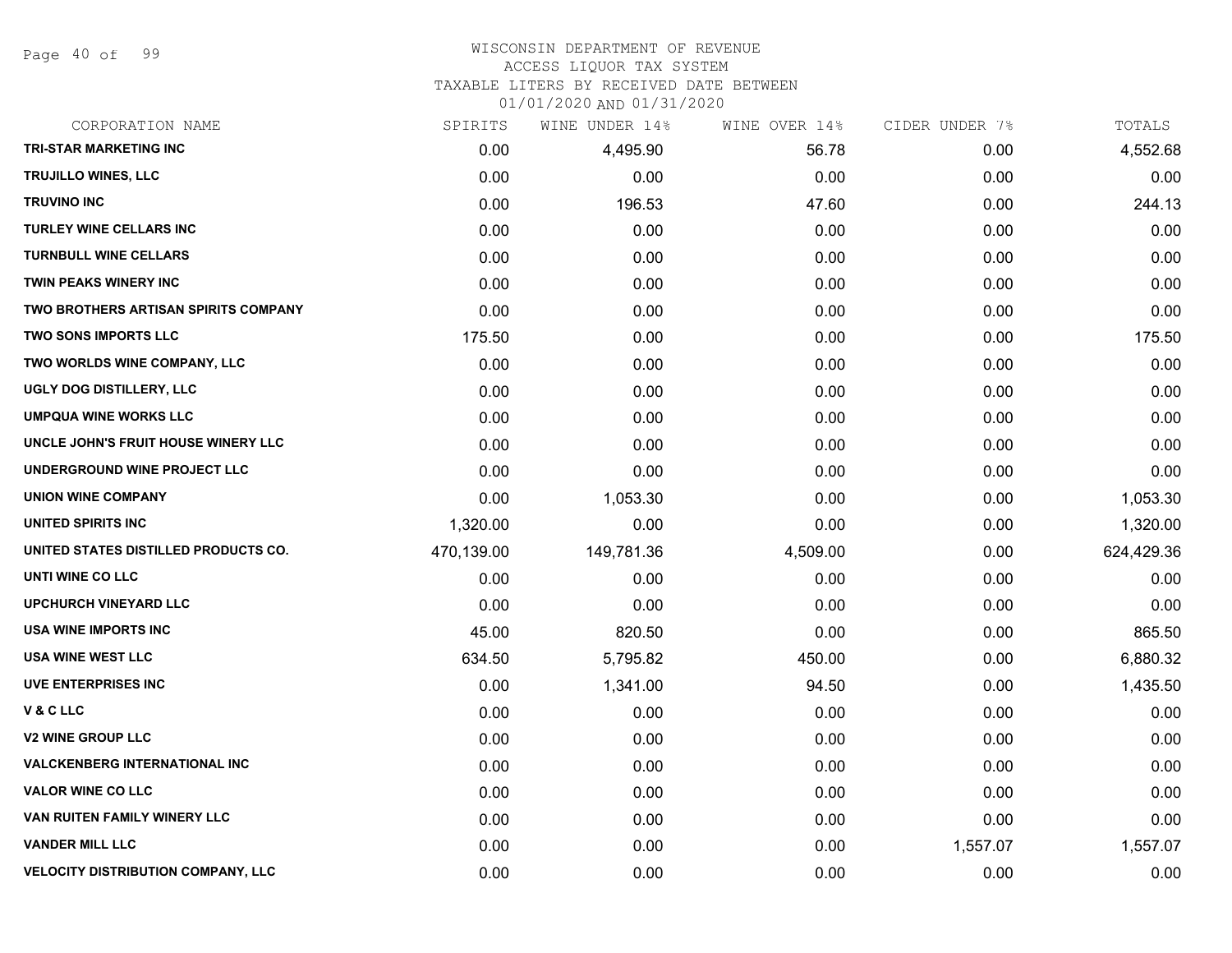# WISCONSIN DEPARTMENT OF REVENUE
ACCESS LIQUOR TAX SYSTEM
TAXABLE LITERS BY RECEIVED DATE BETWEEN
01/01/2020 AND 01/31/2020

| CORPORATION NAME | SPIRITS | WINE UNDER 14% | WINE OVER 14% | CIDER UNDER 7% | TOTALS |
|---|---|---|---|---|---|
| TRI-STAR MARKETING INC | 0.00 | 4,495.90 | 56.78 | 0.00 | 4,552.68 |
| TRUJILLO WINES, LLC | 0.00 | 0.00 | 0.00 | 0.00 | 0.00 |
| TRUVINO INC | 0.00 | 196.53 | 47.60 | 0.00 | 244.13 |
| TURLEY WINE CELLARS INC | 0.00 | 0.00 | 0.00 | 0.00 | 0.00 |
| TURNBULL WINE CELLARS | 0.00 | 0.00 | 0.00 | 0.00 | 0.00 |
| TWIN PEAKS WINERY INC | 0.00 | 0.00 | 0.00 | 0.00 | 0.00 |
| TWO BROTHERS ARTISAN SPIRITS COMPANY | 0.00 | 0.00 | 0.00 | 0.00 | 0.00 |
| TWO SONS IMPORTS LLC | 175.50 | 0.00 | 0.00 | 0.00 | 175.50 |
| TWO WORLDS WINE COMPANY, LLC | 0.00 | 0.00 | 0.00 | 0.00 | 0.00 |
| UGLY DOG DISTILLERY, LLC | 0.00 | 0.00 | 0.00 | 0.00 | 0.00 |
| UMPQUA WINE WORKS LLC | 0.00 | 0.00 | 0.00 | 0.00 | 0.00 |
| UNCLE JOHN'S FRUIT HOUSE WINERY LLC | 0.00 | 0.00 | 0.00 | 0.00 | 0.00 |
| UNDERGROUND WINE PROJECT LLC | 0.00 | 0.00 | 0.00 | 0.00 | 0.00 |
| UNION WINE COMPANY | 0.00 | 1,053.30 | 0.00 | 0.00 | 1,053.30 |
| UNITED SPIRITS INC | 1,320.00 | 0.00 | 0.00 | 0.00 | 1,320.00 |
| UNITED STATES DISTILLED PRODUCTS CO. | 470,139.00 | 149,781.36 | 4,509.00 | 0.00 | 624,429.36 |
| UNTI WINE CO LLC | 0.00 | 0.00 | 0.00 | 0.00 | 0.00 |
| UPCHURCH VINEYARD LLC | 0.00 | 0.00 | 0.00 | 0.00 | 0.00 |
| USA WINE IMPORTS INC | 45.00 | 820.50 | 0.00 | 0.00 | 865.50 |
| USA WINE WEST LLC | 634.50 | 5,795.82 | 450.00 | 0.00 | 6,880.32 |
| UVE ENTERPRISES INC | 0.00 | 1,341.00 | 94.50 | 0.00 | 1,435.50 |
| V & C LLC | 0.00 | 0.00 | 0.00 | 0.00 | 0.00 |
| V2 WINE GROUP LLC | 0.00 | 0.00 | 0.00 | 0.00 | 0.00 |
| VALCKENBERG INTERNATIONAL INC | 0.00 | 0.00 | 0.00 | 0.00 | 0.00 |
| VALOR WINE CO LLC | 0.00 | 0.00 | 0.00 | 0.00 | 0.00 |
| VAN RUITEN FAMILY WINERY LLC | 0.00 | 0.00 | 0.00 | 0.00 | 0.00 |
| VANDER MILL LLC | 0.00 | 0.00 | 0.00 | 1,557.07 | 1,557.07 |
| VELOCITY DISTRIBUTION COMPANY, LLC | 0.00 | 0.00 | 0.00 | 0.00 | 0.00 |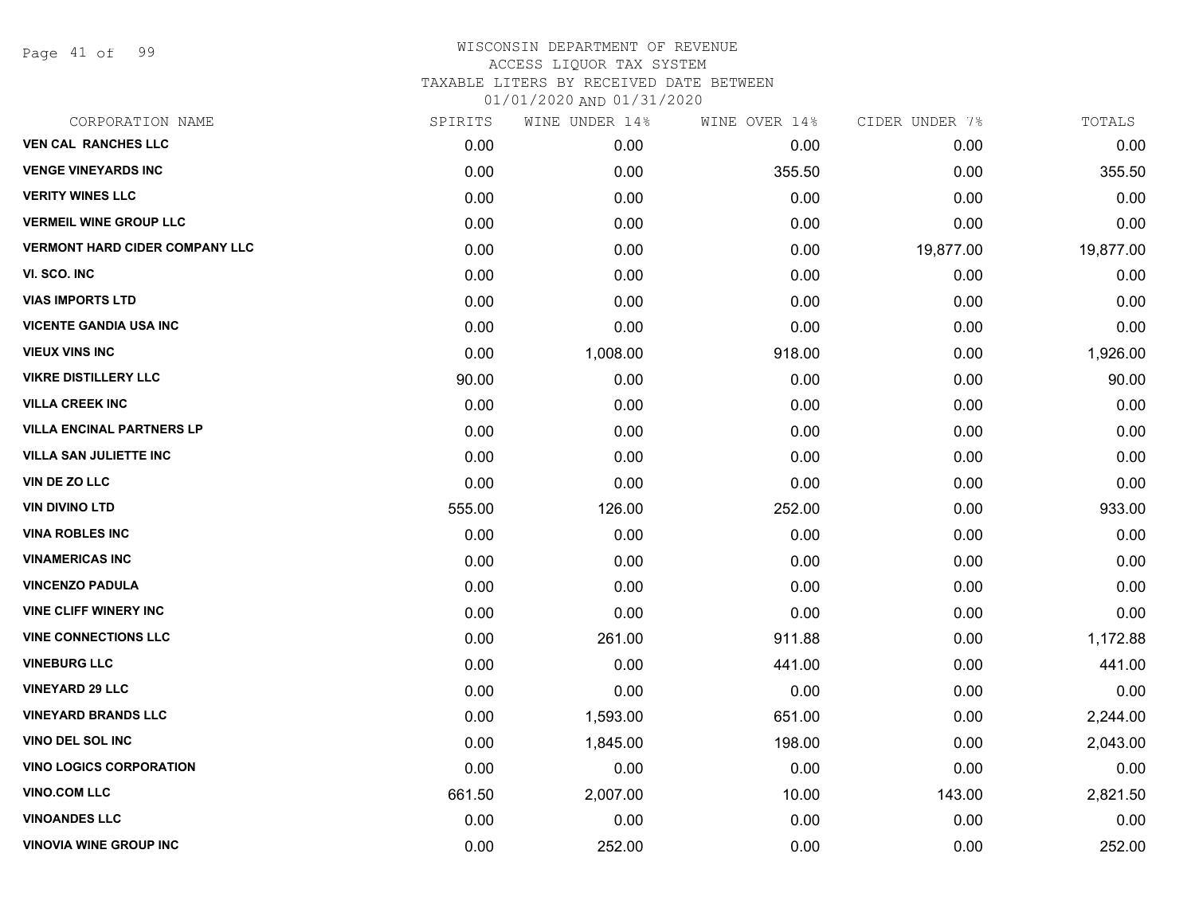WISCONSIN DEPARTMENT OF REVENUE
ACCESS LIQUOR TAX SYSTEM
TAXABLE LITERS BY RECEIVED DATE BETWEEN
01/01/2020 AND 01/31/2020

| CORPORATION NAME | SPIRITS | WINE UNDER 14% | WINE OVER 14% | CIDER UNDER 7% | TOTALS |
|---|---|---|---|---|---|
| VEN CAL RANCHES LLC | 0.00 | 0.00 | 0.00 | 0.00 | 0.00 |
| VENGE VINEYARDS INC | 0.00 | 0.00 | 355.50 | 0.00 | 355.50 |
| VERITY WINES LLC | 0.00 | 0.00 | 0.00 | 0.00 | 0.00 |
| VERMEIL WINE GROUP LLC | 0.00 | 0.00 | 0.00 | 0.00 | 0.00 |
| VERMONT HARD CIDER COMPANY LLC | 0.00 | 0.00 | 0.00 | 19,877.00 | 19,877.00 |
| VI. SCO. INC | 0.00 | 0.00 | 0.00 | 0.00 | 0.00 |
| VIAS IMPORTS LTD | 0.00 | 0.00 | 0.00 | 0.00 | 0.00 |
| VICENTE GANDIA USA INC | 0.00 | 0.00 | 0.00 | 0.00 | 0.00 |
| VIEUX VINS INC | 0.00 | 1,008.00 | 918.00 | 0.00 | 1,926.00 |
| VIKRE DISTILLERY LLC | 90.00 | 0.00 | 0.00 | 0.00 | 90.00 |
| VILLA CREEK INC | 0.00 | 0.00 | 0.00 | 0.00 | 0.00 |
| VILLA ENCINAL PARTNERS LP | 0.00 | 0.00 | 0.00 | 0.00 | 0.00 |
| VILLA SAN JULIETTE INC | 0.00 | 0.00 | 0.00 | 0.00 | 0.00 |
| VIN DE ZO LLC | 0.00 | 0.00 | 0.00 | 0.00 | 0.00 |
| VIN DIVINO LTD | 555.00 | 126.00 | 252.00 | 0.00 | 933.00 |
| VINA ROBLES INC | 0.00 | 0.00 | 0.00 | 0.00 | 0.00 |
| VINAMERICAS INC | 0.00 | 0.00 | 0.00 | 0.00 | 0.00 |
| VINCENZO PADULA | 0.00 | 0.00 | 0.00 | 0.00 | 0.00 |
| VINE CLIFF WINERY INC | 0.00 | 0.00 | 0.00 | 0.00 | 0.00 |
| VINE CONNECTIONS LLC | 0.00 | 261.00 | 911.88 | 0.00 | 1,172.88 |
| VINEBURG LLC | 0.00 | 0.00 | 441.00 | 0.00 | 441.00 |
| VINEYARD 29 LLC | 0.00 | 0.00 | 0.00 | 0.00 | 0.00 |
| VINEYARD BRANDS LLC | 0.00 | 1,593.00 | 651.00 | 0.00 | 2,244.00 |
| VINO DEL SOL INC | 0.00 | 1,845.00 | 198.00 | 0.00 | 2,043.00 |
| VINO LOGICS CORPORATION | 0.00 | 0.00 | 0.00 | 0.00 | 0.00 |
| VINO.COM LLC | 661.50 | 2,007.00 | 10.00 | 143.00 | 2,821.50 |
| VINOANDES LLC | 0.00 | 0.00 | 0.00 | 0.00 | 0.00 |
| VINOVIA WINE GROUP INC | 0.00 | 252.00 | 0.00 | 0.00 | 252.00 |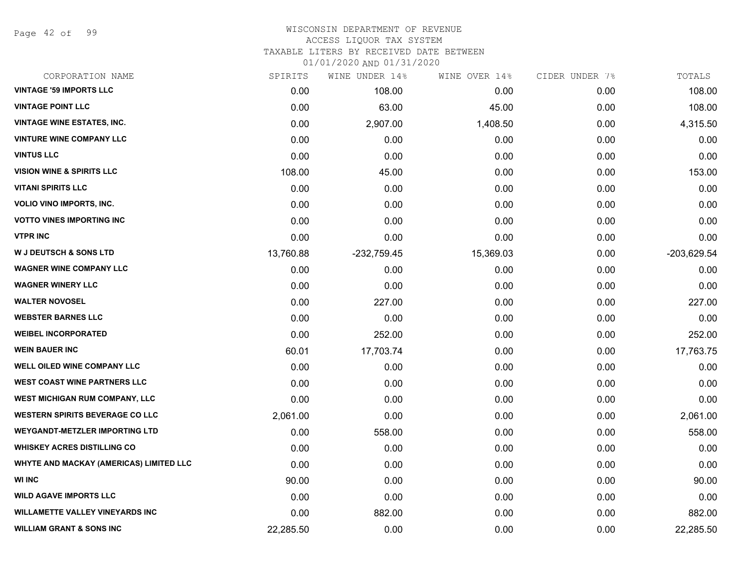# WISCONSIN DEPARTMENT OF REVENUE
## ACCESS LIQUOR TAX SYSTEM
### TAXABLE LITERS BY RECEIVED DATE BETWEEN 01/01/2020 AND 01/31/2020

| CORPORATION NAME | SPIRITS | WINE UNDER 14% | WINE OVER 14% | CIDER UNDER 7% | TOTALS |
|---|---|---|---|---|---|
| VINTAGE '59 IMPORTS LLC | 0.00 | 108.00 | 0.00 | 0.00 | 108.00 |
| VINTAGE POINT LLC | 0.00 | 63.00 | 45.00 | 0.00 | 108.00 |
| VINTAGE WINE ESTATES, INC. | 0.00 | 2,907.00 | 1,408.50 | 0.00 | 4,315.50 |
| VINTURE WINE COMPANY LLC | 0.00 | 0.00 | 0.00 | 0.00 | 0.00 |
| VINTUS LLC | 0.00 | 0.00 | 0.00 | 0.00 | 0.00 |
| VISION WINE & SPIRITS LLC | 108.00 | 45.00 | 0.00 | 0.00 | 153.00 |
| VITANI SPIRITS LLC | 0.00 | 0.00 | 0.00 | 0.00 | 0.00 |
| VOLIO VINO IMPORTS, INC. | 0.00 | 0.00 | 0.00 | 0.00 | 0.00 |
| VOTTO VINES IMPORTING INC | 0.00 | 0.00 | 0.00 | 0.00 | 0.00 |
| VTPR INC | 0.00 | 0.00 | 0.00 | 0.00 | 0.00 |
| W J DEUTSCH & SONS LTD | 13,760.88 | -232,759.45 | 15,369.03 | 0.00 | -203,629.54 |
| WAGNER WINE COMPANY LLC | 0.00 | 0.00 | 0.00 | 0.00 | 0.00 |
| WAGNER WINERY LLC | 0.00 | 0.00 | 0.00 | 0.00 | 0.00 |
| WALTER NOVOSEL | 0.00 | 227.00 | 0.00 | 0.00 | 227.00 |
| WEBSTER BARNES LLC | 0.00 | 0.00 | 0.00 | 0.00 | 0.00 |
| WEIBEL INCORPORATED | 0.00 | 252.00 | 0.00 | 0.00 | 252.00 |
| WEIN BAUER INC | 60.01 | 17,703.74 | 0.00 | 0.00 | 17,763.75 |
| WELL OILED WINE COMPANY LLC | 0.00 | 0.00 | 0.00 | 0.00 | 0.00 |
| WEST COAST WINE PARTNERS LLC | 0.00 | 0.00 | 0.00 | 0.00 | 0.00 |
| WEST MICHIGAN RUM COMPANY, LLC | 0.00 | 0.00 | 0.00 | 0.00 | 0.00 |
| WESTERN SPIRITS BEVERAGE CO LLC | 2,061.00 | 0.00 | 0.00 | 0.00 | 2,061.00 |
| WEYGANDT-METZLER IMPORTING LTD | 0.00 | 558.00 | 0.00 | 0.00 | 558.00 |
| WHISKEY ACRES DISTILLING CO | 0.00 | 0.00 | 0.00 | 0.00 | 0.00 |
| WHYTE AND MACKAY (AMERICAS) LIMITED LLC | 0.00 | 0.00 | 0.00 | 0.00 | 0.00 |
| WI INC | 90.00 | 0.00 | 0.00 | 0.00 | 90.00 |
| WILD AGAVE IMPORTS LLC | 0.00 | 0.00 | 0.00 | 0.00 | 0.00 |
| WILLAMETTE VALLEY VINEYARDS INC | 0.00 | 882.00 | 0.00 | 0.00 | 882.00 |
| WILLIAM GRANT & SONS INC | 22,285.50 | 0.00 | 0.00 | 0.00 | 22,285.50 |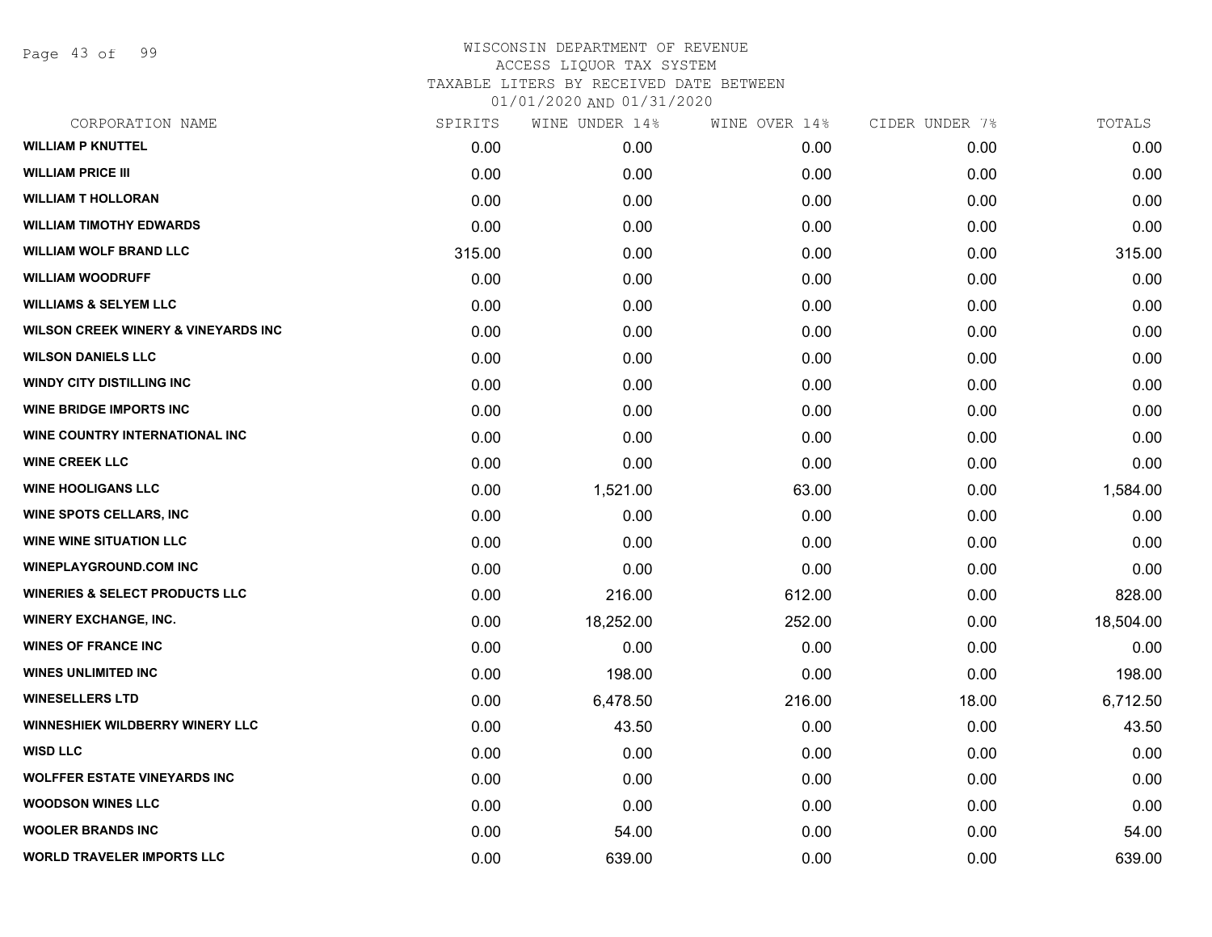# WISCONSIN DEPARTMENT OF REVENUE
## ACCESS LIQUOR TAX SYSTEM
### TAXABLE LITERS BY RECEIVED DATE BETWEEN 01/01/2020 AND 01/31/2020

| CORPORATION NAME | SPIRITS | WINE UNDER 14% | WINE OVER 14% | CIDER UNDER 7% | TOTALS |
|---|---|---|---|---|---|
| WILLIAM P KNUTTEL | 0.00 | 0.00 | 0.00 | 0.00 | 0.00 |
| WILLIAM PRICE III | 0.00 | 0.00 | 0.00 | 0.00 | 0.00 |
| WILLIAM T HOLLORAN | 0.00 | 0.00 | 0.00 | 0.00 | 0.00 |
| WILLIAM TIMOTHY EDWARDS | 0.00 | 0.00 | 0.00 | 0.00 | 0.00 |
| WILLIAM WOLF BRAND LLC | 315.00 | 0.00 | 0.00 | 0.00 | 315.00 |
| WILLIAM WOODRUFF | 0.00 | 0.00 | 0.00 | 0.00 | 0.00 |
| WILLIAMS & SELYEM LLC | 0.00 | 0.00 | 0.00 | 0.00 | 0.00 |
| WILSON CREEK WINERY & VINEYARDS INC | 0.00 | 0.00 | 0.00 | 0.00 | 0.00 |
| WILSON DANIELS LLC | 0.00 | 0.00 | 0.00 | 0.00 | 0.00 |
| WINDY CITY DISTILLING INC | 0.00 | 0.00 | 0.00 | 0.00 | 0.00 |
| WINE BRIDGE IMPORTS INC | 0.00 | 0.00 | 0.00 | 0.00 | 0.00 |
| WINE COUNTRY INTERNATIONAL INC | 0.00 | 0.00 | 0.00 | 0.00 | 0.00 |
| WINE CREEK LLC | 0.00 | 0.00 | 0.00 | 0.00 | 0.00 |
| WINE HOOLIGANS LLC | 0.00 | 1,521.00 | 63.00 | 0.00 | 1,584.00 |
| WINE SPOTS CELLARS, INC | 0.00 | 0.00 | 0.00 | 0.00 | 0.00 |
| WINE WINE SITUATION LLC | 0.00 | 0.00 | 0.00 | 0.00 | 0.00 |
| WINEPLAYGROUND.COM INC | 0.00 | 0.00 | 0.00 | 0.00 | 0.00 |
| WINERIES & SELECT PRODUCTS LLC | 0.00 | 216.00 | 612.00 | 0.00 | 828.00 |
| WINERY EXCHANGE, INC. | 0.00 | 18,252.00 | 252.00 | 0.00 | 18,504.00 |
| WINES OF FRANCE INC | 0.00 | 0.00 | 0.00 | 0.00 | 0.00 |
| WINES UNLIMITED INC | 0.00 | 198.00 | 0.00 | 0.00 | 198.00 |
| WINESELLERS LTD | 0.00 | 6,478.50 | 216.00 | 18.00 | 6,712.50 |
| WINNESHIEK WILDBERRY WINERY LLC | 0.00 | 43.50 | 0.00 | 0.00 | 43.50 |
| WISD LLC | 0.00 | 0.00 | 0.00 | 0.00 | 0.00 |
| WOLFFER ESTATE VINEYARDS INC | 0.00 | 0.00 | 0.00 | 0.00 | 0.00 |
| WOODSON WINES LLC | 0.00 | 0.00 | 0.00 | 0.00 | 0.00 |
| WOOLER BRANDS INC | 0.00 | 54.00 | 0.00 | 0.00 | 54.00 |
| WORLD TRAVELER IMPORTS LLC | 0.00 | 639.00 | 0.00 | 0.00 | 639.00 |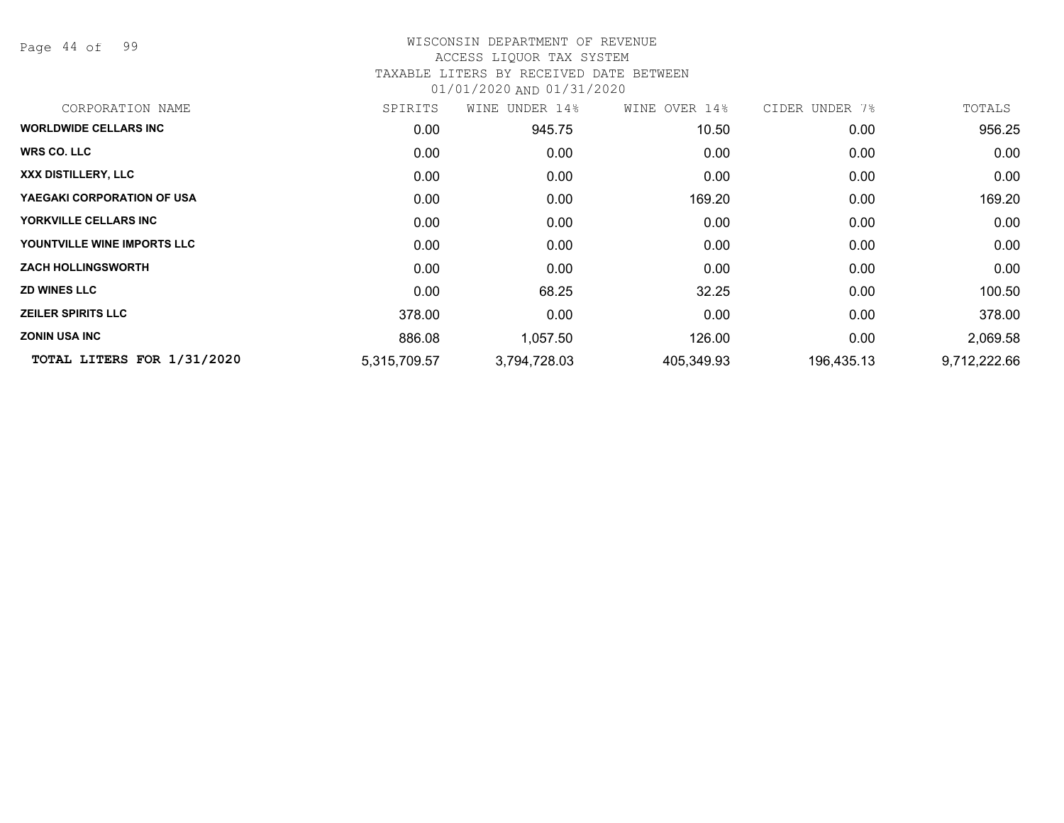# WISCONSIN DEPARTMENT OF REVENUE

ACCESS LIQUOR TAX SYSTEM

TAXABLE LITERS BY RECEIVED DATE BETWEEN

01/01/2020 AND 01/31/2020

| CORPORATION NAME | SPIRITS | WINE UNDER 14% | WINE OVER 14% | CIDER UNDER 7% | TOTALS |
|---|---|---|---|---|---|
| **WORLDWIDE CELLARS INC** | 0.00 | 945.75 | 10.50 | 0.00 | 956.25 |
| **WRS CO. LLC** | 0.00 | 0.00 | 0.00 | 0.00 | 0.00 |
| **XXX DISTILLERY, LLC** | 0.00 | 0.00 | 0.00 | 0.00 | 0.00 |
| **YAEGAKI CORPORATION OF USA** | 0.00 | 0.00 | 169.20 | 0.00 | 169.20 |
| **YORKVILLE CELLARS INC** | 0.00 | 0.00 | 0.00 | 0.00 | 0.00 |
| **YOUNTVILLE WINE IMPORTS LLC** | 0.00 | 0.00 | 0.00 | 0.00 | 0.00 |
| **ZACH HOLLINGSWORTH** | 0.00 | 0.00 | 0.00 | 0.00 | 0.00 |
| **ZD WINES LLC** | 0.00 | 68.25 | 32.25 | 0.00 | 100.50 |
| **ZEILER SPIRITS LLC** | 378.00 | 0.00 | 0.00 | 0.00 | 378.00 |
| **ZONIN USA INC** | 886.08 | 1,057.50 | 126.00 | 0.00 | 2,069.58 |
| **TOTAL LITERS FOR 1/31/2020** | 5,315,709.57 | 3,794,728.03 | 405,349.93 | 196,435.13 | 9,712,222.66 |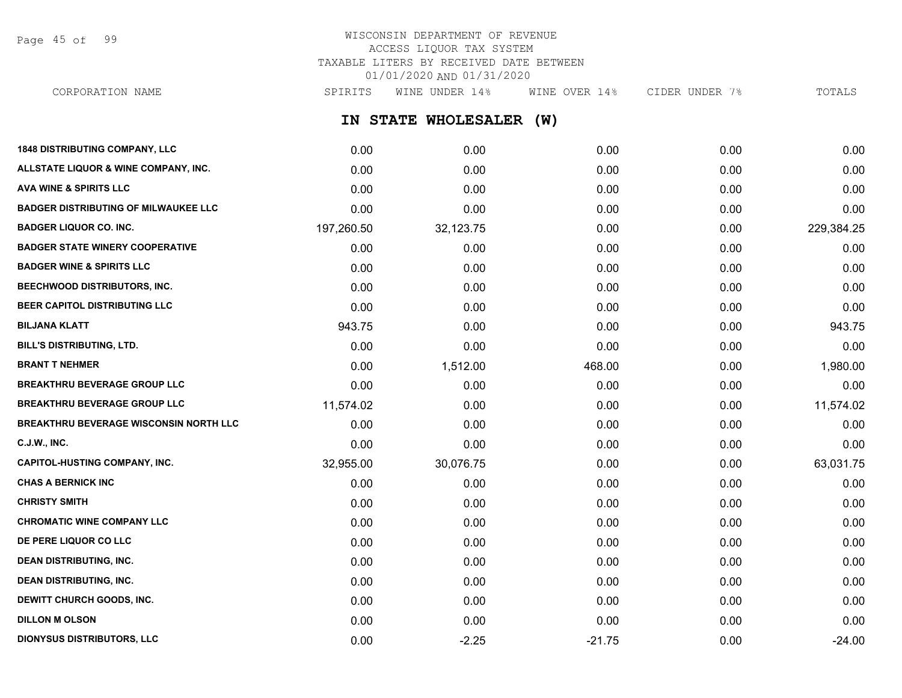WISCONSIN DEPARTMENT OF REVENUE
ACCESS LIQUOR TAX SYSTEM
TAXABLE LITERS BY RECEIVED DATE BETWEEN
01/01/2020 AND 01/31/2020

## IN STATE WHOLESALER (W)

| CORPORATION NAME | SPIRITS | WINE UNDER 14% | WINE OVER 14% | CIDER UNDER 7% | TOTALS |
|---|---|---|---|---|---|
| 1848 DISTRIBUTING COMPANY, LLC | 0.00 | 0.00 | 0.00 | 0.00 | 0.00 |
| ALLSTATE LIQUOR & WINE COMPANY, INC. | 0.00 | 0.00 | 0.00 | 0.00 | 0.00 |
| AVA WINE & SPIRITS LLC | 0.00 | 0.00 | 0.00 | 0.00 | 0.00 |
| BADGER DISTRIBUTING OF MILWAUKEE LLC | 0.00 | 0.00 | 0.00 | 0.00 | 0.00 |
| BADGER LIQUOR CO. INC. | 197,260.50 | 32,123.75 | 0.00 | 0.00 | 229,384.25 |
| BADGER STATE WINERY COOPERATIVE | 0.00 | 0.00 | 0.00 | 0.00 | 0.00 |
| BADGER WINE & SPIRITS LLC | 0.00 | 0.00 | 0.00 | 0.00 | 0.00 |
| BEECHWOOD DISTRIBUTORS, INC. | 0.00 | 0.00 | 0.00 | 0.00 | 0.00 |
| BEER CAPITOL DISTRIBUTING LLC | 0.00 | 0.00 | 0.00 | 0.00 | 0.00 |
| BILJANA KLATT | 943.75 | 0.00 | 0.00 | 0.00 | 943.75 |
| BILL'S DISTRIBUTING, LTD. | 0.00 | 0.00 | 0.00 | 0.00 | 0.00 |
| BRANT T NEHMER | 0.00 | 1,512.00 | 468.00 | 0.00 | 1,980.00 |
| BREAKTHRU BEVERAGE GROUP LLC | 0.00 | 0.00 | 0.00 | 0.00 | 0.00 |
| BREAKTHRU BEVERAGE GROUP LLC | 11,574.02 | 0.00 | 0.00 | 0.00 | 11,574.02 |
| BREAKTHRU BEVERAGE WISCONSIN NORTH LLC | 0.00 | 0.00 | 0.00 | 0.00 | 0.00 |
| C.J.W., INC. | 0.00 | 0.00 | 0.00 | 0.00 | 0.00 |
| CAPITOL-HUSTING COMPANY, INC. | 32,955.00 | 30,076.75 | 0.00 | 0.00 | 63,031.75 |
| CHAS A BERNICK INC | 0.00 | 0.00 | 0.00 | 0.00 | 0.00 |
| CHRISTY SMITH | 0.00 | 0.00 | 0.00 | 0.00 | 0.00 |
| CHROMATIC WINE COMPANY LLC | 0.00 | 0.00 | 0.00 | 0.00 | 0.00 |
| DE PERE LIQUOR CO LLC | 0.00 | 0.00 | 0.00 | 0.00 | 0.00 |
| DEAN DISTRIBUTING, INC. | 0.00 | 0.00 | 0.00 | 0.00 | 0.00 |
| DEAN DISTRIBUTING, INC. | 0.00 | 0.00 | 0.00 | 0.00 | 0.00 |
| DEWITT CHURCH GOODS, INC. | 0.00 | 0.00 | 0.00 | 0.00 | 0.00 |
| DILLON M OLSON | 0.00 | 0.00 | 0.00 | 0.00 | 0.00 |
| DIONYSUS DISTRIBUTORS, LLC | 0.00 | -2.25 | -21.75 | 0.00 | -24.00 |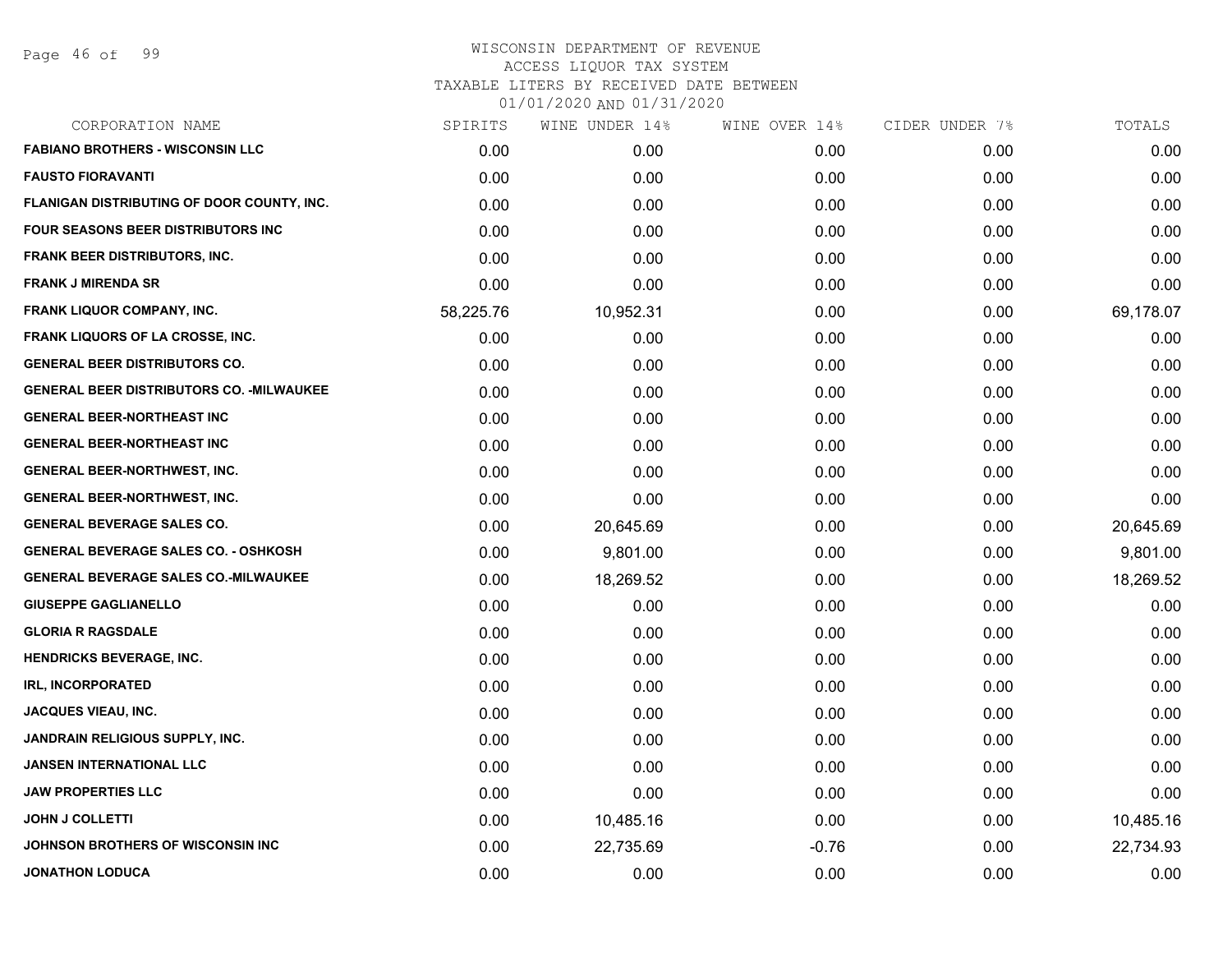WISCONSIN DEPARTMENT OF REVENUE
ACCESS LIQUOR TAX SYSTEM
TAXABLE LITERS BY RECEIVED DATE BETWEEN
01/01/2020 AND 01/31/2020

| CORPORATION NAME | SPIRITS | WINE UNDER 14% | WINE OVER 14% | CIDER UNDER 7% | TOTALS |
|---|---|---|---|---|---|
| FABIANO BROTHERS - WISCONSIN LLC | 0.00 | 0.00 | 0.00 | 0.00 | 0.00 |
| FAUSTO FIORAVANTI | 0.00 | 0.00 | 0.00 | 0.00 | 0.00 |
| FLANIGAN DISTRIBUTING OF DOOR COUNTY, INC. | 0.00 | 0.00 | 0.00 | 0.00 | 0.00 |
| FOUR SEASONS BEER DISTRIBUTORS INC | 0.00 | 0.00 | 0.00 | 0.00 | 0.00 |
| FRANK BEER DISTRIBUTORS, INC. | 0.00 | 0.00 | 0.00 | 0.00 | 0.00 |
| FRANK J MIRENDA SR | 0.00 | 0.00 | 0.00 | 0.00 | 0.00 |
| FRANK LIQUOR COMPANY, INC. | 58,225.76 | 10,952.31 | 0.00 | 0.00 | 69,178.07 |
| FRANK LIQUORS OF LA CROSSE, INC. | 0.00 | 0.00 | 0.00 | 0.00 | 0.00 |
| GENERAL BEER DISTRIBUTORS CO. | 0.00 | 0.00 | 0.00 | 0.00 | 0.00 |
| GENERAL BEER DISTRIBUTORS CO. -MILWAUKEE | 0.00 | 0.00 | 0.00 | 0.00 | 0.00 |
| GENERAL BEER-NORTHEAST INC | 0.00 | 0.00 | 0.00 | 0.00 | 0.00 |
| GENERAL BEER-NORTHEAST INC | 0.00 | 0.00 | 0.00 | 0.00 | 0.00 |
| GENERAL BEER-NORTHWEST, INC. | 0.00 | 0.00 | 0.00 | 0.00 | 0.00 |
| GENERAL BEER-NORTHWEST, INC. | 0.00 | 0.00 | 0.00 | 0.00 | 0.00 |
| GENERAL BEVERAGE SALES CO. | 0.00 | 20,645.69 | 0.00 | 0.00 | 20,645.69 |
| GENERAL BEVERAGE SALES CO. - OSHKOSH | 0.00 | 9,801.00 | 0.00 | 0.00 | 9,801.00 |
| GENERAL BEVERAGE SALES CO.-MILWAUKEE | 0.00 | 18,269.52 | 0.00 | 0.00 | 18,269.52 |
| GIUSEPPE GAGLIANELLO | 0.00 | 0.00 | 0.00 | 0.00 | 0.00 |
| GLORIA R RAGSDALE | 0.00 | 0.00 | 0.00 | 0.00 | 0.00 |
| HENDRICKS BEVERAGE, INC. | 0.00 | 0.00 | 0.00 | 0.00 | 0.00 |
| IRL, INCORPORATED | 0.00 | 0.00 | 0.00 | 0.00 | 0.00 |
| JACQUES VIEAU, INC. | 0.00 | 0.00 | 0.00 | 0.00 | 0.00 |
| JANDRAIN RELIGIOUS SUPPLY, INC. | 0.00 | 0.00 | 0.00 | 0.00 | 0.00 |
| JANSEN INTERNATIONAL LLC | 0.00 | 0.00 | 0.00 | 0.00 | 0.00 |
| JAW PROPERTIES LLC | 0.00 | 0.00 | 0.00 | 0.00 | 0.00 |
| JOHN J COLLETTI | 0.00 | 10,485.16 | 0.00 | 0.00 | 10,485.16 |
| JOHNSON BROTHERS OF WISCONSIN INC | 0.00 | 22,735.69 | -0.76 | 0.00 | 22,734.93 |
| JONATHON LODUCA | 0.00 | 0.00 | 0.00 | 0.00 | 0.00 |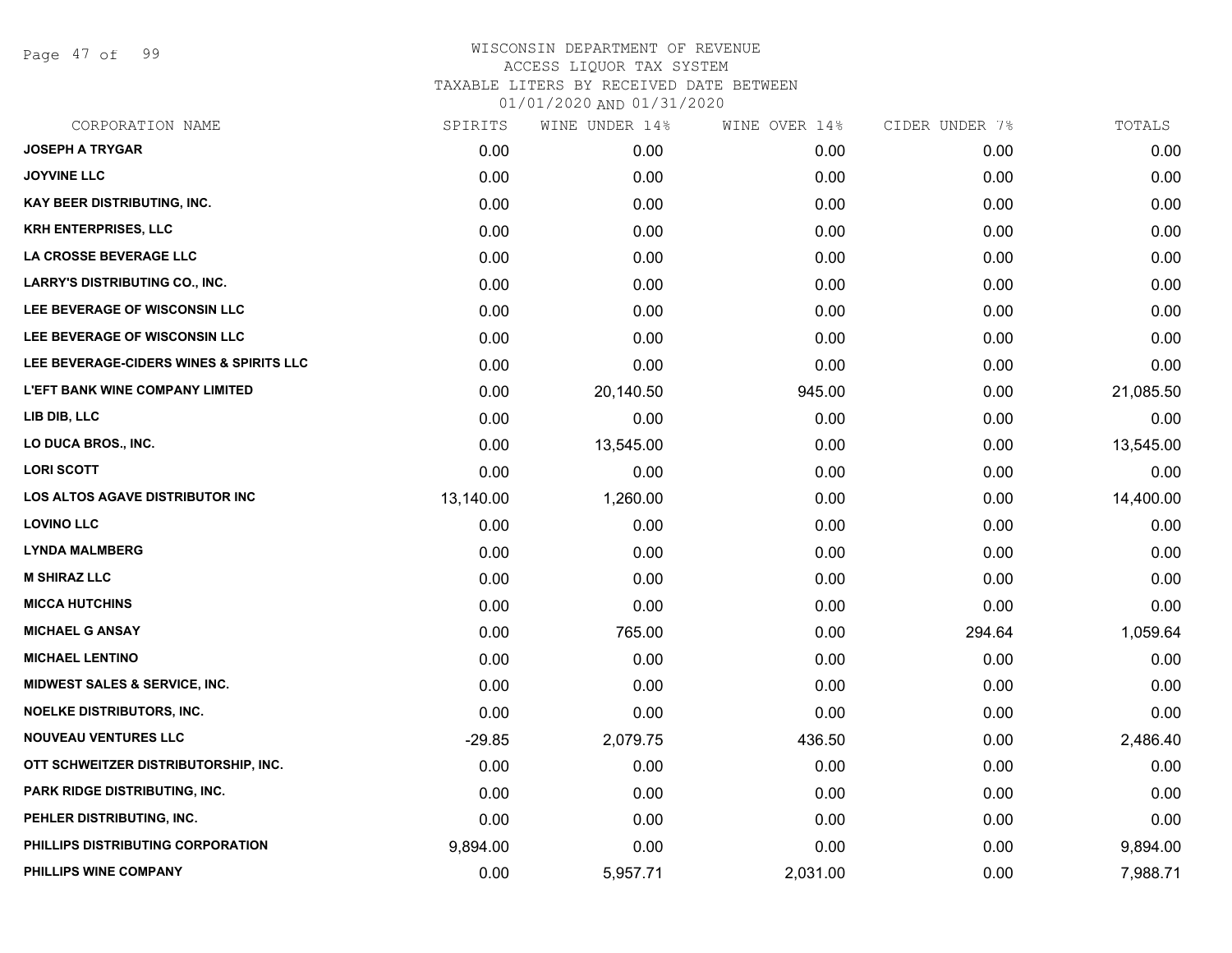WISCONSIN DEPARTMENT OF REVENUE
ACCESS LIQUOR TAX SYSTEM
TAXABLE LITERS BY RECEIVED DATE BETWEEN
01/01/2020 AND 01/31/2020

| CORPORATION NAME | SPIRITS | WINE UNDER 14% | WINE OVER 14% | CIDER UNDER 7% | TOTALS |
|---|---|---|---|---|---|
| JOSEPH A TRYGAR | 0.00 | 0.00 | 0.00 | 0.00 | 0.00 |
| JOYVINE LLC | 0.00 | 0.00 | 0.00 | 0.00 | 0.00 |
| KAY BEER DISTRIBUTING, INC. | 0.00 | 0.00 | 0.00 | 0.00 | 0.00 |
| KRH ENTERPRISES, LLC | 0.00 | 0.00 | 0.00 | 0.00 | 0.00 |
| LA CROSSE BEVERAGE LLC | 0.00 | 0.00 | 0.00 | 0.00 | 0.00 |
| LARRY'S DISTRIBUTING CO., INC. | 0.00 | 0.00 | 0.00 | 0.00 | 0.00 |
| LEE BEVERAGE OF WISCONSIN LLC | 0.00 | 0.00 | 0.00 | 0.00 | 0.00 |
| LEE BEVERAGE OF WISCONSIN LLC | 0.00 | 0.00 | 0.00 | 0.00 | 0.00 |
| LEE BEVERAGE-CIDERS WINES & SPIRITS LLC | 0.00 | 0.00 | 0.00 | 0.00 | 0.00 |
| L'EFT BANK WINE COMPANY LIMITED | 0.00 | 20,140.50 | 945.00 | 0.00 | 21,085.50 |
| LIB DIB, LLC | 0.00 | 0.00 | 0.00 | 0.00 | 0.00 |
| LO DUCA BROS., INC. | 0.00 | 13,545.00 | 0.00 | 0.00 | 13,545.00 |
| LORI SCOTT | 0.00 | 0.00 | 0.00 | 0.00 | 0.00 |
| LOS ALTOS AGAVE DISTRIBUTOR INC | 13,140.00 | 1,260.00 | 0.00 | 0.00 | 14,400.00 |
| LOVINO LLC | 0.00 | 0.00 | 0.00 | 0.00 | 0.00 |
| LYNDA MALMBERG | 0.00 | 0.00 | 0.00 | 0.00 | 0.00 |
| M SHIRAZ LLC | 0.00 | 0.00 | 0.00 | 0.00 | 0.00 |
| MICCA HUTCHINS | 0.00 | 0.00 | 0.00 | 0.00 | 0.00 |
| MICHAEL G ANSAY | 0.00 | 765.00 | 0.00 | 294.64 | 1,059.64 |
| MICHAEL LENTINO | 0.00 | 0.00 | 0.00 | 0.00 | 0.00 |
| MIDWEST SALES & SERVICE, INC. | 0.00 | 0.00 | 0.00 | 0.00 | 0.00 |
| NOELKE DISTRIBUTORS, INC. | 0.00 | 0.00 | 0.00 | 0.00 | 0.00 |
| NOUVEAU VENTURES LLC | -29.85 | 2,079.75 | 436.50 | 0.00 | 2,486.40 |
| OTT SCHWEITZER DISTRIBUTORSHIP, INC. | 0.00 | 0.00 | 0.00 | 0.00 | 0.00 |
| PARK RIDGE DISTRIBUTING, INC. | 0.00 | 0.00 | 0.00 | 0.00 | 0.00 |
| PEHLER DISTRIBUTING, INC. | 0.00 | 0.00 | 0.00 | 0.00 | 0.00 |
| PHILLIPS DISTRIBUTING CORPORATION | 9,894.00 | 0.00 | 0.00 | 0.00 | 9,894.00 |
| PHILLIPS WINE COMPANY | 0.00 | 5,957.71 | 2,031.00 | 0.00 | 7,988.71 |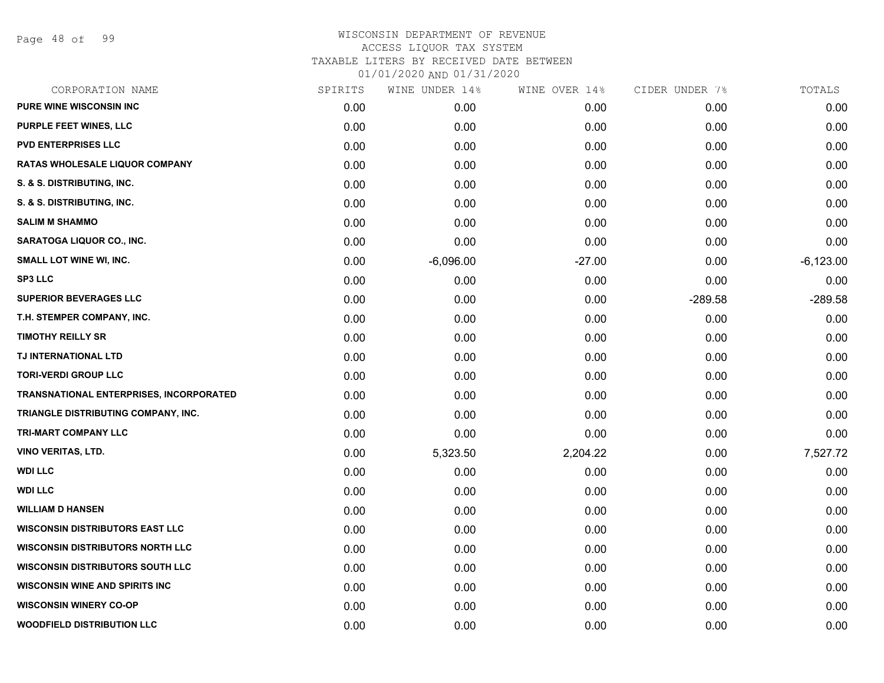# WISCONSIN DEPARTMENT OF REVENUE
## ACCESS LIQUOR TAX SYSTEM
## TAXABLE LITERS BY RECEIVED DATE BETWEEN 01/01/2020 AND 01/31/2020

| CORPORATION NAME | SPIRITS | WINE UNDER 14% | WINE OVER 14% | CIDER UNDER 7% | TOTALS |
|---|---|---|---|---|---|
| PURE WINE WISCONSIN INC | 0.00 | 0.00 | 0.00 | 0.00 | 0.00 |
| PURPLE FEET WINES, LLC | 0.00 | 0.00 | 0.00 | 0.00 | 0.00 |
| PVD ENTERPRISES LLC | 0.00 | 0.00 | 0.00 | 0.00 | 0.00 |
| RATAS WHOLESALE LIQUOR COMPANY | 0.00 | 0.00 | 0.00 | 0.00 | 0.00 |
| S. & S. DISTRIBUTING, INC. | 0.00 | 0.00 | 0.00 | 0.00 | 0.00 |
| S. & S. DISTRIBUTING, INC. | 0.00 | 0.00 | 0.00 | 0.00 | 0.00 |
| SALIM M SHAMMO | 0.00 | 0.00 | 0.00 | 0.00 | 0.00 |
| SARATOGA LIQUOR CO., INC. | 0.00 | 0.00 | 0.00 | 0.00 | 0.00 |
| SMALL LOT WINE WI, INC. | 0.00 | -6,096.00 | -27.00 | 0.00 | -6,123.00 |
| SP3 LLC | 0.00 | 0.00 | 0.00 | 0.00 | 0.00 |
| SUPERIOR BEVERAGES LLC | 0.00 | 0.00 | 0.00 | -289.58 | -289.58 |
| T.H. STEMPER COMPANY, INC. | 0.00 | 0.00 | 0.00 | 0.00 | 0.00 |
| TIMOTHY REILLY SR | 0.00 | 0.00 | 0.00 | 0.00 | 0.00 |
| TJ INTERNATIONAL LTD | 0.00 | 0.00 | 0.00 | 0.00 | 0.00 |
| TORI-VERDI GROUP LLC | 0.00 | 0.00 | 0.00 | 0.00 | 0.00 |
| TRANSNATIONAL ENTERPRISES, INCORPORATED | 0.00 | 0.00 | 0.00 | 0.00 | 0.00 |
| TRIANGLE DISTRIBUTING COMPANY, INC. | 0.00 | 0.00 | 0.00 | 0.00 | 0.00 |
| TRI-MART COMPANY LLC | 0.00 | 0.00 | 0.00 | 0.00 | 0.00 |
| VINO VERITAS, LTD. | 0.00 | 5,323.50 | 2,204.22 | 0.00 | 7,527.72 |
| WDI LLC | 0.00 | 0.00 | 0.00 | 0.00 | 0.00 |
| WDI LLC | 0.00 | 0.00 | 0.00 | 0.00 | 0.00 |
| WILLIAM D HANSEN | 0.00 | 0.00 | 0.00 | 0.00 | 0.00 |
| WISCONSIN DISTRIBUTORS EAST LLC | 0.00 | 0.00 | 0.00 | 0.00 | 0.00 |
| WISCONSIN DISTRIBUTORS NORTH LLC | 0.00 | 0.00 | 0.00 | 0.00 | 0.00 |
| WISCONSIN DISTRIBUTORS SOUTH LLC | 0.00 | 0.00 | 0.00 | 0.00 | 0.00 |
| WISCONSIN WINE AND SPIRITS INC | 0.00 | 0.00 | 0.00 | 0.00 | 0.00 |
| WISCONSIN WINERY CO-OP | 0.00 | 0.00 | 0.00 | 0.00 | 0.00 |
| WOODFIELD DISTRIBUTION LLC | 0.00 | 0.00 | 0.00 | 0.00 | 0.00 |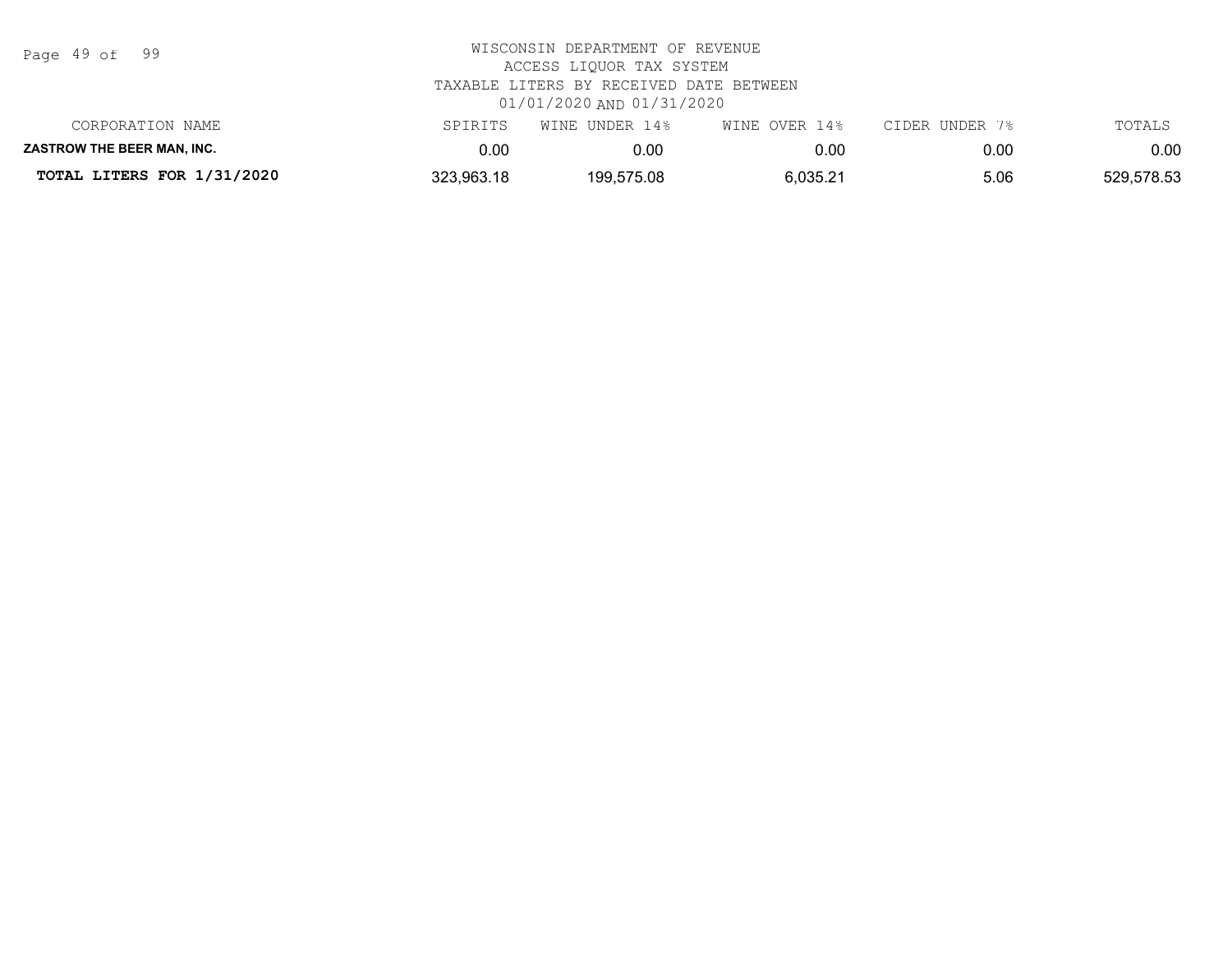WISCONSIN DEPARTMENT OF REVENUE
ACCESS LIQUOR TAX SYSTEM
TAXABLE LITERS BY RECEIVED DATE BETWEEN
01/01/2020 AND 01/31/2020

| CORPORATION NAME | SPIRITS | WINE UNDER 14% | WINE OVER 14% | CIDER UNDER 7% | TOTALS |
|---|---|---|---|---|---|
| **ZASTROW THE BEER MAN, INC.** | 0.00 | 0.00 | 0.00 | 0.00 | 0.00 |
| **TOTAL LITERS FOR 1/31/2020** | 323,963.18 | 199,575.08 | 6,035.21 | 5.06 | 529,578.53 |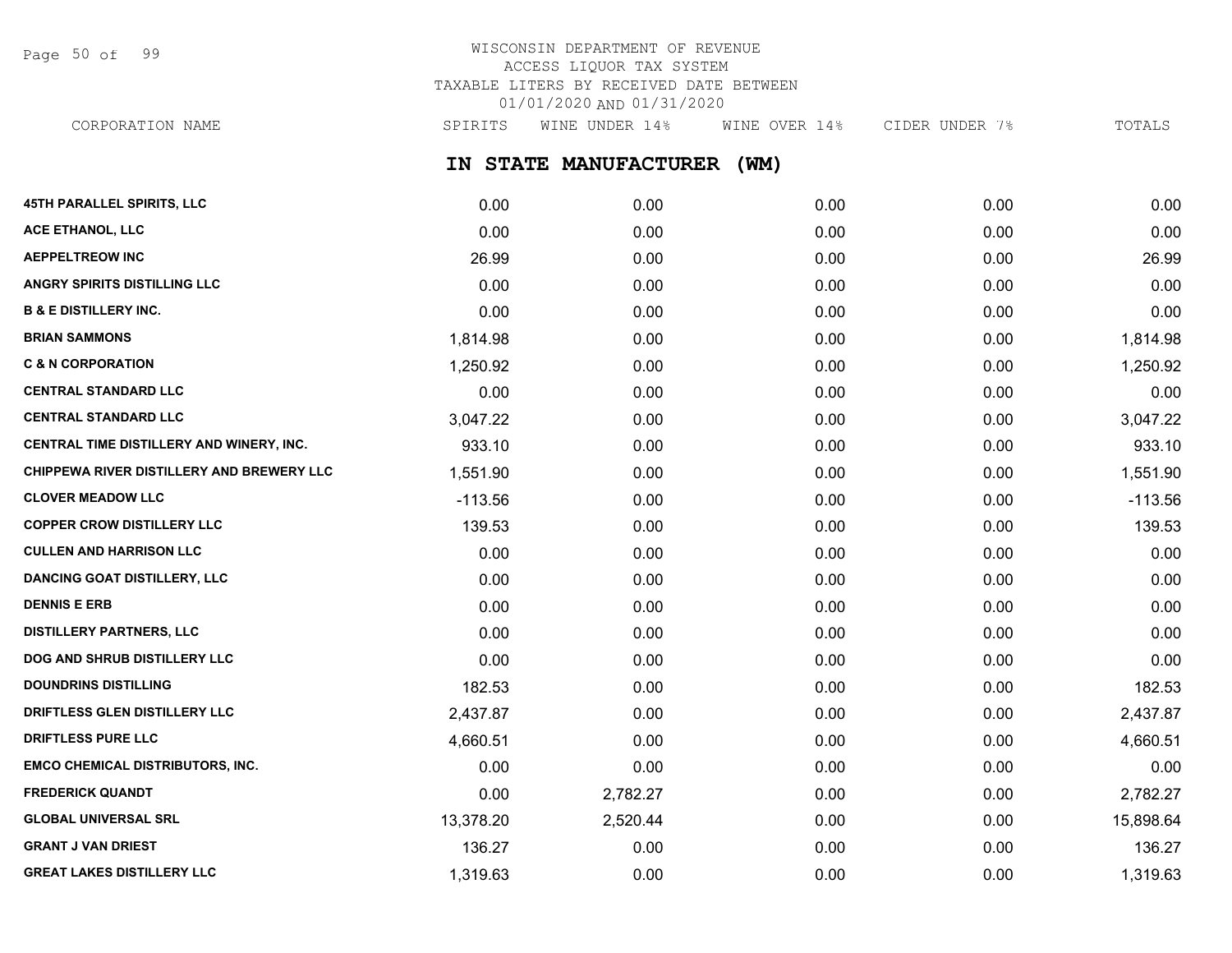# WISCONSIN DEPARTMENT OF REVENUE
## ACCESS LIQUOR TAX SYSTEM
## TAXABLE LITERS BY RECEIVED DATE BETWEEN 01/01/2020 AND 01/31/2020

## IN STATE MANUFACTURER (WM)

| CORPORATION NAME | SPIRITS | WINE UNDER 14% | WINE OVER 14% | CIDER UNDER 7% | TOTALS |
|---|---|---|---|---|---|
| 45TH PARALLEL SPIRITS, LLC | 0.00 | 0.00 | 0.00 | 0.00 | 0.00 |
| ACE ETHANOL, LLC | 0.00 | 0.00 | 0.00 | 0.00 | 0.00 |
| AEPPELTREOW INC | 26.99 | 0.00 | 0.00 | 0.00 | 26.99 |
| ANGRY SPIRITS DISTILLING LLC | 0.00 | 0.00 | 0.00 | 0.00 | 0.00 |
| B & E DISTILLERY INC. | 0.00 | 0.00 | 0.00 | 0.00 | 0.00 |
| BRIAN SAMMONS | 1,814.98 | 0.00 | 0.00 | 0.00 | 1,814.98 |
| C & N CORPORATION | 1,250.92 | 0.00 | 0.00 | 0.00 | 1,250.92 |
| CENTRAL STANDARD LLC | 0.00 | 0.00 | 0.00 | 0.00 | 0.00 |
| CENTRAL STANDARD LLC | 3,047.22 | 0.00 | 0.00 | 0.00 | 3,047.22 |
| CENTRAL TIME DISTILLERY AND WINERY, INC. | 933.10 | 0.00 | 0.00 | 0.00 | 933.10 |
| CHIPPEWA RIVER DISTILLERY AND BREWERY LLC | 1,551.90 | 0.00 | 0.00 | 0.00 | 1,551.90 |
| CLOVER MEADOW LLC | -113.56 | 0.00 | 0.00 | 0.00 | -113.56 |
| COPPER CROW DISTILLERY LLC | 139.53 | 0.00 | 0.00 | 0.00 | 139.53 |
| CULLEN AND HARRISON LLC | 0.00 | 0.00 | 0.00 | 0.00 | 0.00 |
| DANCING GOAT DISTILLERY, LLC | 0.00 | 0.00 | 0.00 | 0.00 | 0.00 |
| DENNIS E ERB | 0.00 | 0.00 | 0.00 | 0.00 | 0.00 |
| DISTILLERY PARTNERS, LLC | 0.00 | 0.00 | 0.00 | 0.00 | 0.00 |
| DOG AND SHRUB DISTILLERY LLC | 0.00 | 0.00 | 0.00 | 0.00 | 0.00 |
| DOUNDRINS DISTILLING | 182.53 | 0.00 | 0.00 | 0.00 | 182.53 |
| DRIFTLESS GLEN DISTILLERY LLC | 2,437.87 | 0.00 | 0.00 | 0.00 | 2,437.87 |
| DRIFTLESS PURE LLC | 4,660.51 | 0.00 | 0.00 | 0.00 | 4,660.51 |
| EMCO CHEMICAL DISTRIBUTORS, INC. | 0.00 | 0.00 | 0.00 | 0.00 | 0.00 |
| FREDERICK QUANDT | 0.00 | 2,782.27 | 0.00 | 0.00 | 2,782.27 |
| GLOBAL UNIVERSAL SRL | 13,378.20 | 2,520.44 | 0.00 | 0.00 | 15,898.64 |
| GRANT J VAN DRIEST | 136.27 | 0.00 | 0.00 | 0.00 | 136.27 |
| GREAT LAKES DISTILLERY LLC | 1,319.63 | 0.00 | 0.00 | 0.00 | 1,319.63 |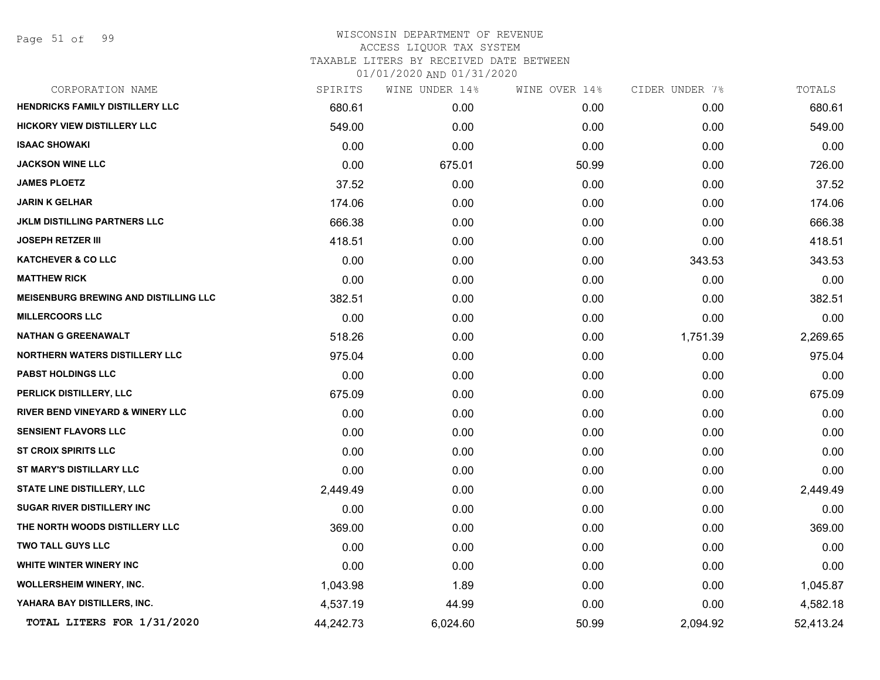WISCONSIN DEPARTMENT OF REVENUE
ACCESS LIQUOR TAX SYSTEM
TAXABLE LITERS BY RECEIVED DATE BETWEEN
01/01/2020 AND 01/31/2020

| CORPORATION NAME | SPIRITS | WINE UNDER 14% | WINE OVER 14% | CIDER UNDER 7% | TOTALS |
|---|---|---|---|---|---|
| HENDRICKS FAMILY DISTILLERY LLC | 680.61 | 0.00 | 0.00 | 0.00 | 680.61 |
| HICKORY VIEW DISTILLERY LLC | 549.00 | 0.00 | 0.00 | 0.00 | 549.00 |
| ISAAC SHOWAKI | 0.00 | 0.00 | 0.00 | 0.00 | 0.00 |
| JACKSON WINE LLC | 0.00 | 675.01 | 50.99 | 0.00 | 726.00 |
| JAMES PLOETZ | 37.52 | 0.00 | 0.00 | 0.00 | 37.52 |
| JARIN K GELHAR | 174.06 | 0.00 | 0.00 | 0.00 | 174.06 |
| JKLM DISTILLING PARTNERS LLC | 666.38 | 0.00 | 0.00 | 0.00 | 666.38 |
| JOSEPH RETZER III | 418.51 | 0.00 | 0.00 | 0.00 | 418.51 |
| KATCHEVER & CO LLC | 0.00 | 0.00 | 0.00 | 343.53 | 343.53 |
| MATTHEW RICK | 0.00 | 0.00 | 0.00 | 0.00 | 0.00 |
| MEISENBURG BREWING AND DISTILLING LLC | 382.51 | 0.00 | 0.00 | 0.00 | 382.51 |
| MILLERCOORS LLC | 0.00 | 0.00 | 0.00 | 0.00 | 0.00 |
| NATHAN G GREENAWALT | 518.26 | 0.00 | 0.00 | 1,751.39 | 2,269.65 |
| NORTHERN WATERS DISTILLERY LLC | 975.04 | 0.00 | 0.00 | 0.00 | 975.04 |
| PABST HOLDINGS LLC | 0.00 | 0.00 | 0.00 | 0.00 | 0.00 |
| PERLICK DISTILLERY, LLC | 675.09 | 0.00 | 0.00 | 0.00 | 675.09 |
| RIVER BEND VINEYARD & WINERY LLC | 0.00 | 0.00 | 0.00 | 0.00 | 0.00 |
| SENSIENT FLAVORS LLC | 0.00 | 0.00 | 0.00 | 0.00 | 0.00 |
| ST CROIX SPIRITS LLC | 0.00 | 0.00 | 0.00 | 0.00 | 0.00 |
| ST MARY'S DISTILLARY LLC | 0.00 | 0.00 | 0.00 | 0.00 | 0.00 |
| STATE LINE DISTILLERY, LLC | 2,449.49 | 0.00 | 0.00 | 0.00 | 2,449.49 |
| SUGAR RIVER DISTILLERY INC | 0.00 | 0.00 | 0.00 | 0.00 | 0.00 |
| THE NORTH WOODS DISTILLERY LLC | 369.00 | 0.00 | 0.00 | 0.00 | 369.00 |
| TWO TALL GUYS LLC | 0.00 | 0.00 | 0.00 | 0.00 | 0.00 |
| WHITE WINTER WINERY INC | 0.00 | 0.00 | 0.00 | 0.00 | 0.00 |
| WOLLERSHEIM WINERY, INC. | 1,043.98 | 1.89 | 0.00 | 0.00 | 1,045.87 |
| YAHARA BAY DISTILLERS, INC. | 4,537.19 | 44.99 | 0.00 | 0.00 | 4,582.18 |
| **TOTAL LITERS FOR 1/31/2020** | 44,242.73 | 6,024.60 | 50.99 | 2,094.92 | 52,413.24 |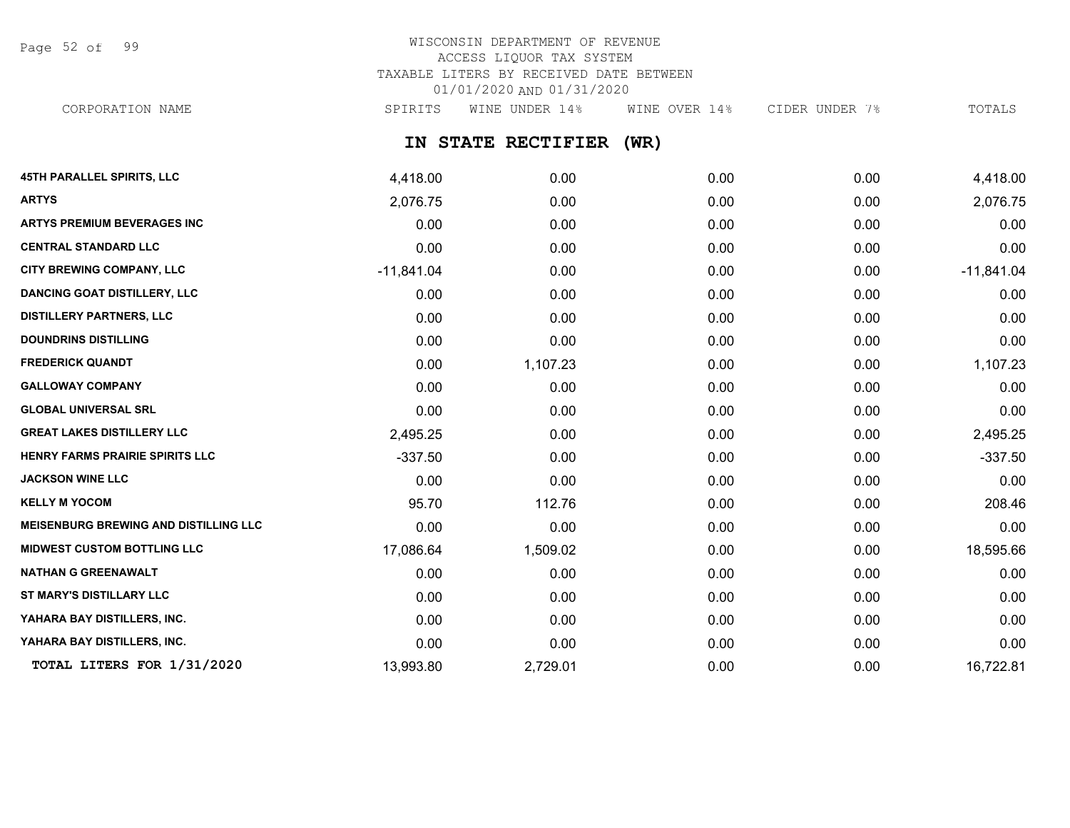WISCONSIN DEPARTMENT OF REVENUE
ACCESS LIQUOR TAX SYSTEM
TAXABLE LITERS BY RECEIVED DATE BETWEEN
01/01/2020 AND 01/31/2020

## IN STATE RECTIFIER (WR)

| CORPORATION NAME | SPIRITS | WINE UNDER 14% | WINE OVER 14% | CIDER UNDER 7% | TOTALS |
|---|---|---|---|---|---|
| 45TH PARALLEL SPIRITS, LLC | 4,418.00 | 0.00 | 0.00 | 0.00 | 4,418.00 |
| ARTYS | 2,076.75 | 0.00 | 0.00 | 0.00 | 2,076.75 |
| ARTYS PREMIUM BEVERAGES INC | 0.00 | 0.00 | 0.00 | 0.00 | 0.00 |
| CENTRAL STANDARD LLC | 0.00 | 0.00 | 0.00 | 0.00 | 0.00 |
| CITY BREWING COMPANY, LLC | -11,841.04 | 0.00 | 0.00 | 0.00 | -11,841.04 |
| DANCING GOAT DISTILLERY, LLC | 0.00 | 0.00 | 0.00 | 0.00 | 0.00 |
| DISTILLERY PARTNERS, LLC | 0.00 | 0.00 | 0.00 | 0.00 | 0.00 |
| DOUNDRINS DISTILLING | 0.00 | 0.00 | 0.00 | 0.00 | 0.00 |
| FREDERICK QUANDT | 0.00 | 1,107.23 | 0.00 | 0.00 | 1,107.23 |
| GALLOWAY COMPANY | 0.00 | 0.00 | 0.00 | 0.00 | 0.00 |
| GLOBAL UNIVERSAL SRL | 0.00 | 0.00 | 0.00 | 0.00 | 0.00 |
| GREAT LAKES DISTILLERY LLC | 2,495.25 | 0.00 | 0.00 | 0.00 | 2,495.25 |
| HENRY FARMS PRAIRIE SPIRITS LLC | -337.50 | 0.00 | 0.00 | 0.00 | -337.50 |
| JACKSON WINE LLC | 0.00 | 0.00 | 0.00 | 0.00 | 0.00 |
| KELLY M YOCOM | 95.70 | 112.76 | 0.00 | 0.00 | 208.46 |
| MEISENBURG BREWING AND DISTILLING LLC | 0.00 | 0.00 | 0.00 | 0.00 | 0.00 |
| MIDWEST CUSTOM BOTTLING LLC | 17,086.64 | 1,509.02 | 0.00 | 0.00 | 18,595.66 |
| NATHAN G GREENAWALT | 0.00 | 0.00 | 0.00 | 0.00 | 0.00 |
| ST MARY'S DISTILLARY LLC | 0.00 | 0.00 | 0.00 | 0.00 | 0.00 |
| YAHARA BAY DISTILLERS, INC. | 0.00 | 0.00 | 0.00 | 0.00 | 0.00 |
| YAHARA BAY DISTILLERS, INC. | 0.00 | 0.00 | 0.00 | 0.00 | 0.00 |
| TOTAL LITERS FOR 1/31/2020 | 13,993.80 | 2,729.01 | 0.00 | 0.00 | 16,722.81 |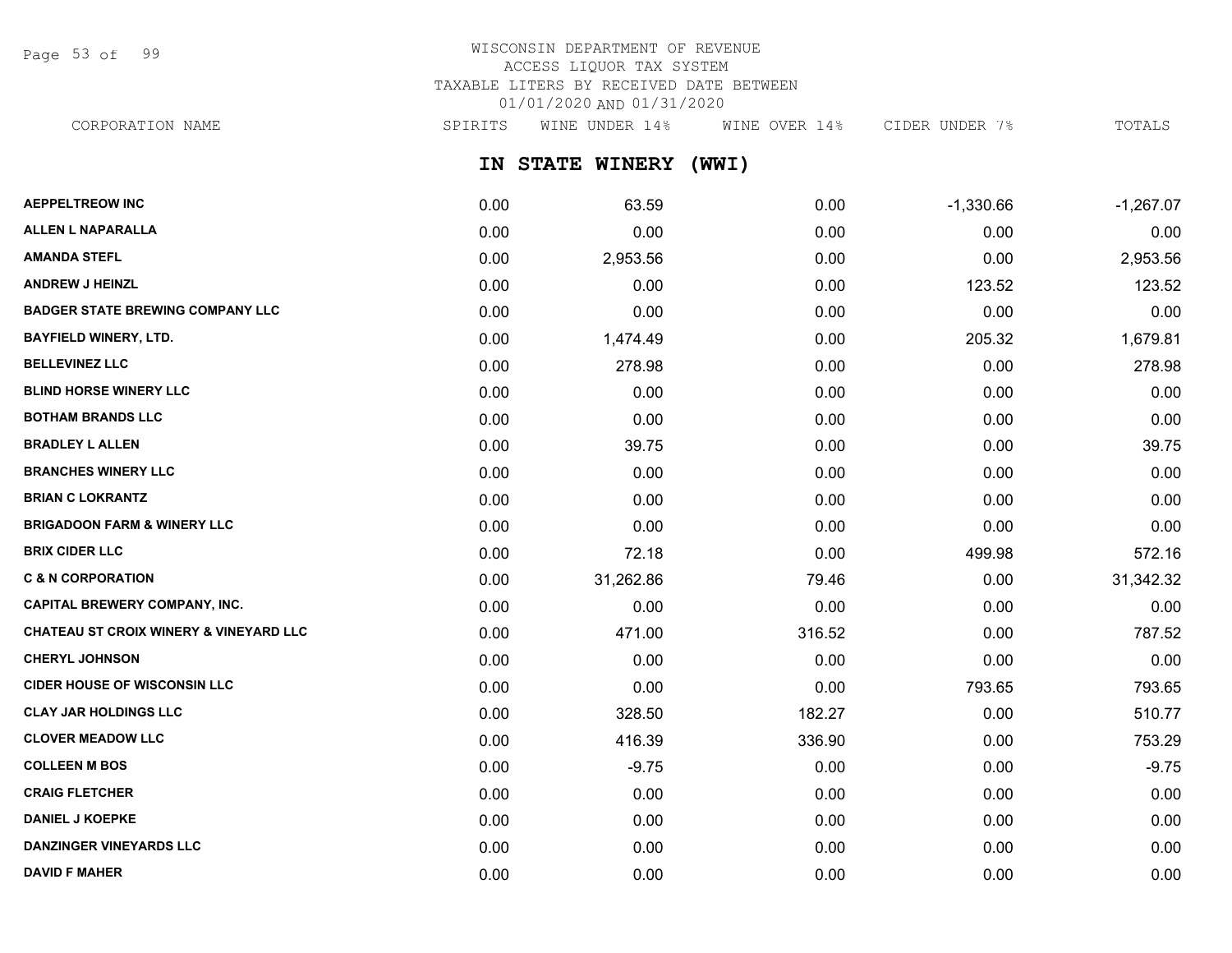WISCONSIN DEPARTMENT OF REVENUE
ACCESS LIQUOR TAX SYSTEM
TAXABLE LITERS BY RECEIVED DATE BETWEEN
01/01/2020 AND 01/31/2020

## IN STATE WINERY (WWI)

| CORPORATION NAME | SPIRITS | WINE UNDER 14% | WINE OVER 14% | CIDER UNDER 7% | TOTALS |
|---|---|---|---|---|---|
| AEPPELTREOW INC | 0.00 | 63.59 | 0.00 | -1,330.66 | -1,267.07 |
| ALLEN L NAPARALLA | 0.00 | 0.00 | 0.00 | 0.00 | 0.00 |
| AMANDA STEFL | 0.00 | 2,953.56 | 0.00 | 0.00 | 2,953.56 |
| ANDREW J HEINZL | 0.00 | 0.00 | 0.00 | 123.52 | 123.52 |
| BADGER STATE BREWING COMPANY LLC | 0.00 | 0.00 | 0.00 | 0.00 | 0.00 |
| BAYFIELD WINERY, LTD. | 0.00 | 1,474.49 | 0.00 | 205.32 | 1,679.81 |
| BELLEVINEZ LLC | 0.00 | 278.98 | 0.00 | 0.00 | 278.98 |
| BLIND HORSE WINERY LLC | 0.00 | 0.00 | 0.00 | 0.00 | 0.00 |
| BOTHAM BRANDS LLC | 0.00 | 0.00 | 0.00 | 0.00 | 0.00 |
| BRADLEY L ALLEN | 0.00 | 39.75 | 0.00 | 0.00 | 39.75 |
| BRANCHES WINERY LLC | 0.00 | 0.00 | 0.00 | 0.00 | 0.00 |
| BRIAN C LOKRANTZ | 0.00 | 0.00 | 0.00 | 0.00 | 0.00 |
| BRIGADOON FARM & WINERY LLC | 0.00 | 0.00 | 0.00 | 0.00 | 0.00 |
| BRIX CIDER LLC | 0.00 | 72.18 | 0.00 | 499.98 | 572.16 |
| C & N CORPORATION | 0.00 | 31,262.86 | 79.46 | 0.00 | 31,342.32 |
| CAPITAL BREWERY COMPANY, INC. | 0.00 | 0.00 | 0.00 | 0.00 | 0.00 |
| CHATEAU ST CROIX WINERY & VINEYARD LLC | 0.00 | 471.00 | 316.52 | 0.00 | 787.52 |
| CHERYL JOHNSON | 0.00 | 0.00 | 0.00 | 0.00 | 0.00 |
| CIDER HOUSE OF WISCONSIN LLC | 0.00 | 0.00 | 0.00 | 793.65 | 793.65 |
| CLAY JAR HOLDINGS LLC | 0.00 | 328.50 | 182.27 | 0.00 | 510.77 |
| CLOVER MEADOW LLC | 0.00 | 416.39 | 336.90 | 0.00 | 753.29 |
| COLLEEN M BOS | 0.00 | -9.75 | 0.00 | 0.00 | -9.75 |
| CRAIG FLETCHER | 0.00 | 0.00 | 0.00 | 0.00 | 0.00 |
| DANIEL J KOEPKE | 0.00 | 0.00 | 0.00 | 0.00 | 0.00 |
| DANZINGER VINEYARDS LLC | 0.00 | 0.00 | 0.00 | 0.00 | 0.00 |
| DAVID F MAHER | 0.00 | 0.00 | 0.00 | 0.00 | 0.00 |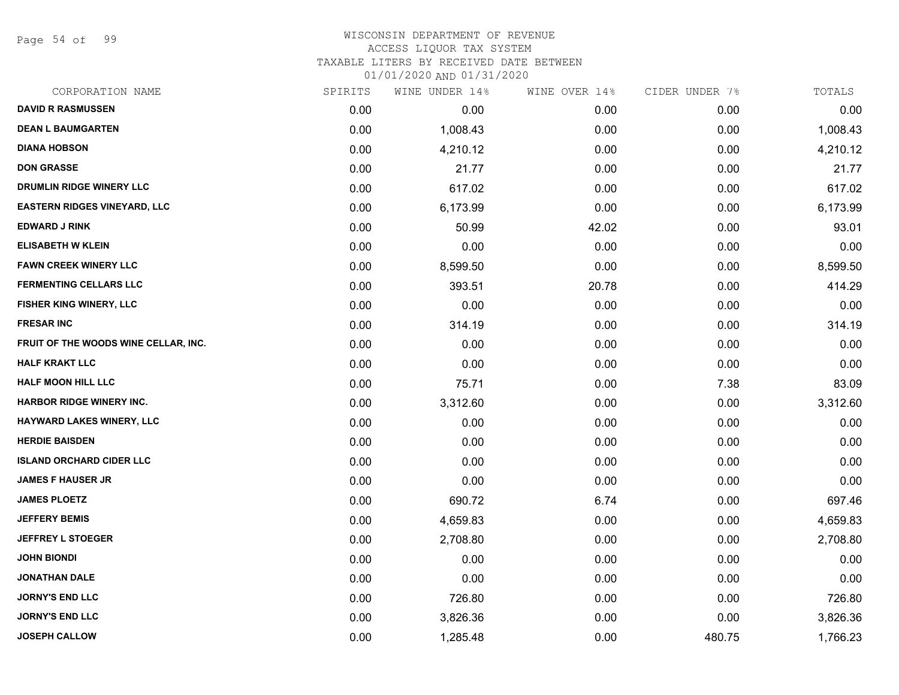WISCONSIN DEPARTMENT OF REVENUE
ACCESS LIQUOR TAX SYSTEM
TAXABLE LITERS BY RECEIVED DATE BETWEEN
01/01/2020 AND 01/31/2020

| CORPORATION NAME | SPIRITS | WINE UNDER 14% | WINE OVER 14% | CIDER UNDER 7% | TOTALS |
|---|---|---|---|---|---|
| DAVID R RASMUSSEN | 0.00 | 0.00 | 0.00 | 0.00 | 0.00 |
| DEAN L BAUMGARTEN | 0.00 | 1,008.43 | 0.00 | 0.00 | 1,008.43 |
| DIANA HOBSON | 0.00 | 4,210.12 | 0.00 | 0.00 | 4,210.12 |
| DON GRASSE | 0.00 | 21.77 | 0.00 | 0.00 | 21.77 |
| DRUMLIN RIDGE WINERY LLC | 0.00 | 617.02 | 0.00 | 0.00 | 617.02 |
| EASTERN RIDGES VINEYARD, LLC | 0.00 | 6,173.99 | 0.00 | 0.00 | 6,173.99 |
| EDWARD J RINK | 0.00 | 50.99 | 42.02 | 0.00 | 93.01 |
| ELISABETH W KLEIN | 0.00 | 0.00 | 0.00 | 0.00 | 0.00 |
| FAWN CREEK WINERY LLC | 0.00 | 8,599.50 | 0.00 | 0.00 | 8,599.50 |
| FERMENTING CELLARS LLC | 0.00 | 393.51 | 20.78 | 0.00 | 414.29 |
| FISHER KING WINERY, LLC | 0.00 | 0.00 | 0.00 | 0.00 | 0.00 |
| FRESAR INC | 0.00 | 314.19 | 0.00 | 0.00 | 314.19 |
| FRUIT OF THE WOODS WINE CELLAR, INC. | 0.00 | 0.00 | 0.00 | 0.00 | 0.00 |
| HALF KRAKT LLC | 0.00 | 0.00 | 0.00 | 0.00 | 0.00 |
| HALF MOON HILL LLC | 0.00 | 75.71 | 0.00 | 7.38 | 83.09 |
| HARBOR RIDGE WINERY INC. | 0.00 | 3,312.60 | 0.00 | 0.00 | 3,312.60 |
| HAYWARD LAKES WINERY, LLC | 0.00 | 0.00 | 0.00 | 0.00 | 0.00 |
| HERDIE BAISDEN | 0.00 | 0.00 | 0.00 | 0.00 | 0.00 |
| ISLAND ORCHARD CIDER LLC | 0.00 | 0.00 | 0.00 | 0.00 | 0.00 |
| JAMES F HAUSER JR | 0.00 | 0.00 | 0.00 | 0.00 | 0.00 |
| JAMES PLOETZ | 0.00 | 690.72 | 6.74 | 0.00 | 697.46 |
| JEFFERY BEMIS | 0.00 | 4,659.83 | 0.00 | 0.00 | 4,659.83 |
| JEFFREY L STOEGER | 0.00 | 2,708.80 | 0.00 | 0.00 | 2,708.80 |
| JOHN BIONDI | 0.00 | 0.00 | 0.00 | 0.00 | 0.00 |
| JONATHAN DALE | 0.00 | 0.00 | 0.00 | 0.00 | 0.00 |
| JORNY'S END LLC | 0.00 | 726.80 | 0.00 | 0.00 | 726.80 |
| JORNY'S END LLC | 0.00 | 3,826.36 | 0.00 | 0.00 | 3,826.36 |
| JOSEPH CALLOW | 0.00 | 1,285.48 | 0.00 | 480.75 | 1,766.23 |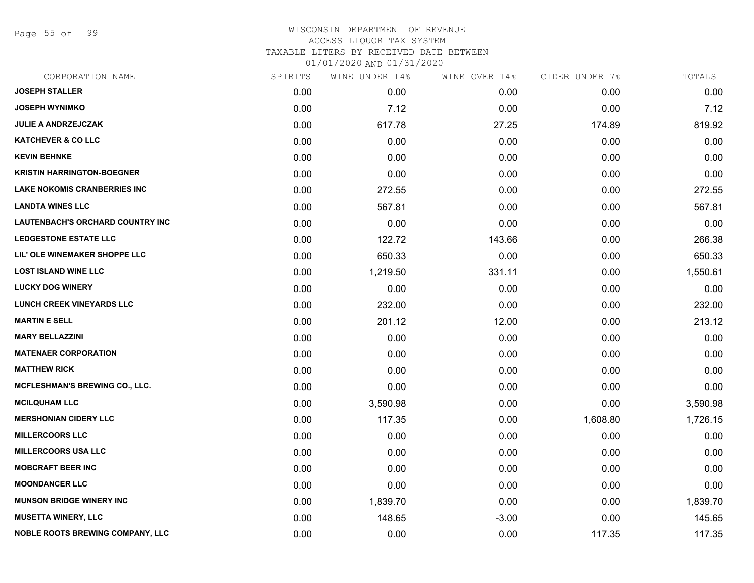# WISCONSIN DEPARTMENT OF REVENUE
## ACCESS LIQUOR TAX SYSTEM
### TAXABLE LITERS BY RECEIVED DATE BETWEEN 01/01/2020 AND 01/31/2020

| CORPORATION NAME | SPIRITS | WINE UNDER 14% | WINE OVER 14% | CIDER UNDER 7% | TOTALS |
|---|---|---|---|---|---|
| JOSEPH STALLER | 0.00 | 0.00 | 0.00 | 0.00 | 0.00 |
| JOSEPH WYNIMKO | 0.00 | 7.12 | 0.00 | 0.00 | 7.12 |
| JULIE A ANDRZEJCZAK | 0.00 | 617.78 | 27.25 | 174.89 | 819.92 |
| KATCHEVER & CO LLC | 0.00 | 0.00 | 0.00 | 0.00 | 0.00 |
| KEVIN BEHNKE | 0.00 | 0.00 | 0.00 | 0.00 | 0.00 |
| KRISTIN HARRINGTON-BOEGNER | 0.00 | 0.00 | 0.00 | 0.00 | 0.00 |
| LAKE NOKOMIS CRANBERRIES INC | 0.00 | 272.55 | 0.00 | 0.00 | 272.55 |
| LANDTA WINES LLC | 0.00 | 567.81 | 0.00 | 0.00 | 567.81 |
| LAUTENBACH'S ORCHARD COUNTRY INC | 0.00 | 0.00 | 0.00 | 0.00 | 0.00 |
| LEDGESTONE ESTATE LLC | 0.00 | 122.72 | 143.66 | 0.00 | 266.38 |
| LIL' OLE WINEMAKER SHOPPE LLC | 0.00 | 650.33 | 0.00 | 0.00 | 650.33 |
| LOST ISLAND WINE LLC | 0.00 | 1,219.50 | 331.11 | 0.00 | 1,550.61 |
| LUCKY DOG WINERY | 0.00 | 0.00 | 0.00 | 0.00 | 0.00 |
| LUNCH CREEK VINEYARDS LLC | 0.00 | 232.00 | 0.00 | 0.00 | 232.00 |
| MARTIN E SELL | 0.00 | 201.12 | 12.00 | 0.00 | 213.12 |
| MARY BELLAZZINI | 0.00 | 0.00 | 0.00 | 0.00 | 0.00 |
| MATENAER CORPORATION | 0.00 | 0.00 | 0.00 | 0.00 | 0.00 |
| MATTHEW RICK | 0.00 | 0.00 | 0.00 | 0.00 | 0.00 |
| MCFLESHMAN'S BREWING CO., LLC. | 0.00 | 0.00 | 0.00 | 0.00 | 0.00 |
| MCILQUHAM LLC | 0.00 | 3,590.98 | 0.00 | 0.00 | 3,590.98 |
| MERSHONIAN CIDERY LLC | 0.00 | 117.35 | 0.00 | 1,608.80 | 1,726.15 |
| MILLERCOORS LLC | 0.00 | 0.00 | 0.00 | 0.00 | 0.00 |
| MILLERCOORS USA LLC | 0.00 | 0.00 | 0.00 | 0.00 | 0.00 |
| MOBCRAFT BEER INC | 0.00 | 0.00 | 0.00 | 0.00 | 0.00 |
| MOONDANCER LLC | 0.00 | 0.00 | 0.00 | 0.00 | 0.00 |
| MUNSON BRIDGE WINERY INC | 0.00 | 1,839.70 | 0.00 | 0.00 | 1,839.70 |
| MUSETTA WINERY, LLC | 0.00 | 148.65 | -3.00 | 0.00 | 145.65 |
| NOBLE ROOTS BREWING COMPANY, LLC | 0.00 | 0.00 | 0.00 | 117.35 | 117.35 |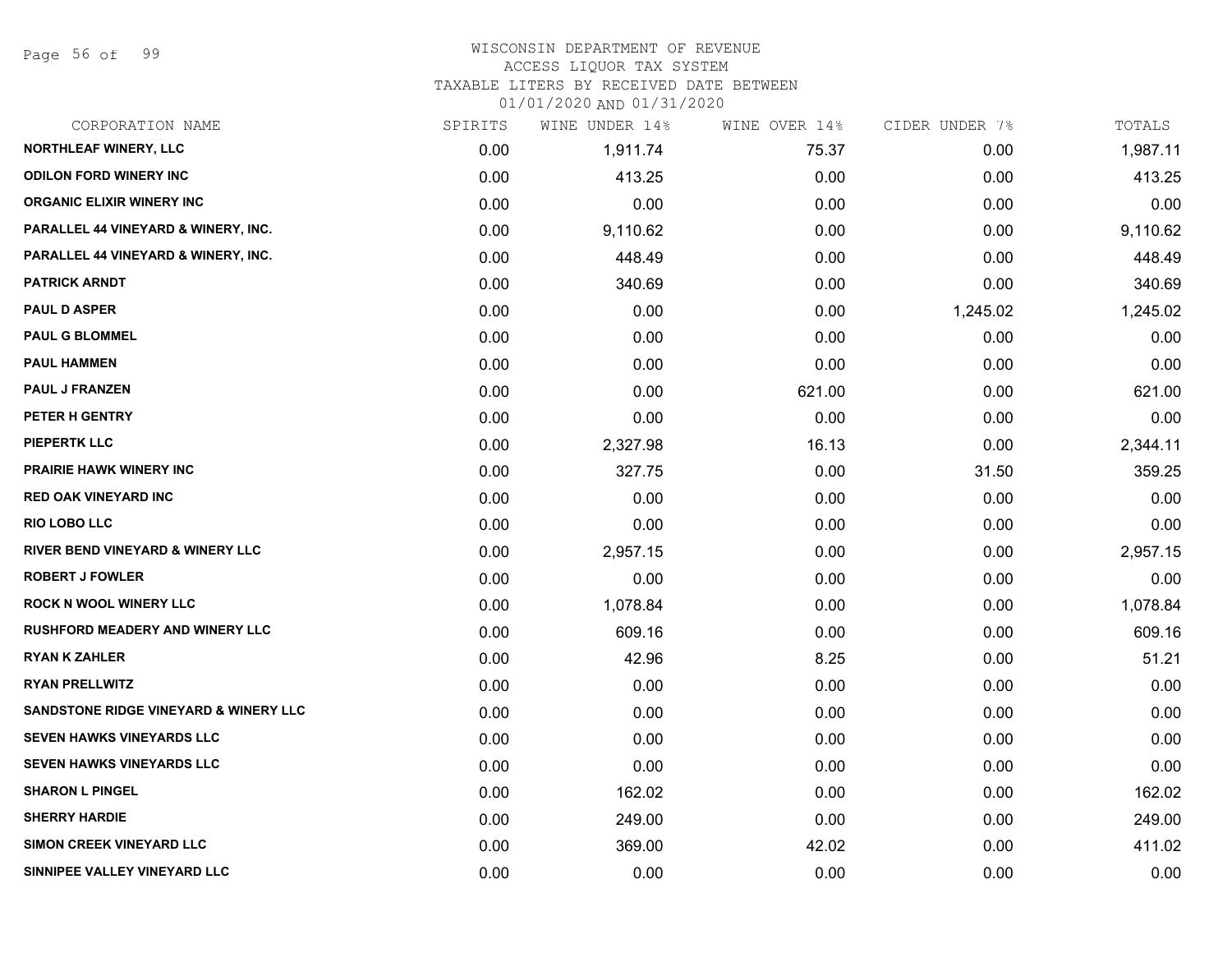# WISCONSIN DEPARTMENT OF REVENUE
ACCESS LIQUOR TAX SYSTEM
TAXABLE LITERS BY RECEIVED DATE BETWEEN
01/01/2020 AND 01/31/2020

| CORPORATION NAME | SPIRITS | WINE UNDER 14% | WINE OVER 14% | CIDER UNDER 7% | TOTALS |
|---|---|---|---|---|---|
| NORTHLEAF WINERY, LLC | 0.00 | 1,911.74 | 75.37 | 0.00 | 1,987.11 |
| ODILON FORD WINERY INC | 0.00 | 413.25 | 0.00 | 0.00 | 413.25 |
| ORGANIC ELIXIR WINERY INC | 0.00 | 0.00 | 0.00 | 0.00 | 0.00 |
| PARALLEL 44 VINEYARD & WINERY, INC. | 0.00 | 9,110.62 | 0.00 | 0.00 | 9,110.62 |
| PARALLEL 44 VINEYARD & WINERY, INC. | 0.00 | 448.49 | 0.00 | 0.00 | 448.49 |
| PATRICK ARNDT | 0.00 | 340.69 | 0.00 | 0.00 | 340.69 |
| PAUL D ASPER | 0.00 | 0.00 | 0.00 | 1,245.02 | 1,245.02 |
| PAUL G BLOMMEL | 0.00 | 0.00 | 0.00 | 0.00 | 0.00 |
| PAUL HAMMEN | 0.00 | 0.00 | 0.00 | 0.00 | 0.00 |
| PAUL J FRANZEN | 0.00 | 0.00 | 621.00 | 0.00 | 621.00 |
| PETER H GENTRY | 0.00 | 0.00 | 0.00 | 0.00 | 0.00 |
| PIEPERTK LLC | 0.00 | 2,327.98 | 16.13 | 0.00 | 2,344.11 |
| PRAIRIE HAWK WINERY INC | 0.00 | 327.75 | 0.00 | 31.50 | 359.25 |
| RED OAK VINEYARD INC | 0.00 | 0.00 | 0.00 | 0.00 | 0.00 |
| RIO LOBO LLC | 0.00 | 0.00 | 0.00 | 0.00 | 0.00 |
| RIVER BEND VINEYARD & WINERY LLC | 0.00 | 2,957.15 | 0.00 | 0.00 | 2,957.15 |
| ROBERT J FOWLER | 0.00 | 0.00 | 0.00 | 0.00 | 0.00 |
| ROCK N WOOL WINERY LLC | 0.00 | 1,078.84 | 0.00 | 0.00 | 1,078.84 |
| RUSHFORD MEADERY AND WINERY LLC | 0.00 | 609.16 | 0.00 | 0.00 | 609.16 |
| RYAN K ZAHLER | 0.00 | 42.96 | 8.25 | 0.00 | 51.21 |
| RYAN PRELLWITZ | 0.00 | 0.00 | 0.00 | 0.00 | 0.00 |
| SANDSTONE RIDGE VINEYARD & WINERY LLC | 0.00 | 0.00 | 0.00 | 0.00 | 0.00 |
| SEVEN HAWKS VINEYARDS LLC | 0.00 | 0.00 | 0.00 | 0.00 | 0.00 |
| SEVEN HAWKS VINEYARDS LLC | 0.00 | 0.00 | 0.00 | 0.00 | 0.00 |
| SHARON L PINGEL | 0.00 | 162.02 | 0.00 | 0.00 | 162.02 |
| SHERRY HARDIE | 0.00 | 249.00 | 0.00 | 0.00 | 249.00 |
| SIMON CREEK VINEYARD LLC | 0.00 | 369.00 | 42.02 | 0.00 | 411.02 |
| SINNIPEE VALLEY VINEYARD LLC | 0.00 | 0.00 | 0.00 | 0.00 | 0.00 |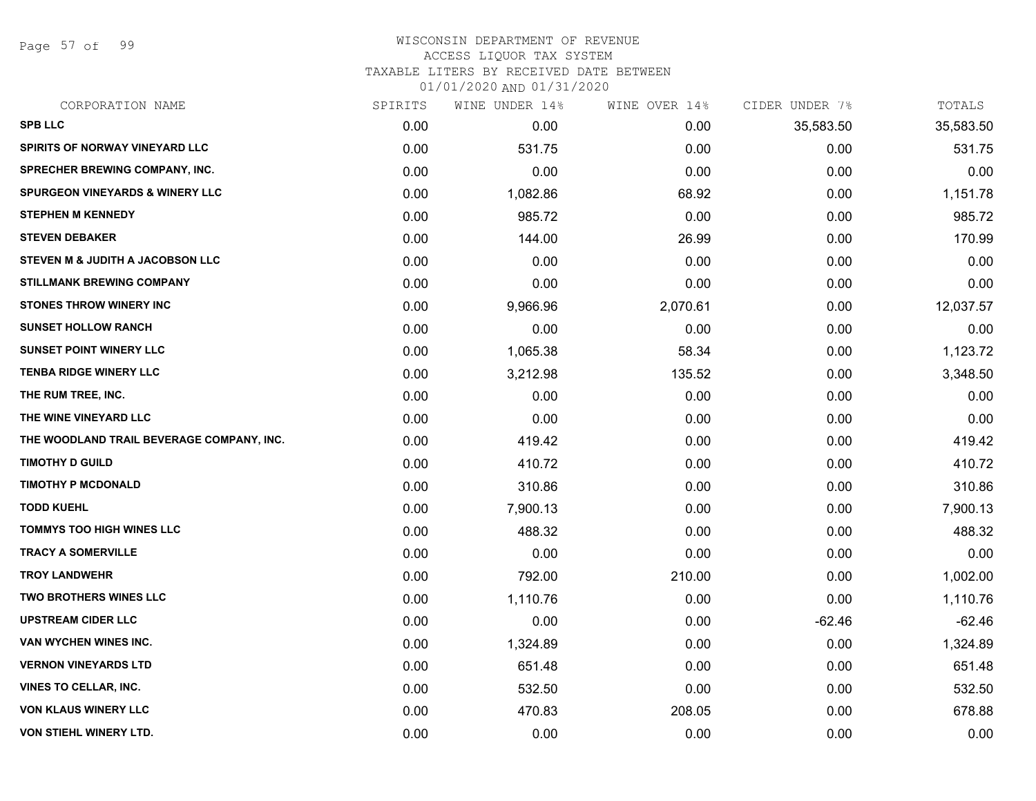# WISCONSIN DEPARTMENT OF REVENUE
## ACCESS LIQUOR TAX SYSTEM
### TAXABLE LITERS BY RECEIVED DATE BETWEEN 01/01/2020 AND 01/31/2020

| CORPORATION NAME | SPIRITS | WINE UNDER 14% | WINE OVER 14% | CIDER UNDER 7% | TOTALS |
|---|---|---|---|---|---|
| SPB LLC | 0.00 | 0.00 | 0.00 | 35,583.50 | 35,583.50 |
| SPIRITS OF NORWAY VINEYARD LLC | 0.00 | 531.75 | 0.00 | 0.00 | 531.75 |
| SPRECHER BREWING COMPANY, INC. | 0.00 | 0.00 | 0.00 | 0.00 | 0.00 |
| SPURGEON VINEYARDS & WINERY LLC | 0.00 | 1,082.86 | 68.92 | 0.00 | 1,151.78 |
| STEPHEN M KENNEDY | 0.00 | 985.72 | 0.00 | 0.00 | 985.72 |
| STEVEN DEBAKER | 0.00 | 144.00 | 26.99 | 0.00 | 170.99 |
| STEVEN M & JUDITH A JACOBSON LLC | 0.00 | 0.00 | 0.00 | 0.00 | 0.00 |
| STILLMANK BREWING COMPANY | 0.00 | 0.00 | 0.00 | 0.00 | 0.00 |
| STONES THROW WINERY INC | 0.00 | 9,966.96 | 2,070.61 | 0.00 | 12,037.57 |
| SUNSET HOLLOW RANCH | 0.00 | 0.00 | 0.00 | 0.00 | 0.00 |
| SUNSET POINT WINERY LLC | 0.00 | 1,065.38 | 58.34 | 0.00 | 1,123.72 |
| TENBA RIDGE WINERY LLC | 0.00 | 3,212.98 | 135.52 | 0.00 | 3,348.50 |
| THE RUM TREE, INC. | 0.00 | 0.00 | 0.00 | 0.00 | 0.00 |
| THE WINE VINEYARD LLC | 0.00 | 0.00 | 0.00 | 0.00 | 0.00 |
| THE WOODLAND TRAIL BEVERAGE COMPANY, INC. | 0.00 | 419.42 | 0.00 | 0.00 | 419.42 |
| TIMOTHY D GUILD | 0.00 | 410.72 | 0.00 | 0.00 | 410.72 |
| TIMOTHY P MCDONALD | 0.00 | 310.86 | 0.00 | 0.00 | 310.86 |
| TODD KUEHL | 0.00 | 7,900.13 | 0.00 | 0.00 | 7,900.13 |
| TOMMYS TOO HIGH WINES LLC | 0.00 | 488.32 | 0.00 | 0.00 | 488.32 |
| TRACY A SOMERVILLE | 0.00 | 0.00 | 0.00 | 0.00 | 0.00 |
| TROY LANDWEHR | 0.00 | 792.00 | 210.00 | 0.00 | 1,002.00 |
| TWO BROTHERS WINES LLC | 0.00 | 1,110.76 | 0.00 | 0.00 | 1,110.76 |
| UPSTREAM CIDER LLC | 0.00 | 0.00 | 0.00 | -62.46 | -62.46 |
| VAN WYCHEN WINES INC. | 0.00 | 1,324.89 | 0.00 | 0.00 | 1,324.89 |
| VERNON VINEYARDS LTD | 0.00 | 651.48 | 0.00 | 0.00 | 651.48 |
| VINES TO CELLAR, INC. | 0.00 | 532.50 | 0.00 | 0.00 | 532.50 |
| VON KLAUS WINERY LLC | 0.00 | 470.83 | 208.05 | 0.00 | 678.88 |
| VON STIEHL WINERY LTD. | 0.00 | 0.00 | 0.00 | 0.00 | 0.00 |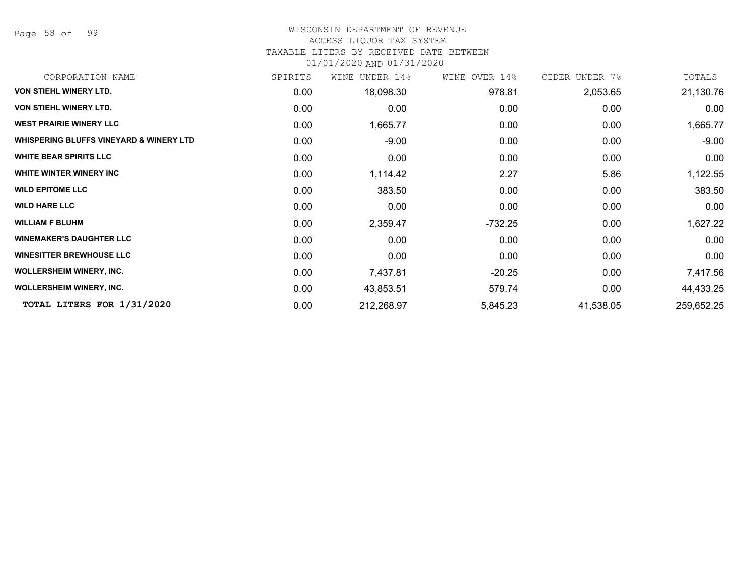# WISCONSIN DEPARTMENT OF REVENUE
## ACCESS LIQUOR TAX SYSTEM
### TAXABLE LITERS BY RECEIVED DATE BETWEEN 01/01/2020 AND 01/31/2020

| CORPORATION NAME | SPIRITS | WINE UNDER 14% | WINE OVER 14% | CIDER UNDER 7% | TOTALS |
|---|---|---|---|---|---|
| **VON STIEHL WINERY LTD.** | 0.00 | 18,098.30 | 978.81 | 2,053.65 | 21,130.76 |
| **VON STIEHL WINERY LTD.** | 0.00 | 0.00 | 0.00 | 0.00 | 0.00 |
| **WEST PRAIRIE WINERY LLC** | 0.00 | 1,665.77 | 0.00 | 0.00 | 1,665.77 |
| **WHISPERING BLUFFS VINEYARD & WINERY LTD** | 0.00 | -9.00 | 0.00 | 0.00 | -9.00 |
| **WHITE BEAR SPIRITS LLC** | 0.00 | 0.00 | 0.00 | 0.00 | 0.00 |
| **WHITE WINTER WINERY INC** | 0.00 | 1,114.42 | 2.27 | 5.86 | 1,122.55 |
| **WILD EPITOME LLC** | 0.00 | 383.50 | 0.00 | 0.00 | 383.50 |
| **WILD HARE LLC** | 0.00 | 0.00 | 0.00 | 0.00 | 0.00 |
| **WILLIAM F BLUHM** | 0.00 | 2,359.47 | -732.25 | 0.00 | 1,627.22 |
| **WINEMAKER'S DAUGHTER LLC** | 0.00 | 0.00 | 0.00 | 0.00 | 0.00 |
| **WINESITTER BREWHOUSE LLC** | 0.00 | 0.00 | 0.00 | 0.00 | 0.00 |
| **WOLLERSHEIM WINERY, INC.** | 0.00 | 7,437.81 | -20.25 | 0.00 | 7,417.56 |
| **WOLLERSHEIM WINERY, INC.** | 0.00 | 43,853.51 | 579.74 | 0.00 | 44,433.25 |
| **TOTAL LITERS FOR 1/31/2020** | 0.00 | 212,268.97 | 5,845.23 | 41,538.05 | 259,652.25 |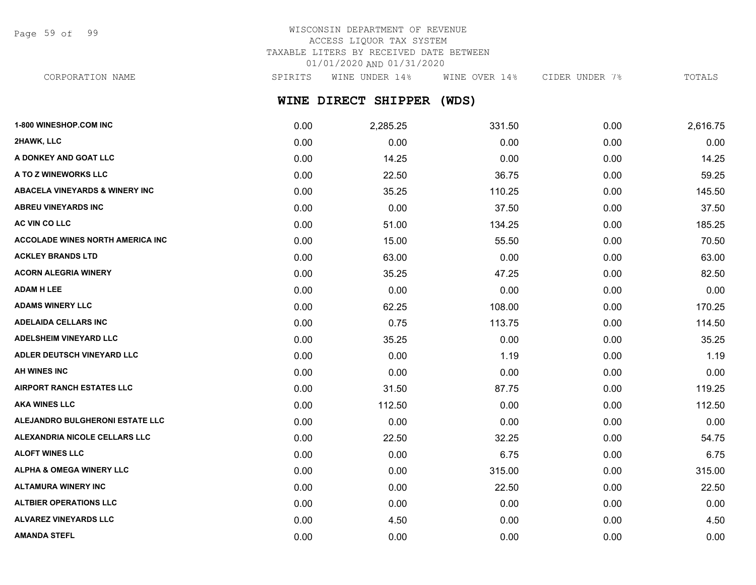WISCONSIN DEPARTMENT OF REVENUE
ACCESS LIQUOR TAX SYSTEM
TAXABLE LITERS BY RECEIVED DATE BETWEEN
01/01/2020 AND 01/31/2020

## WINE DIRECT SHIPPER (WDS)

| CORPORATION NAME | SPIRITS | WINE UNDER 14% | WINE OVER 14% | CIDER UNDER 7% | TOTALS |
|---|---|---|---|---|---|
| 1-800 WINESHOP.COM INC | 0.00 | 2,285.25 | 331.50 | 0.00 | 2,616.75 |
| 2HAWK, LLC | 0.00 | 0.00 | 0.00 | 0.00 | 0.00 |
| A DONKEY AND GOAT LLC | 0.00 | 14.25 | 0.00 | 0.00 | 14.25 |
| A TO Z WINEWORKS LLC | 0.00 | 22.50 | 36.75 | 0.00 | 59.25 |
| ABACELA VINEYARDS & WINERY INC | 0.00 | 35.25 | 110.25 | 0.00 | 145.50 |
| ABREU VINEYARDS INC | 0.00 | 0.00 | 37.50 | 0.00 | 37.50 |
| AC VIN CO LLC | 0.00 | 51.00 | 134.25 | 0.00 | 185.25 |
| ACCOLADE WINES NORTH AMERICA INC | 0.00 | 15.00 | 55.50 | 0.00 | 70.50 |
| ACKLEY BRANDS LTD | 0.00 | 63.00 | 0.00 | 0.00 | 63.00 |
| ACORN ALEGRIA WINERY | 0.00 | 35.25 | 47.25 | 0.00 | 82.50 |
| ADAM H LEE | 0.00 | 0.00 | 0.00 | 0.00 | 0.00 |
| ADAMS WINERY LLC | 0.00 | 62.25 | 108.00 | 0.00 | 170.25 |
| ADELAIDA CELLARS INC | 0.00 | 0.75 | 113.75 | 0.00 | 114.50 |
| ADELSHEIM VINEYARD LLC | 0.00 | 35.25 | 0.00 | 0.00 | 35.25 |
| ADLER DEUTSCH VINEYARD LLC | 0.00 | 0.00 | 1.19 | 0.00 | 1.19 |
| AH WINES INC | 0.00 | 0.00 | 0.00 | 0.00 | 0.00 |
| AIRPORT RANCH ESTATES LLC | 0.00 | 31.50 | 87.75 | 0.00 | 119.25 |
| AKA WINES LLC | 0.00 | 112.50 | 0.00 | 0.00 | 112.50 |
| ALEJANDRO BULGHERONI ESTATE LLC | 0.00 | 0.00 | 0.00 | 0.00 | 0.00 |
| ALEXANDRIA NICOLE CELLARS LLC | 0.00 | 22.50 | 32.25 | 0.00 | 54.75 |
| ALOFT WINES LLC | 0.00 | 0.00 | 6.75 | 0.00 | 6.75 |
| ALPHA & OMEGA WINERY LLC | 0.00 | 0.00 | 315.00 | 0.00 | 315.00 |
| ALTAMURA WINERY INC | 0.00 | 0.00 | 22.50 | 0.00 | 22.50 |
| ALTBIER OPERATIONS LLC | 0.00 | 0.00 | 0.00 | 0.00 | 0.00 |
| ALVAREZ VINEYARDS LLC | 0.00 | 4.50 | 0.00 | 0.00 | 4.50 |
| AMANDA STEFL | 0.00 | 0.00 | 0.00 | 0.00 | 0.00 |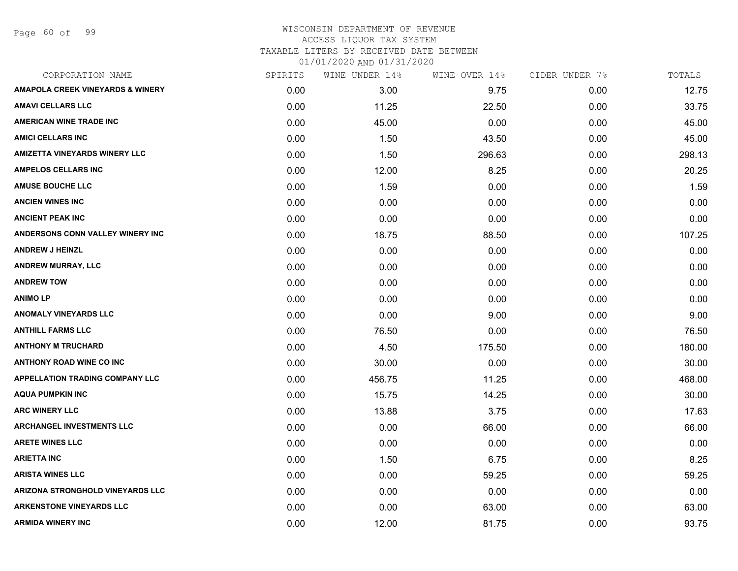WISCONSIN DEPARTMENT OF REVENUE
ACCESS LIQUOR TAX SYSTEM
TAXABLE LITERS BY RECEIVED DATE BETWEEN
01/01/2020 AND 01/31/2020

| CORPORATION NAME | SPIRITS | WINE UNDER 14% | WINE OVER 14% | CIDER UNDER 7% | TOTALS |
|---|---|---|---|---|---|
| AMAPOLA CREEK VINEYARDS & WINERY | 0.00 | 3.00 | 9.75 | 0.00 | 12.75 |
| AMAVI CELLARS LLC | 0.00 | 11.25 | 22.50 | 0.00 | 33.75 |
| AMERICAN WINE TRADE INC | 0.00 | 45.00 | 0.00 | 0.00 | 45.00 |
| AMICI CELLARS INC | 0.00 | 1.50 | 43.50 | 0.00 | 45.00 |
| AMIZETTA VINEYARDS WINERY LLC | 0.00 | 1.50 | 296.63 | 0.00 | 298.13 |
| AMPELOS CELLARS INC | 0.00 | 12.00 | 8.25 | 0.00 | 20.25 |
| AMUSE BOUCHE LLC | 0.00 | 1.59 | 0.00 | 0.00 | 1.59 |
| ANCIEN WINES INC | 0.00 | 0.00 | 0.00 | 0.00 | 0.00 |
| ANCIENT PEAK INC | 0.00 | 0.00 | 0.00 | 0.00 | 0.00 |
| ANDERSONS CONN VALLEY WINERY INC | 0.00 | 18.75 | 88.50 | 0.00 | 107.25 |
| ANDREW J HEINZL | 0.00 | 0.00 | 0.00 | 0.00 | 0.00 |
| ANDREW MURRAY, LLC | 0.00 | 0.00 | 0.00 | 0.00 | 0.00 |
| ANDREW TOW | 0.00 | 0.00 | 0.00 | 0.00 | 0.00 |
| ANIMO LP | 0.00 | 0.00 | 0.00 | 0.00 | 0.00 |
| ANOMALY VINEYARDS LLC | 0.00 | 0.00 | 9.00 | 0.00 | 9.00 |
| ANTHILL FARMS LLC | 0.00 | 76.50 | 0.00 | 0.00 | 76.50 |
| ANTHONY M TRUCHARD | 0.00 | 4.50 | 175.50 | 0.00 | 180.00 |
| ANTHONY ROAD WINE CO INC | 0.00 | 30.00 | 0.00 | 0.00 | 30.00 |
| APPELLATION TRADING COMPANY LLC | 0.00 | 456.75 | 11.25 | 0.00 | 468.00 |
| AQUA PUMPKIN INC | 0.00 | 15.75 | 14.25 | 0.00 | 30.00 |
| ARC WINERY LLC | 0.00 | 13.88 | 3.75 | 0.00 | 17.63 |
| ARCHANGEL INVESTMENTS LLC | 0.00 | 0.00 | 66.00 | 0.00 | 66.00 |
| ARETE WINES LLC | 0.00 | 0.00 | 0.00 | 0.00 | 0.00 |
| ARIETTA INC | 0.00 | 1.50 | 6.75 | 0.00 | 8.25 |
| ARISTA WINES LLC | 0.00 | 0.00 | 59.25 | 0.00 | 59.25 |
| ARIZONA STRONGHOLD VINEYARDS LLC | 0.00 | 0.00 | 0.00 | 0.00 | 0.00 |
| ARKENSTONE VINEYARDS LLC | 0.00 | 0.00 | 63.00 | 0.00 | 63.00 |
| ARMIDA WINERY INC | 0.00 | 12.00 | 81.75 | 0.00 | 93.75 |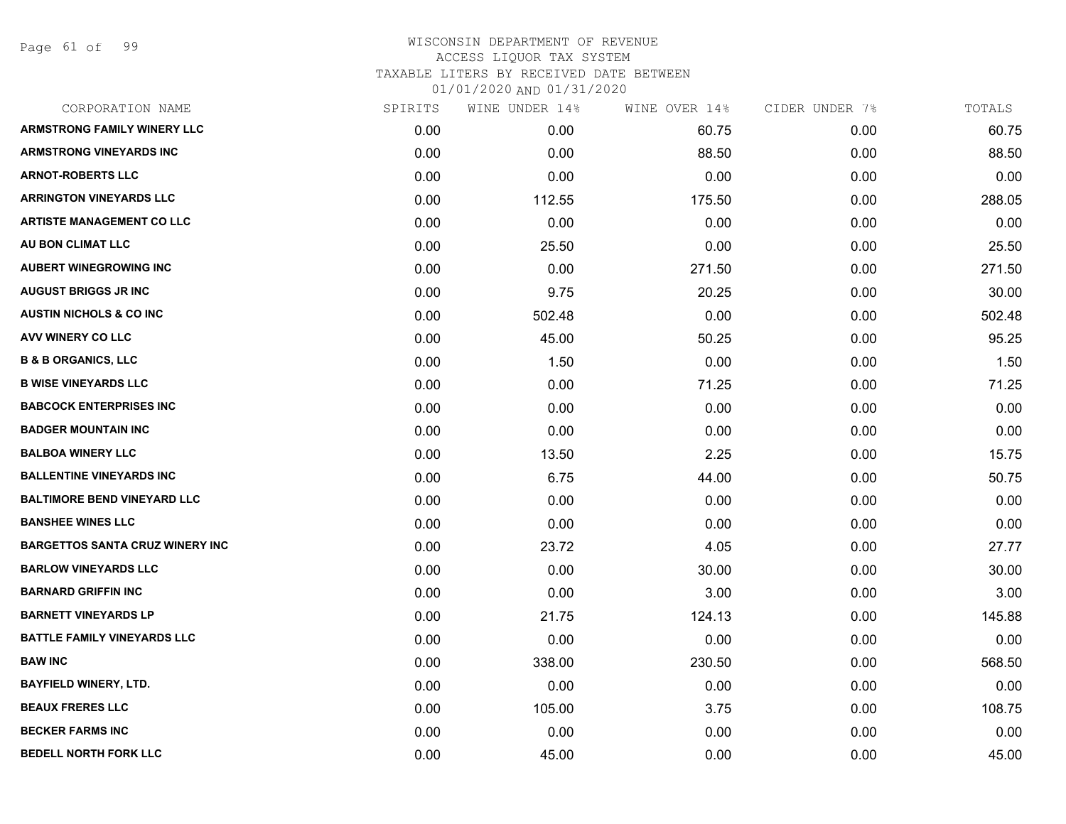WISCONSIN DEPARTMENT OF REVENUE
ACCESS LIQUOR TAX SYSTEM
TAXABLE LITERS BY RECEIVED DATE BETWEEN
01/01/2020 AND 01/31/2020

| CORPORATION NAME | SPIRITS | WINE UNDER 14% | WINE OVER 14% | CIDER UNDER 7% | TOTALS |
|---|---|---|---|---|---|
| ARMSTRONG FAMILY WINERY LLC | 0.00 | 0.00 | 60.75 | 0.00 | 60.75 |
| ARMSTRONG VINEYARDS INC | 0.00 | 0.00 | 88.50 | 0.00 | 88.50 |
| ARNOT-ROBERTS LLC | 0.00 | 0.00 | 0.00 | 0.00 | 0.00 |
| ARRINGTON VINEYARDS LLC | 0.00 | 112.55 | 175.50 | 0.00 | 288.05 |
| ARTISTE MANAGEMENT CO LLC | 0.00 | 0.00 | 0.00 | 0.00 | 0.00 |
| AU BON CLIMAT LLC | 0.00 | 25.50 | 0.00 | 0.00 | 25.50 |
| AUBERT WINEGROWING INC | 0.00 | 0.00 | 271.50 | 0.00 | 271.50 |
| AUGUST BRIGGS JR INC | 0.00 | 9.75 | 20.25 | 0.00 | 30.00 |
| AUSTIN NICHOLS & CO INC | 0.00 | 502.48 | 0.00 | 0.00 | 502.48 |
| AVV WINERY CO LLC | 0.00 | 45.00 | 50.25 | 0.00 | 95.25 |
| B & B ORGANICS, LLC | 0.00 | 1.50 | 0.00 | 0.00 | 1.50 |
| B WISE VINEYARDS LLC | 0.00 | 0.00 | 71.25 | 0.00 | 71.25 |
| BABCOCK ENTERPRISES INC | 0.00 | 0.00 | 0.00 | 0.00 | 0.00 |
| BADGER MOUNTAIN INC | 0.00 | 0.00 | 0.00 | 0.00 | 0.00 |
| BALBOA WINERY LLC | 0.00 | 13.50 | 2.25 | 0.00 | 15.75 |
| BALLENTINE VINEYARDS INC | 0.00 | 6.75 | 44.00 | 0.00 | 50.75 |
| BALTIMORE BEND VINEYARD LLC | 0.00 | 0.00 | 0.00 | 0.00 | 0.00 |
| BANSHEE WINES LLC | 0.00 | 0.00 | 0.00 | 0.00 | 0.00 |
| BARGETTOS SANTA CRUZ WINERY INC | 0.00 | 23.72 | 4.05 | 0.00 | 27.77 |
| BARLOW VINEYARDS LLC | 0.00 | 0.00 | 30.00 | 0.00 | 30.00 |
| BARNARD GRIFFIN INC | 0.00 | 0.00 | 3.00 | 0.00 | 3.00 |
| BARNETT VINEYARDS LP | 0.00 | 21.75 | 124.13 | 0.00 | 145.88 |
| BATTLE FAMILY VINEYARDS LLC | 0.00 | 0.00 | 0.00 | 0.00 | 0.00 |
| BAW INC | 0.00 | 338.00 | 230.50 | 0.00 | 568.50 |
| BAYFIELD WINERY, LTD. | 0.00 | 0.00 | 0.00 | 0.00 | 0.00 |
| BEAUX FRERES LLC | 0.00 | 105.00 | 3.75 | 0.00 | 108.75 |
| BECKER FARMS INC | 0.00 | 0.00 | 0.00 | 0.00 | 0.00 |
| BEDELL NORTH FORK LLC | 0.00 | 45.00 | 0.00 | 0.00 | 45.00 |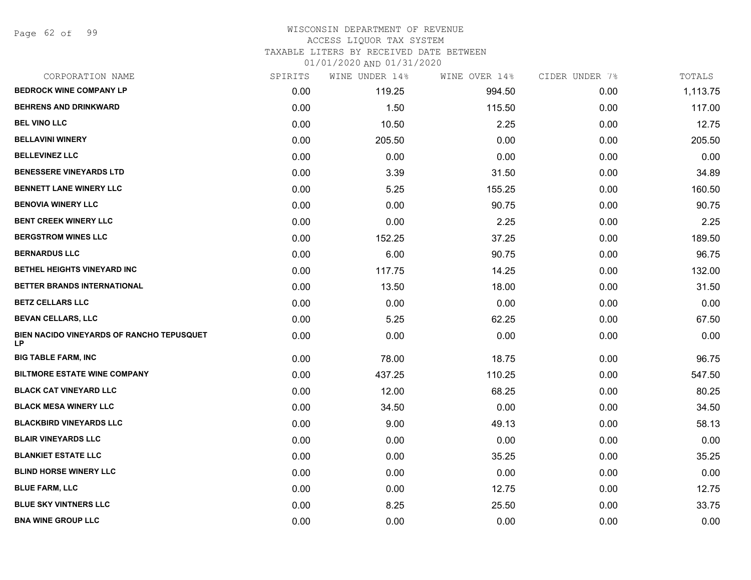WISCONSIN DEPARTMENT OF REVENUE
ACCESS LIQUOR TAX SYSTEM
TAXABLE LITERS BY RECEIVED DATE BETWEEN
01/01/2020 AND 01/31/2020

| CORPORATION NAME | SPIRITS | WINE UNDER 14% | WINE OVER 14% | CIDER UNDER 7% | TOTALS |
|---|---|---|---|---|---|
| BEDROCK WINE COMPANY LP | 0.00 | 119.25 | 994.50 | 0.00 | 1,113.75 |
| BEHRENS AND DRINKWARD | 0.00 | 1.50 | 115.50 | 0.00 | 117.00 |
| BEL VINO LLC | 0.00 | 10.50 | 2.25 | 0.00 | 12.75 |
| BELLAVINI WINERY | 0.00 | 205.50 | 0.00 | 0.00 | 205.50 |
| BELLEVINEZ LLC | 0.00 | 0.00 | 0.00 | 0.00 | 0.00 |
| BENESSERE VINEYARDS LTD | 0.00 | 3.39 | 31.50 | 0.00 | 34.89 |
| BENNETT LANE WINERY LLC | 0.00 | 5.25 | 155.25 | 0.00 | 160.50 |
| BENOVIA WINERY LLC | 0.00 | 0.00 | 90.75 | 0.00 | 90.75 |
| BENT CREEK WINERY LLC | 0.00 | 0.00 | 2.25 | 0.00 | 2.25 |
| BERGSTROM WINES LLC | 0.00 | 152.25 | 37.25 | 0.00 | 189.50 |
| BERNARDUS LLC | 0.00 | 6.00 | 90.75 | 0.00 | 96.75 |
| BETHEL HEIGHTS VINEYARD INC | 0.00 | 117.75 | 14.25 | 0.00 | 132.00 |
| BETTER BRANDS INTERNATIONAL | 0.00 | 13.50 | 18.00 | 0.00 | 31.50 |
| BETZ CELLARS LLC | 0.00 | 0.00 | 0.00 | 0.00 | 0.00 |
| BEVAN CELLARS, LLC | 0.00 | 5.25 | 62.25 | 0.00 | 67.50 |
| BIEN NACIDO VINEYARDS OF RANCHO TEPUSQUET LP | 0.00 | 0.00 | 0.00 | 0.00 | 0.00 |
| BIG TABLE FARM, INC | 0.00 | 78.00 | 18.75 | 0.00 | 96.75 |
| BILTMORE ESTATE WINE COMPANY | 0.00 | 437.25 | 110.25 | 0.00 | 547.50 |
| BLACK CAT VINEYARD LLC | 0.00 | 12.00 | 68.25 | 0.00 | 80.25 |
| BLACK MESA WINERY LLC | 0.00 | 34.50 | 0.00 | 0.00 | 34.50 |
| BLACKBIRD VINEYARDS LLC | 0.00 | 9.00 | 49.13 | 0.00 | 58.13 |
| BLAIR VINEYARDS LLC | 0.00 | 0.00 | 0.00 | 0.00 | 0.00 |
| BLANKIET ESTATE LLC | 0.00 | 0.00 | 35.25 | 0.00 | 35.25 |
| BLIND HORSE WINERY LLC | 0.00 | 0.00 | 0.00 | 0.00 | 0.00 |
| BLUE FARM, LLC | 0.00 | 0.00 | 12.75 | 0.00 | 12.75 |
| BLUE SKY VINTNERS LLC | 0.00 | 8.25 | 25.50 | 0.00 | 33.75 |
| BNA WINE GROUP LLC | 0.00 | 0.00 | 0.00 | 0.00 | 0.00 |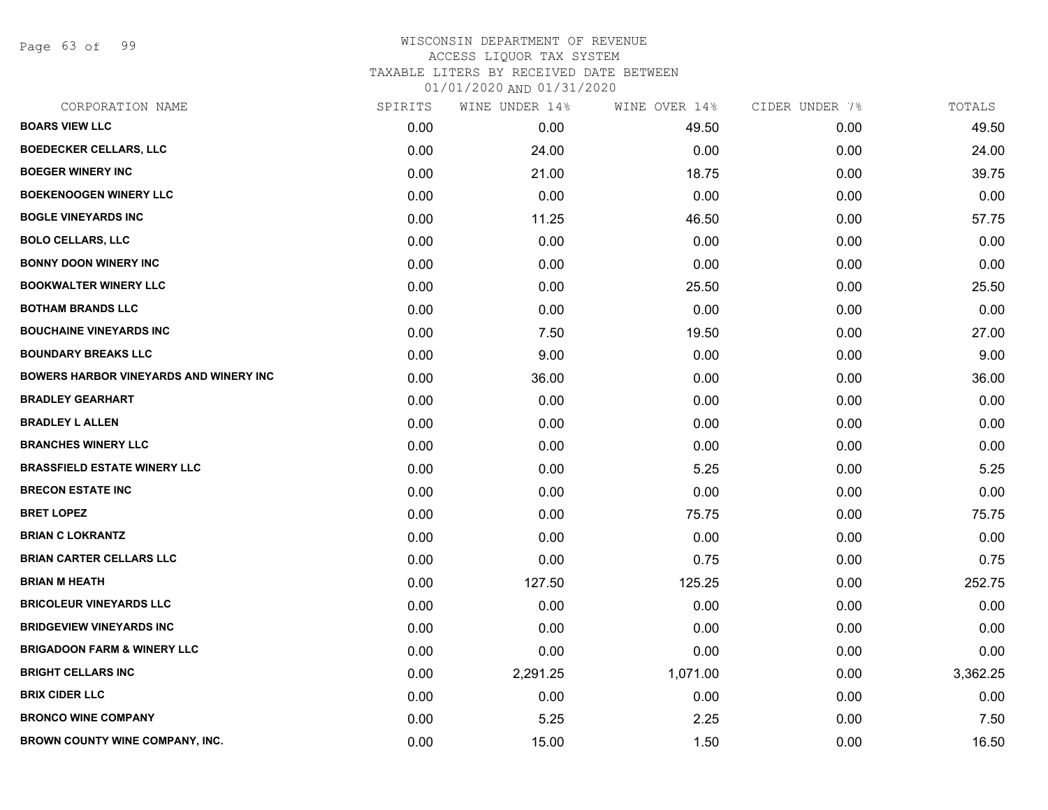WISCONSIN DEPARTMENT OF REVENUE
ACCESS LIQUOR TAX SYSTEM
TAXABLE LITERS BY RECEIVED DATE BETWEEN
01/01/2020 AND 01/31/2020

| CORPORATION NAME | SPIRITS | WINE UNDER 14% | WINE OVER 14% | CIDER UNDER 7% | TOTALS |
|---|---|---|---|---|---|
| BOARS VIEW LLC | 0.00 | 0.00 | 49.50 | 0.00 | 49.50 |
| BOEDECKER CELLARS, LLC | 0.00 | 24.00 | 0.00 | 0.00 | 24.00 |
| BOEGER WINERY INC | 0.00 | 21.00 | 18.75 | 0.00 | 39.75 |
| BOEKENOOGEN WINERY LLC | 0.00 | 0.00 | 0.00 | 0.00 | 0.00 |
| BOGLE VINEYARDS INC | 0.00 | 11.25 | 46.50 | 0.00 | 57.75 |
| BOLO CELLARS, LLC | 0.00 | 0.00 | 0.00 | 0.00 | 0.00 |
| BONNY DOON WINERY INC | 0.00 | 0.00 | 0.00 | 0.00 | 0.00 |
| BOOKWALTER WINERY LLC | 0.00 | 0.00 | 25.50 | 0.00 | 25.50 |
| BOTHAM BRANDS LLC | 0.00 | 0.00 | 0.00 | 0.00 | 0.00 |
| BOUCHAINE VINEYARDS INC | 0.00 | 7.50 | 19.50 | 0.00 | 27.00 |
| BOUNDARY BREAKS LLC | 0.00 | 9.00 | 0.00 | 0.00 | 9.00 |
| BOWERS HARBOR VINEYARDS AND WINERY INC | 0.00 | 36.00 | 0.00 | 0.00 | 36.00 |
| BRADLEY GEARHART | 0.00 | 0.00 | 0.00 | 0.00 | 0.00 |
| BRADLEY L ALLEN | 0.00 | 0.00 | 0.00 | 0.00 | 0.00 |
| BRANCHES WINERY LLC | 0.00 | 0.00 | 0.00 | 0.00 | 0.00 |
| BRASSFIELD ESTATE WINERY LLC | 0.00 | 0.00 | 5.25 | 0.00 | 5.25 |
| BRECON ESTATE INC | 0.00 | 0.00 | 0.00 | 0.00 | 0.00 |
| BRET LOPEZ | 0.00 | 0.00 | 75.75 | 0.00 | 75.75 |
| BRIAN C LOKRANTZ | 0.00 | 0.00 | 0.00 | 0.00 | 0.00 |
| BRIAN CARTER CELLARS LLC | 0.00 | 0.00 | 0.75 | 0.00 | 0.75 |
| BRIAN M HEATH | 0.00 | 127.50 | 125.25 | 0.00 | 252.75 |
| BRICOLEUR VINEYARDS LLC | 0.00 | 0.00 | 0.00 | 0.00 | 0.00 |
| BRIDGEVIEW VINEYARDS INC | 0.00 | 0.00 | 0.00 | 0.00 | 0.00 |
| BRIGADOON FARM & WINERY LLC | 0.00 | 0.00 | 0.00 | 0.00 | 0.00 |
| BRIGHT CELLARS INC | 0.00 | 2,291.25 | 1,071.00 | 0.00 | 3,362.25 |
| BRIX CIDER LLC | 0.00 | 0.00 | 0.00 | 0.00 | 0.00 |
| BRONCO WINE COMPANY | 0.00 | 5.25 | 2.25 | 0.00 | 7.50 |
| BROWN COUNTY WINE COMPANY, INC. | 0.00 | 15.00 | 1.50 | 0.00 | 16.50 |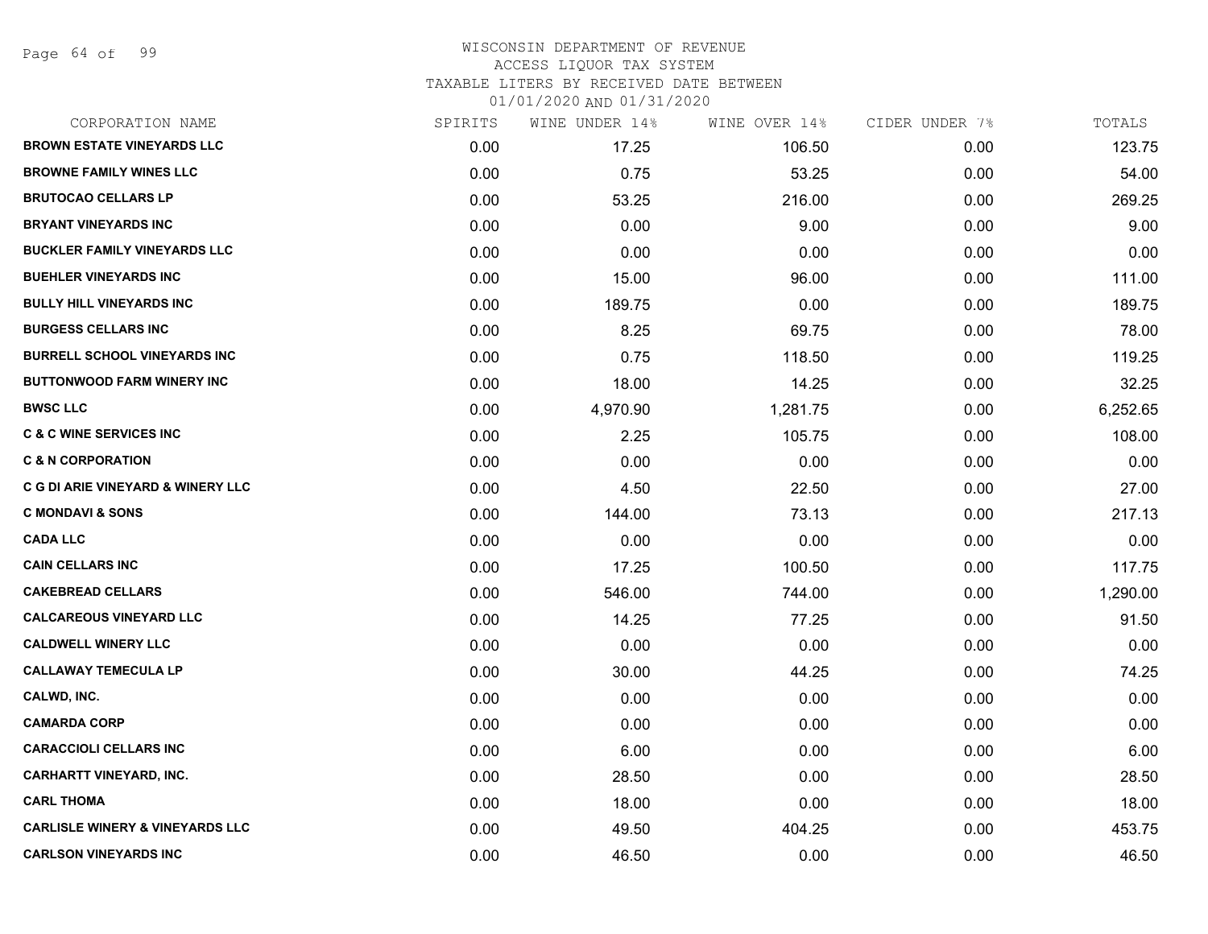WISCONSIN DEPARTMENT OF REVENUE
ACCESS LIQUOR TAX SYSTEM
TAXABLE LITERS BY RECEIVED DATE BETWEEN
01/01/2020 AND 01/31/2020

| CORPORATION NAME | SPIRITS | WINE UNDER 14% | WINE OVER 14% | CIDER UNDER 7% | TOTALS |
|---|---|---|---|---|---|
| BROWN ESTATE VINEYARDS LLC | 0.00 | 17.25 | 106.50 | 0.00 | 123.75 |
| BROWNE FAMILY WINES LLC | 0.00 | 0.75 | 53.25 | 0.00 | 54.00 |
| BRUTOCAO CELLARS LP | 0.00 | 53.25 | 216.00 | 0.00 | 269.25 |
| BRYANT VINEYARDS INC | 0.00 | 0.00 | 9.00 | 0.00 | 9.00 |
| BUCKLER FAMILY VINEYARDS LLC | 0.00 | 0.00 | 0.00 | 0.00 | 0.00 |
| BUEHLER VINEYARDS INC | 0.00 | 15.00 | 96.00 | 0.00 | 111.00 |
| BULLY HILL VINEYARDS INC | 0.00 | 189.75 | 0.00 | 0.00 | 189.75 |
| BURGESS CELLARS INC | 0.00 | 8.25 | 69.75 | 0.00 | 78.00 |
| BURRELL SCHOOL VINEYARDS INC | 0.00 | 0.75 | 118.50 | 0.00 | 119.25 |
| BUTTONWOOD FARM WINERY INC | 0.00 | 18.00 | 14.25 | 0.00 | 32.25 |
| BWSC LLC | 0.00 | 4,970.90 | 1,281.75 | 0.00 | 6,252.65 |
| C & C WINE SERVICES INC | 0.00 | 2.25 | 105.75 | 0.00 | 108.00 |
| C & N CORPORATION | 0.00 | 0.00 | 0.00 | 0.00 | 0.00 |
| C G DI ARIE VINEYARD & WINERY LLC | 0.00 | 4.50 | 22.50 | 0.00 | 27.00 |
| C MONDAVI & SONS | 0.00 | 144.00 | 73.13 | 0.00 | 217.13 |
| CADA LLC | 0.00 | 0.00 | 0.00 | 0.00 | 0.00 |
| CAIN CELLARS INC | 0.00 | 17.25 | 100.50 | 0.00 | 117.75 |
| CAKEBREAD CELLARS | 0.00 | 546.00 | 744.00 | 0.00 | 1,290.00 |
| CALCAREOUS VINEYARD LLC | 0.00 | 14.25 | 77.25 | 0.00 | 91.50 |
| CALDWELL WINERY LLC | 0.00 | 0.00 | 0.00 | 0.00 | 0.00 |
| CALLAWAY TEMECULA LP | 0.00 | 30.00 | 44.25 | 0.00 | 74.25 |
| CALWD, INC. | 0.00 | 0.00 | 0.00 | 0.00 | 0.00 |
| CAMARDA CORP | 0.00 | 0.00 | 0.00 | 0.00 | 0.00 |
| CARACCIOLI CELLARS INC | 0.00 | 6.00 | 0.00 | 0.00 | 6.00 |
| CARHARTT VINEYARD, INC. | 0.00 | 28.50 | 0.00 | 0.00 | 28.50 |
| CARL THOMA | 0.00 | 18.00 | 0.00 | 0.00 | 18.00 |
| CARLISLE WINERY & VINEYARDS LLC | 0.00 | 49.50 | 404.25 | 0.00 | 453.75 |
| CARLSON VINEYARDS INC | 0.00 | 46.50 | 0.00 | 0.00 | 46.50 |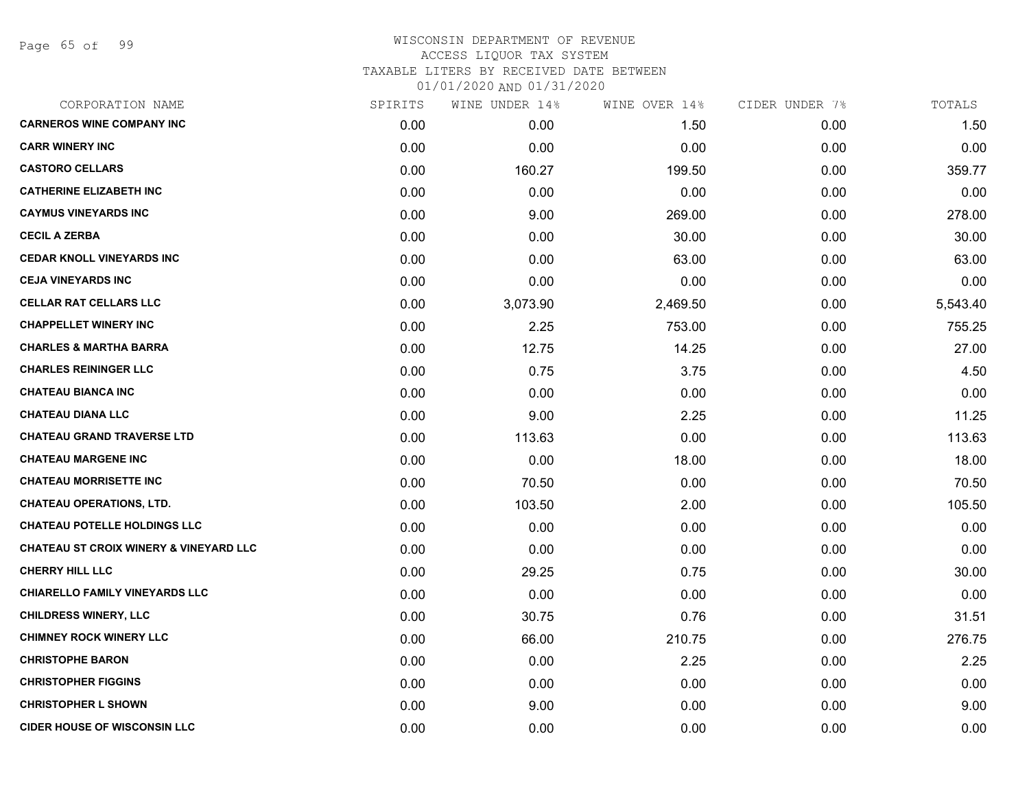WISCONSIN DEPARTMENT OF REVENUE
ACCESS LIQUOR TAX SYSTEM
TAXABLE LITERS BY RECEIVED DATE BETWEEN
01/01/2020 AND 01/31/2020

| CORPORATION NAME | SPIRITS | WINE UNDER 14% | WINE OVER 14% | CIDER UNDER 7% | TOTALS |
|---|---|---|---|---|---|
| **CARNEROS WINE COMPANY INC** | 0.00 | 0.00 | 1.50 | 0.00 | 1.50 |
| **CARR WINERY INC** | 0.00 | 0.00 | 0.00 | 0.00 | 0.00 |
| **CASTORO CELLARS** | 0.00 | 160.27 | 199.50 | 0.00 | 359.77 |
| **CATHERINE ELIZABETH INC** | 0.00 | 0.00 | 0.00 | 0.00 | 0.00 |
| **CAYMUS VINEYARDS INC** | 0.00 | 9.00 | 269.00 | 0.00 | 278.00 |
| **CECIL A ZERBA** | 0.00 | 0.00 | 30.00 | 0.00 | 30.00 |
| **CEDAR KNOLL VINEYARDS INC** | 0.00 | 0.00 | 63.00 | 0.00 | 63.00 |
| **CEJA VINEYARDS INC** | 0.00 | 0.00 | 0.00 | 0.00 | 0.00 |
| **CELLAR RAT CELLARS LLC** | 0.00 | 3,073.90 | 2,469.50 | 0.00 | 5,543.40 |
| **CHAPPELLET WINERY INC** | 0.00 | 2.25 | 753.00 | 0.00 | 755.25 |
| **CHARLES & MARTHA BARRA** | 0.00 | 12.75 | 14.25 | 0.00 | 27.00 |
| **CHARLES REININGER LLC** | 0.00 | 0.75 | 3.75 | 0.00 | 4.50 |
| **CHATEAU BIANCA INC** | 0.00 | 0.00 | 0.00 | 0.00 | 0.00 |
| **CHATEAU DIANA LLC** | 0.00 | 9.00 | 2.25 | 0.00 | 11.25 |
| **CHATEAU GRAND TRAVERSE LTD** | 0.00 | 113.63 | 0.00 | 0.00 | 113.63 |
| **CHATEAU MARGENE INC** | 0.00 | 0.00 | 18.00 | 0.00 | 18.00 |
| **CHATEAU MORRISETTE INC** | 0.00 | 70.50 | 0.00 | 0.00 | 70.50 |
| **CHATEAU OPERATIONS, LTD.** | 0.00 | 103.50 | 2.00 | 0.00 | 105.50 |
| **CHATEAU POTELLE HOLDINGS LLC** | 0.00 | 0.00 | 0.00 | 0.00 | 0.00 |
| **CHATEAU ST CROIX WINERY & VINEYARD LLC** | 0.00 | 0.00 | 0.00 | 0.00 | 0.00 |
| **CHERRY HILL LLC** | 0.00 | 29.25 | 0.75 | 0.00 | 30.00 |
| **CHIARELLO FAMILY VINEYARDS LLC** | 0.00 | 0.00 | 0.00 | 0.00 | 0.00 |
| **CHILDRESS WINERY, LLC** | 0.00 | 30.75 | 0.76 | 0.00 | 31.51 |
| **CHIMNEY ROCK WINERY LLC** | 0.00 | 66.00 | 210.75 | 0.00 | 276.75 |
| **CHRISTOPHE BARON** | 0.00 | 0.00 | 2.25 | 0.00 | 2.25 |
| **CHRISTOPHER FIGGINS** | 0.00 | 0.00 | 0.00 | 0.00 | 0.00 |
| **CHRISTOPHER L SHOWN** | 0.00 | 9.00 | 0.00 | 0.00 | 9.00 |
| **CIDER HOUSE OF WISCONSIN LLC** | 0.00 | 0.00 | 0.00 | 0.00 | 0.00 |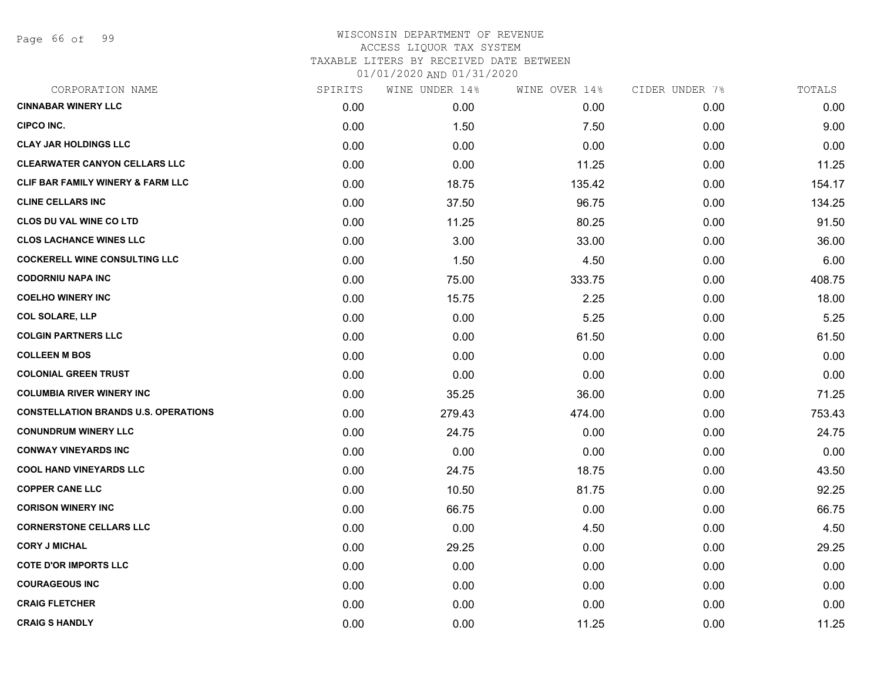# WISCONSIN DEPARTMENT OF REVENUE
## ACCESS LIQUOR TAX SYSTEM
### TAXABLE LITERS BY RECEIVED DATE BETWEEN 01/01/2020 AND 01/31/2020

| CORPORATION NAME | SPIRITS | WINE UNDER 14% | WINE OVER 14% | CIDER UNDER 7% | TOTALS |
|---|---|---|---|---|---|
| CINNABAR WINERY LLC | 0.00 | 0.00 | 0.00 | 0.00 | 0.00 |
| CIPCO INC. | 0.00 | 1.50 | 7.50 | 0.00 | 9.00 |
| CLAY JAR HOLDINGS LLC | 0.00 | 0.00 | 0.00 | 0.00 | 0.00 |
| CLEARWATER CANYON CELLARS LLC | 0.00 | 0.00 | 11.25 | 0.00 | 11.25 |
| CLIF BAR FAMILY WINERY & FARM LLC | 0.00 | 18.75 | 135.42 | 0.00 | 154.17 |
| CLINE CELLARS INC | 0.00 | 37.50 | 96.75 | 0.00 | 134.25 |
| CLOS DU VAL WINE CO LTD | 0.00 | 11.25 | 80.25 | 0.00 | 91.50 |
| CLOS LACHANCE WINES LLC | 0.00 | 3.00 | 33.00 | 0.00 | 36.00 |
| COCKERELL WINE CONSULTING LLC | 0.00 | 1.50 | 4.50 | 0.00 | 6.00 |
| CODORNIU NAPA INC | 0.00 | 75.00 | 333.75 | 0.00 | 408.75 |
| COELHO WINERY INC | 0.00 | 15.75 | 2.25 | 0.00 | 18.00 |
| COL SOLARE, LLP | 0.00 | 0.00 | 5.25 | 0.00 | 5.25 |
| COLGIN PARTNERS LLC | 0.00 | 0.00 | 61.50 | 0.00 | 61.50 |
| COLLEEN M BOS | 0.00 | 0.00 | 0.00 | 0.00 | 0.00 |
| COLONIAL GREEN TRUST | 0.00 | 0.00 | 0.00 | 0.00 | 0.00 |
| COLUMBIA RIVER WINERY INC | 0.00 | 35.25 | 36.00 | 0.00 | 71.25 |
| CONSTELLATION BRANDS U.S. OPERATIONS | 0.00 | 279.43 | 474.00 | 0.00 | 753.43 |
| CONUNDRUM WINERY LLC | 0.00 | 24.75 | 0.00 | 0.00 | 24.75 |
| CONWAY VINEYARDS INC | 0.00 | 0.00 | 0.00 | 0.00 | 0.00 |
| COOL HAND VINEYARDS LLC | 0.00 | 24.75 | 18.75 | 0.00 | 43.50 |
| COPPER CANE LLC | 0.00 | 10.50 | 81.75 | 0.00 | 92.25 |
| CORISON WINERY INC | 0.00 | 66.75 | 0.00 | 0.00 | 66.75 |
| CORNERSTONE CELLARS LLC | 0.00 | 0.00 | 4.50 | 0.00 | 4.50 |
| CORY J MICHAL | 0.00 | 29.25 | 0.00 | 0.00 | 29.25 |
| COTE D'OR IMPORTS LLC | 0.00 | 0.00 | 0.00 | 0.00 | 0.00 |
| COURAGEOUS INC | 0.00 | 0.00 | 0.00 | 0.00 | 0.00 |
| CRAIG FLETCHER | 0.00 | 0.00 | 0.00 | 0.00 | 0.00 |
| CRAIG S HANDLY | 0.00 | 0.00 | 11.25 | 0.00 | 11.25 |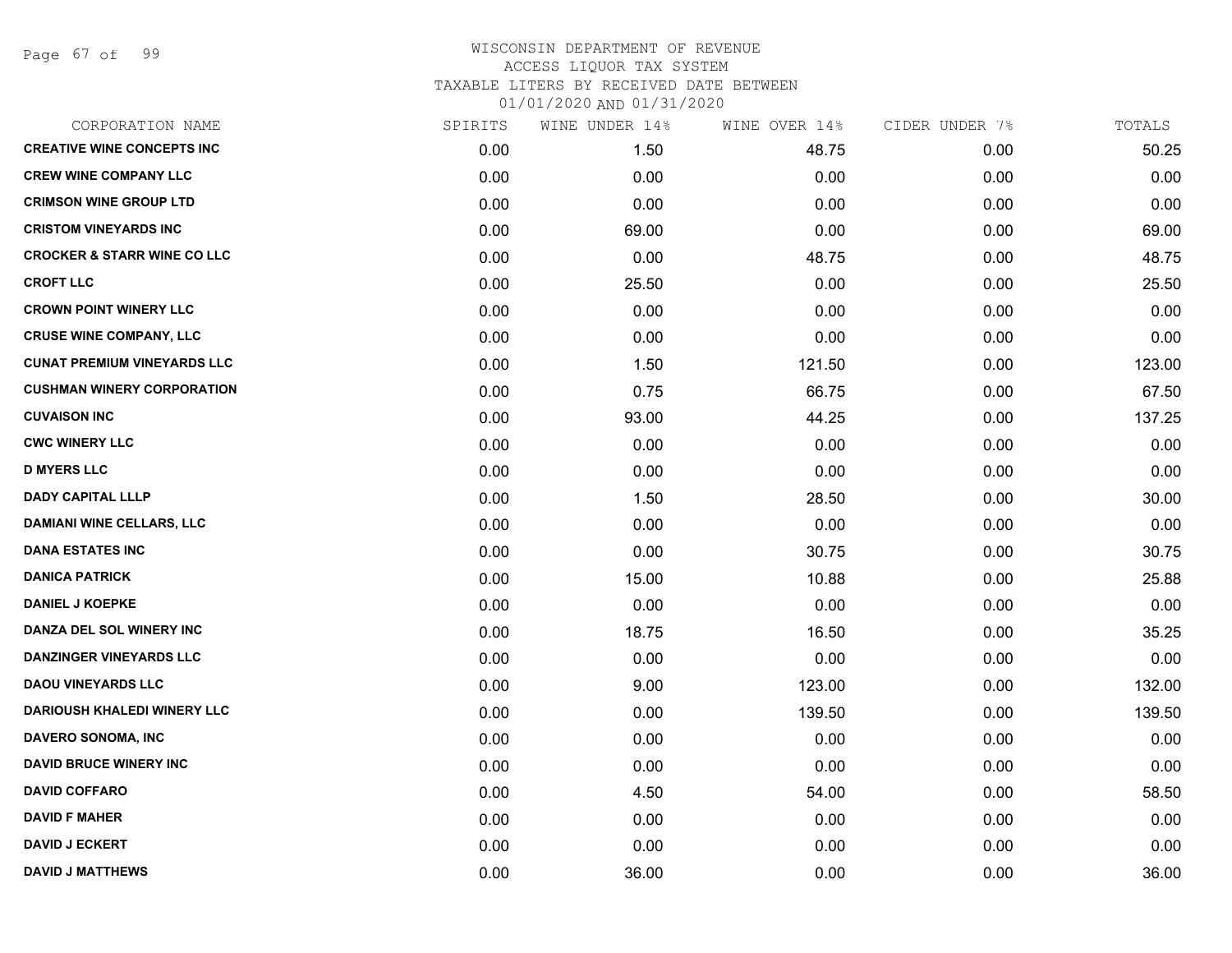WISCONSIN DEPARTMENT OF REVENUE
ACCESS LIQUOR TAX SYSTEM
TAXABLE LITERS BY RECEIVED DATE BETWEEN
01/01/2020 AND 01/31/2020

| CORPORATION NAME | SPIRITS | WINE UNDER 14% | WINE OVER 14% | CIDER UNDER 7% | TOTALS |
|---|---|---|---|---|---|
| CREATIVE WINE CONCEPTS INC | 0.00 | 1.50 | 48.75 | 0.00 | 50.25 |
| CREW WINE COMPANY LLC | 0.00 | 0.00 | 0.00 | 0.00 | 0.00 |
| CRIMSON WINE GROUP LTD | 0.00 | 0.00 | 0.00 | 0.00 | 0.00 |
| CRISTOM VINEYARDS INC | 0.00 | 69.00 | 0.00 | 0.00 | 69.00 |
| CROCKER & STARR WINE CO LLC | 0.00 | 0.00 | 48.75 | 0.00 | 48.75 |
| CROFT LLC | 0.00 | 25.50 | 0.00 | 0.00 | 25.50 |
| CROWN POINT WINERY LLC | 0.00 | 0.00 | 0.00 | 0.00 | 0.00 |
| CRUSE WINE COMPANY, LLC | 0.00 | 0.00 | 0.00 | 0.00 | 0.00 |
| CUNAT PREMIUM VINEYARDS LLC | 0.00 | 1.50 | 121.50 | 0.00 | 123.00 |
| CUSHMAN WINERY CORPORATION | 0.00 | 0.75 | 66.75 | 0.00 | 67.50 |
| CUVAISON INC | 0.00 | 93.00 | 44.25 | 0.00 | 137.25 |
| CWC WINERY LLC | 0.00 | 0.00 | 0.00 | 0.00 | 0.00 |
| D MYERS LLC | 0.00 | 0.00 | 0.00 | 0.00 | 0.00 |
| DADY CAPITAL LLLP | 0.00 | 1.50 | 28.50 | 0.00 | 30.00 |
| DAMIANI WINE CELLARS, LLC | 0.00 | 0.00 | 0.00 | 0.00 | 0.00 |
| DANA ESTATES INC | 0.00 | 0.00 | 30.75 | 0.00 | 30.75 |
| DANICA PATRICK | 0.00 | 15.00 | 10.88 | 0.00 | 25.88 |
| DANIEL J KOEPKE | 0.00 | 0.00 | 0.00 | 0.00 | 0.00 |
| DANZA DEL SOL WINERY INC | 0.00 | 18.75 | 16.50 | 0.00 | 35.25 |
| DANZINGER VINEYARDS LLC | 0.00 | 0.00 | 0.00 | 0.00 | 0.00 |
| DAOU VINEYARDS LLC | 0.00 | 9.00 | 123.00 | 0.00 | 132.00 |
| DARIOUSH KHALEDI WINERY LLC | 0.00 | 0.00 | 139.50 | 0.00 | 139.50 |
| DAVERO SONOMA, INC | 0.00 | 0.00 | 0.00 | 0.00 | 0.00 |
| DAVID BRUCE WINERY INC | 0.00 | 0.00 | 0.00 | 0.00 | 0.00 |
| DAVID COFFARO | 0.00 | 4.50 | 54.00 | 0.00 | 58.50 |
| DAVID F MAHER | 0.00 | 0.00 | 0.00 | 0.00 | 0.00 |
| DAVID J ECKERT | 0.00 | 0.00 | 0.00 | 0.00 | 0.00 |
| DAVID J MATTHEWS | 0.00 | 36.00 | 0.00 | 0.00 | 36.00 |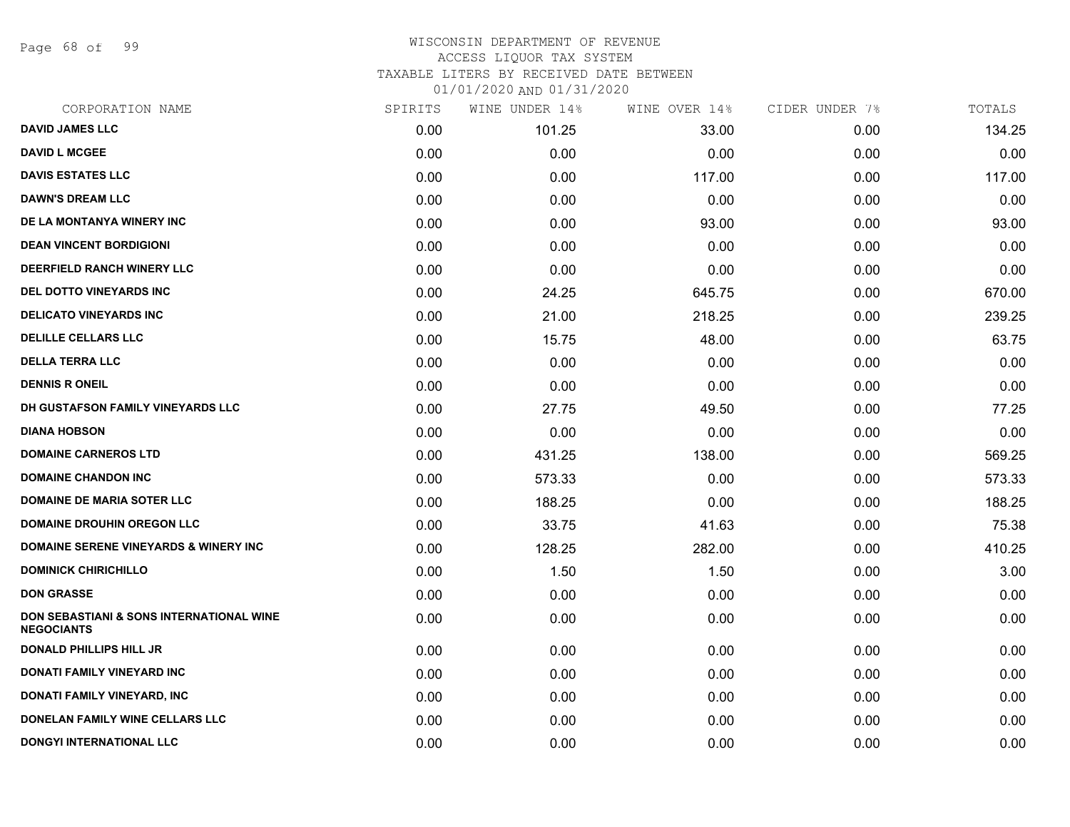# WISCONSIN DEPARTMENT OF REVENUE
## ACCESS LIQUOR TAX SYSTEM
### TAXABLE LITERS BY RECEIVED DATE BETWEEN 01/01/2020 AND 01/31/2020

| CORPORATION NAME | SPIRITS | WINE UNDER 14% | WINE OVER 14% | CIDER UNDER 7% | TOTALS |
|---|---|---|---|---|---|
| DAVID JAMES LLC | 0.00 | 101.25 | 33.00 | 0.00 | 134.25 |
| DAVID L MCGEE | 0.00 | 0.00 | 0.00 | 0.00 | 0.00 |
| DAVIS ESTATES LLC | 0.00 | 0.00 | 117.00 | 0.00 | 117.00 |
| DAWN'S DREAM LLC | 0.00 | 0.00 | 0.00 | 0.00 | 0.00 |
| DE LA MONTANYA WINERY INC | 0.00 | 0.00 | 93.00 | 0.00 | 93.00 |
| DEAN VINCENT BORDIGIONI | 0.00 | 0.00 | 0.00 | 0.00 | 0.00 |
| DEERFIELD RANCH WINERY LLC | 0.00 | 0.00 | 0.00 | 0.00 | 0.00 |
| DEL DOTTO VINEYARDS INC | 0.00 | 24.25 | 645.75 | 0.00 | 670.00 |
| DELICATO VINEYARDS INC | 0.00 | 21.00 | 218.25 | 0.00 | 239.25 |
| DELILLE CELLARS LLC | 0.00 | 15.75 | 48.00 | 0.00 | 63.75 |
| DELLA TERRA LLC | 0.00 | 0.00 | 0.00 | 0.00 | 0.00 |
| DENNIS R ONEIL | 0.00 | 0.00 | 0.00 | 0.00 | 0.00 |
| DH GUSTAFSON FAMILY VINEYARDS LLC | 0.00 | 27.75 | 49.50 | 0.00 | 77.25 |
| DIANA HOBSON | 0.00 | 0.00 | 0.00 | 0.00 | 0.00 |
| DOMAINE CARNEROS LTD | 0.00 | 431.25 | 138.00 | 0.00 | 569.25 |
| DOMAINE CHANDON INC | 0.00 | 573.33 | 0.00 | 0.00 | 573.33 |
| DOMAINE DE MARIA SOTER LLC | 0.00 | 188.25 | 0.00 | 0.00 | 188.25 |
| DOMAINE DROUHIN OREGON LLC | 0.00 | 33.75 | 41.63 | 0.00 | 75.38 |
| DOMAINE SERENE VINEYARDS & WINERY INC | 0.00 | 128.25 | 282.00 | 0.00 | 410.25 |
| DOMINICK CHIRICHILLO | 0.00 | 1.50 | 1.50 | 0.00 | 3.00 |
| DON GRASSE | 0.00 | 0.00 | 0.00 | 0.00 | 0.00 |
| DON SEBASTIANI & SONS INTERNATIONAL WINE NEGOCIANTS | 0.00 | 0.00 | 0.00 | 0.00 | 0.00 |
| DONALD PHILLIPS HILL JR | 0.00 | 0.00 | 0.00 | 0.00 | 0.00 |
| DONATI FAMILY VINEYARD INC | 0.00 | 0.00 | 0.00 | 0.00 | 0.00 |
| DONATI FAMILY VINEYARD, INC | 0.00 | 0.00 | 0.00 | 0.00 | 0.00 |
| DONELAN FAMILY WINE CELLARS LLC | 0.00 | 0.00 | 0.00 | 0.00 | 0.00 |
| DONGYI INTERNATIONAL LLC | 0.00 | 0.00 | 0.00 | 0.00 | 0.00 |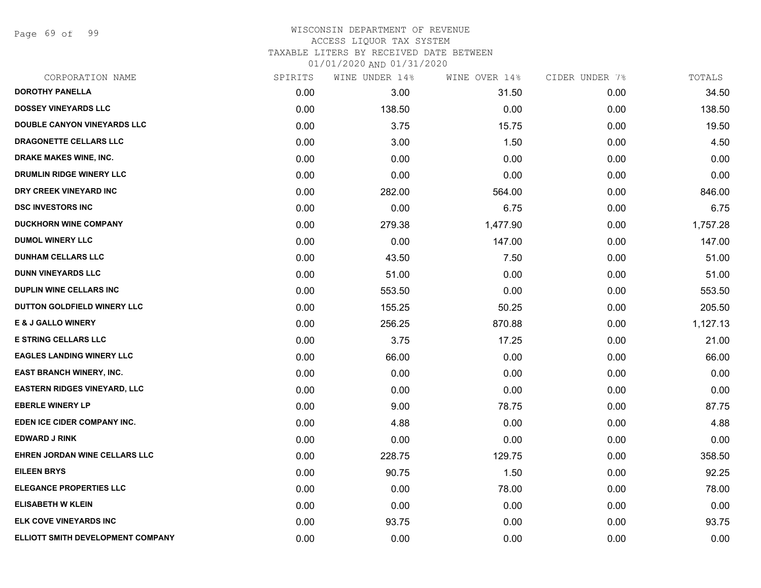WISCONSIN DEPARTMENT OF REVENUE
ACCESS LIQUOR TAX SYSTEM
TAXABLE LITERS BY RECEIVED DATE BETWEEN
01/01/2020 AND 01/31/2020

| CORPORATION NAME | SPIRITS | WINE UNDER 14% | WINE OVER 14% | CIDER UNDER 7% | TOTALS |
|---|---|---|---|---|---|
| DOROTHY PANELLA | 0.00 | 3.00 | 31.50 | 0.00 | 34.50 |
| DOSSEY VINEYARDS LLC | 0.00 | 138.50 | 0.00 | 0.00 | 138.50 |
| DOUBLE CANYON VINEYARDS LLC | 0.00 | 3.75 | 15.75 | 0.00 | 19.50 |
| DRAGONETTE CELLARS LLC | 0.00 | 3.00 | 1.50 | 0.00 | 4.50 |
| DRAKE MAKES WINE, INC. | 0.00 | 0.00 | 0.00 | 0.00 | 0.00 |
| DRUMLIN RIDGE WINERY LLC | 0.00 | 0.00 | 0.00 | 0.00 | 0.00 |
| DRY CREEK VINEYARD INC | 0.00 | 282.00 | 564.00 | 0.00 | 846.00 |
| DSC INVESTORS INC | 0.00 | 0.00 | 6.75 | 0.00 | 6.75 |
| DUCKHORN WINE COMPANY | 0.00 | 279.38 | 1,477.90 | 0.00 | 1,757.28 |
| DUMOL WINERY LLC | 0.00 | 0.00 | 147.00 | 0.00 | 147.00 |
| DUNHAM CELLARS LLC | 0.00 | 43.50 | 7.50 | 0.00 | 51.00 |
| DUNN VINEYARDS LLC | 0.00 | 51.00 | 0.00 | 0.00 | 51.00 |
| DUPLIN WINE CELLARS INC | 0.00 | 553.50 | 0.00 | 0.00 | 553.50 |
| DUTTON GOLDFIELD WINERY LLC | 0.00 | 155.25 | 50.25 | 0.00 | 205.50 |
| E & J GALLO WINERY | 0.00 | 256.25 | 870.88 | 0.00 | 1,127.13 |
| E STRING CELLARS LLC | 0.00 | 3.75 | 17.25 | 0.00 | 21.00 |
| EAGLES LANDING WINERY LLC | 0.00 | 66.00 | 0.00 | 0.00 | 66.00 |
| EAST BRANCH WINERY, INC. | 0.00 | 0.00 | 0.00 | 0.00 | 0.00 |
| EASTERN RIDGES VINEYARD, LLC | 0.00 | 0.00 | 0.00 | 0.00 | 0.00 |
| EBERLE WINERY LP | 0.00 | 9.00 | 78.75 | 0.00 | 87.75 |
| EDEN ICE CIDER COMPANY INC. | 0.00 | 4.88 | 0.00 | 0.00 | 4.88 |
| EDWARD J RINK | 0.00 | 0.00 | 0.00 | 0.00 | 0.00 |
| EHREN JORDAN WINE CELLARS LLC | 0.00 | 228.75 | 129.75 | 0.00 | 358.50 |
| EILEEN BRYS | 0.00 | 90.75 | 1.50 | 0.00 | 92.25 |
| ELEGANCE PROPERTIES LLC | 0.00 | 0.00 | 78.00 | 0.00 | 78.00 |
| ELISABETH W KLEIN | 0.00 | 0.00 | 0.00 | 0.00 | 0.00 |
| ELK COVE VINEYARDS INC | 0.00 | 93.75 | 0.00 | 0.00 | 93.75 |
| ELLIOTT SMITH DEVELOPMENT COMPANY | 0.00 | 0.00 | 0.00 | 0.00 | 0.00 |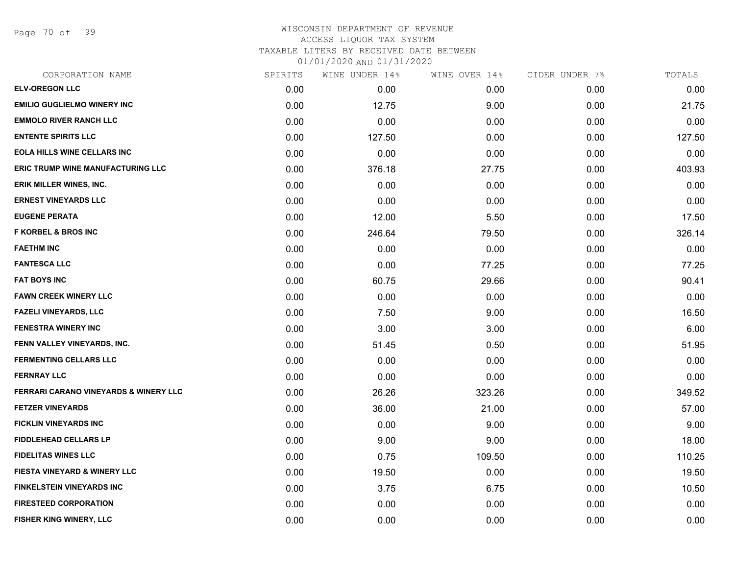WISCONSIN DEPARTMENT OF REVENUE
ACCESS LIQUOR TAX SYSTEM
TAXABLE LITERS BY RECEIVED DATE BETWEEN
01/01/2020 AND 01/31/2020

| CORPORATION NAME | SPIRITS | WINE UNDER 14% | WINE OVER 14% | CIDER UNDER 7% | TOTALS |
|---|---|---|---|---|---|
| ELV-OREGON LLC | 0.00 | 0.00 | 0.00 | 0.00 | 0.00 |
| EMILIO GUGLIELMO WINERY INC | 0.00 | 12.75 | 9.00 | 0.00 | 21.75 |
| EMMOLO RIVER RANCH LLC | 0.00 | 0.00 | 0.00 | 0.00 | 0.00 |
| ENTENTE SPIRITS LLC | 0.00 | 127.50 | 0.00 | 0.00 | 127.50 |
| EOLA HILLS WINE CELLARS INC | 0.00 | 0.00 | 0.00 | 0.00 | 0.00 |
| ERIC TRUMP WINE MANUFACTURING LLC | 0.00 | 376.18 | 27.75 | 0.00 | 403.93 |
| ERIK MILLER WINES, INC. | 0.00 | 0.00 | 0.00 | 0.00 | 0.00 |
| ERNEST VINEYARDS LLC | 0.00 | 0.00 | 0.00 | 0.00 | 0.00 |
| EUGENE PERATA | 0.00 | 12.00 | 5.50 | 0.00 | 17.50 |
| F KORBEL & BROS INC | 0.00 | 246.64 | 79.50 | 0.00 | 326.14 |
| FAETHM INC | 0.00 | 0.00 | 0.00 | 0.00 | 0.00 |
| FANTESCA LLC | 0.00 | 0.00 | 77.25 | 0.00 | 77.25 |
| FAT BOYS INC | 0.00 | 60.75 | 29.66 | 0.00 | 90.41 |
| FAWN CREEK WINERY LLC | 0.00 | 0.00 | 0.00 | 0.00 | 0.00 |
| FAZELI VINEYARDS, LLC | 0.00 | 7.50 | 9.00 | 0.00 | 16.50 |
| FENESTRA WINERY INC | 0.00 | 3.00 | 3.00 | 0.00 | 6.00 |
| FENN VALLEY VINEYARDS, INC. | 0.00 | 51.45 | 0.50 | 0.00 | 51.95 |
| FERMENTING CELLARS LLC | 0.00 | 0.00 | 0.00 | 0.00 | 0.00 |
| FERNRAY LLC | 0.00 | 0.00 | 0.00 | 0.00 | 0.00 |
| FERRARI CARANO VINEYARDS & WINERY LLC | 0.00 | 26.26 | 323.26 | 0.00 | 349.52 |
| FETZER VINEYARDS | 0.00 | 36.00 | 21.00 | 0.00 | 57.00 |
| FICKLIN VINEYARDS INC | 0.00 | 0.00 | 9.00 | 0.00 | 9.00 |
| FIDDLEHEAD CELLARS LP | 0.00 | 9.00 | 9.00 | 0.00 | 18.00 |
| FIDELITAS WINES LLC | 0.00 | 0.75 | 109.50 | 0.00 | 110.25 |
| FIESTA VINEYARD & WINERY LLC | 0.00 | 19.50 | 0.00 | 0.00 | 19.50 |
| FINKELSTEIN VINEYARDS INC | 0.00 | 3.75 | 6.75 | 0.00 | 10.50 |
| FIRESTEED CORPORATION | 0.00 | 0.00 | 0.00 | 0.00 | 0.00 |
| FISHER KING WINERY, LLC | 0.00 | 0.00 | 0.00 | 0.00 | 0.00 |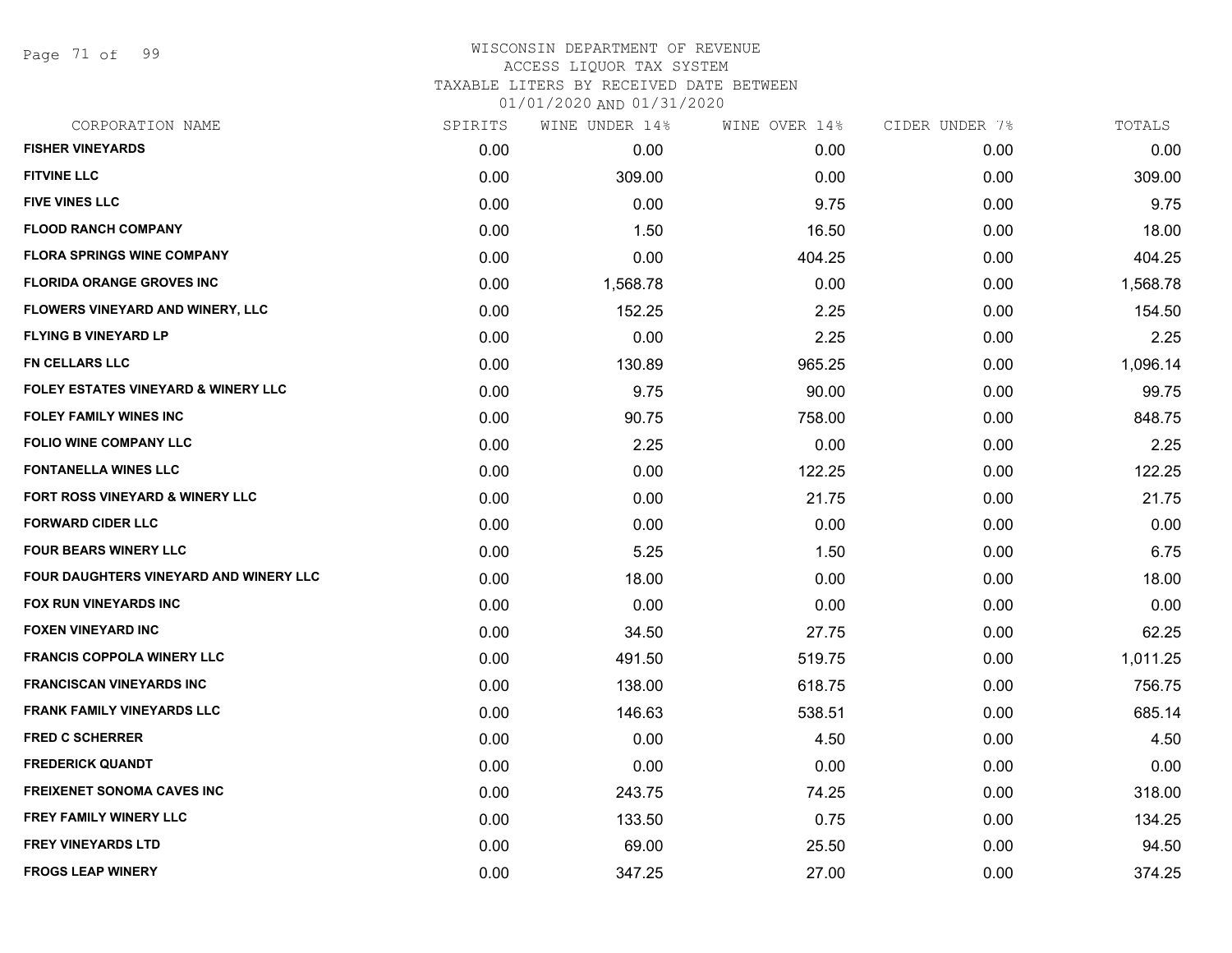# WISCONSIN DEPARTMENT OF REVENUE
ACCESS LIQUOR TAX SYSTEM
TAXABLE LITERS BY RECEIVED DATE BETWEEN
01/01/2020 AND 01/31/2020

| CORPORATION NAME | SPIRITS | WINE UNDER 14% | WINE OVER 14% | CIDER UNDER 7% | TOTALS |
|---|---|---|---|---|---|
| FISHER VINEYARDS | 0.00 | 0.00 | 0.00 | 0.00 | 0.00 |
| FITVINE LLC | 0.00 | 309.00 | 0.00 | 0.00 | 309.00 |
| FIVE VINES LLC | 0.00 | 0.00 | 9.75 | 0.00 | 9.75 |
| FLOOD RANCH COMPANY | 0.00 | 1.50 | 16.50 | 0.00 | 18.00 |
| FLORA SPRINGS WINE COMPANY | 0.00 | 0.00 | 404.25 | 0.00 | 404.25 |
| FLORIDA ORANGE GROVES INC | 0.00 | 1,568.78 | 0.00 | 0.00 | 1,568.78 |
| FLOWERS VINEYARD AND WINERY, LLC | 0.00 | 152.25 | 2.25 | 0.00 | 154.50 |
| FLYING B VINEYARD LP | 0.00 | 0.00 | 2.25 | 0.00 | 2.25 |
| FN CELLARS LLC | 0.00 | 130.89 | 965.25 | 0.00 | 1,096.14 |
| FOLEY ESTATES VINEYARD & WINERY LLC | 0.00 | 9.75 | 90.00 | 0.00 | 99.75 |
| FOLEY FAMILY WINES INC | 0.00 | 90.75 | 758.00 | 0.00 | 848.75 |
| FOLIO WINE COMPANY LLC | 0.00 | 2.25 | 0.00 | 0.00 | 2.25 |
| FONTANELLA WINES LLC | 0.00 | 0.00 | 122.25 | 0.00 | 122.25 |
| FORT ROSS VINEYARD & WINERY LLC | 0.00 | 0.00 | 21.75 | 0.00 | 21.75 |
| FORWARD CIDER LLC | 0.00 | 0.00 | 0.00 | 0.00 | 0.00 |
| FOUR BEARS WINERY LLC | 0.00 | 5.25 | 1.50 | 0.00 | 6.75 |
| FOUR DAUGHTERS VINEYARD AND WINERY LLC | 0.00 | 18.00 | 0.00 | 0.00 | 18.00 |
| FOX RUN VINEYARDS INC | 0.00 | 0.00 | 0.00 | 0.00 | 0.00 |
| FOXEN VINEYARD INC | 0.00 | 34.50 | 27.75 | 0.00 | 62.25 |
| FRANCIS COPPOLA WINERY LLC | 0.00 | 491.50 | 519.75 | 0.00 | 1,011.25 |
| FRANCISCAN VINEYARDS INC | 0.00 | 138.00 | 618.75 | 0.00 | 756.75 |
| FRANK FAMILY VINEYARDS LLC | 0.00 | 146.63 | 538.51 | 0.00 | 685.14 |
| FRED C SCHERRER | 0.00 | 0.00 | 4.50 | 0.00 | 4.50 |
| FREDERICK QUANDT | 0.00 | 0.00 | 0.00 | 0.00 | 0.00 |
| FREIXENET SONOMA CAVES INC | 0.00 | 243.75 | 74.25 | 0.00 | 318.00 |
| FREY FAMILY WINERY LLC | 0.00 | 133.50 | 0.75 | 0.00 | 134.25 |
| FREY VINEYARDS LTD | 0.00 | 69.00 | 25.50 | 0.00 | 94.50 |
| FROGS LEAP WINERY | 0.00 | 347.25 | 27.00 | 0.00 | 374.25 |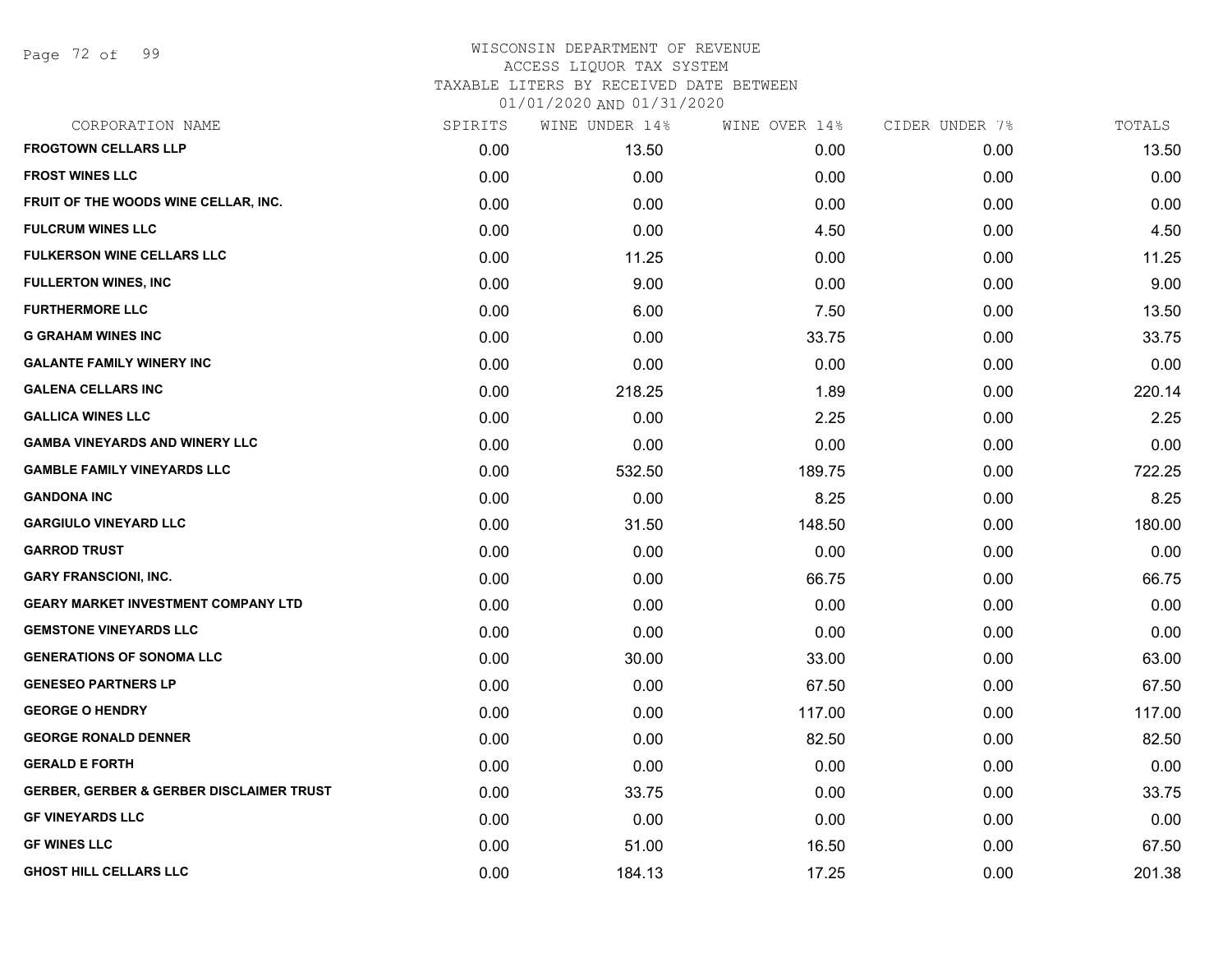WISCONSIN DEPARTMENT OF REVENUE
ACCESS LIQUOR TAX SYSTEM
TAXABLE LITERS BY RECEIVED DATE BETWEEN
01/01/2020 AND 01/31/2020

| CORPORATION NAME | SPIRITS | WINE UNDER 14% | WINE OVER 14% | CIDER UNDER 7% | TOTALS |
|---|---|---|---|---|---|
| FROGTOWN CELLARS LLP | 0.00 | 13.50 | 0.00 | 0.00 | 13.50 |
| FROST WINES LLC | 0.00 | 0.00 | 0.00 | 0.00 | 0.00 |
| FRUIT OF THE WOODS WINE CELLAR, INC. | 0.00 | 0.00 | 0.00 | 0.00 | 0.00 |
| FULCRUM WINES LLC | 0.00 | 0.00 | 4.50 | 0.00 | 4.50 |
| FULKERSON WINE CELLARS LLC | 0.00 | 11.25 | 0.00 | 0.00 | 11.25 |
| FULLERTON WINES, INC | 0.00 | 9.00 | 0.00 | 0.00 | 9.00 |
| FURTHERMORE LLC | 0.00 | 6.00 | 7.50 | 0.00 | 13.50 |
| G GRAHAM WINES INC | 0.00 | 0.00 | 33.75 | 0.00 | 33.75 |
| GALANTE FAMILY WINERY INC | 0.00 | 0.00 | 0.00 | 0.00 | 0.00 |
| GALENA CELLARS INC | 0.00 | 218.25 | 1.89 | 0.00 | 220.14 |
| GALLICA WINES LLC | 0.00 | 0.00 | 2.25 | 0.00 | 2.25 |
| GAMBA VINEYARDS AND WINERY LLC | 0.00 | 0.00 | 0.00 | 0.00 | 0.00 |
| GAMBLE FAMILY VINEYARDS LLC | 0.00 | 532.50 | 189.75 | 0.00 | 722.25 |
| GANDONA INC | 0.00 | 0.00 | 8.25 | 0.00 | 8.25 |
| GARGIULO VINEYARD LLC | 0.00 | 31.50 | 148.50 | 0.00 | 180.00 |
| GARROD TRUST | 0.00 | 0.00 | 0.00 | 0.00 | 0.00 |
| GARY FRANSCIONI, INC. | 0.00 | 0.00 | 66.75 | 0.00 | 66.75 |
| GEARY MARKET INVESTMENT COMPANY LTD | 0.00 | 0.00 | 0.00 | 0.00 | 0.00 |
| GEMSTONE VINEYARDS LLC | 0.00 | 0.00 | 0.00 | 0.00 | 0.00 |
| GENERATIONS OF SONOMA LLC | 0.00 | 30.00 | 33.00 | 0.00 | 63.00 |
| GENESEO PARTNERS LP | 0.00 | 0.00 | 67.50 | 0.00 | 67.50 |
| GEORGE O HENDRY | 0.00 | 0.00 | 117.00 | 0.00 | 117.00 |
| GEORGE RONALD DENNER | 0.00 | 0.00 | 82.50 | 0.00 | 82.50 |
| GERALD E FORTH | 0.00 | 0.00 | 0.00 | 0.00 | 0.00 |
| GERBER, GERBER & GERBER DISCLAIMER TRUST | 0.00 | 33.75 | 0.00 | 0.00 | 33.75 |
| GF VINEYARDS LLC | 0.00 | 0.00 | 0.00 | 0.00 | 0.00 |
| GF WINES LLC | 0.00 | 51.00 | 16.50 | 0.00 | 67.50 |
| GHOST HILL CELLARS LLC | 0.00 | 184.13 | 17.25 | 0.00 | 201.38 |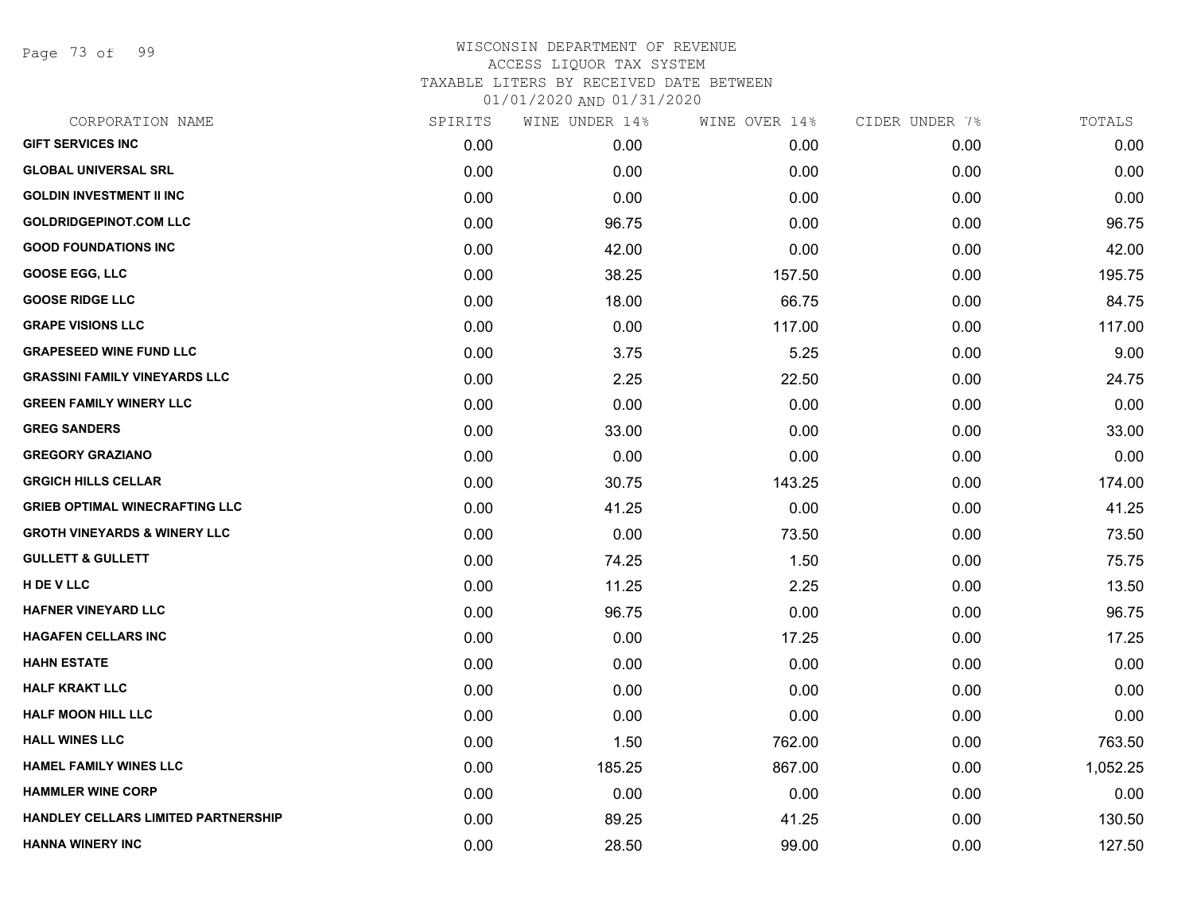WISCONSIN DEPARTMENT OF REVENUE
ACCESS LIQUOR TAX SYSTEM
TAXABLE LITERS BY RECEIVED DATE BETWEEN
01/01/2020 AND 01/31/2020

| CORPORATION NAME | SPIRITS | WINE UNDER 14% | WINE OVER 14% | CIDER UNDER 7% | TOTALS |
|---|---|---|---|---|---|
| GIFT SERVICES INC | 0.00 | 0.00 | 0.00 | 0.00 | 0.00 |
| GLOBAL UNIVERSAL SRL | 0.00 | 0.00 | 0.00 | 0.00 | 0.00 |
| GOLDIN INVESTMENT II INC | 0.00 | 0.00 | 0.00 | 0.00 | 0.00 |
| GOLDRIDGEPINOT.COM LLC | 0.00 | 96.75 | 0.00 | 0.00 | 96.75 |
| GOOD FOUNDATIONS INC | 0.00 | 42.00 | 0.00 | 0.00 | 42.00 |
| GOOSE EGG, LLC | 0.00 | 38.25 | 157.50 | 0.00 | 195.75 |
| GOOSE RIDGE LLC | 0.00 | 18.00 | 66.75 | 0.00 | 84.75 |
| GRAPE VISIONS LLC | 0.00 | 0.00 | 117.00 | 0.00 | 117.00 |
| GRAPESEED WINE FUND LLC | 0.00 | 3.75 | 5.25 | 0.00 | 9.00 |
| GRASSINI FAMILY VINEYARDS LLC | 0.00 | 2.25 | 22.50 | 0.00 | 24.75 |
| GREEN FAMILY WINERY LLC | 0.00 | 0.00 | 0.00 | 0.00 | 0.00 |
| GREG SANDERS | 0.00 | 33.00 | 0.00 | 0.00 | 33.00 |
| GREGORY GRAZIANO | 0.00 | 0.00 | 0.00 | 0.00 | 0.00 |
| GRGICH HILLS CELLAR | 0.00 | 30.75 | 143.25 | 0.00 | 174.00 |
| GRIEB OPTIMAL WINECRAFTING LLC | 0.00 | 41.25 | 0.00 | 0.00 | 41.25 |
| GROTH VINEYARDS & WINERY LLC | 0.00 | 0.00 | 73.50 | 0.00 | 73.50 |
| GULLETT & GULLETT | 0.00 | 74.25 | 1.50 | 0.00 | 75.75 |
| H DE V LLC | 0.00 | 11.25 | 2.25 | 0.00 | 13.50 |
| HAFNER VINEYARD LLC | 0.00 | 96.75 | 0.00 | 0.00 | 96.75 |
| HAGAFEN CELLARS INC | 0.00 | 0.00 | 17.25 | 0.00 | 17.25 |
| HAHN ESTATE | 0.00 | 0.00 | 0.00 | 0.00 | 0.00 |
| HALF KRAKT LLC | 0.00 | 0.00 | 0.00 | 0.00 | 0.00 |
| HALF MOON HILL LLC | 0.00 | 0.00 | 0.00 | 0.00 | 0.00 |
| HALL WINES LLC | 0.00 | 1.50 | 762.00 | 0.00 | 763.50 |
| HAMEL FAMILY WINES LLC | 0.00 | 185.25 | 867.00 | 0.00 | 1,052.25 |
| HAMMLER WINE CORP | 0.00 | 0.00 | 0.00 | 0.00 | 0.00 |
| HANDLEY CELLARS LIMITED PARTNERSHIP | 0.00 | 89.25 | 41.25 | 0.00 | 130.50 |
| HANNA WINERY INC | 0.00 | 28.50 | 99.00 | 0.00 | 127.50 |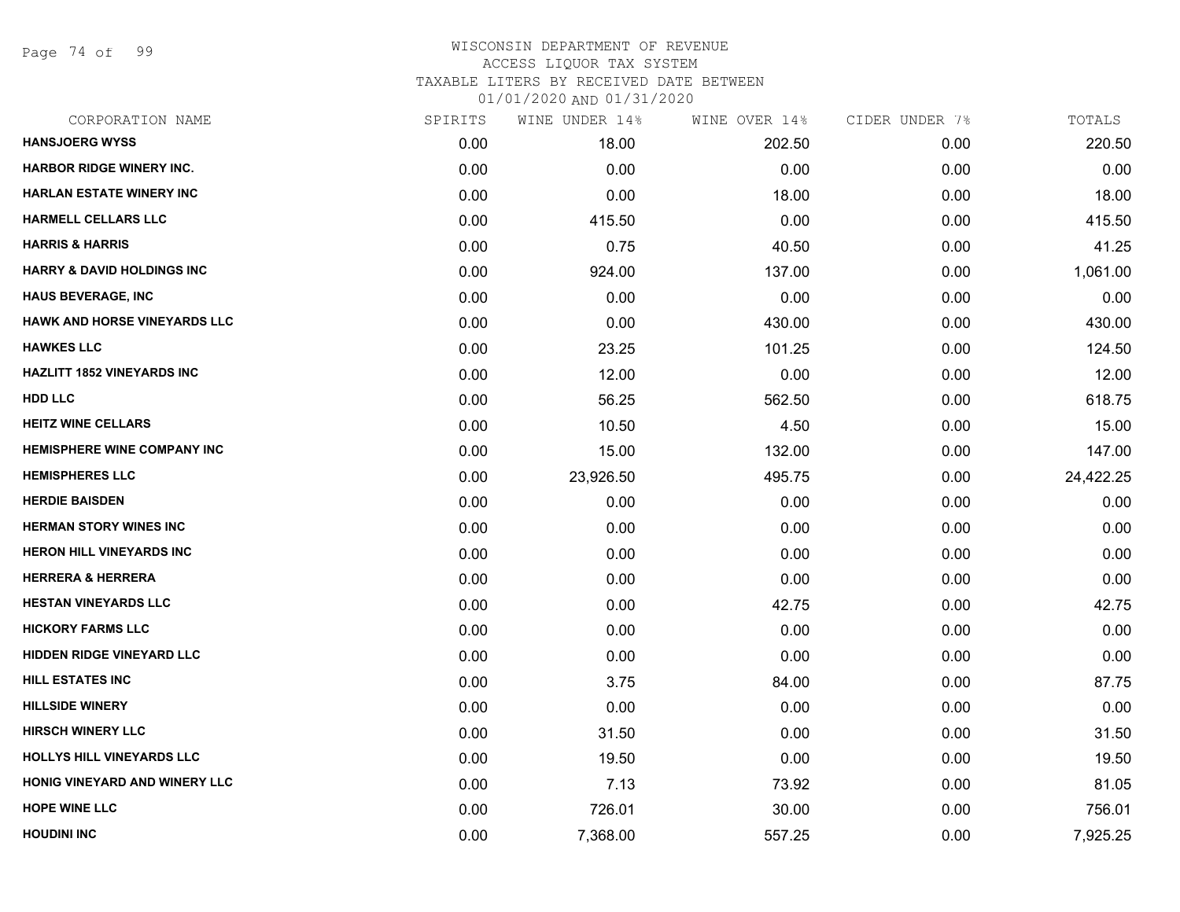WISCONSIN DEPARTMENT OF REVENUE
ACCESS LIQUOR TAX SYSTEM
TAXABLE LITERS BY RECEIVED DATE BETWEEN
01/01/2020 AND 01/31/2020

| CORPORATION NAME | SPIRITS | WINE UNDER 14% | WINE OVER 14% | CIDER UNDER 7% | TOTALS |
|---|---|---|---|---|---|
| HANSJOERG WYSS | 0.00 | 18.00 | 202.50 | 0.00 | 220.50 |
| HARBOR RIDGE WINERY INC. | 0.00 | 0.00 | 0.00 | 0.00 | 0.00 |
| HARLAN ESTATE WINERY INC | 0.00 | 0.00 | 18.00 | 0.00 | 18.00 |
| HARMELL CELLARS LLC | 0.00 | 415.50 | 0.00 | 0.00 | 415.50 |
| HARRIS & HARRIS | 0.00 | 0.75 | 40.50 | 0.00 | 41.25 |
| HARRY & DAVID HOLDINGS INC | 0.00 | 924.00 | 137.00 | 0.00 | 1,061.00 |
| HAUS BEVERAGE, INC | 0.00 | 0.00 | 0.00 | 0.00 | 0.00 |
| HAWK AND HORSE VINEYARDS LLC | 0.00 | 0.00 | 430.00 | 0.00 | 430.00 |
| HAWKES LLC | 0.00 | 23.25 | 101.25 | 0.00 | 124.50 |
| HAZLITT 1852 VINEYARDS INC | 0.00 | 12.00 | 0.00 | 0.00 | 12.00 |
| HDD LLC | 0.00 | 56.25 | 562.50 | 0.00 | 618.75 |
| HEITZ WINE CELLARS | 0.00 | 10.50 | 4.50 | 0.00 | 15.00 |
| HEMISPHERE WINE COMPANY INC | 0.00 | 15.00 | 132.00 | 0.00 | 147.00 |
| HEMISPHERES LLC | 0.00 | 23,926.50 | 495.75 | 0.00 | 24,422.25 |
| HERDIE BAISDEN | 0.00 | 0.00 | 0.00 | 0.00 | 0.00 |
| HERMAN STORY WINES INC | 0.00 | 0.00 | 0.00 | 0.00 | 0.00 |
| HERON HILL VINEYARDS INC | 0.00 | 0.00 | 0.00 | 0.00 | 0.00 |
| HERRERA & HERRERA | 0.00 | 0.00 | 0.00 | 0.00 | 0.00 |
| HESTAN VINEYARDS LLC | 0.00 | 0.00 | 42.75 | 0.00 | 42.75 |
| HICKORY FARMS LLC | 0.00 | 0.00 | 0.00 | 0.00 | 0.00 |
| HIDDEN RIDGE VINEYARD LLC | 0.00 | 0.00 | 0.00 | 0.00 | 0.00 |
| HILL ESTATES INC | 0.00 | 3.75 | 84.00 | 0.00 | 87.75 |
| HILLSIDE WINERY | 0.00 | 0.00 | 0.00 | 0.00 | 0.00 |
| HIRSCH WINERY LLC | 0.00 | 31.50 | 0.00 | 0.00 | 31.50 |
| HOLLYS HILL VINEYARDS LLC | 0.00 | 19.50 | 0.00 | 0.00 | 19.50 |
| HONIG VINEYARD AND WINERY LLC | 0.00 | 7.13 | 73.92 | 0.00 | 81.05 |
| HOPE WINE LLC | 0.00 | 726.01 | 30.00 | 0.00 | 756.01 |
| HOUDINI INC | 0.00 | 7,368.00 | 557.25 | 0.00 | 7,925.25 |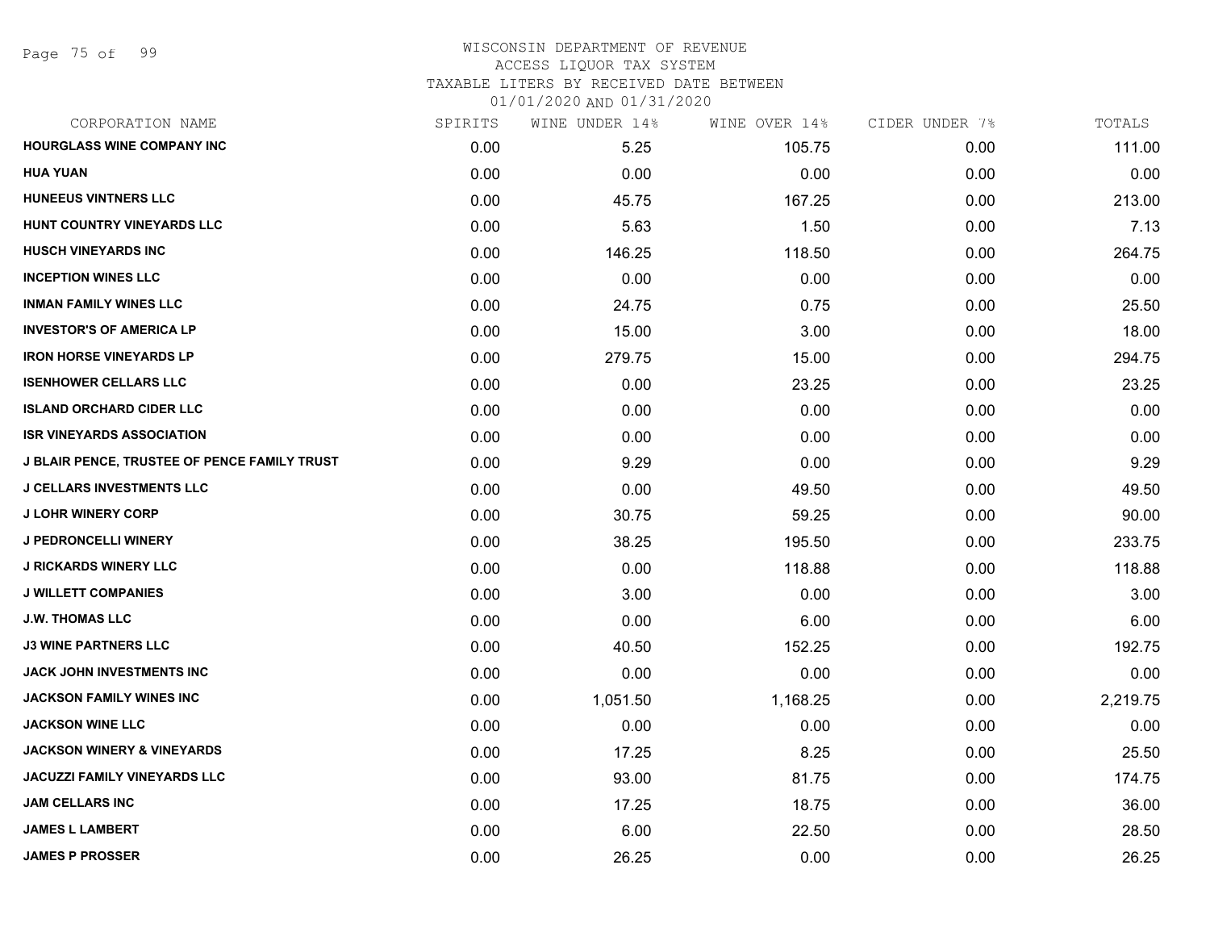WISCONSIN DEPARTMENT OF REVENUE
ACCESS LIQUOR TAX SYSTEM
TAXABLE LITERS BY RECEIVED DATE BETWEEN
01/01/2020 AND 01/31/2020

| CORPORATION NAME | SPIRITS | WINE UNDER 14% | WINE OVER 14% | CIDER UNDER 7% | TOTALS |
|---|---|---|---|---|---|
| HOURGLASS WINE COMPANY INC | 0.00 | 5.25 | 105.75 | 0.00 | 111.00 |
| HUA YUAN | 0.00 | 0.00 | 0.00 | 0.00 | 0.00 |
| HUNEEUS VINTNERS LLC | 0.00 | 45.75 | 167.25 | 0.00 | 213.00 |
| HUNT COUNTRY VINEYARDS LLC | 0.00 | 5.63 | 1.50 | 0.00 | 7.13 |
| HUSCH VINEYARDS INC | 0.00 | 146.25 | 118.50 | 0.00 | 264.75 |
| INCEPTION WINES LLC | 0.00 | 0.00 | 0.00 | 0.00 | 0.00 |
| INMAN FAMILY WINES LLC | 0.00 | 24.75 | 0.75 | 0.00 | 25.50 |
| INVESTOR'S OF AMERICA LP | 0.00 | 15.00 | 3.00 | 0.00 | 18.00 |
| IRON HORSE VINEYARDS LP | 0.00 | 279.75 | 15.00 | 0.00 | 294.75 |
| ISENHOWER CELLARS LLC | 0.00 | 0.00 | 23.25 | 0.00 | 23.25 |
| ISLAND ORCHARD CIDER LLC | 0.00 | 0.00 | 0.00 | 0.00 | 0.00 |
| ISR VINEYARDS ASSOCIATION | 0.00 | 0.00 | 0.00 | 0.00 | 0.00 |
| J BLAIR PENCE, TRUSTEE OF PENCE FAMILY TRUST | 0.00 | 9.29 | 0.00 | 0.00 | 9.29 |
| J CELLARS INVESTMENTS LLC | 0.00 | 0.00 | 49.50 | 0.00 | 49.50 |
| J LOHR WINERY CORP | 0.00 | 30.75 | 59.25 | 0.00 | 90.00 |
| J PEDRONCELLI WINERY | 0.00 | 38.25 | 195.50 | 0.00 | 233.75 |
| J RICKARDS WINERY LLC | 0.00 | 0.00 | 118.88 | 0.00 | 118.88 |
| J WILLETT COMPANIES | 0.00 | 3.00 | 0.00 | 0.00 | 3.00 |
| J.W. THOMAS LLC | 0.00 | 0.00 | 6.00 | 0.00 | 6.00 |
| J3 WINE PARTNERS LLC | 0.00 | 40.50 | 152.25 | 0.00 | 192.75 |
| JACK JOHN INVESTMENTS INC | 0.00 | 0.00 | 0.00 | 0.00 | 0.00 |
| JACKSON FAMILY WINES INC | 0.00 | 1,051.50 | 1,168.25 | 0.00 | 2,219.75 |
| JACKSON WINE LLC | 0.00 | 0.00 | 0.00 | 0.00 | 0.00 |
| JACKSON WINERY & VINEYARDS | 0.00 | 17.25 | 8.25 | 0.00 | 25.50 |
| JACUZZI FAMILY VINEYARDS LLC | 0.00 | 93.00 | 81.75 | 0.00 | 174.75 |
| JAM CELLARS INC | 0.00 | 17.25 | 18.75 | 0.00 | 36.00 |
| JAMES L LAMBERT | 0.00 | 6.00 | 22.50 | 0.00 | 28.50 |
| JAMES P PROSSER | 0.00 | 26.25 | 0.00 | 0.00 | 26.25 |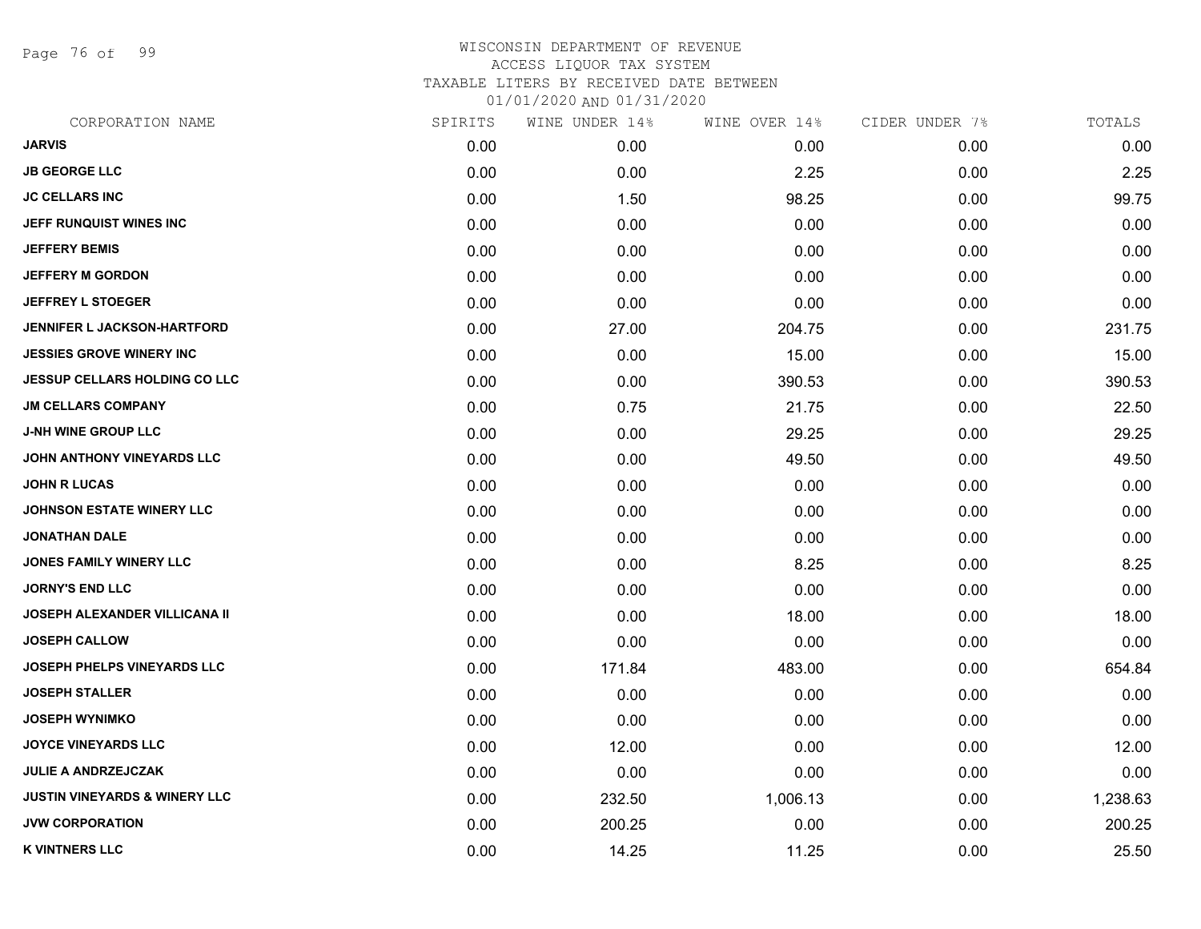WISCONSIN DEPARTMENT OF REVENUE
ACCESS LIQUOR TAX SYSTEM
TAXABLE LITERS BY RECEIVED DATE BETWEEN
01/01/2020 AND 01/31/2020

| CORPORATION NAME | SPIRITS | WINE UNDER 14% | WINE OVER 14% | CIDER UNDER 7% | TOTALS |
|---|---|---|---|---|---|
| JARVIS | 0.00 | 0.00 | 0.00 | 0.00 | 0.00 |
| JB GEORGE LLC | 0.00 | 0.00 | 2.25 | 0.00 | 2.25 |
| JC CELLARS INC | 0.00 | 1.50 | 98.25 | 0.00 | 99.75 |
| JEFF RUNQUIST WINES INC | 0.00 | 0.00 | 0.00 | 0.00 | 0.00 |
| JEFFERY BEMIS | 0.00 | 0.00 | 0.00 | 0.00 | 0.00 |
| JEFFERY M GORDON | 0.00 | 0.00 | 0.00 | 0.00 | 0.00 |
| JEFFREY L STOEGER | 0.00 | 0.00 | 0.00 | 0.00 | 0.00 |
| JENNIFER L JACKSON-HARTFORD | 0.00 | 27.00 | 204.75 | 0.00 | 231.75 |
| JESSIES GROVE WINERY INC | 0.00 | 0.00 | 15.00 | 0.00 | 15.00 |
| JESSUP CELLARS HOLDING CO LLC | 0.00 | 0.00 | 390.53 | 0.00 | 390.53 |
| JM CELLARS COMPANY | 0.00 | 0.75 | 21.75 | 0.00 | 22.50 |
| J-NH WINE GROUP LLC | 0.00 | 0.00 | 29.25 | 0.00 | 29.25 |
| JOHN ANTHONY VINEYARDS LLC | 0.00 | 0.00 | 49.50 | 0.00 | 49.50 |
| JOHN R LUCAS | 0.00 | 0.00 | 0.00 | 0.00 | 0.00 |
| JOHNSON ESTATE WINERY LLC | 0.00 | 0.00 | 0.00 | 0.00 | 0.00 |
| JONATHAN DALE | 0.00 | 0.00 | 0.00 | 0.00 | 0.00 |
| JONES FAMILY WINERY LLC | 0.00 | 0.00 | 8.25 | 0.00 | 8.25 |
| JORNY'S END LLC | 0.00 | 0.00 | 0.00 | 0.00 | 0.00 |
| JOSEPH ALEXANDER VILLICANA II | 0.00 | 0.00 | 18.00 | 0.00 | 18.00 |
| JOSEPH CALLOW | 0.00 | 0.00 | 0.00 | 0.00 | 0.00 |
| JOSEPH PHELPS VINEYARDS LLC | 0.00 | 171.84 | 483.00 | 0.00 | 654.84 |
| JOSEPH STALLER | 0.00 | 0.00 | 0.00 | 0.00 | 0.00 |
| JOSEPH WYNIMKO | 0.00 | 0.00 | 0.00 | 0.00 | 0.00 |
| JOYCE VINEYARDS LLC | 0.00 | 12.00 | 0.00 | 0.00 | 12.00 |
| JULIE A ANDRZEJCZAK | 0.00 | 0.00 | 0.00 | 0.00 | 0.00 |
| JUSTIN VINEYARDS & WINERY LLC | 0.00 | 232.50 | 1,006.13 | 0.00 | 1,238.63 |
| JVW CORPORATION | 0.00 | 200.25 | 0.00 | 0.00 | 200.25 |
| K VINTNERS LLC | 0.00 | 14.25 | 11.25 | 0.00 | 25.50 |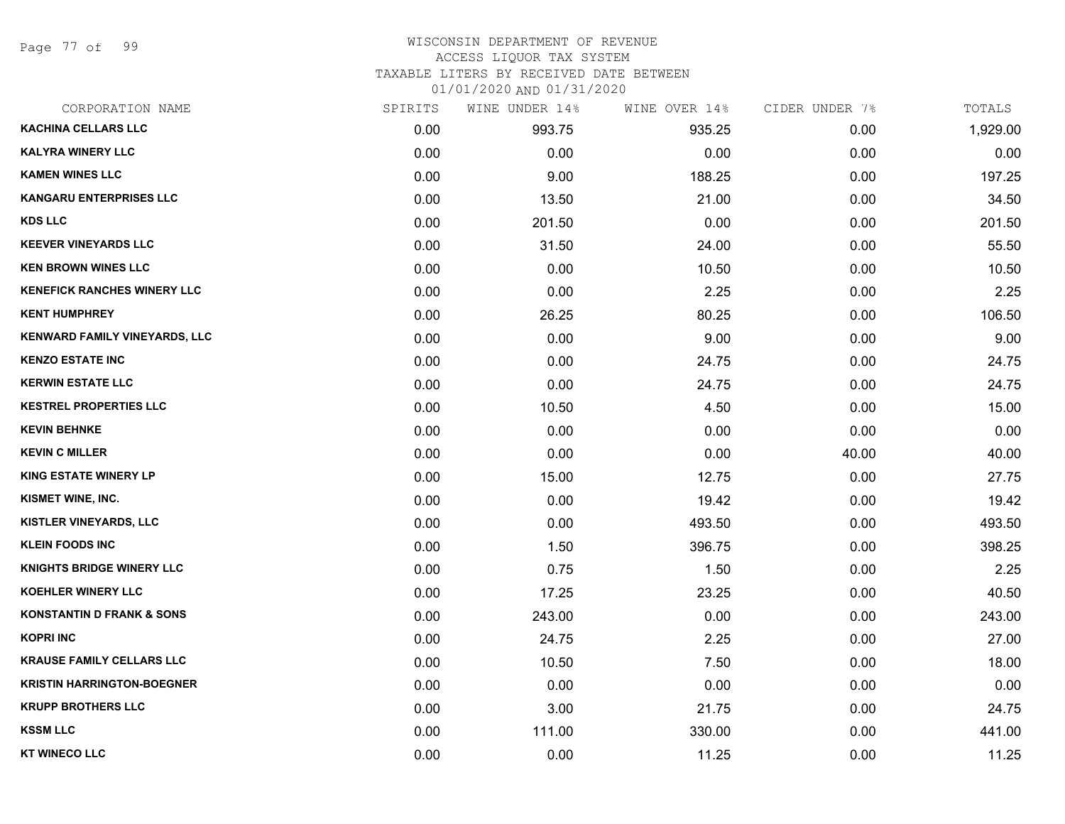WISCONSIN DEPARTMENT OF REVENUE
ACCESS LIQUOR TAX SYSTEM
TAXABLE LITERS BY RECEIVED DATE BETWEEN
01/01/2020 AND 01/31/2020

| CORPORATION NAME | SPIRITS | WINE UNDER 14% | WINE OVER 14% | CIDER UNDER 7% | TOTALS |
|---|---|---|---|---|---|
| KACHINA CELLARS LLC | 0.00 | 993.75 | 935.25 | 0.00 | 1,929.00 |
| KALYRA WINERY LLC | 0.00 | 0.00 | 0.00 | 0.00 | 0.00 |
| KAMEN WINES LLC | 0.00 | 9.00 | 188.25 | 0.00 | 197.25 |
| KANGARU ENTERPRISES LLC | 0.00 | 13.50 | 21.00 | 0.00 | 34.50 |
| KDS LLC | 0.00 | 201.50 | 0.00 | 0.00 | 201.50 |
| KEEVER VINEYARDS LLC | 0.00 | 31.50 | 24.00 | 0.00 | 55.50 |
| KEN BROWN WINES LLC | 0.00 | 0.00 | 10.50 | 0.00 | 10.50 |
| KENEFICK RANCHES WINERY LLC | 0.00 | 0.00 | 2.25 | 0.00 | 2.25 |
| KENT HUMPHREY | 0.00 | 26.25 | 80.25 | 0.00 | 106.50 |
| KENWARD FAMILY VINEYARDS, LLC | 0.00 | 0.00 | 9.00 | 0.00 | 9.00 |
| KENZO ESTATE INC | 0.00 | 0.00 | 24.75 | 0.00 | 24.75 |
| KERWIN ESTATE LLC | 0.00 | 0.00 | 24.75 | 0.00 | 24.75 |
| KESTREL PROPERTIES LLC | 0.00 | 10.50 | 4.50 | 0.00 | 15.00 |
| KEVIN BEHNKE | 0.00 | 0.00 | 0.00 | 0.00 | 0.00 |
| KEVIN C MILLER | 0.00 | 0.00 | 0.00 | 40.00 | 40.00 |
| KING ESTATE WINERY LP | 0.00 | 15.00 | 12.75 | 0.00 | 27.75 |
| KISMET WINE, INC. | 0.00 | 0.00 | 19.42 | 0.00 | 19.42 |
| KISTLER VINEYARDS, LLC | 0.00 | 0.00 | 493.50 | 0.00 | 493.50 |
| KLEIN FOODS INC | 0.00 | 1.50 | 396.75 | 0.00 | 398.25 |
| KNIGHTS BRIDGE WINERY LLC | 0.00 | 0.75 | 1.50 | 0.00 | 2.25 |
| KOEHLER WINERY LLC | 0.00 | 17.25 | 23.25 | 0.00 | 40.50 |
| KONSTANTIN D FRANK & SONS | 0.00 | 243.00 | 0.00 | 0.00 | 243.00 |
| KOPRI INC | 0.00 | 24.75 | 2.25 | 0.00 | 27.00 |
| KRAUSE FAMILY CELLARS LLC | 0.00 | 10.50 | 7.50 | 0.00 | 18.00 |
| KRISTIN HARRINGTON-BOEGNER | 0.00 | 0.00 | 0.00 | 0.00 | 0.00 |
| KRUPP BROTHERS LLC | 0.00 | 3.00 | 21.75 | 0.00 | 24.75 |
| KSSM LLC | 0.00 | 111.00 | 330.00 | 0.00 | 441.00 |
| KT WINECO LLC | 0.00 | 0.00 | 11.25 | 0.00 | 11.25 |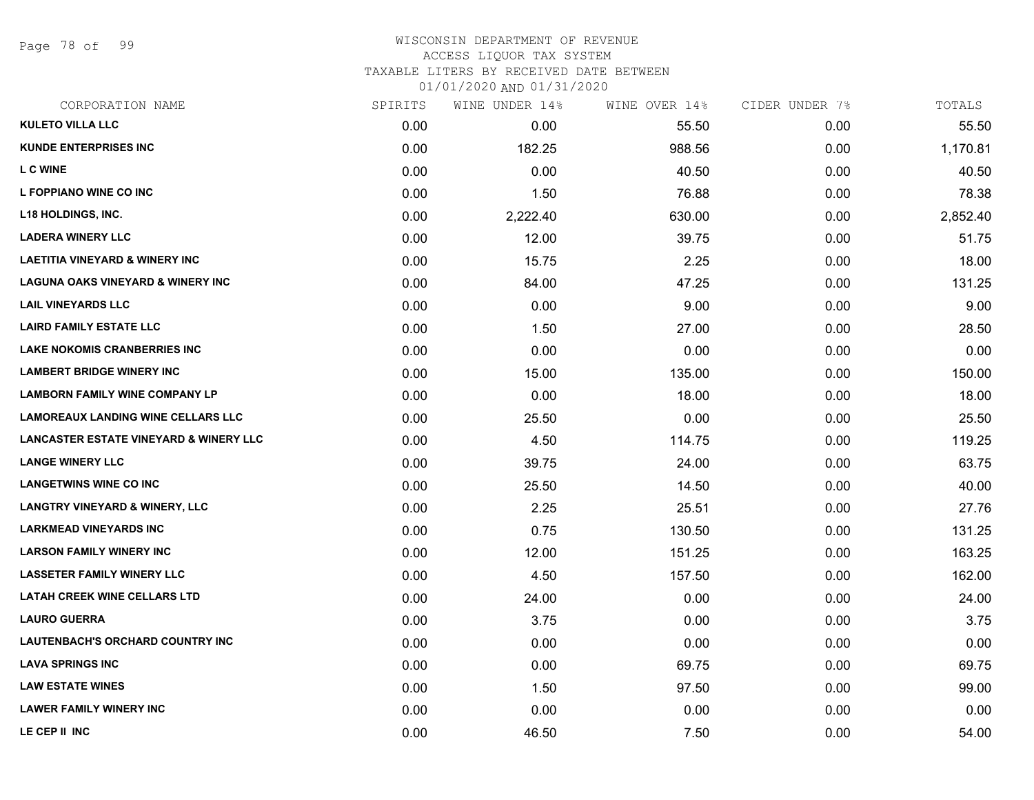WISCONSIN DEPARTMENT OF REVENUE
ACCESS LIQUOR TAX SYSTEM
TAXABLE LITERS BY RECEIVED DATE BETWEEN
01/01/2020 AND 01/31/2020

| CORPORATION NAME | SPIRITS | WINE UNDER 14% | WINE OVER 14% | CIDER UNDER 7% | TOTALS |
|---|---|---|---|---|---|
| KULETO VILLA LLC | 0.00 | 0.00 | 55.50 | 0.00 | 55.50 |
| KUNDE ENTERPRISES INC | 0.00 | 182.25 | 988.56 | 0.00 | 1,170.81 |
| L C WINE | 0.00 | 0.00 | 40.50 | 0.00 | 40.50 |
| L FOPPIANO WINE CO INC | 0.00 | 1.50 | 76.88 | 0.00 | 78.38 |
| L18 HOLDINGS, INC. | 0.00 | 2,222.40 | 630.00 | 0.00 | 2,852.40 |
| LADERA WINERY LLC | 0.00 | 12.00 | 39.75 | 0.00 | 51.75 |
| LAETITIA VINEYARD & WINERY INC | 0.00 | 15.75 | 2.25 | 0.00 | 18.00 |
| LAGUNA OAKS VINEYARD & WINERY INC | 0.00 | 84.00 | 47.25 | 0.00 | 131.25 |
| LAIL VINEYARDS LLC | 0.00 | 0.00 | 9.00 | 0.00 | 9.00 |
| LAIRD FAMILY ESTATE LLC | 0.00 | 1.50 | 27.00 | 0.00 | 28.50 |
| LAKE NOKOMIS CRANBERRIES INC | 0.00 | 0.00 | 0.00 | 0.00 | 0.00 |
| LAMBERT BRIDGE WINERY INC | 0.00 | 15.00 | 135.00 | 0.00 | 150.00 |
| LAMBORN FAMILY WINE COMPANY LP | 0.00 | 0.00 | 18.00 | 0.00 | 18.00 |
| LAMOREAUX LANDING WINE CELLARS LLC | 0.00 | 25.50 | 0.00 | 0.00 | 25.50 |
| LANCASTER ESTATE VINEYARD & WINERY LLC | 0.00 | 4.50 | 114.75 | 0.00 | 119.25 |
| LANGE WINERY LLC | 0.00 | 39.75 | 24.00 | 0.00 | 63.75 |
| LANGETWINS WINE CO INC | 0.00 | 25.50 | 14.50 | 0.00 | 40.00 |
| LANGTRY VINEYARD & WINERY, LLC | 0.00 | 2.25 | 25.51 | 0.00 | 27.76 |
| LARKMEAD VINEYARDS INC | 0.00 | 0.75 | 130.50 | 0.00 | 131.25 |
| LARSON FAMILY WINERY INC | 0.00 | 12.00 | 151.25 | 0.00 | 163.25 |
| LASSETER FAMILY WINERY LLC | 0.00 | 4.50 | 157.50 | 0.00 | 162.00 |
| LATAH CREEK WINE CELLARS LTD | 0.00 | 24.00 | 0.00 | 0.00 | 24.00 |
| LAURO GUERRA | 0.00 | 3.75 | 0.00 | 0.00 | 3.75 |
| LAUTENBACH'S ORCHARD COUNTRY INC | 0.00 | 0.00 | 0.00 | 0.00 | 0.00 |
| LAVA SPRINGS INC | 0.00 | 0.00 | 69.75 | 0.00 | 69.75 |
| LAW ESTATE WINES | 0.00 | 1.50 | 97.50 | 0.00 | 99.00 |
| LAWER FAMILY WINERY INC | 0.00 | 0.00 | 0.00 | 0.00 | 0.00 |
| LE CEP II INC | 0.00 | 46.50 | 7.50 | 0.00 | 54.00 |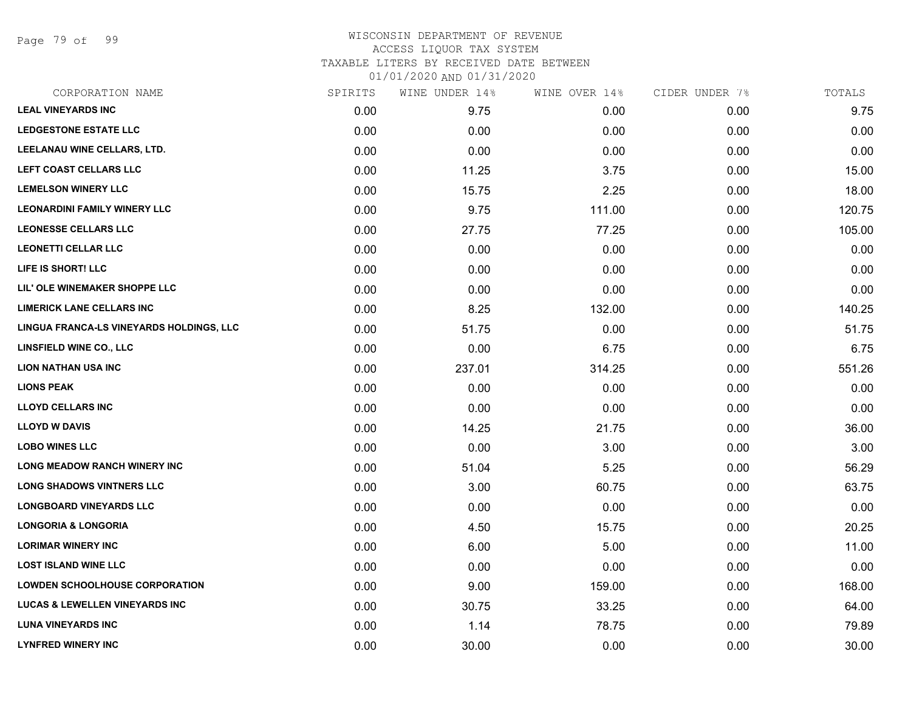# WISCONSIN DEPARTMENT OF REVENUE
## ACCESS LIQUOR TAX SYSTEM
### TAXABLE LITERS BY RECEIVED DATE BETWEEN 01/01/2020 AND 01/31/2020

| CORPORATION NAME | SPIRITS | WINE UNDER 14% | WINE OVER 14% | CIDER UNDER 7% | TOTALS |
|---|---|---|---|---|---|
| LEAL VINEYARDS INC | 0.00 | 9.75 | 0.00 | 0.00 | 9.75 |
| LEDGESTONE ESTATE LLC | 0.00 | 0.00 | 0.00 | 0.00 | 0.00 |
| LEELANAU WINE CELLARS, LTD. | 0.00 | 0.00 | 0.00 | 0.00 | 0.00 |
| LEFT COAST CELLARS LLC | 0.00 | 11.25 | 3.75 | 0.00 | 15.00 |
| LEMELSON WINERY LLC | 0.00 | 15.75 | 2.25 | 0.00 | 18.00 |
| LEONARDINI FAMILY WINERY LLC | 0.00 | 9.75 | 111.00 | 0.00 | 120.75 |
| LEONESSE CELLARS LLC | 0.00 | 27.75 | 77.25 | 0.00 | 105.00 |
| LEONETTI CELLAR LLC | 0.00 | 0.00 | 0.00 | 0.00 | 0.00 |
| LIFE IS SHORT! LLC | 0.00 | 0.00 | 0.00 | 0.00 | 0.00 |
| LIL' OLE WINEMAKER SHOPPE LLC | 0.00 | 0.00 | 0.00 | 0.00 | 0.00 |
| LIMERICK LANE CELLARS INC | 0.00 | 8.25 | 132.00 | 0.00 | 140.25 |
| LINGUA FRANCA-LS VINEYARDS HOLDINGS, LLC | 0.00 | 51.75 | 0.00 | 0.00 | 51.75 |
| LINSFIELD WINE CO., LLC | 0.00 | 0.00 | 6.75 | 0.00 | 6.75 |
| LION NATHAN USA INC | 0.00 | 237.01 | 314.25 | 0.00 | 551.26 |
| LIONS PEAK | 0.00 | 0.00 | 0.00 | 0.00 | 0.00 |
| LLOYD CELLARS INC | 0.00 | 0.00 | 0.00 | 0.00 | 0.00 |
| LLOYD W DAVIS | 0.00 | 14.25 | 21.75 | 0.00 | 36.00 |
| LOBO WINES LLC | 0.00 | 0.00 | 3.00 | 0.00 | 3.00 |
| LONG MEADOW RANCH WINERY INC | 0.00 | 51.04 | 5.25 | 0.00 | 56.29 |
| LONG SHADOWS VINTNERS LLC | 0.00 | 3.00 | 60.75 | 0.00 | 63.75 |
| LONGBOARD VINEYARDS LLC | 0.00 | 0.00 | 0.00 | 0.00 | 0.00 |
| LONGORIA & LONGORIA | 0.00 | 4.50 | 15.75 | 0.00 | 20.25 |
| LORIMAR WINERY INC | 0.00 | 6.00 | 5.00 | 0.00 | 11.00 |
| LOST ISLAND WINE LLC | 0.00 | 0.00 | 0.00 | 0.00 | 0.00 |
| LOWDEN SCHOOLHOUSE CORPORATION | 0.00 | 9.00 | 159.00 | 0.00 | 168.00 |
| LUCAS & LEWELLEN VINEYARDS INC | 0.00 | 30.75 | 33.25 | 0.00 | 64.00 |
| LUNA VINEYARDS INC | 0.00 | 1.14 | 78.75 | 0.00 | 79.89 |
| LYNFRED WINERY INC | 0.00 | 30.00 | 0.00 | 0.00 | 30.00 |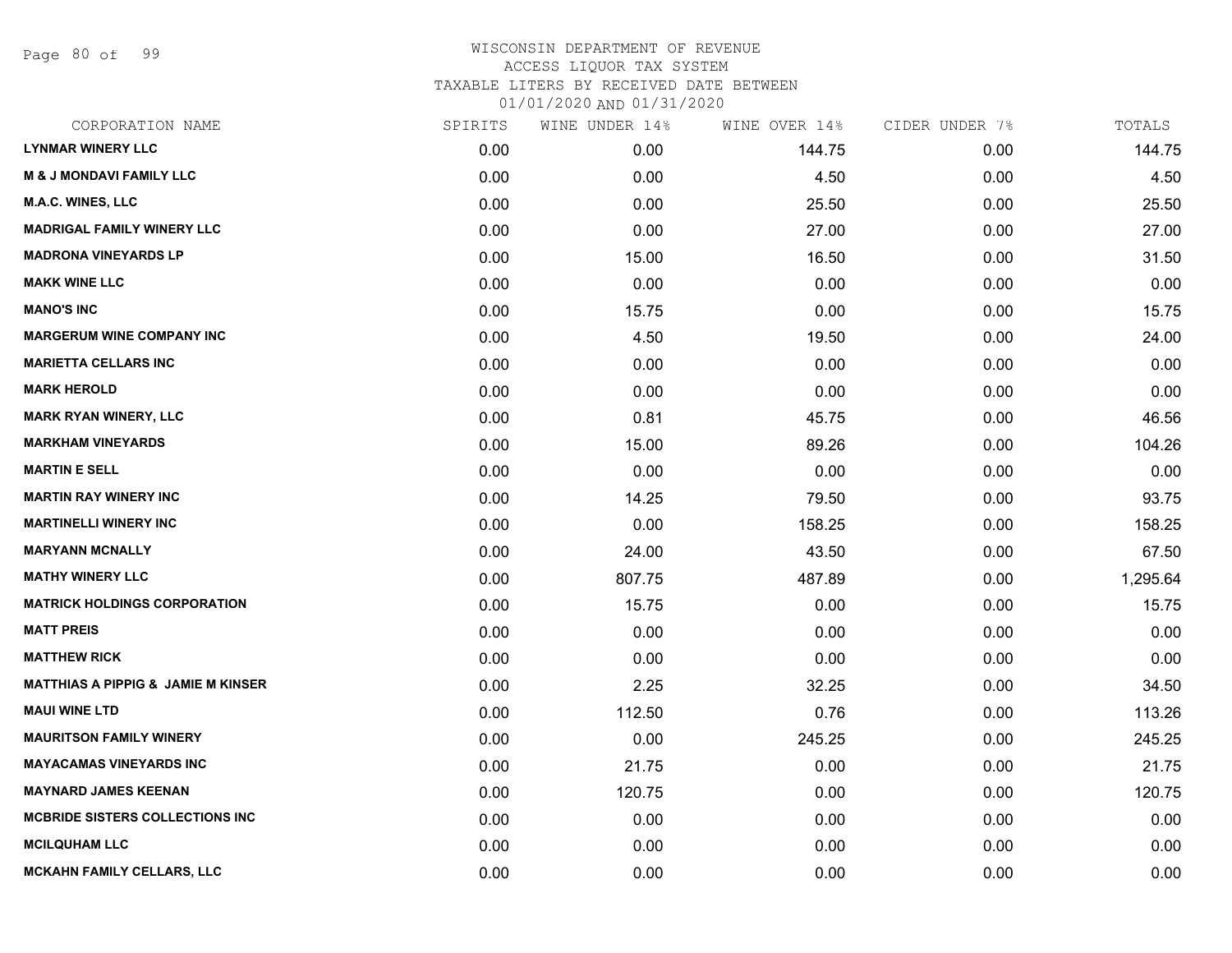WISCONSIN DEPARTMENT OF REVENUE
ACCESS LIQUOR TAX SYSTEM
TAXABLE LITERS BY RECEIVED DATE BETWEEN
01/01/2020 AND 01/31/2020

| CORPORATION NAME | SPIRITS | WINE UNDER 14% | WINE OVER 14% | CIDER UNDER 7% | TOTALS |
|---|---|---|---|---|---|
| LYNMAR WINERY LLC | 0.00 | 0.00 | 144.75 | 0.00 | 144.75 |
| M & J MONDAVI FAMILY LLC | 0.00 | 0.00 | 4.50 | 0.00 | 4.50 |
| M.A.C. WINES, LLC | 0.00 | 0.00 | 25.50 | 0.00 | 25.50 |
| MADRIGAL FAMILY WINERY LLC | 0.00 | 0.00 | 27.00 | 0.00 | 27.00 |
| MADRONA VINEYARDS LP | 0.00 | 15.00 | 16.50 | 0.00 | 31.50 |
| MAKK WINE LLC | 0.00 | 0.00 | 0.00 | 0.00 | 0.00 |
| MANO'S INC | 0.00 | 15.75 | 0.00 | 0.00 | 15.75 |
| MARGERUM WINE COMPANY INC | 0.00 | 4.50 | 19.50 | 0.00 | 24.00 |
| MARIETTA CELLARS INC | 0.00 | 0.00 | 0.00 | 0.00 | 0.00 |
| MARK HEROLD | 0.00 | 0.00 | 0.00 | 0.00 | 0.00 |
| MARK RYAN WINERY, LLC | 0.00 | 0.81 | 45.75 | 0.00 | 46.56 |
| MARKHAM VINEYARDS | 0.00 | 15.00 | 89.26 | 0.00 | 104.26 |
| MARTIN E SELL | 0.00 | 0.00 | 0.00 | 0.00 | 0.00 |
| MARTIN RAY WINERY INC | 0.00 | 14.25 | 79.50 | 0.00 | 93.75 |
| MARTINELLI WINERY INC | 0.00 | 0.00 | 158.25 | 0.00 | 158.25 |
| MARYANN MCNALLY | 0.00 | 24.00 | 43.50 | 0.00 | 67.50 |
| MATHY WINERY LLC | 0.00 | 807.75 | 487.89 | 0.00 | 1,295.64 |
| MATRICK HOLDINGS CORPORATION | 0.00 | 15.75 | 0.00 | 0.00 | 15.75 |
| MATT PREIS | 0.00 | 0.00 | 0.00 | 0.00 | 0.00 |
| MATTHEW RICK | 0.00 | 0.00 | 0.00 | 0.00 | 0.00 |
| MATTHIAS A PIPPIG & JAMIE M KINSER | 0.00 | 2.25 | 32.25 | 0.00 | 34.50 |
| MAUI WINE LTD | 0.00 | 112.50 | 0.76 | 0.00 | 113.26 |
| MAURITSON FAMILY WINERY | 0.00 | 0.00 | 245.25 | 0.00 | 245.25 |
| MAYACAMAS VINEYARDS INC | 0.00 | 21.75 | 0.00 | 0.00 | 21.75 |
| MAYNARD JAMES KEENAN | 0.00 | 120.75 | 0.00 | 0.00 | 120.75 |
| MCBRIDE SISTERS COLLECTIONS INC | 0.00 | 0.00 | 0.00 | 0.00 | 0.00 |
| MCILQUHAM LLC | 0.00 | 0.00 | 0.00 | 0.00 | 0.00 |
| MCKAHN FAMILY CELLARS, LLC | 0.00 | 0.00 | 0.00 | 0.00 | 0.00 |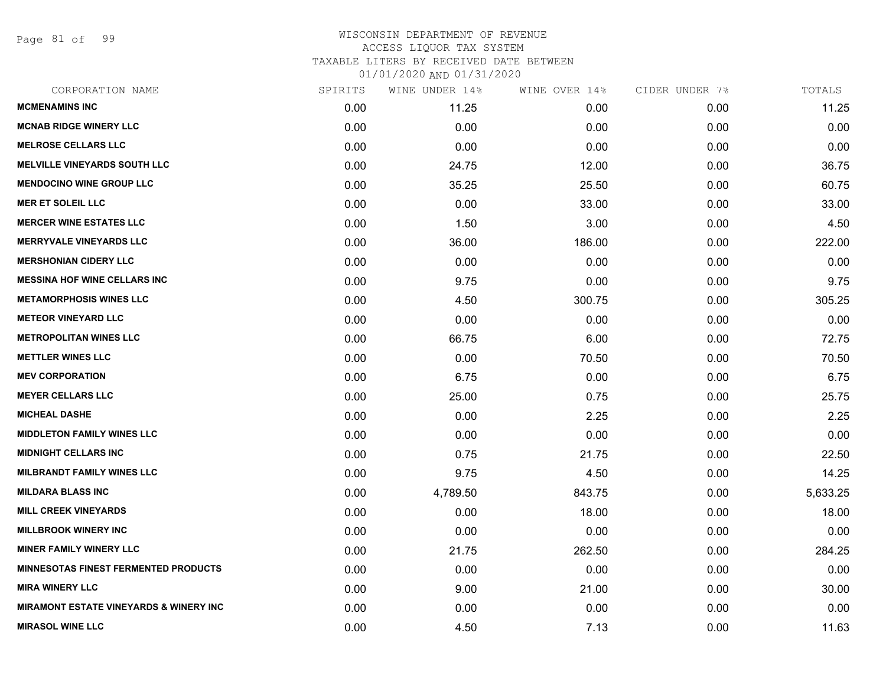WISCONSIN DEPARTMENT OF REVENUE
ACCESS LIQUOR TAX SYSTEM
TAXABLE LITERS BY RECEIVED DATE BETWEEN
01/01/2020 AND 01/31/2020

| CORPORATION NAME | SPIRITS | WINE UNDER 14% | WINE OVER 14% | CIDER UNDER 7% | TOTALS |
|---|---|---|---|---|---|
| MCMENAMINS INC | 0.00 | 11.25 | 0.00 | 0.00 | 11.25 |
| MCNAB RIDGE WINERY LLC | 0.00 | 0.00 | 0.00 | 0.00 | 0.00 |
| MELROSE CELLARS LLC | 0.00 | 0.00 | 0.00 | 0.00 | 0.00 |
| MELVILLE VINEYARDS SOUTH LLC | 0.00 | 24.75 | 12.00 | 0.00 | 36.75 |
| MENDOCINO WINE GROUP LLC | 0.00 | 35.25 | 25.50 | 0.00 | 60.75 |
| MER ET SOLEIL LLC | 0.00 | 0.00 | 33.00 | 0.00 | 33.00 |
| MERCER WINE ESTATES LLC | 0.00 | 1.50 | 3.00 | 0.00 | 4.50 |
| MERRYVALE VINEYARDS LLC | 0.00 | 36.00 | 186.00 | 0.00 | 222.00 |
| MERSHONIAN CIDERY LLC | 0.00 | 0.00 | 0.00 | 0.00 | 0.00 |
| MESSINA HOF WINE CELLARS INC | 0.00 | 9.75 | 0.00 | 0.00 | 9.75 |
| METAMORPHOSIS WINES LLC | 0.00 | 4.50 | 300.75 | 0.00 | 305.25 |
| METEOR VINEYARD LLC | 0.00 | 0.00 | 0.00 | 0.00 | 0.00 |
| METROPOLITAN WINES LLC | 0.00 | 66.75 | 6.00 | 0.00 | 72.75 |
| METTLER WINES LLC | 0.00 | 0.00 | 70.50 | 0.00 | 70.50 |
| MEV CORPORATION | 0.00 | 6.75 | 0.00 | 0.00 | 6.75 |
| MEYER CELLARS LLC | 0.00 | 25.00 | 0.75 | 0.00 | 25.75 |
| MICHEAL DASHE | 0.00 | 0.00 | 2.25 | 0.00 | 2.25 |
| MIDDLETON FAMILY WINES LLC | 0.00 | 0.00 | 0.00 | 0.00 | 0.00 |
| MIDNIGHT CELLARS INC | 0.00 | 0.75 | 21.75 | 0.00 | 22.50 |
| MILBRANDT FAMILY WINES LLC | 0.00 | 9.75 | 4.50 | 0.00 | 14.25 |
| MILDARA BLASS INC | 0.00 | 4,789.50 | 843.75 | 0.00 | 5,633.25 |
| MILL CREEK VINEYARDS | 0.00 | 0.00 | 18.00 | 0.00 | 18.00 |
| MILLBROOK WINERY INC | 0.00 | 0.00 | 0.00 | 0.00 | 0.00 |
| MINER FAMILY WINERY LLC | 0.00 | 21.75 | 262.50 | 0.00 | 284.25 |
| MINNESOTAS FINEST FERMENTED PRODUCTS | 0.00 | 0.00 | 0.00 | 0.00 | 0.00 |
| MIRA WINERY LLC | 0.00 | 9.00 | 21.00 | 0.00 | 30.00 |
| MIRAMONT ESTATE VINEYARDS & WINERY INC | 0.00 | 0.00 | 0.00 | 0.00 | 0.00 |
| MIRASOL WINE LLC | 0.00 | 4.50 | 7.13 | 0.00 | 11.63 |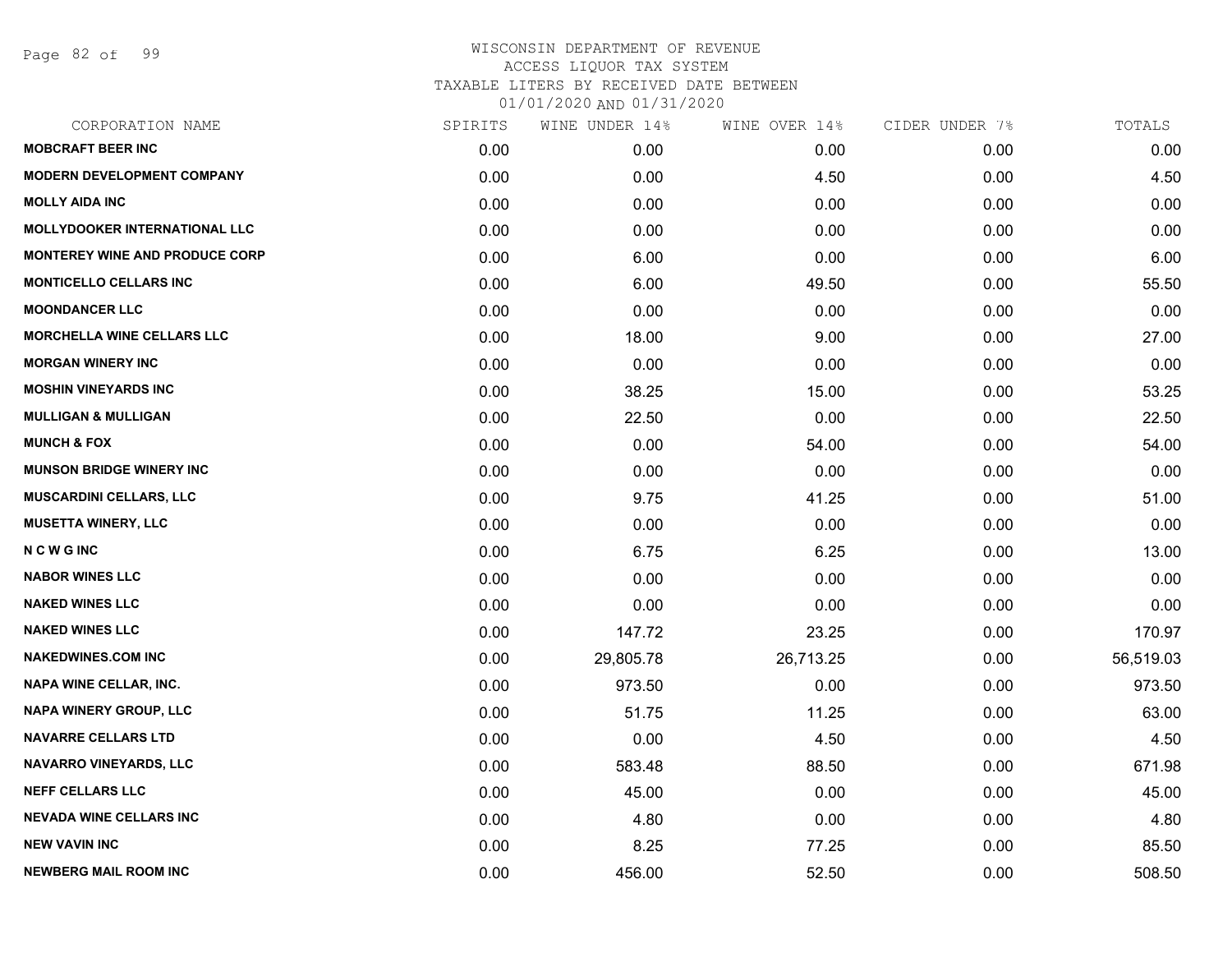# WISCONSIN DEPARTMENT OF REVENUE
ACCESS LIQUOR TAX SYSTEM
TAXABLE LITERS BY RECEIVED DATE BETWEEN
01/01/2020 AND 01/31/2020

| CORPORATION NAME | SPIRITS | WINE UNDER 14% | WINE OVER 14% | CIDER UNDER 7% | TOTALS |
|---|---|---|---|---|---|
| MOBCRAFT BEER INC | 0.00 | 0.00 | 0.00 | 0.00 | 0.00 |
| MODERN DEVELOPMENT COMPANY | 0.00 | 0.00 | 4.50 | 0.00 | 4.50 |
| MOLLY AIDA INC | 0.00 | 0.00 | 0.00 | 0.00 | 0.00 |
| MOLLYDOOKER INTERNATIONAL LLC | 0.00 | 0.00 | 0.00 | 0.00 | 0.00 |
| MONTEREY WINE AND PRODUCE CORP | 0.00 | 6.00 | 0.00 | 0.00 | 6.00 |
| MONTICELLO CELLARS INC | 0.00 | 6.00 | 49.50 | 0.00 | 55.50 |
| MOONDANCER LLC | 0.00 | 0.00 | 0.00 | 0.00 | 0.00 |
| MORCHELLA WINE CELLARS LLC | 0.00 | 18.00 | 9.00 | 0.00 | 27.00 |
| MORGAN WINERY INC | 0.00 | 0.00 | 0.00 | 0.00 | 0.00 |
| MOSHIN VINEYARDS INC | 0.00 | 38.25 | 15.00 | 0.00 | 53.25 |
| MULLIGAN & MULLIGAN | 0.00 | 22.50 | 0.00 | 0.00 | 22.50 |
| MUNCH & FOX | 0.00 | 0.00 | 54.00 | 0.00 | 54.00 |
| MUNSON BRIDGE WINERY INC | 0.00 | 0.00 | 0.00 | 0.00 | 0.00 |
| MUSCARDINI CELLARS, LLC | 0.00 | 9.75 | 41.25 | 0.00 | 51.00 |
| MUSETTA WINERY, LLC | 0.00 | 0.00 | 0.00 | 0.00 | 0.00 |
| N C W G INC | 0.00 | 6.75 | 6.25 | 0.00 | 13.00 |
| NABOR WINES LLC | 0.00 | 0.00 | 0.00 | 0.00 | 0.00 |
| NAKED WINES LLC | 0.00 | 0.00 | 0.00 | 0.00 | 0.00 |
| NAKED WINES LLC | 0.00 | 147.72 | 23.25 | 0.00 | 170.97 |
| NAKEDWINES.COM INC | 0.00 | 29,805.78 | 26,713.25 | 0.00 | 56,519.03 |
| NAPA WINE CELLAR, INC. | 0.00 | 973.50 | 0.00 | 0.00 | 973.50 |
| NAPA WINERY GROUP, LLC | 0.00 | 51.75 | 11.25 | 0.00 | 63.00 |
| NAVARRE CELLARS LTD | 0.00 | 0.00 | 4.50 | 0.00 | 4.50 |
| NAVARRO VINEYARDS, LLC | 0.00 | 583.48 | 88.50 | 0.00 | 671.98 |
| NEFF CELLARS LLC | 0.00 | 45.00 | 0.00 | 0.00 | 45.00 |
| NEVADA WINE CELLARS INC | 0.00 | 4.80 | 0.00 | 0.00 | 4.80 |
| NEW VAVIN INC | 0.00 | 8.25 | 77.25 | 0.00 | 85.50 |
| NEWBERG MAIL ROOM INC | 0.00 | 456.00 | 52.50 | 0.00 | 508.50 |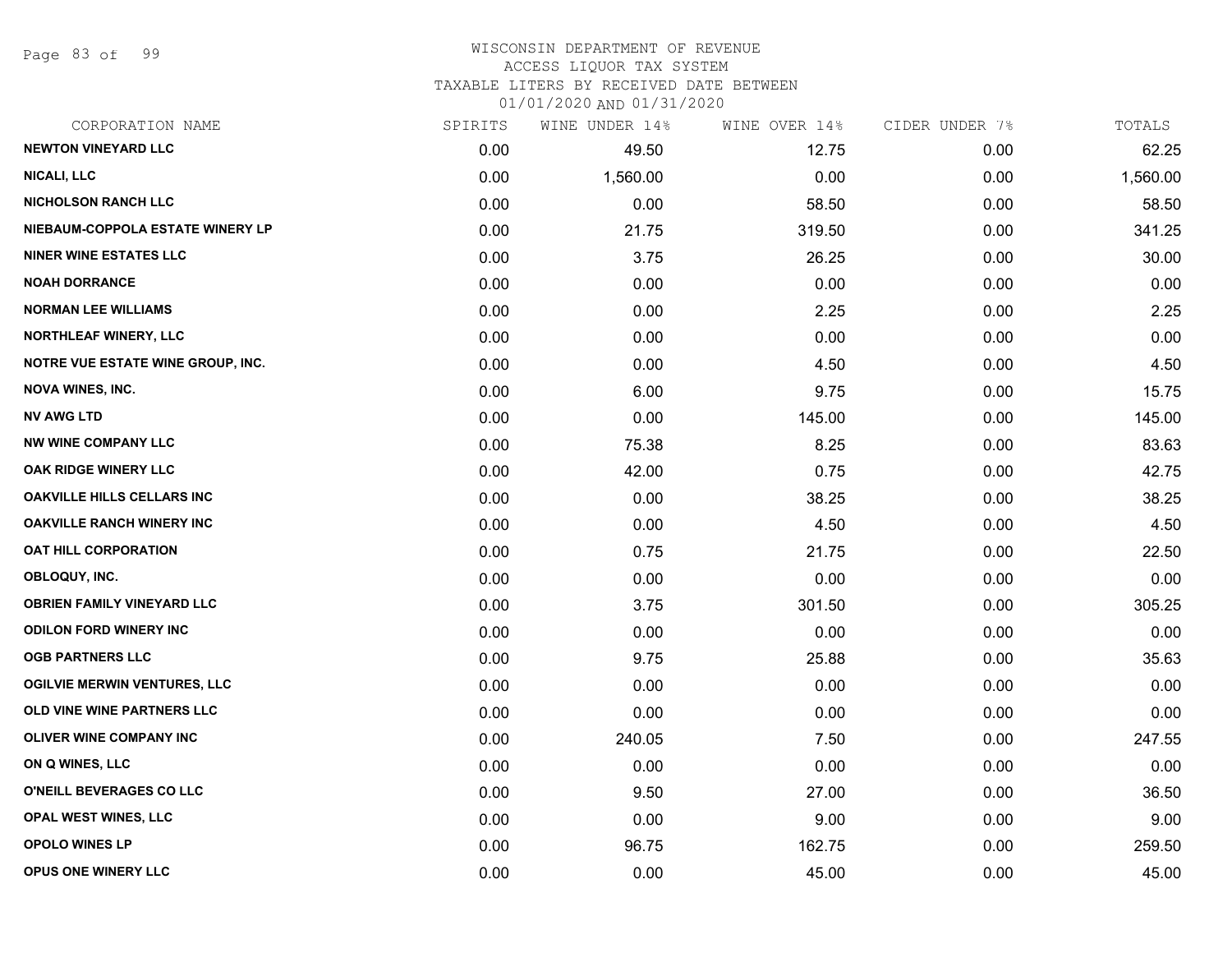WISCONSIN DEPARTMENT OF REVENUE
ACCESS LIQUOR TAX SYSTEM
TAXABLE LITERS BY RECEIVED DATE BETWEEN
01/01/2020 AND 01/31/2020

| CORPORATION NAME | SPIRITS | WINE UNDER 14% | WINE OVER 14% | CIDER UNDER 7% | TOTALS |
|---|---|---|---|---|---|
| NEWTON VINEYARD LLC | 0.00 | 49.50 | 12.75 | 0.00 | 62.25 |
| NICALI, LLC | 0.00 | 1,560.00 | 0.00 | 0.00 | 1,560.00 |
| NICHOLSON RANCH LLC | 0.00 | 0.00 | 58.50 | 0.00 | 58.50 |
| NIEBAUM-COPPOLA ESTATE WINERY LP | 0.00 | 21.75 | 319.50 | 0.00 | 341.25 |
| NINER WINE ESTATES LLC | 0.00 | 3.75 | 26.25 | 0.00 | 30.00 |
| NOAH DORRANCE | 0.00 | 0.00 | 0.00 | 0.00 | 0.00 |
| NORMAN LEE WILLIAMS | 0.00 | 0.00 | 2.25 | 0.00 | 2.25 |
| NORTHLEAF WINERY, LLC | 0.00 | 0.00 | 0.00 | 0.00 | 0.00 |
| NOTRE VUE ESTATE WINE GROUP, INC. | 0.00 | 0.00 | 4.50 | 0.00 | 4.50 |
| NOVA WINES, INC. | 0.00 | 6.00 | 9.75 | 0.00 | 15.75 |
| NV AWG LTD | 0.00 | 0.00 | 145.00 | 0.00 | 145.00 |
| NW WINE COMPANY LLC | 0.00 | 75.38 | 8.25 | 0.00 | 83.63 |
| OAK RIDGE WINERY LLC | 0.00 | 42.00 | 0.75 | 0.00 | 42.75 |
| OAKVILLE HILLS CELLARS INC | 0.00 | 0.00 | 38.25 | 0.00 | 38.25 |
| OAKVILLE RANCH WINERY INC | 0.00 | 0.00 | 4.50 | 0.00 | 4.50 |
| OAT HILL CORPORATION | 0.00 | 0.75 | 21.75 | 0.00 | 22.50 |
| OBLOQUY, INC. | 0.00 | 0.00 | 0.00 | 0.00 | 0.00 |
| OBRIEN FAMILY VINEYARD LLC | 0.00 | 3.75 | 301.50 | 0.00 | 305.25 |
| ODILON FORD WINERY INC | 0.00 | 0.00 | 0.00 | 0.00 | 0.00 |
| OGB PARTNERS LLC | 0.00 | 9.75 | 25.88 | 0.00 | 35.63 |
| OGILVIE MERWIN VENTURES, LLC | 0.00 | 0.00 | 0.00 | 0.00 | 0.00 |
| OLD VINE WINE PARTNERS LLC | 0.00 | 0.00 | 0.00 | 0.00 | 0.00 |
| OLIVER WINE COMPANY INC | 0.00 | 240.05 | 7.50 | 0.00 | 247.55 |
| ON Q WINES, LLC | 0.00 | 0.00 | 0.00 | 0.00 | 0.00 |
| O'NEILL BEVERAGES CO LLC | 0.00 | 9.50 | 27.00 | 0.00 | 36.50 |
| OPAL WEST WINES, LLC | 0.00 | 0.00 | 9.00 | 0.00 | 9.00 |
| OPOLO WINES LP | 0.00 | 96.75 | 162.75 | 0.00 | 259.50 |
| OPUS ONE WINERY LLC | 0.00 | 0.00 | 45.00 | 0.00 | 45.00 |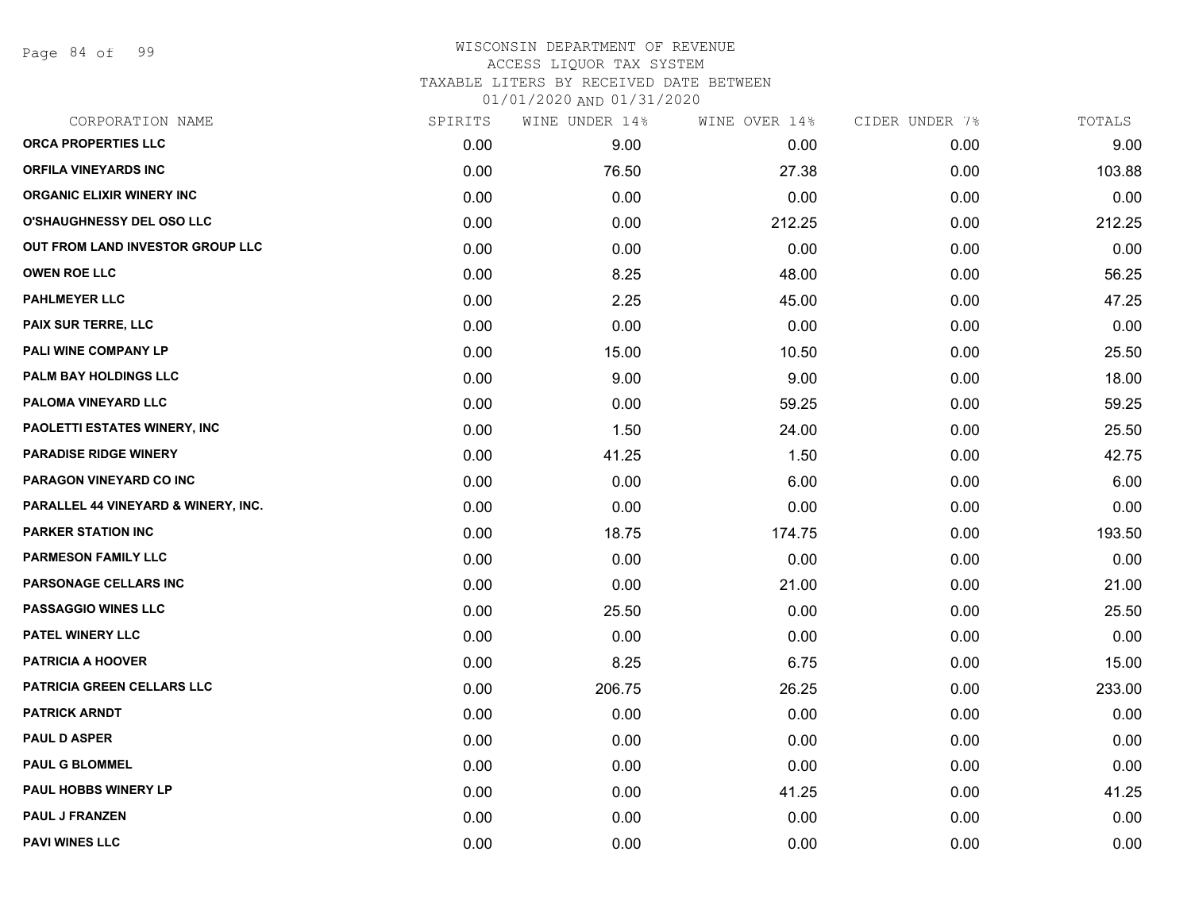# WISCONSIN DEPARTMENT OF REVENUE
## ACCESS LIQUOR TAX SYSTEM
### TAXABLE LITERS BY RECEIVED DATE BETWEEN 01/01/2020 AND 01/31/2020

| CORPORATION NAME | SPIRITS | WINE UNDER 14% | WINE OVER 14% | CIDER UNDER 7% | TOTALS |
|---|---|---|---|---|---|
| ORCA PROPERTIES LLC | 0.00 | 9.00 | 0.00 | 0.00 | 9.00 |
| ORFILA VINEYARDS INC | 0.00 | 76.50 | 27.38 | 0.00 | 103.88 |
| ORGANIC ELIXIR WINERY INC | 0.00 | 0.00 | 0.00 | 0.00 | 0.00 |
| O'SHAUGHNESSY DEL OSO LLC | 0.00 | 0.00 | 212.25 | 0.00 | 212.25 |
| OUT FROM LAND INVESTOR GROUP LLC | 0.00 | 0.00 | 0.00 | 0.00 | 0.00 |
| OWEN ROE LLC | 0.00 | 8.25 | 48.00 | 0.00 | 56.25 |
| PAHLMEYER LLC | 0.00 | 2.25 | 45.00 | 0.00 | 47.25 |
| PAIX SUR TERRE, LLC | 0.00 | 0.00 | 0.00 | 0.00 | 0.00 |
| PALI WINE COMPANY LP | 0.00 | 15.00 | 10.50 | 0.00 | 25.50 |
| PALM BAY HOLDINGS LLC | 0.00 | 9.00 | 9.00 | 0.00 | 18.00 |
| PALOMA VINEYARD LLC | 0.00 | 0.00 | 59.25 | 0.00 | 59.25 |
| PAOLETTI ESTATES WINERY, INC | 0.00 | 1.50 | 24.00 | 0.00 | 25.50 |
| PARADISE RIDGE WINERY | 0.00 | 41.25 | 1.50 | 0.00 | 42.75 |
| PARAGON VINEYARD CO INC | 0.00 | 0.00 | 6.00 | 0.00 | 6.00 |
| PARALLEL 44 VINEYARD & WINERY, INC. | 0.00 | 0.00 | 0.00 | 0.00 | 0.00 |
| PARKER STATION INC | 0.00 | 18.75 | 174.75 | 0.00 | 193.50 |
| PARMESON FAMILY LLC | 0.00 | 0.00 | 0.00 | 0.00 | 0.00 |
| PARSONAGE CELLARS INC | 0.00 | 0.00 | 21.00 | 0.00 | 21.00 |
| PASSAGGIO WINES LLC | 0.00 | 25.50 | 0.00 | 0.00 | 25.50 |
| PATEL WINERY LLC | 0.00 | 0.00 | 0.00 | 0.00 | 0.00 |
| PATRICIA A HOOVER | 0.00 | 8.25 | 6.75 | 0.00 | 15.00 |
| PATRICIA GREEN CELLARS LLC | 0.00 | 206.75 | 26.25 | 0.00 | 233.00 |
| PATRICK ARNDT | 0.00 | 0.00 | 0.00 | 0.00 | 0.00 |
| PAUL D ASPER | 0.00 | 0.00 | 0.00 | 0.00 | 0.00 |
| PAUL G BLOMMEL | 0.00 | 0.00 | 0.00 | 0.00 | 0.00 |
| PAUL HOBBS WINERY LP | 0.00 | 0.00 | 41.25 | 0.00 | 41.25 |
| PAUL J FRANZEN | 0.00 | 0.00 | 0.00 | 0.00 | 0.00 |
| PAVI WINES LLC | 0.00 | 0.00 | 0.00 | 0.00 | 0.00 |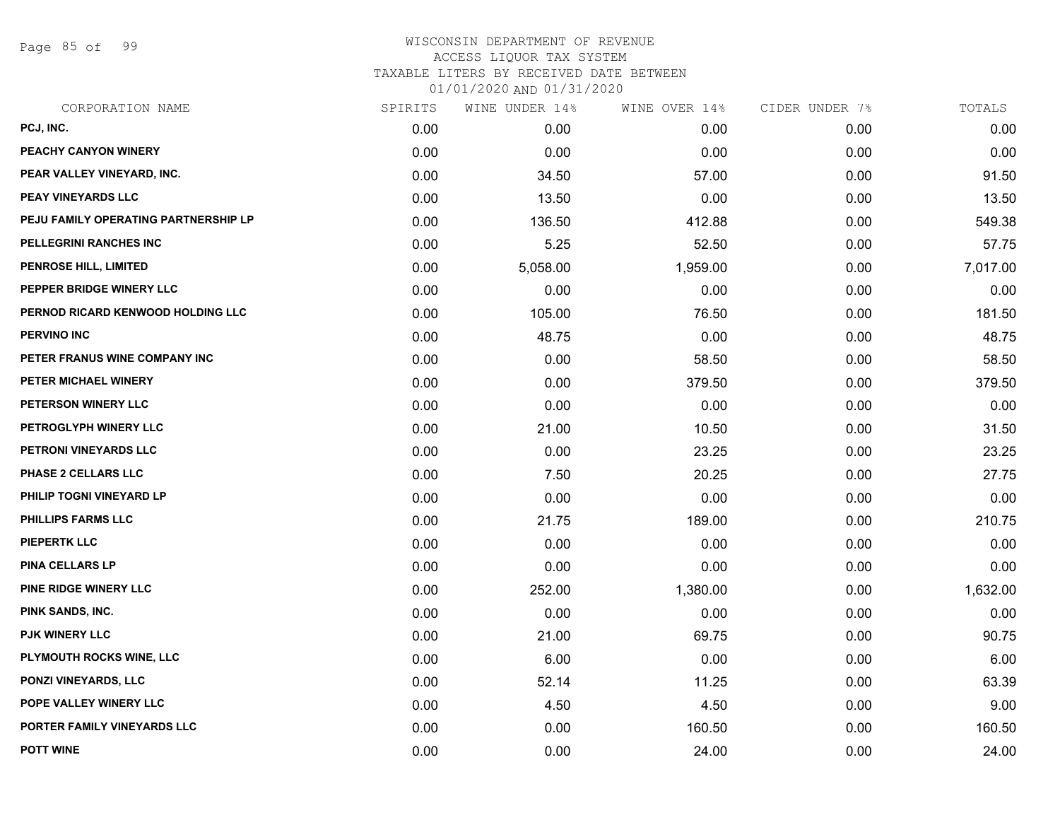WISCONSIN DEPARTMENT OF REVENUE
ACCESS LIQUOR TAX SYSTEM
TAXABLE LITERS BY RECEIVED DATE BETWEEN
01/01/2020 AND 01/31/2020

| CORPORATION NAME | SPIRITS | WINE UNDER 14% | WINE OVER 14% | CIDER UNDER 7% | TOTALS |
|---|---|---|---|---|---|
| PCJ, INC. | 0.00 | 0.00 | 0.00 | 0.00 | 0.00 |
| PEACHY CANYON WINERY | 0.00 | 0.00 | 0.00 | 0.00 | 0.00 |
| PEAR VALLEY VINEYARD, INC. | 0.00 | 34.50 | 57.00 | 0.00 | 91.50 |
| PEAY VINEYARDS LLC | 0.00 | 13.50 | 0.00 | 0.00 | 13.50 |
| PEJU FAMILY OPERATING PARTNERSHIP LP | 0.00 | 136.50 | 412.88 | 0.00 | 549.38 |
| PELLEGRINI RANCHES INC | 0.00 | 5.25 | 52.50 | 0.00 | 57.75 |
| PENROSE HILL, LIMITED | 0.00 | 5,058.00 | 1,959.00 | 0.00 | 7,017.00 |
| PEPPER BRIDGE WINERY LLC | 0.00 | 0.00 | 0.00 | 0.00 | 0.00 |
| PERNOD RICARD KENWOOD HOLDING LLC | 0.00 | 105.00 | 76.50 | 0.00 | 181.50 |
| PERVINO INC | 0.00 | 48.75 | 0.00 | 0.00 | 48.75 |
| PETER FRANUS WINE COMPANY INC | 0.00 | 0.00 | 58.50 | 0.00 | 58.50 |
| PETER MICHAEL WINERY | 0.00 | 0.00 | 379.50 | 0.00 | 379.50 |
| PETERSON WINERY LLC | 0.00 | 0.00 | 0.00 | 0.00 | 0.00 |
| PETROGLYPH WINERY LLC | 0.00 | 21.00 | 10.50 | 0.00 | 31.50 |
| PETRONI VINEYARDS LLC | 0.00 | 0.00 | 23.25 | 0.00 | 23.25 |
| PHASE 2 CELLARS LLC | 0.00 | 7.50 | 20.25 | 0.00 | 27.75 |
| PHILIP TOGNI VINEYARD LP | 0.00 | 0.00 | 0.00 | 0.00 | 0.00 |
| PHILLIPS FARMS LLC | 0.00 | 21.75 | 189.00 | 0.00 | 210.75 |
| PIEPERTK LLC | 0.00 | 0.00 | 0.00 | 0.00 | 0.00 |
| PINA CELLARS LP | 0.00 | 0.00 | 0.00 | 0.00 | 0.00 |
| PINE RIDGE WINERY LLC | 0.00 | 252.00 | 1,380.00 | 0.00 | 1,632.00 |
| PINK SANDS, INC. | 0.00 | 0.00 | 0.00 | 0.00 | 0.00 |
| PJK WINERY LLC | 0.00 | 21.00 | 69.75 | 0.00 | 90.75 |
| PLYMOUTH ROCKS WINE, LLC | 0.00 | 6.00 | 0.00 | 0.00 | 6.00 |
| PONZI VINEYARDS, LLC | 0.00 | 52.14 | 11.25 | 0.00 | 63.39 |
| POPE VALLEY WINERY LLC | 0.00 | 4.50 | 4.50 | 0.00 | 9.00 |
| PORTER FAMILY VINEYARDS LLC | 0.00 | 0.00 | 160.50 | 0.00 | 160.50 |
| POTT WINE | 0.00 | 0.00 | 24.00 | 0.00 | 24.00 |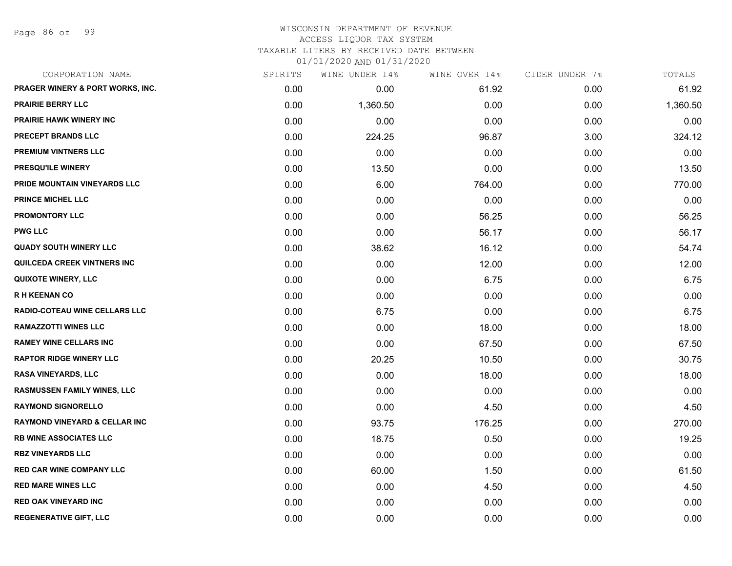# WISCONSIN DEPARTMENT OF REVENUE
## ACCESS LIQUOR TAX SYSTEM
### TAXABLE LITERS BY RECEIVED DATE BETWEEN 01/01/2020 AND 01/31/2020

| CORPORATION NAME | SPIRITS | WINE UNDER 14% | WINE OVER 14% | CIDER UNDER 7% | TOTALS |
|---|---|---|---|---|---|
| PRAGER WINERY & PORT WORKS, INC. | 0.00 | 0.00 | 61.92 | 0.00 | 61.92 |
| PRAIRIE BERRY LLC | 0.00 | 1,360.50 | 0.00 | 0.00 | 1,360.50 |
| PRAIRIE HAWK WINERY INC | 0.00 | 0.00 | 0.00 | 0.00 | 0.00 |
| PRECEPT BRANDS LLC | 0.00 | 224.25 | 96.87 | 3.00 | 324.12 |
| PREMIUM VINTNERS LLC | 0.00 | 0.00 | 0.00 | 0.00 | 0.00 |
| PRESQU'ILE WINERY | 0.00 | 13.50 | 0.00 | 0.00 | 13.50 |
| PRIDE MOUNTAIN VINEYARDS LLC | 0.00 | 6.00 | 764.00 | 0.00 | 770.00 |
| PRINCE MICHEL LLC | 0.00 | 0.00 | 0.00 | 0.00 | 0.00 |
| PROMONTORY LLC | 0.00 | 0.00 | 56.25 | 0.00 | 56.25 |
| PWG LLC | 0.00 | 0.00 | 56.17 | 0.00 | 56.17 |
| QUADY SOUTH WINERY LLC | 0.00 | 38.62 | 16.12 | 0.00 | 54.74 |
| QUILCEDA CREEK VINTNERS INC | 0.00 | 0.00 | 12.00 | 0.00 | 12.00 |
| QUIXOTE WINERY, LLC | 0.00 | 0.00 | 6.75 | 0.00 | 6.75 |
| R H KEENAN CO | 0.00 | 0.00 | 0.00 | 0.00 | 0.00 |
| RADIO-COTEAU WINE CELLARS LLC | 0.00 | 6.75 | 0.00 | 0.00 | 6.75 |
| RAMAZZOTTI WINES LLC | 0.00 | 0.00 | 18.00 | 0.00 | 18.00 |
| RAMEY WINE CELLARS INC | 0.00 | 0.00 | 67.50 | 0.00 | 67.50 |
| RAPTOR RIDGE WINERY LLC | 0.00 | 20.25 | 10.50 | 0.00 | 30.75 |
| RASA VINEYARDS, LLC | 0.00 | 0.00 | 18.00 | 0.00 | 18.00 |
| RASMUSSEN FAMILY WINES, LLC | 0.00 | 0.00 | 0.00 | 0.00 | 0.00 |
| RAYMOND SIGNORELLO | 0.00 | 0.00 | 4.50 | 0.00 | 4.50 |
| RAYMOND VINEYARD & CELLAR INC | 0.00 | 93.75 | 176.25 | 0.00 | 270.00 |
| RB WINE ASSOCIATES LLC | 0.00 | 18.75 | 0.50 | 0.00 | 19.25 |
| RBZ VINEYARDS LLC | 0.00 | 0.00 | 0.00 | 0.00 | 0.00 |
| RED CAR WINE COMPANY LLC | 0.00 | 60.00 | 1.50 | 0.00 | 61.50 |
| RED MARE WINES LLC | 0.00 | 0.00 | 4.50 | 0.00 | 4.50 |
| RED OAK VINEYARD INC | 0.00 | 0.00 | 0.00 | 0.00 | 0.00 |
| REGENERATIVE GIFT, LLC | 0.00 | 0.00 | 0.00 | 0.00 | 0.00 |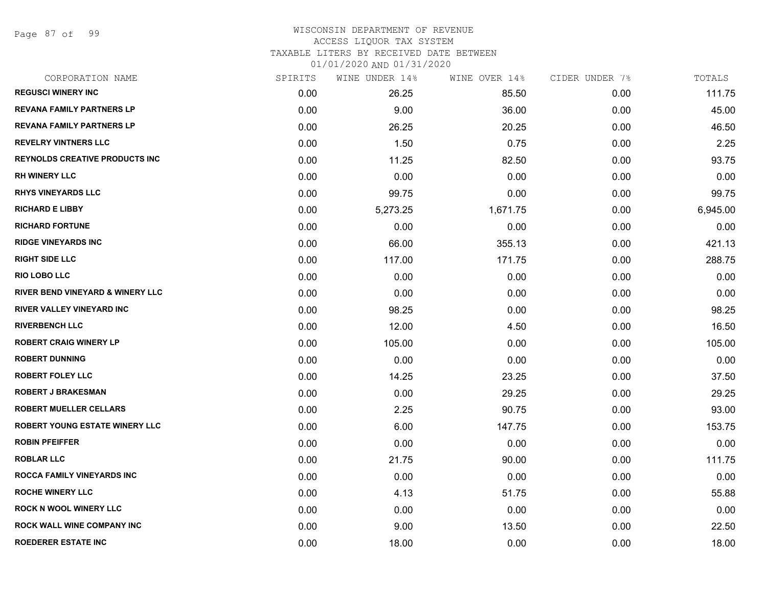# WISCONSIN DEPARTMENT OF REVENUE
ACCESS LIQUOR TAX SYSTEM
TAXABLE LITERS BY RECEIVED DATE BETWEEN
01/01/2020 AND 01/31/2020

| CORPORATION NAME | SPIRITS | WINE UNDER 14% | WINE OVER 14% | CIDER UNDER 7% | TOTALS |
|---|---|---|---|---|---|
| REGUSCI WINERY INC | 0.00 | 26.25 | 85.50 | 0.00 | 111.75 |
| REVANA FAMILY PARTNERS LP | 0.00 | 9.00 | 36.00 | 0.00 | 45.00 |
| REVANA FAMILY PARTNERS LP | 0.00 | 26.25 | 20.25 | 0.00 | 46.50 |
| REVELRY VINTNERS LLC | 0.00 | 1.50 | 0.75 | 0.00 | 2.25 |
| REYNOLDS CREATIVE PRODUCTS INC | 0.00 | 11.25 | 82.50 | 0.00 | 93.75 |
| RH WINERY LLC | 0.00 | 0.00 | 0.00 | 0.00 | 0.00 |
| RHYS VINEYARDS LLC | 0.00 | 99.75 | 0.00 | 0.00 | 99.75 |
| RICHARD E LIBBY | 0.00 | 5,273.25 | 1,671.75 | 0.00 | 6,945.00 |
| RICHARD FORTUNE | 0.00 | 0.00 | 0.00 | 0.00 | 0.00 |
| RIDGE VINEYARDS INC | 0.00 | 66.00 | 355.13 | 0.00 | 421.13 |
| RIGHT SIDE LLC | 0.00 | 117.00 | 171.75 | 0.00 | 288.75 |
| RIO LOBO LLC | 0.00 | 0.00 | 0.00 | 0.00 | 0.00 |
| RIVER BEND VINEYARD & WINERY LLC | 0.00 | 0.00 | 0.00 | 0.00 | 0.00 |
| RIVER VALLEY VINEYARD INC | 0.00 | 98.25 | 0.00 | 0.00 | 98.25 |
| RIVERBENCH LLC | 0.00 | 12.00 | 4.50 | 0.00 | 16.50 |
| ROBERT CRAIG WINERY LP | 0.00 | 105.00 | 0.00 | 0.00 | 105.00 |
| ROBERT DUNNING | 0.00 | 0.00 | 0.00 | 0.00 | 0.00 |
| ROBERT FOLEY LLC | 0.00 | 14.25 | 23.25 | 0.00 | 37.50 |
| ROBERT J BRAKESMAN | 0.00 | 0.00 | 29.25 | 0.00 | 29.25 |
| ROBERT MUELLER CELLARS | 0.00 | 2.25 | 90.75 | 0.00 | 93.00 |
| ROBERT YOUNG ESTATE WINERY LLC | 0.00 | 6.00 | 147.75 | 0.00 | 153.75 |
| ROBIN PFEIFFER | 0.00 | 0.00 | 0.00 | 0.00 | 0.00 |
| ROBLAR LLC | 0.00 | 21.75 | 90.00 | 0.00 | 111.75 |
| ROCCA FAMILY VINEYARDS INC | 0.00 | 0.00 | 0.00 | 0.00 | 0.00 |
| ROCHE WINERY LLC | 0.00 | 4.13 | 51.75 | 0.00 | 55.88 |
| ROCK N WOOL WINERY LLC | 0.00 | 0.00 | 0.00 | 0.00 | 0.00 |
| ROCK WALL WINE COMPANY INC | 0.00 | 9.00 | 13.50 | 0.00 | 22.50 |
| ROEDERER ESTATE INC | 0.00 | 18.00 | 0.00 | 0.00 | 18.00 |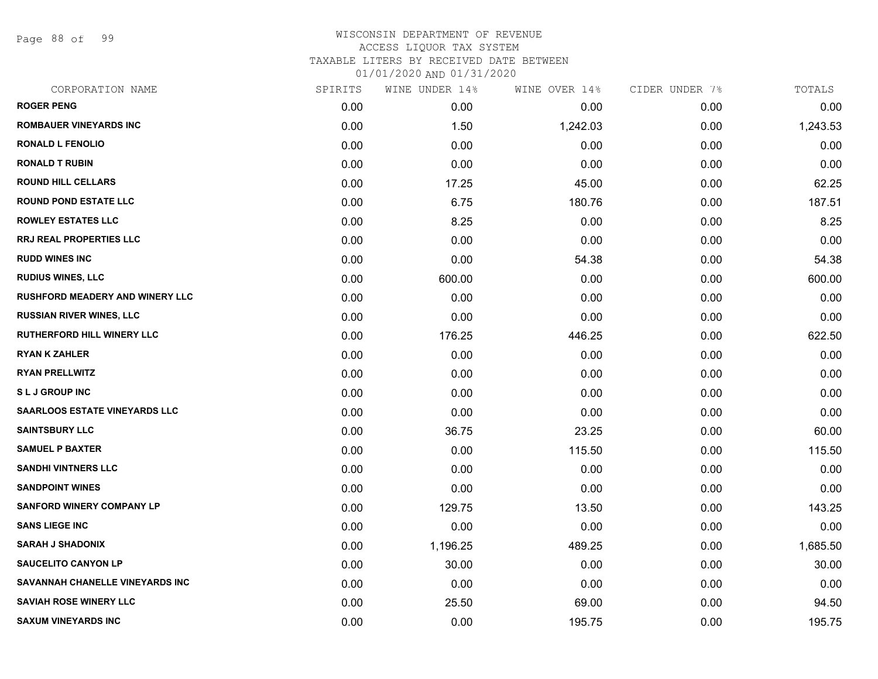# WISCONSIN DEPARTMENT OF REVENUE
## ACCESS LIQUOR TAX SYSTEM
### TAXABLE LITERS BY RECEIVED DATE BETWEEN 01/01/2020 AND 01/31/2020

| CORPORATION NAME | SPIRITS | WINE UNDER 14% | WINE OVER 14% | CIDER UNDER 7% | TOTALS |
|---|---|---|---|---|---|
| ROGER PENG | 0.00 | 0.00 | 0.00 | 0.00 | 0.00 |
| ROMBAUER VINEYARDS INC | 0.00 | 1.50 | 1,242.03 | 0.00 | 1,243.53 |
| RONALD L FENOLIO | 0.00 | 0.00 | 0.00 | 0.00 | 0.00 |
| RONALD T RUBIN | 0.00 | 0.00 | 0.00 | 0.00 | 0.00 |
| ROUND HILL CELLARS | 0.00 | 17.25 | 45.00 | 0.00 | 62.25 |
| ROUND POND ESTATE LLC | 0.00 | 6.75 | 180.76 | 0.00 | 187.51 |
| ROWLEY ESTATES LLC | 0.00 | 8.25 | 0.00 | 0.00 | 8.25 |
| RRJ REAL PROPERTIES LLC | 0.00 | 0.00 | 0.00 | 0.00 | 0.00 |
| RUDD WINES INC | 0.00 | 0.00 | 54.38 | 0.00 | 54.38 |
| RUDIUS WINES, LLC | 0.00 | 600.00 | 0.00 | 0.00 | 600.00 |
| RUSHFORD MEADERY AND WINERY LLC | 0.00 | 0.00 | 0.00 | 0.00 | 0.00 |
| RUSSIAN RIVER WINES, LLC | 0.00 | 0.00 | 0.00 | 0.00 | 0.00 |
| RUTHERFORD HILL WINERY LLC | 0.00 | 176.25 | 446.25 | 0.00 | 622.50 |
| RYAN K ZAHLER | 0.00 | 0.00 | 0.00 | 0.00 | 0.00 |
| RYAN PRELLWITZ | 0.00 | 0.00 | 0.00 | 0.00 | 0.00 |
| S L J GROUP INC | 0.00 | 0.00 | 0.00 | 0.00 | 0.00 |
| SAARLOOS ESTATE VINEYARDS LLC | 0.00 | 0.00 | 0.00 | 0.00 | 0.00 |
| SAINTSBURY LLC | 0.00 | 36.75 | 23.25 | 0.00 | 60.00 |
| SAMUEL P BAXTER | 0.00 | 0.00 | 115.50 | 0.00 | 115.50 |
| SANDHI VINTNERS LLC | 0.00 | 0.00 | 0.00 | 0.00 | 0.00 |
| SANDPOINT WINES | 0.00 | 0.00 | 0.00 | 0.00 | 0.00 |
| SANFORD WINERY COMPANY LP | 0.00 | 129.75 | 13.50 | 0.00 | 143.25 |
| SANS LIEGE INC | 0.00 | 0.00 | 0.00 | 0.00 | 0.00 |
| SARAH J SHADONIX | 0.00 | 1,196.25 | 489.25 | 0.00 | 1,685.50 |
| SAUCELITO CANYON LP | 0.00 | 30.00 | 0.00 | 0.00 | 30.00 |
| SAVANNAH CHANELLE VINEYARDS INC | 0.00 | 0.00 | 0.00 | 0.00 | 0.00 |
| SAVIAH ROSE WINERY LLC | 0.00 | 25.50 | 69.00 | 0.00 | 94.50 |
| SAXUM VINEYARDS INC | 0.00 | 0.00 | 195.75 | 0.00 | 195.75 |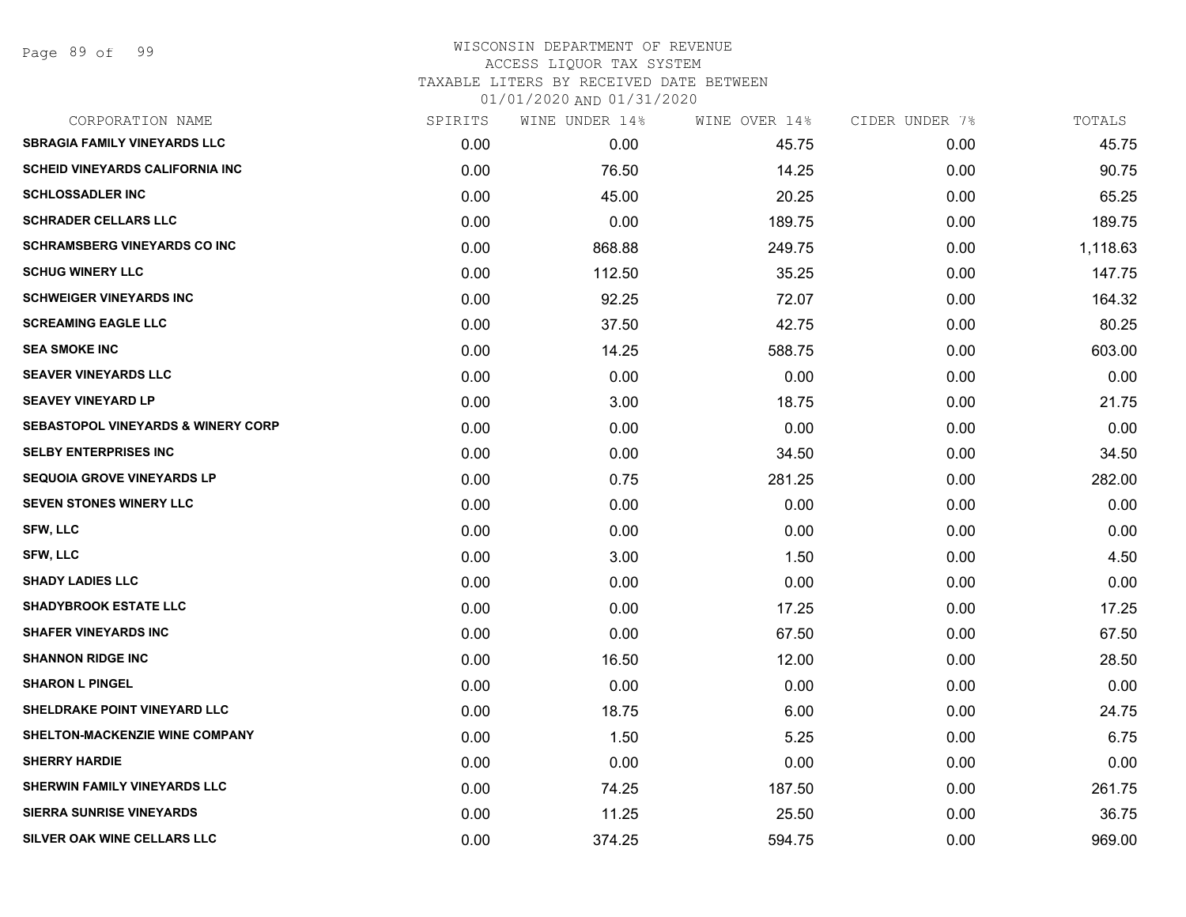WISCONSIN DEPARTMENT OF REVENUE
ACCESS LIQUOR TAX SYSTEM
TAXABLE LITERS BY RECEIVED DATE BETWEEN
01/01/2020 AND 01/31/2020

| CORPORATION NAME | SPIRITS | WINE UNDER 14% | WINE OVER 14% | CIDER UNDER 7% | TOTALS |
|---|---|---|---|---|---|
| SBRAGIA FAMILY VINEYARDS LLC | 0.00 | 0.00 | 45.75 | 0.00 | 45.75 |
| SCHEID VINEYARDS CALIFORNIA INC | 0.00 | 76.50 | 14.25 | 0.00 | 90.75 |
| SCHLOSSADLER INC | 0.00 | 45.00 | 20.25 | 0.00 | 65.25 |
| SCHRADER CELLARS LLC | 0.00 | 0.00 | 189.75 | 0.00 | 189.75 |
| SCHRAMSBERG VINEYARDS CO INC | 0.00 | 868.88 | 249.75 | 0.00 | 1,118.63 |
| SCHUG WINERY LLC | 0.00 | 112.50 | 35.25 | 0.00 | 147.75 |
| SCHWEIGER VINEYARDS INC | 0.00 | 92.25 | 72.07 | 0.00 | 164.32 |
| SCREAMING EAGLE LLC | 0.00 | 37.50 | 42.75 | 0.00 | 80.25 |
| SEA SMOKE INC | 0.00 | 14.25 | 588.75 | 0.00 | 603.00 |
| SEAVER VINEYARDS LLC | 0.00 | 0.00 | 0.00 | 0.00 | 0.00 |
| SEAVEY VINEYARD LP | 0.00 | 3.00 | 18.75 | 0.00 | 21.75 |
| SEBASTOPOL VINEYARDS & WINERY CORP | 0.00 | 0.00 | 0.00 | 0.00 | 0.00 |
| SELBY ENTERPRISES INC | 0.00 | 0.00 | 34.50 | 0.00 | 34.50 |
| SEQUOIA GROVE VINEYARDS LP | 0.00 | 0.75 | 281.25 | 0.00 | 282.00 |
| SEVEN STONES WINERY LLC | 0.00 | 0.00 | 0.00 | 0.00 | 0.00 |
| SFW, LLC | 0.00 | 0.00 | 0.00 | 0.00 | 0.00 |
| SFW, LLC | 0.00 | 3.00 | 1.50 | 0.00 | 4.50 |
| SHADY LADIES LLC | 0.00 | 0.00 | 0.00 | 0.00 | 0.00 |
| SHADYBROOK ESTATE LLC | 0.00 | 0.00 | 17.25 | 0.00 | 17.25 |
| SHAFER VINEYARDS INC | 0.00 | 0.00 | 67.50 | 0.00 | 67.50 |
| SHANNON RIDGE INC | 0.00 | 16.50 | 12.00 | 0.00 | 28.50 |
| SHARON L PINGEL | 0.00 | 0.00 | 0.00 | 0.00 | 0.00 |
| SHELDRAKE POINT VINEYARD LLC | 0.00 | 18.75 | 6.00 | 0.00 | 24.75 |
| SHELTON-MACKENZIE WINE COMPANY | 0.00 | 1.50 | 5.25 | 0.00 | 6.75 |
| SHERRY HARDIE | 0.00 | 0.00 | 0.00 | 0.00 | 0.00 |
| SHERWIN FAMILY VINEYARDS LLC | 0.00 | 74.25 | 187.50 | 0.00 | 261.75 |
| SIERRA SUNRISE VINEYARDS | 0.00 | 11.25 | 25.50 | 0.00 | 36.75 |
| SILVER OAK WINE CELLARS LLC | 0.00 | 374.25 | 594.75 | 0.00 | 969.00 |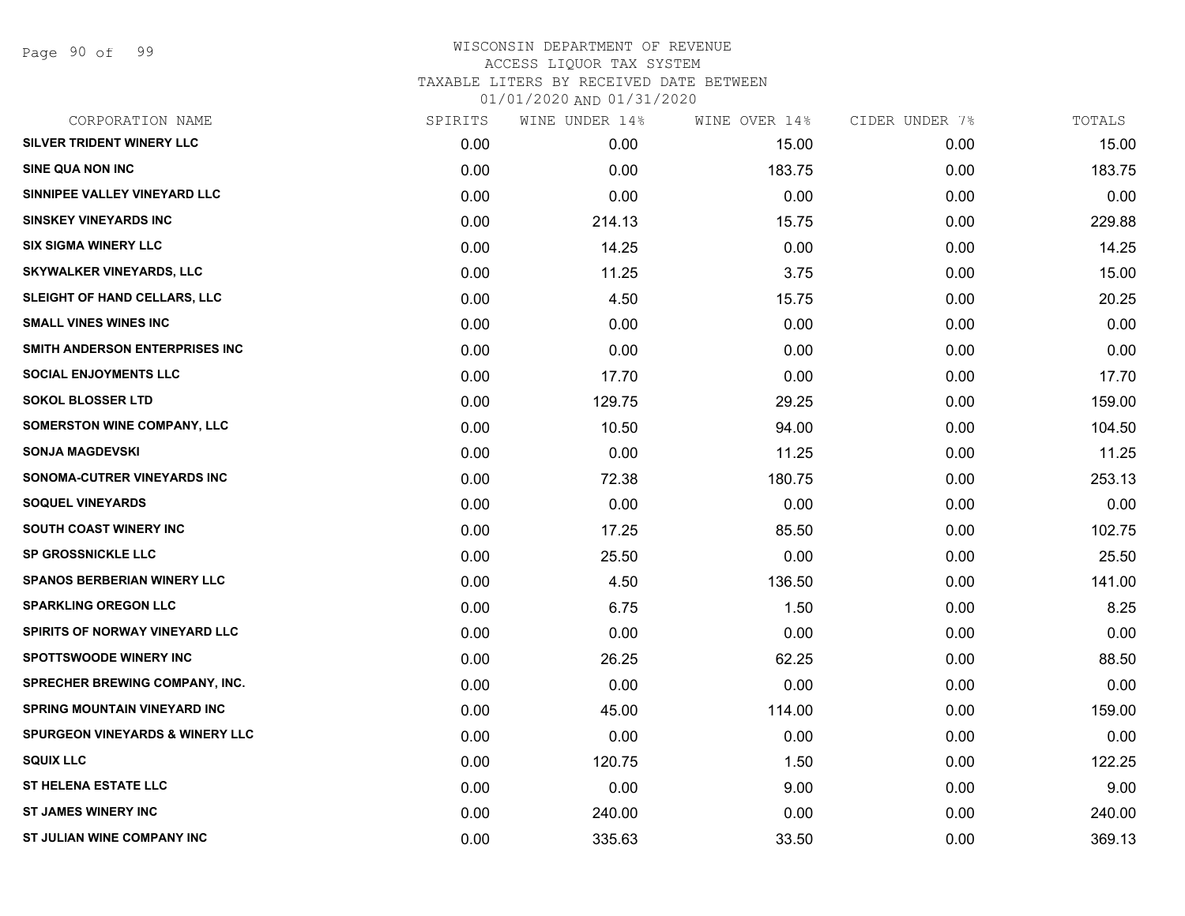WISCONSIN DEPARTMENT OF REVENUE
ACCESS LIQUOR TAX SYSTEM
TAXABLE LITERS BY RECEIVED DATE BETWEEN
01/01/2020 AND 01/31/2020

| CORPORATION NAME | SPIRITS | WINE UNDER 14% | WINE OVER 14% | CIDER UNDER 7% | TOTALS |
|---|---|---|---|---|---|
| SILVER TRIDENT WINERY LLC | 0.00 | 0.00 | 15.00 | 0.00 | 15.00 |
| SINE QUA NON INC | 0.00 | 0.00 | 183.75 | 0.00 | 183.75 |
| SINNIPEE VALLEY VINEYARD LLC | 0.00 | 0.00 | 0.00 | 0.00 | 0.00 |
| SINSKEY VINEYARDS INC | 0.00 | 214.13 | 15.75 | 0.00 | 229.88 |
| SIX SIGMA WINERY LLC | 0.00 | 14.25 | 0.00 | 0.00 | 14.25 |
| SKYWALKER VINEYARDS, LLC | 0.00 | 11.25 | 3.75 | 0.00 | 15.00 |
| SLEIGHT OF HAND CELLARS, LLC | 0.00 | 4.50 | 15.75 | 0.00 | 20.25 |
| SMALL VINES WINES INC | 0.00 | 0.00 | 0.00 | 0.00 | 0.00 |
| SMITH ANDERSON ENTERPRISES INC | 0.00 | 0.00 | 0.00 | 0.00 | 0.00 |
| SOCIAL ENJOYMENTS LLC | 0.00 | 17.70 | 0.00 | 0.00 | 17.70 |
| SOKOL BLOSSER LTD | 0.00 | 129.75 | 29.25 | 0.00 | 159.00 |
| SOMERSTON WINE COMPANY, LLC | 0.00 | 10.50 | 94.00 | 0.00 | 104.50 |
| SONJA MAGDEVSKI | 0.00 | 0.00 | 11.25 | 0.00 | 11.25 |
| SONOMA-CUTRER VINEYARDS INC | 0.00 | 72.38 | 180.75 | 0.00 | 253.13 |
| SOQUEL VINEYARDS | 0.00 | 0.00 | 0.00 | 0.00 | 0.00 |
| SOUTH COAST WINERY INC | 0.00 | 17.25 | 85.50 | 0.00 | 102.75 |
| SP GROSSNICKLE LLC | 0.00 | 25.50 | 0.00 | 0.00 | 25.50 |
| SPANOS BERBERIAN WINERY LLC | 0.00 | 4.50 | 136.50 | 0.00 | 141.00 |
| SPARKLING OREGON LLC | 0.00 | 6.75 | 1.50 | 0.00 | 8.25 |
| SPIRITS OF NORWAY VINEYARD LLC | 0.00 | 0.00 | 0.00 | 0.00 | 0.00 |
| SPOTTSWOODE WINERY INC | 0.00 | 26.25 | 62.25 | 0.00 | 88.50 |
| SPRECHER BREWING COMPANY, INC. | 0.00 | 0.00 | 0.00 | 0.00 | 0.00 |
| SPRING MOUNTAIN VINEYARD INC | 0.00 | 45.00 | 114.00 | 0.00 | 159.00 |
| SPURGEON VINEYARDS & WINERY LLC | 0.00 | 0.00 | 0.00 | 0.00 | 0.00 |
| SQUIX LLC | 0.00 | 120.75 | 1.50 | 0.00 | 122.25 |
| ST HELENA ESTATE LLC | 0.00 | 0.00 | 9.00 | 0.00 | 9.00 |
| ST JAMES WINERY INC | 0.00 | 240.00 | 0.00 | 0.00 | 240.00 |
| ST JULIAN WINE COMPANY INC | 0.00 | 335.63 | 33.50 | 0.00 | 369.13 |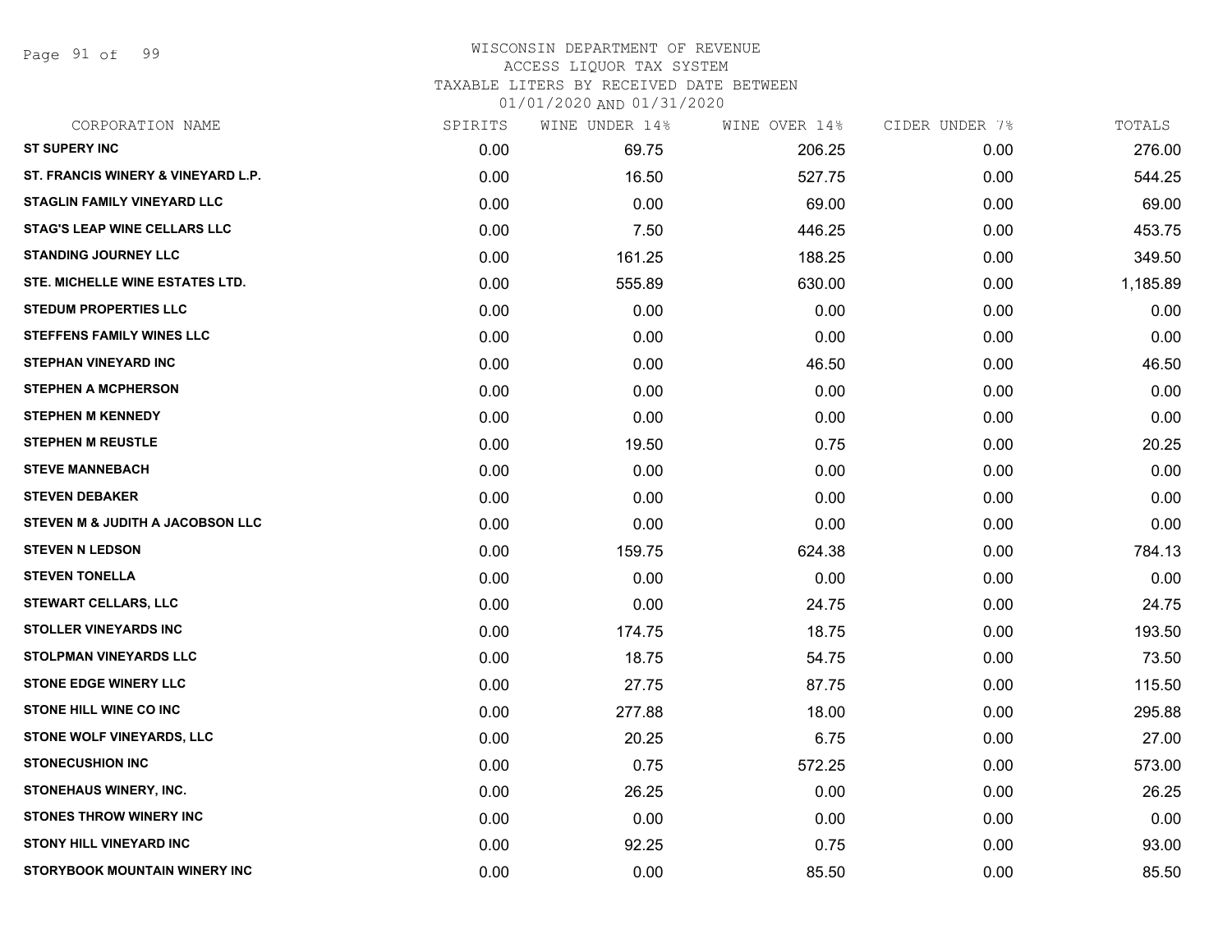WISCONSIN DEPARTMENT OF REVENUE
ACCESS LIQUOR TAX SYSTEM
TAXABLE LITERS BY RECEIVED DATE BETWEEN
01/01/2020 AND 01/31/2020

| CORPORATION NAME | SPIRITS | WINE UNDER 14% | WINE OVER 14% | CIDER UNDER 7% | TOTALS |
|---|---|---|---|---|---|
| ST SUPERY INC | 0.00 | 69.75 | 206.25 | 0.00 | 276.00 |
| ST. FRANCIS WINERY & VINEYARD L.P. | 0.00 | 16.50 | 527.75 | 0.00 | 544.25 |
| STAGLIN FAMILY VINEYARD LLC | 0.00 | 0.00 | 69.00 | 0.00 | 69.00 |
| STAG'S LEAP WINE CELLARS LLC | 0.00 | 7.50 | 446.25 | 0.00 | 453.75 |
| STANDING JOURNEY LLC | 0.00 | 161.25 | 188.25 | 0.00 | 349.50 |
| STE. MICHELLE WINE ESTATES LTD. | 0.00 | 555.89 | 630.00 | 0.00 | 1,185.89 |
| STEDUM PROPERTIES LLC | 0.00 | 0.00 | 0.00 | 0.00 | 0.00 |
| STEFFENS FAMILY WINES LLC | 0.00 | 0.00 | 0.00 | 0.00 | 0.00 |
| STEPHAN VINEYARD INC | 0.00 | 0.00 | 46.50 | 0.00 | 46.50 |
| STEPHEN A MCPHERSON | 0.00 | 0.00 | 0.00 | 0.00 | 0.00 |
| STEPHEN M KENNEDY | 0.00 | 0.00 | 0.00 | 0.00 | 0.00 |
| STEPHEN M REUSTLE | 0.00 | 19.50 | 0.75 | 0.00 | 20.25 |
| STEVE MANNEBACH | 0.00 | 0.00 | 0.00 | 0.00 | 0.00 |
| STEVEN DEBAKER | 0.00 | 0.00 | 0.00 | 0.00 | 0.00 |
| STEVEN M & JUDITH A JACOBSON LLC | 0.00 | 0.00 | 0.00 | 0.00 | 0.00 |
| STEVEN N LEDSON | 0.00 | 159.75 | 624.38 | 0.00 | 784.13 |
| STEVEN TONELLA | 0.00 | 0.00 | 0.00 | 0.00 | 0.00 |
| STEWART CELLARS, LLC | 0.00 | 0.00 | 24.75 | 0.00 | 24.75 |
| STOLLER VINEYARDS INC | 0.00 | 174.75 | 18.75 | 0.00 | 193.50 |
| STOLPMAN VINEYARDS LLC | 0.00 | 18.75 | 54.75 | 0.00 | 73.50 |
| STONE EDGE WINERY LLC | 0.00 | 27.75 | 87.75 | 0.00 | 115.50 |
| STONE HILL WINE CO INC | 0.00 | 277.88 | 18.00 | 0.00 | 295.88 |
| STONE WOLF VINEYARDS, LLC | 0.00 | 20.25 | 6.75 | 0.00 | 27.00 |
| STONECUSHION INC | 0.00 | 0.75 | 572.25 | 0.00 | 573.00 |
| STONEHAUS WINERY, INC. | 0.00 | 26.25 | 0.00 | 0.00 | 26.25 |
| STONES THROW WINERY INC | 0.00 | 0.00 | 0.00 | 0.00 | 0.00 |
| STONY HILL VINEYARD INC | 0.00 | 92.25 | 0.75 | 0.00 | 93.00 |
| STORYBOOK MOUNTAIN WINERY INC | 0.00 | 0.00 | 85.50 | 0.00 | 85.50 |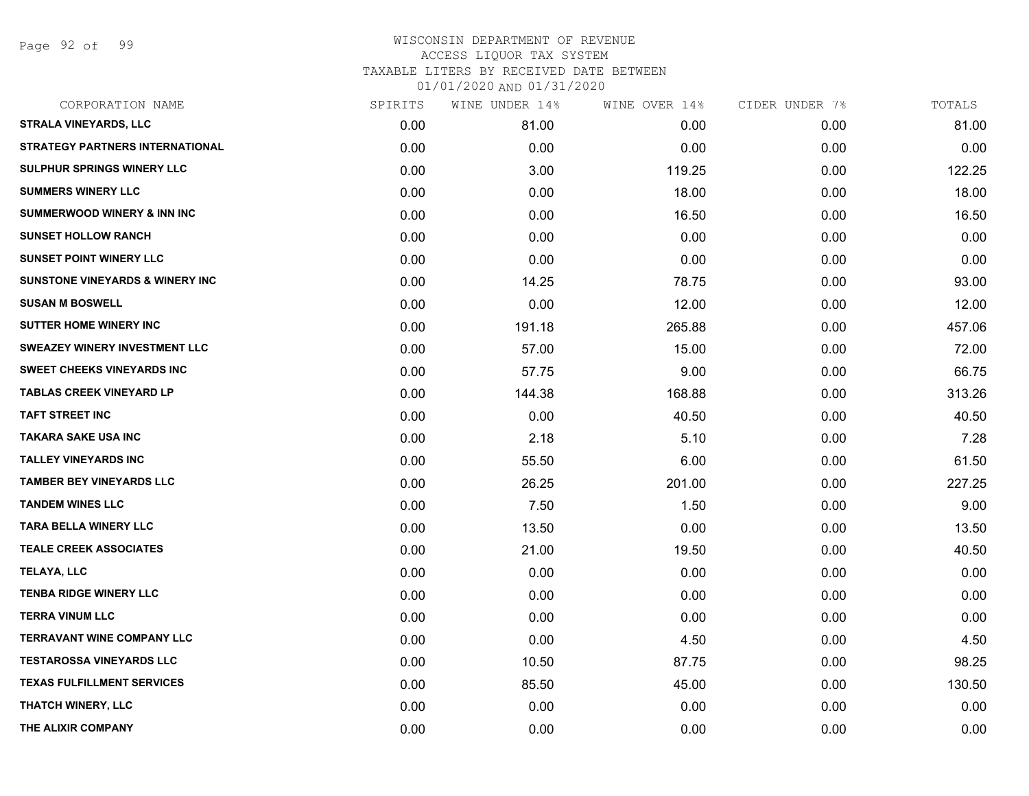WISCONSIN DEPARTMENT OF REVENUE
ACCESS LIQUOR TAX SYSTEM
TAXABLE LITERS BY RECEIVED DATE BETWEEN
01/01/2020 AND 01/31/2020

| CORPORATION NAME | SPIRITS | WINE UNDER 14% | WINE OVER 14% | CIDER UNDER 7% | TOTALS |
|---|---|---|---|---|---|
| STRALA VINEYARDS, LLC | 0.00 | 81.00 | 0.00 | 0.00 | 81.00 |
| STRATEGY PARTNERS INTERNATIONAL | 0.00 | 0.00 | 0.00 | 0.00 | 0.00 |
| SULPHUR SPRINGS WINERY LLC | 0.00 | 3.00 | 119.25 | 0.00 | 122.25 |
| SUMMERS WINERY LLC | 0.00 | 0.00 | 18.00 | 0.00 | 18.00 |
| SUMMERWOOD WINERY & INN INC | 0.00 | 0.00 | 16.50 | 0.00 | 16.50 |
| SUNSET HOLLOW RANCH | 0.00 | 0.00 | 0.00 | 0.00 | 0.00 |
| SUNSET POINT WINERY LLC | 0.00 | 0.00 | 0.00 | 0.00 | 0.00 |
| SUNSTONE VINEYARDS & WINERY INC | 0.00 | 14.25 | 78.75 | 0.00 | 93.00 |
| SUSAN M BOSWELL | 0.00 | 0.00 | 12.00 | 0.00 | 12.00 |
| SUTTER HOME WINERY INC | 0.00 | 191.18 | 265.88 | 0.00 | 457.06 |
| SWEAZEY WINERY INVESTMENT LLC | 0.00 | 57.00 | 15.00 | 0.00 | 72.00 |
| SWEET CHEEKS VINEYARDS INC | 0.00 | 57.75 | 9.00 | 0.00 | 66.75 |
| TABLAS CREEK VINEYARD LP | 0.00 | 144.38 | 168.88 | 0.00 | 313.26 |
| TAFT STREET INC | 0.00 | 0.00 | 40.50 | 0.00 | 40.50 |
| TAKARA SAKE USA INC | 0.00 | 2.18 | 5.10 | 0.00 | 7.28 |
| TALLEY VINEYARDS INC | 0.00 | 55.50 | 6.00 | 0.00 | 61.50 |
| TAMBER BEY VINEYARDS LLC | 0.00 | 26.25 | 201.00 | 0.00 | 227.25 |
| TANDEM WINES LLC | 0.00 | 7.50 | 1.50 | 0.00 | 9.00 |
| TARA BELLA WINERY LLC | 0.00 | 13.50 | 0.00 | 0.00 | 13.50 |
| TEALE CREEK ASSOCIATES | 0.00 | 21.00 | 19.50 | 0.00 | 40.50 |
| TELAYA, LLC | 0.00 | 0.00 | 0.00 | 0.00 | 0.00 |
| TENBA RIDGE WINERY LLC | 0.00 | 0.00 | 0.00 | 0.00 | 0.00 |
| TERRA VINUM LLC | 0.00 | 0.00 | 0.00 | 0.00 | 0.00 |
| TERRAVANT WINE COMPANY LLC | 0.00 | 0.00 | 4.50 | 0.00 | 4.50 |
| TESTAROSSA VINEYARDS LLC | 0.00 | 10.50 | 87.75 | 0.00 | 98.25 |
| TEXAS FULFILLMENT SERVICES | 0.00 | 85.50 | 45.00 | 0.00 | 130.50 |
| THATCH WINERY, LLC | 0.00 | 0.00 | 0.00 | 0.00 | 0.00 |
| THE ALIXIR COMPANY | 0.00 | 0.00 | 0.00 | 0.00 | 0.00 |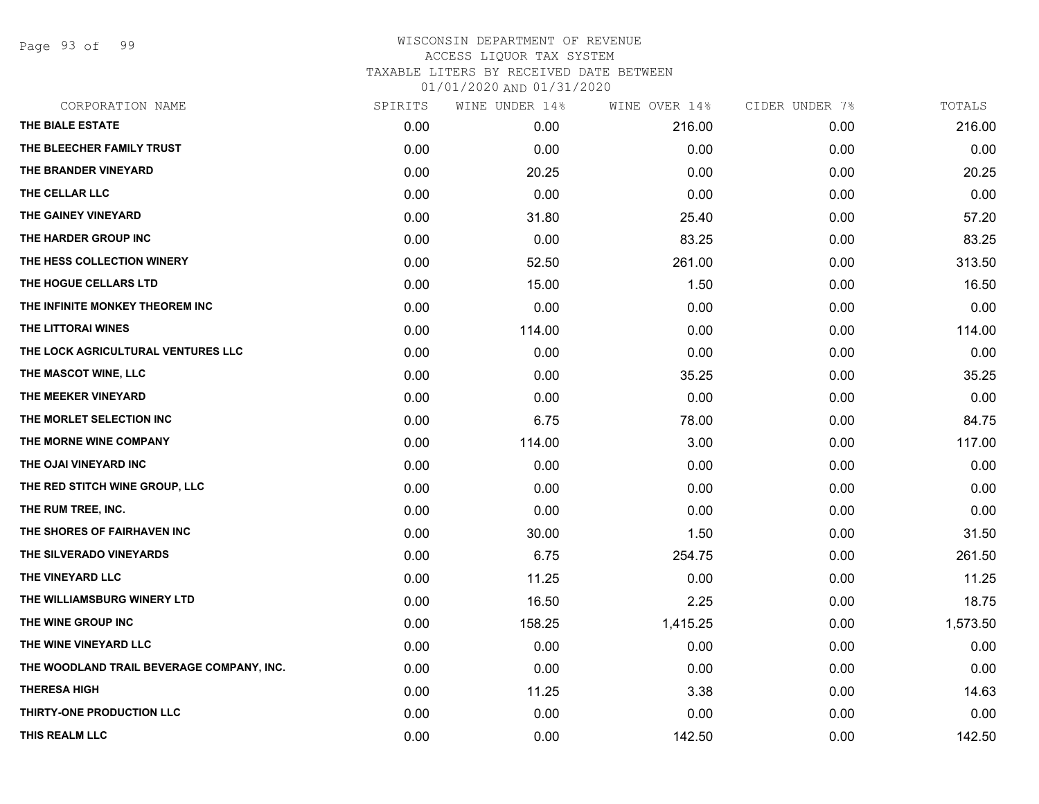WISCONSIN DEPARTMENT OF REVENUE
ACCESS LIQUOR TAX SYSTEM
TAXABLE LITERS BY RECEIVED DATE BETWEEN
01/01/2020 AND 01/31/2020

| CORPORATION NAME | SPIRITS | WINE UNDER 14% | WINE OVER 14% | CIDER UNDER 7% | TOTALS |
|---|---|---|---|---|---|
| THE BIALE ESTATE | 0.00 | 0.00 | 216.00 | 0.00 | 216.00 |
| THE BLEECHER FAMILY TRUST | 0.00 | 0.00 | 0.00 | 0.00 | 0.00 |
| THE BRANDER VINEYARD | 0.00 | 20.25 | 0.00 | 0.00 | 20.25 |
| THE CELLAR LLC | 0.00 | 0.00 | 0.00 | 0.00 | 0.00 |
| THE GAINEY VINEYARD | 0.00 | 31.80 | 25.40 | 0.00 | 57.20 |
| THE HARDER GROUP INC | 0.00 | 0.00 | 83.25 | 0.00 | 83.25 |
| THE HESS COLLECTION WINERY | 0.00 | 52.50 | 261.00 | 0.00 | 313.50 |
| THE HOGUE CELLARS LTD | 0.00 | 15.00 | 1.50 | 0.00 | 16.50 |
| THE INFINITE MONKEY THEOREM INC | 0.00 | 0.00 | 0.00 | 0.00 | 0.00 |
| THE LITTORAI WINES | 0.00 | 114.00 | 0.00 | 0.00 | 114.00 |
| THE LOCK AGRICULTURAL VENTURES LLC | 0.00 | 0.00 | 0.00 | 0.00 | 0.00 |
| THE MASCOT WINE, LLC | 0.00 | 0.00 | 35.25 | 0.00 | 35.25 |
| THE MEEKER VINEYARD | 0.00 | 0.00 | 0.00 | 0.00 | 0.00 |
| THE MORLET SELECTION INC | 0.00 | 6.75 | 78.00 | 0.00 | 84.75 |
| THE MORNE WINE COMPANY | 0.00 | 114.00 | 3.00 | 0.00 | 117.00 |
| THE OJAI VINEYARD INC | 0.00 | 0.00 | 0.00 | 0.00 | 0.00 |
| THE RED STITCH WINE GROUP, LLC | 0.00 | 0.00 | 0.00 | 0.00 | 0.00 |
| THE RUM TREE, INC. | 0.00 | 0.00 | 0.00 | 0.00 | 0.00 |
| THE SHORES OF FAIRHAVEN INC | 0.00 | 30.00 | 1.50 | 0.00 | 31.50 |
| THE SILVERADO VINEYARDS | 0.00 | 6.75 | 254.75 | 0.00 | 261.50 |
| THE VINEYARD LLC | 0.00 | 11.25 | 0.00 | 0.00 | 11.25 |
| THE WILLIAMSBURG WINERY LTD | 0.00 | 16.50 | 2.25 | 0.00 | 18.75 |
| THE WINE GROUP INC | 0.00 | 158.25 | 1,415.25 | 0.00 | 1,573.50 |
| THE WINE VINEYARD LLC | 0.00 | 0.00 | 0.00 | 0.00 | 0.00 |
| THE WOODLAND TRAIL BEVERAGE COMPANY, INC. | 0.00 | 0.00 | 0.00 | 0.00 | 0.00 |
| THERESA HIGH | 0.00 | 11.25 | 3.38 | 0.00 | 14.63 |
| THIRTY-ONE PRODUCTION LLC | 0.00 | 0.00 | 0.00 | 0.00 | 0.00 |
| THIS REALM LLC | 0.00 | 0.00 | 142.50 | 0.00 | 142.50 |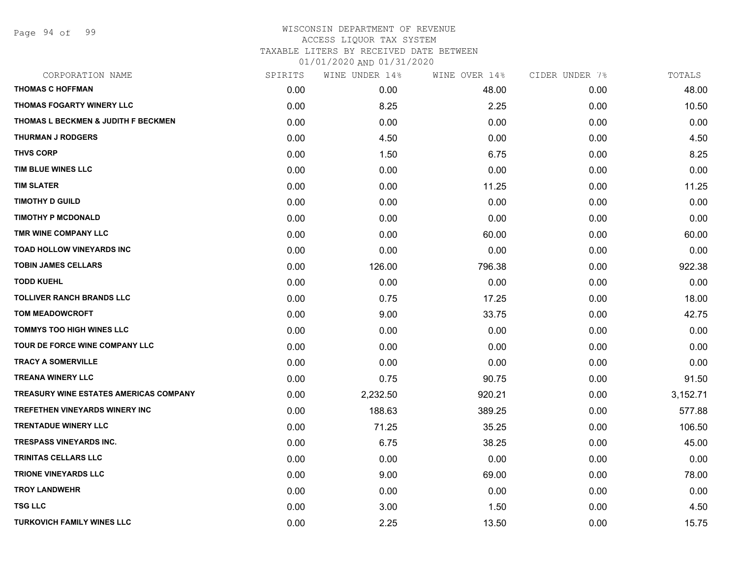# WISCONSIN DEPARTMENT OF REVENUE
## ACCESS LIQUOR TAX SYSTEM
### TAXABLE LITERS BY RECEIVED DATE BETWEEN 01/01/2020 AND 01/31/2020

| CORPORATION NAME | SPIRITS | WINE UNDER 14% | WINE OVER 14% | CIDER UNDER 7% | TOTALS |
|---|---|---|---|---|---|
| THOMAS C HOFFMAN | 0.00 | 0.00 | 48.00 | 0.00 | 48.00 |
| THOMAS FOGARTY WINERY LLC | 0.00 | 8.25 | 2.25 | 0.00 | 10.50 |
| THOMAS L BECKMEN & JUDITH F BECKMEN | 0.00 | 0.00 | 0.00 | 0.00 | 0.00 |
| THURMAN J RODGERS | 0.00 | 4.50 | 0.00 | 0.00 | 4.50 |
| THVS CORP | 0.00 | 1.50 | 6.75 | 0.00 | 8.25 |
| TIM BLUE WINES LLC | 0.00 | 0.00 | 0.00 | 0.00 | 0.00 |
| TIM SLATER | 0.00 | 0.00 | 11.25 | 0.00 | 11.25 |
| TIMOTHY D GUILD | 0.00 | 0.00 | 0.00 | 0.00 | 0.00 |
| TIMOTHY P MCDONALD | 0.00 | 0.00 | 0.00 | 0.00 | 0.00 |
| TMR WINE COMPANY LLC | 0.00 | 0.00 | 60.00 | 0.00 | 60.00 |
| TOAD HOLLOW VINEYARDS INC | 0.00 | 0.00 | 0.00 | 0.00 | 0.00 |
| TOBIN JAMES CELLARS | 0.00 | 126.00 | 796.38 | 0.00 | 922.38 |
| TODD KUEHL | 0.00 | 0.00 | 0.00 | 0.00 | 0.00 |
| TOLLIVER RANCH BRANDS LLC | 0.00 | 0.75 | 17.25 | 0.00 | 18.00 |
| TOM MEADOWCROFT | 0.00 | 9.00 | 33.75 | 0.00 | 42.75 |
| TOMMYS TOO HIGH WINES LLC | 0.00 | 0.00 | 0.00 | 0.00 | 0.00 |
| TOUR DE FORCE WINE COMPANY LLC | 0.00 | 0.00 | 0.00 | 0.00 | 0.00 |
| TRACY A SOMERVILLE | 0.00 | 0.00 | 0.00 | 0.00 | 0.00 |
| TREANA WINERY LLC | 0.00 | 0.75 | 90.75 | 0.00 | 91.50 |
| TREASURY WINE ESTATES AMERICAS COMPANY | 0.00 | 2,232.50 | 920.21 | 0.00 | 3,152.71 |
| TREFETHEN VINEYARDS WINERY INC | 0.00 | 188.63 | 389.25 | 0.00 | 577.88 |
| TRENTADUE WINERY LLC | 0.00 | 71.25 | 35.25 | 0.00 | 106.50 |
| TRESPASS VINEYARDS INC. | 0.00 | 6.75 | 38.25 | 0.00 | 45.00 |
| TRINITAS CELLARS LLC | 0.00 | 0.00 | 0.00 | 0.00 | 0.00 |
| TRIONE VINEYARDS LLC | 0.00 | 9.00 | 69.00 | 0.00 | 78.00 |
| TROY LANDWEHR | 0.00 | 0.00 | 0.00 | 0.00 | 0.00 |
| TSG LLC | 0.00 | 3.00 | 1.50 | 0.00 | 4.50 |
| TURKOVICH FAMILY WINES LLC | 0.00 | 2.25 | 13.50 | 0.00 | 15.75 |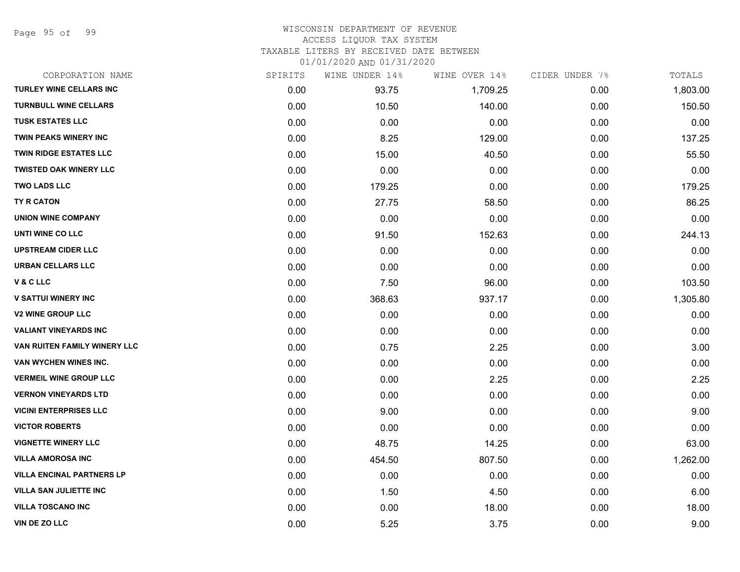# WISCONSIN DEPARTMENT OF REVENUE
## ACCESS LIQUOR TAX SYSTEM
### TAXABLE LITERS BY RECEIVED DATE BETWEEN 01/01/2020 AND 01/31/2020

| CORPORATION NAME | SPIRITS | WINE UNDER 14% | WINE OVER 14% | CIDER UNDER 7% | TOTALS |
|---|---|---|---|---|---|
| TURLEY WINE CELLARS INC | 0.00 | 93.75 | 1,709.25 | 0.00 | 1,803.00 |
| TURNBULL WINE CELLARS | 0.00 | 10.50 | 140.00 | 0.00 | 150.50 |
| TUSK ESTATES LLC | 0.00 | 0.00 | 0.00 | 0.00 | 0.00 |
| TWIN PEAKS WINERY INC | 0.00 | 8.25 | 129.00 | 0.00 | 137.25 |
| TWIN RIDGE ESTATES LLC | 0.00 | 15.00 | 40.50 | 0.00 | 55.50 |
| TWISTED OAK WINERY LLC | 0.00 | 0.00 | 0.00 | 0.00 | 0.00 |
| TWO LADS LLC | 0.00 | 179.25 | 0.00 | 0.00 | 179.25 |
| TY R CATON | 0.00 | 27.75 | 58.50 | 0.00 | 86.25 |
| UNION WINE COMPANY | 0.00 | 0.00 | 0.00 | 0.00 | 0.00 |
| UNTI WINE CO LLC | 0.00 | 91.50 | 152.63 | 0.00 | 244.13 |
| UPSTREAM CIDER LLC | 0.00 | 0.00 | 0.00 | 0.00 | 0.00 |
| URBAN CELLARS LLC | 0.00 | 0.00 | 0.00 | 0.00 | 0.00 |
| V & C LLC | 0.00 | 7.50 | 96.00 | 0.00 | 103.50 |
| V SATTUI WINERY INC | 0.00 | 368.63 | 937.17 | 0.00 | 1,305.80 |
| V2 WINE GROUP LLC | 0.00 | 0.00 | 0.00 | 0.00 | 0.00 |
| VALIANT VINEYARDS INC | 0.00 | 0.00 | 0.00 | 0.00 | 0.00 |
| VAN RUITEN FAMILY WINERY LLC | 0.00 | 0.75 | 2.25 | 0.00 | 3.00 |
| VAN WYCHEN WINES INC. | 0.00 | 0.00 | 0.00 | 0.00 | 0.00 |
| VERMEIL WINE GROUP LLC | 0.00 | 0.00 | 2.25 | 0.00 | 2.25 |
| VERNON VINEYARDS LTD | 0.00 | 0.00 | 0.00 | 0.00 | 0.00 |
| VICINI ENTERPRISES LLC | 0.00 | 9.00 | 0.00 | 0.00 | 9.00 |
| VICTOR ROBERTS | 0.00 | 0.00 | 0.00 | 0.00 | 0.00 |
| VIGNETTE WINERY LLC | 0.00 | 48.75 | 14.25 | 0.00 | 63.00 |
| VILLA AMOROSA INC | 0.00 | 454.50 | 807.50 | 0.00 | 1,262.00 |
| VILLA ENCINAL PARTNERS LP | 0.00 | 0.00 | 0.00 | 0.00 | 0.00 |
| VILLA SAN JULIETTE INC | 0.00 | 1.50 | 4.50 | 0.00 | 6.00 |
| VILLA TOSCANO INC | 0.00 | 0.00 | 18.00 | 0.00 | 18.00 |
| VIN DE ZO LLC | 0.00 | 5.25 | 3.75 | 0.00 | 9.00 |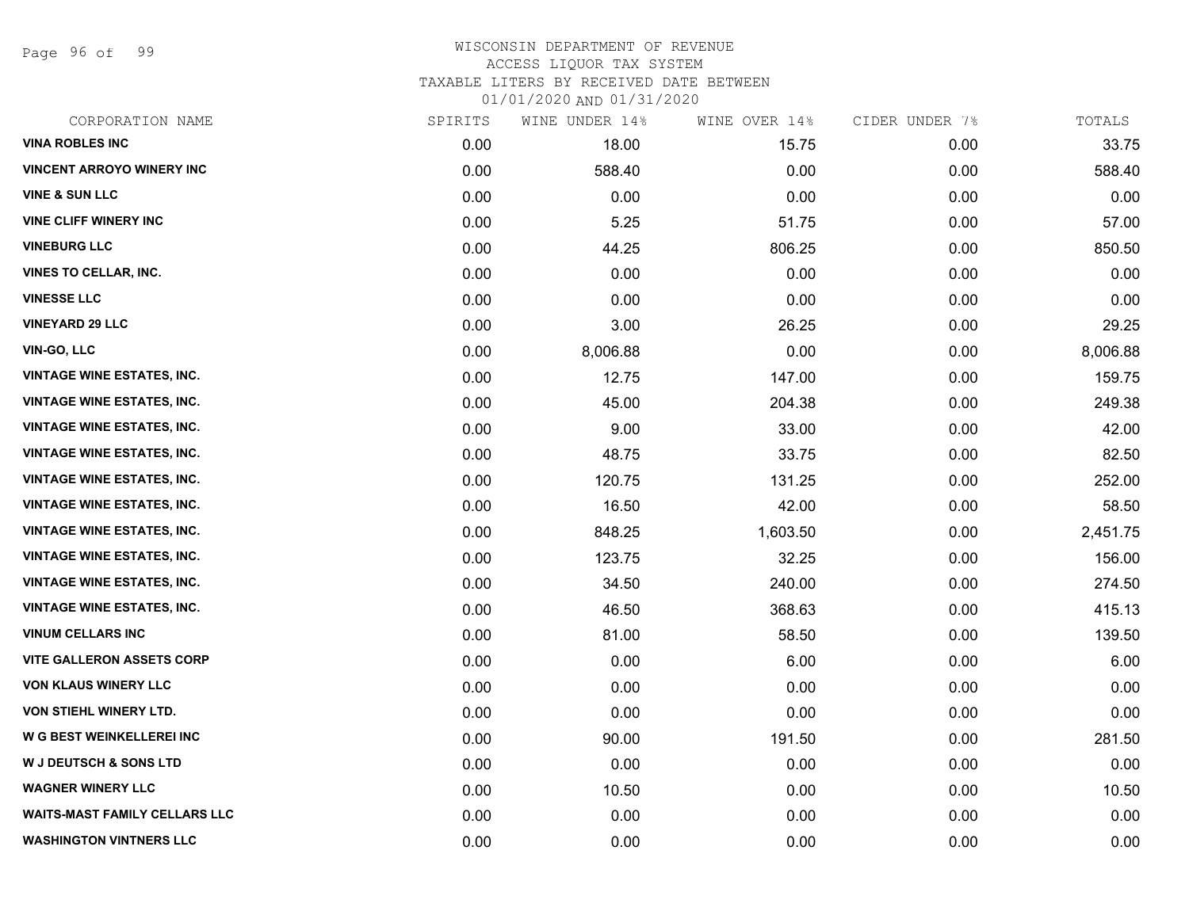WISCONSIN DEPARTMENT OF REVENUE
ACCESS LIQUOR TAX SYSTEM
TAXABLE LITERS BY RECEIVED DATE BETWEEN
01/01/2020 AND 01/31/2020

| CORPORATION NAME | SPIRITS | WINE UNDER 14% | WINE OVER 14% | CIDER UNDER 7% | TOTALS |
|---|---|---|---|---|---|
| VINA ROBLES INC | 0.00 | 18.00 | 15.75 | 0.00 | 33.75 |
| VINCENT ARROYO WINERY INC | 0.00 | 588.40 | 0.00 | 0.00 | 588.40 |
| VINE & SUN LLC | 0.00 | 0.00 | 0.00 | 0.00 | 0.00 |
| VINE CLIFF WINERY INC | 0.00 | 5.25 | 51.75 | 0.00 | 57.00 |
| VINEBURG LLC | 0.00 | 44.25 | 806.25 | 0.00 | 850.50 |
| VINES TO CELLAR, INC. | 0.00 | 0.00 | 0.00 | 0.00 | 0.00 |
| VINESSE LLC | 0.00 | 0.00 | 0.00 | 0.00 | 0.00 |
| VINEYARD 29 LLC | 0.00 | 3.00 | 26.25 | 0.00 | 29.25 |
| VIN-GO, LLC | 0.00 | 8,006.88 | 0.00 | 0.00 | 8,006.88 |
| VINTAGE WINE ESTATES, INC. | 0.00 | 12.75 | 147.00 | 0.00 | 159.75 |
| VINTAGE WINE ESTATES, INC. | 0.00 | 45.00 | 204.38 | 0.00 | 249.38 |
| VINTAGE WINE ESTATES, INC. | 0.00 | 9.00 | 33.00 | 0.00 | 42.00 |
| VINTAGE WINE ESTATES, INC. | 0.00 | 48.75 | 33.75 | 0.00 | 82.50 |
| VINTAGE WINE ESTATES, INC. | 0.00 | 120.75 | 131.25 | 0.00 | 252.00 |
| VINTAGE WINE ESTATES, INC. | 0.00 | 16.50 | 42.00 | 0.00 | 58.50 |
| VINTAGE WINE ESTATES, INC. | 0.00 | 848.25 | 1,603.50 | 0.00 | 2,451.75 |
| VINTAGE WINE ESTATES, INC. | 0.00 | 123.75 | 32.25 | 0.00 | 156.00 |
| VINTAGE WINE ESTATES, INC. | 0.00 | 34.50 | 240.00 | 0.00 | 274.50 |
| VINTAGE WINE ESTATES, INC. | 0.00 | 46.50 | 368.63 | 0.00 | 415.13 |
| VINUM CELLARS INC | 0.00 | 81.00 | 58.50 | 0.00 | 139.50 |
| VITE GALLERON ASSETS CORP | 0.00 | 0.00 | 6.00 | 0.00 | 6.00 |
| VON KLAUS WINERY LLC | 0.00 | 0.00 | 0.00 | 0.00 | 0.00 |
| VON STIEHL WINERY LTD. | 0.00 | 0.00 | 0.00 | 0.00 | 0.00 |
| W G BEST WEINKELLEREI INC | 0.00 | 90.00 | 191.50 | 0.00 | 281.50 |
| W J DEUTSCH & SONS LTD | 0.00 | 0.00 | 0.00 | 0.00 | 0.00 |
| WAGNER WINERY LLC | 0.00 | 10.50 | 0.00 | 0.00 | 10.50 |
| WAITS-MAST FAMILY CELLARS LLC | 0.00 | 0.00 | 0.00 | 0.00 | 0.00 |
| WASHINGTON VINTNERS LLC | 0.00 | 0.00 | 0.00 | 0.00 | 0.00 |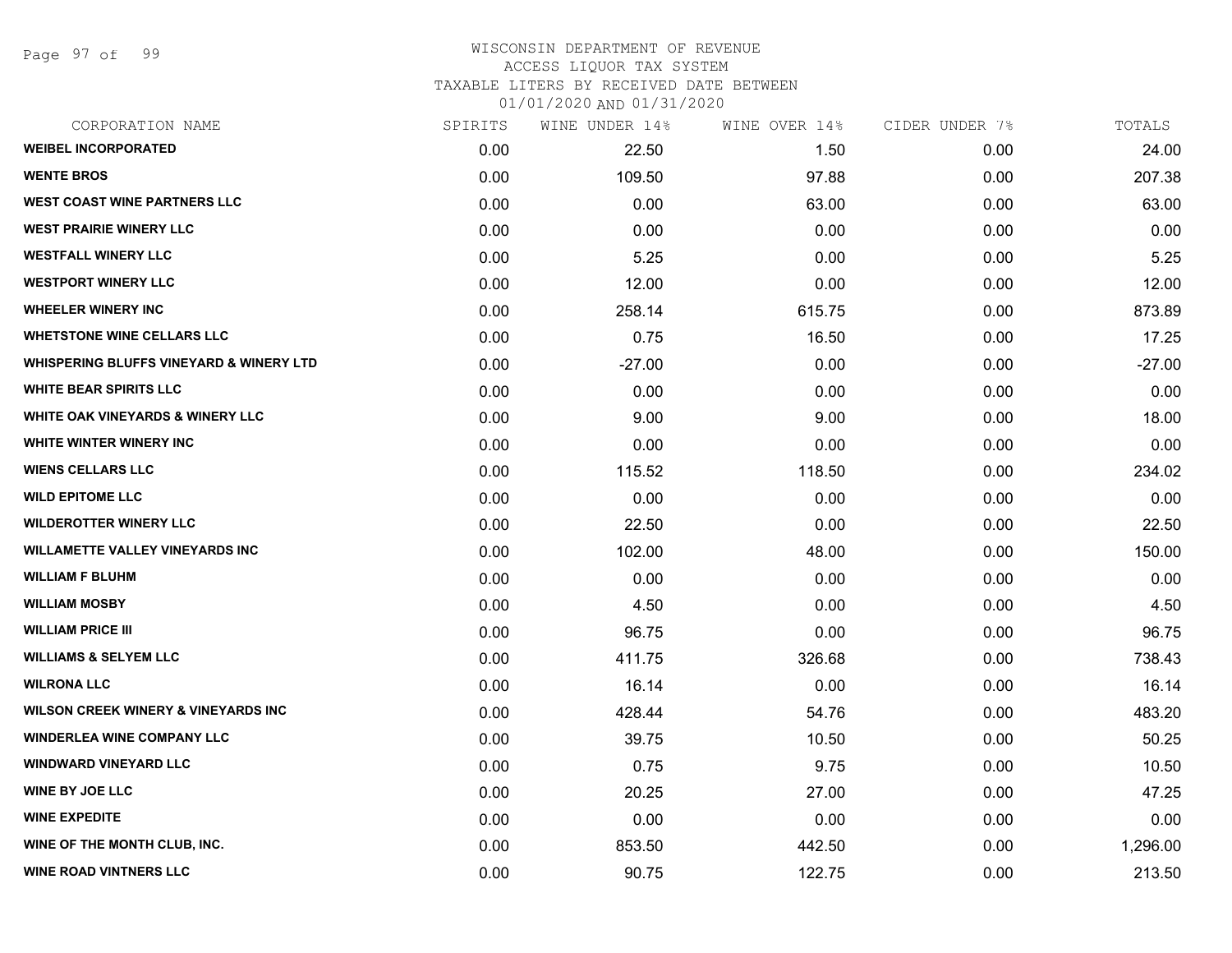WISCONSIN DEPARTMENT OF REVENUE
ACCESS LIQUOR TAX SYSTEM
TAXABLE LITERS BY RECEIVED DATE BETWEEN
01/01/2020 AND 01/31/2020

| CORPORATION NAME | SPIRITS | WINE UNDER 14% | WINE OVER 14% | CIDER UNDER 7% | TOTALS |
|---|---|---|---|---|---|
| WEIBEL INCORPORATED | 0.00 | 22.50 | 1.50 | 0.00 | 24.00 |
| WENTE BROS | 0.00 | 109.50 | 97.88 | 0.00 | 207.38 |
| WEST COAST WINE PARTNERS LLC | 0.00 | 0.00 | 63.00 | 0.00 | 63.00 |
| WEST PRAIRIE WINERY LLC | 0.00 | 0.00 | 0.00 | 0.00 | 0.00 |
| WESTFALL WINERY LLC | 0.00 | 5.25 | 0.00 | 0.00 | 5.25 |
| WESTPORT WINERY LLC | 0.00 | 12.00 | 0.00 | 0.00 | 12.00 |
| WHEELER WINERY INC | 0.00 | 258.14 | 615.75 | 0.00 | 873.89 |
| WHETSTONE WINE CELLARS LLC | 0.00 | 0.75 | 16.50 | 0.00 | 17.25 |
| WHISPERING BLUFFS VINEYARD & WINERY LTD | 0.00 | -27.00 | 0.00 | 0.00 | -27.00 |
| WHITE BEAR SPIRITS LLC | 0.00 | 0.00 | 0.00 | 0.00 | 0.00 |
| WHITE OAK VINEYARDS & WINERY LLC | 0.00 | 9.00 | 9.00 | 0.00 | 18.00 |
| WHITE WINTER WINERY INC | 0.00 | 0.00 | 0.00 | 0.00 | 0.00 |
| WIENS CELLARS LLC | 0.00 | 115.52 | 118.50 | 0.00 | 234.02 |
| WILD EPITOME LLC | 0.00 | 0.00 | 0.00 | 0.00 | 0.00 |
| WILDEROTTER WINERY LLC | 0.00 | 22.50 | 0.00 | 0.00 | 22.50 |
| WILLAMETTE VALLEY VINEYARDS INC | 0.00 | 102.00 | 48.00 | 0.00 | 150.00 |
| WILLIAM F BLUHM | 0.00 | 0.00 | 0.00 | 0.00 | 0.00 |
| WILLIAM MOSBY | 0.00 | 4.50 | 0.00 | 0.00 | 4.50 |
| WILLIAM PRICE III | 0.00 | 96.75 | 0.00 | 0.00 | 96.75 |
| WILLIAMS & SELYEM LLC | 0.00 | 411.75 | 326.68 | 0.00 | 738.43 |
| WILRONA LLC | 0.00 | 16.14 | 0.00 | 0.00 | 16.14 |
| WILSON CREEK WINERY & VINEYARDS INC | 0.00 | 428.44 | 54.76 | 0.00 | 483.20 |
| WINDERLEA WINE COMPANY LLC | 0.00 | 39.75 | 10.50 | 0.00 | 50.25 |
| WINDWARD VINEYARD LLC | 0.00 | 0.75 | 9.75 | 0.00 | 10.50 |
| WINE BY JOE LLC | 0.00 | 20.25 | 27.00 | 0.00 | 47.25 |
| WINE EXPEDITE | 0.00 | 0.00 | 0.00 | 0.00 | 0.00 |
| WINE OF THE MONTH CLUB, INC. | 0.00 | 853.50 | 442.50 | 0.00 | 1,296.00 |
| WINE ROAD VINTNERS LLC | 0.00 | 90.75 | 122.75 | 0.00 | 213.50 |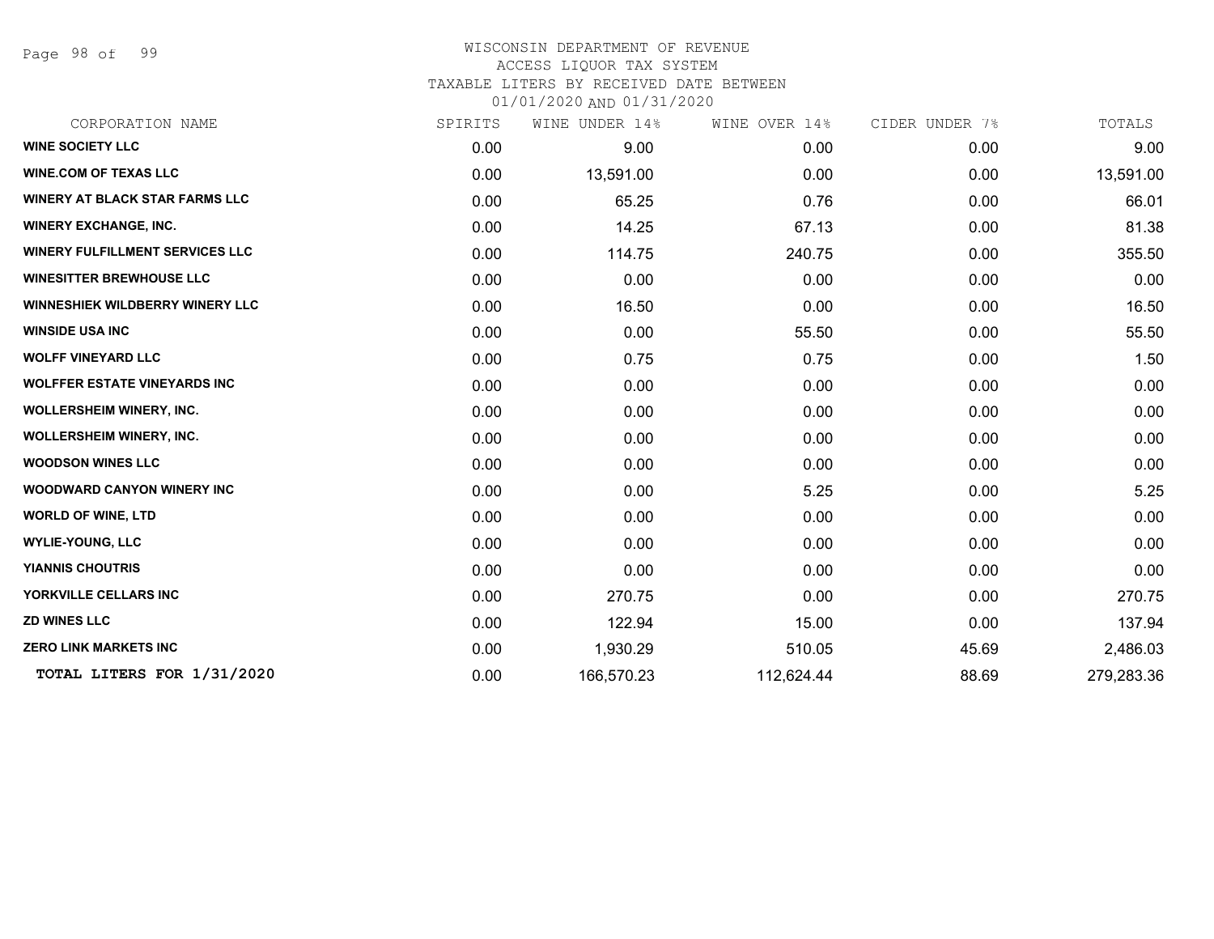# WISCONSIN DEPARTMENT OF REVENUE
## ACCESS LIQUOR TAX SYSTEM
### TAXABLE LITERS BY RECEIVED DATE BETWEEN 01/01/2020 AND 01/31/2020

| CORPORATION NAME | SPIRITS | WINE UNDER 14% | WINE OVER 14% | CIDER UNDER 7% | TOTALS |
|---|---|---|---|---|---|
| **WINE SOCIETY LLC** | 0.00 | 9.00 | 0.00 | 0.00 | 9.00 |
| **WINE.COM OF TEXAS LLC** | 0.00 | 13,591.00 | 0.00 | 0.00 | 13,591.00 |
| **WINERY AT BLACK STAR FARMS LLC** | 0.00 | 65.25 | 0.76 | 0.00 | 66.01 |
| **WINERY EXCHANGE, INC.** | 0.00 | 14.25 | 67.13 | 0.00 | 81.38 |
| **WINERY FULFILLMENT SERVICES LLC** | 0.00 | 114.75 | 240.75 | 0.00 | 355.50 |
| **WINESITTER BREWHOUSE LLC** | 0.00 | 0.00 | 0.00 | 0.00 | 0.00 |
| **WINNESHIEK WILDBERRY WINERY LLC** | 0.00 | 16.50 | 0.00 | 0.00 | 16.50 |
| **WINSIDE USA INC** | 0.00 | 0.00 | 55.50 | 0.00 | 55.50 |
| **WOLFF VINEYARD LLC** | 0.00 | 0.75 | 0.75 | 0.00 | 1.50 |
| **WOLFFER ESTATE VINEYARDS INC** | 0.00 | 0.00 | 0.00 | 0.00 | 0.00 |
| **WOLLERSHEIM WINERY, INC.** | 0.00 | 0.00 | 0.00 | 0.00 | 0.00 |
| **WOLLERSHEIM WINERY, INC.** | 0.00 | 0.00 | 0.00 | 0.00 | 0.00 |
| **WOODSON WINES LLC** | 0.00 | 0.00 | 0.00 | 0.00 | 0.00 |
| **WOODWARD CANYON WINERY INC** | 0.00 | 0.00 | 5.25 | 0.00 | 5.25 |
| **WORLD OF WINE, LTD** | 0.00 | 0.00 | 0.00 | 0.00 | 0.00 |
| **WYLIE-YOUNG, LLC** | 0.00 | 0.00 | 0.00 | 0.00 | 0.00 |
| **YIANNIS CHOUTRIS** | 0.00 | 0.00 | 0.00 | 0.00 | 0.00 |
| **YORKVILLE CELLARS INC** | 0.00 | 270.75 | 0.00 | 0.00 | 270.75 |
| **ZD WINES LLC** | 0.00 | 122.94 | 15.00 | 0.00 | 137.94 |
| **ZERO LINK MARKETS INC** | 0.00 | 1,930.29 | 510.05 | 45.69 | 2,486.03 |
| **TOTAL LITERS FOR 1/31/2020** | 0.00 | 166,570.23 | 112,624.44 | 88.69 | 279,283.36 |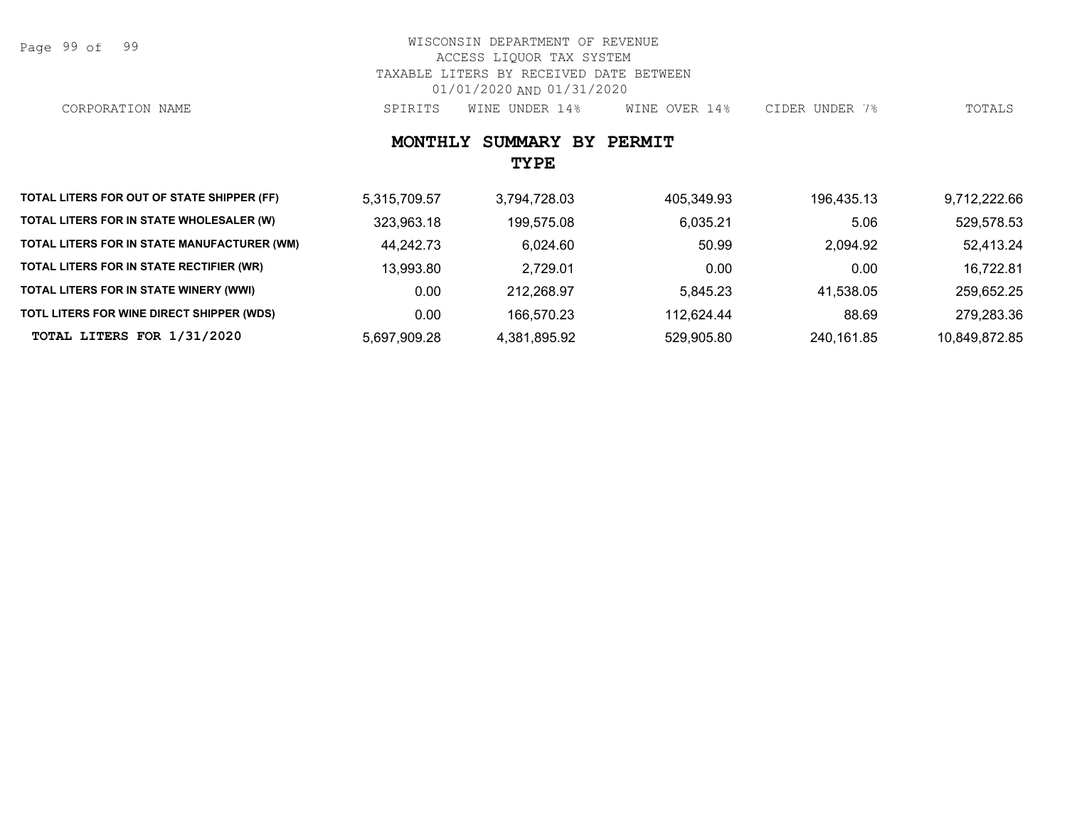WISCONSIN DEPARTMENT OF REVENUE
ACCESS LIQUOR TAX SYSTEM
TAXABLE LITERS BY RECEIVED DATE BETWEEN
01/01/2020 AND 01/31/2020

## MONTHLY SUMMARY BY PERMIT TYPE

| CORPORATION NAME | SPIRITS | WINE UNDER 14% | WINE OVER 14% | CIDER UNDER 7% | TOTALS |
|---|---|---|---|---|---|
| TOTAL LITERS FOR OUT OF STATE SHIPPER (FF) | 5,315,709.57 | 3,794,728.03 | 405,349.93 | 196,435.13 | 9,712,222.66 |
| TOTAL LITERS FOR IN STATE WHOLESALER (W) | 323,963.18 | 199,575.08 | 6,035.21 | 5.06 | 529,578.53 |
| TOTAL LITERS FOR IN STATE MANUFACTURER (WM) | 44,242.73 | 6,024.60 | 50.99 | 2,094.92 | 52,413.24 |
| TOTAL LITERS FOR IN STATE RECTIFIER (WR) | 13,993.80 | 2,729.01 | 0.00 | 0.00 | 16,722.81 |
| TOTAL LITERS FOR IN STATE WINERY (WWI) | 0.00 | 212,268.97 | 5,845.23 | 41,538.05 | 259,652.25 |
| TOTL LITERS FOR WINE DIRECT SHIPPER (WDS) | 0.00 | 166,570.23 | 112,624.44 | 88.69 | 279,283.36 |
| **TOTAL LITERS FOR 1/31/2020** | 5,697,909.28 | 4,381,895.92 | 529,905.80 | 240,161.85 | 10,849,872.85 |